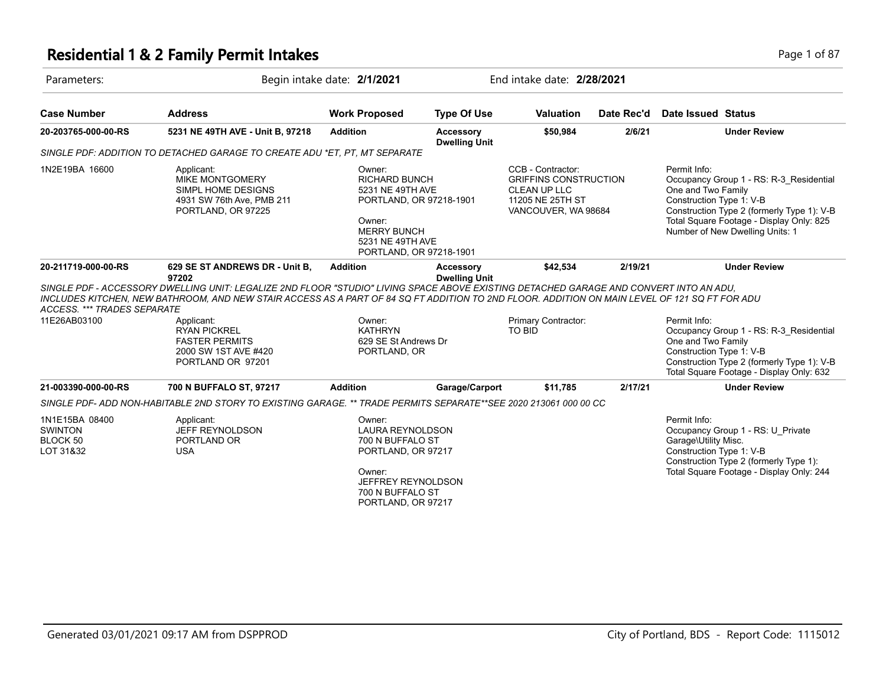# Residential 1 & 2 Family Permit Intakes

Parameters: Begin intake date: **2/1/2021** End intake date: **2/28/2021**

| Case Number | Address | Work Proposed | Type Of Use | Valuation | Date Rec'd | Date Issued | Status |
|---|---|---|---|---|---|---|---|
| **20-203765-000-00-RS** | **5231 NE 49TH AVE - Unit B, 97218** | **Addition** | **Accessory Dwelling Unit** | **$50,984** | **2/6/21** | | **Under Review** |

*SINGLE PDF: ADDITION TO DETACHED GARAGE TO CREATE ADU *ET, PT, MT SEPARATE*

1N2E19BA 16600

Applicant:
MIKE MONTGOMERY
SIMPL HOME DESIGNS
4931 SW 76th Ave, PMB 211
PORTLAND, OR 97225

Owner:
RICHARD BUNCH
5231 NE 49TH AVE
PORTLAND, OR 97218-1901

Owner:
MERRY BUNCH
5231 NE 49TH AVE
PORTLAND, OR 97218-1901

CCB - Contractor:
GRIFFINS CONSTRUCTION
CLEAN UP LLC
11205 NE 25TH ST
VANCOUVER, WA 98684

Permit Info:
Occupancy Group 1 - RS: R-3_Residential One and Two Family
Construction Type 1: V-B
Construction Type 2 (formerly Type 1): V-B
Total Square Footage - Display Only: 825
Number of New Dwelling Units: 1

| Case Number | Address | Work Proposed | Type Of Use | Valuation | Date Rec'd | Date Issued | Status |
|---|---|---|---|---|---|---|---|
| **20-211719-000-00-RS** | **629 SE ST ANDREWS DR - Unit B, 97202** | **Addition** | **Accessory Dwelling Unit** | **$42,534** | **2/19/21** | | **Under Review** |

*SINGLE PDF - ACCESSORY DWELLING UNIT: LEGALIZE 2ND FLOOR "STUDIO" LIVING SPACE ABOVE EXISTING DETACHED GARAGE AND CONVERT INTO AN ADU, INCLUDES KITCHEN, NEW BATHROOM, AND NEW STAIR ACCESS AS A PART OF 84 SQ FT ADDITION TO 2ND FLOOR. ADDITION ON MAIN LEVEL OF 121 SQ FT FOR ADU ACCESS. *** TRADES SEPARATE*

11E26AB03100

Applicant:
RYAN PICKREL
FASTER PERMITS
2000 SW 1ST AVE #420
PORTLAND OR 97201

Owner:
KATHRYN
629 SE St Andrews Dr
PORTLAND, OR

Primary Contractor:
TO BID

Permit Info:
Occupancy Group 1 - RS: R-3_Residential One and Two Family
Construction Type 1: V-B
Construction Type 2 (formerly Type 1): V-B
Total Square Footage - Display Only: 632

| Case Number | Address | Work Proposed | Type Of Use | Valuation | Date Rec'd | Date Issued | Status |
|---|---|---|---|---|---|---|---|
| **21-003390-000-00-RS** | **700 N BUFFALO ST, 97217** | **Addition** | **Garage/Carport** | **$11,785** | **2/17/21** | | **Under Review** |

*SINGLE PDF- ADD NON-HABITABLE 2ND STORY TO EXISTING GARAGE. ** TRADE PERMITS SEPARATE**SEE 2020 213061 000 00 CC*

1N1E15BA 08400
SWINTON
BLOCK 50
LOT 31&32

Applicant:
JEFF REYNOLDSON
PORTLAND OR
USA

Owner:
LAURA REYNOLDSON
700 N BUFFALO ST
PORTLAND, OR 97217

Owner:
JEFFREY REYNOLDSON
700 N BUFFALO ST
PORTLAND, OR 97217

Permit Info:
Occupancy Group 1 - RS: U_Private Garage\Utility Misc.
Construction Type 1: V-B
Construction Type 2 (formerly Type 1):
Total Square Footage - Display Only: 244

Generated 03/01/2021 09:17 AM from DSPPROD — City of Portland, BDS - Report Code: 1115012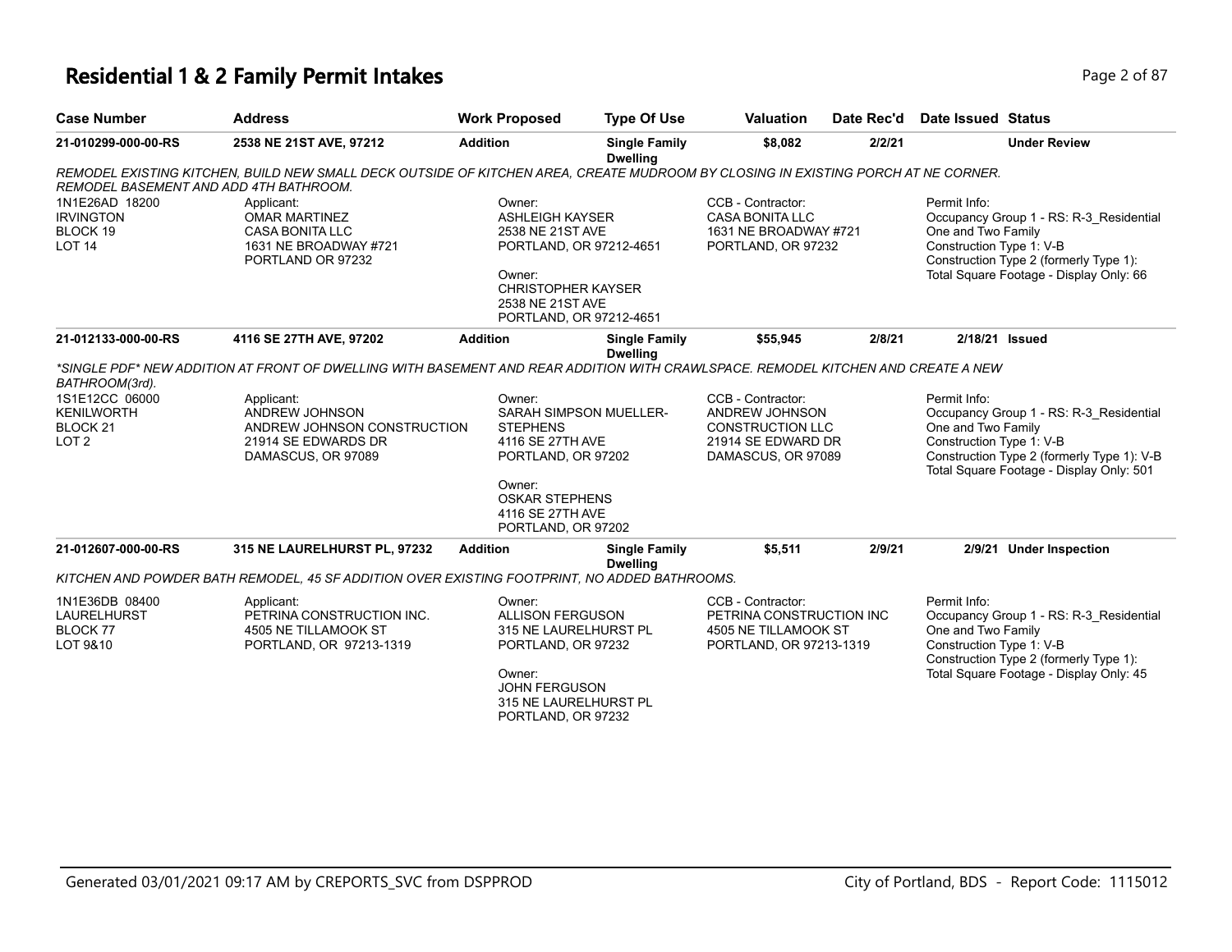# Residential 1 & 2 Family Permit Intakes

| Case Number | Address | Work Proposed | Type Of Use | Valuation | Date Rec'd | Date Issued | Status |
|---|---|---|---|---|---|---|---|
| 21-010299-000-00-RS | 2538 NE 21ST AVE, 97212 | Addition | Single Family Dwelling | $8,082 | 2/2/21 | | Under Review |

*REMODEL EXISTING KITCHEN, BUILD NEW SMALL DECK OUTSIDE OF KITCHEN AREA, CREATE MUDROOM BY CLOSING IN EXISTING PORCH AT NE CORNER. REMODEL BASEMENT AND ADD 4TH BATHROOM.*

1N1E26AD 18200
IRVINGTON
BLOCK 19
LOT 14

Applicant:
OMAR MARTINEZ
CASA BONITA LLC
1631 NE BROADWAY #721
PORTLAND OR 97232

Owner:
ASHLEIGH KAYSER
2538 NE 21ST AVE
PORTLAND, OR 97212-4651

Owner:
CHRISTOPHER KAYSER
2538 NE 21ST AVE
PORTLAND, OR 97212-4651

CCB - Contractor:
CASA BONITA LLC
1631 NE BROADWAY #721
PORTLAND, OR 97232

Permit Info:
Occupancy Group 1 - RS: R-3_Residential One and Two Family
Construction Type 1: V-B
Construction Type 2 (formerly Type 1):
Total Square Footage - Display Only: 66

| Case Number | Address | Work Proposed | Type Of Use | Valuation | Date Rec'd | Date Issued | Status |
|---|---|---|---|---|---|---|---|
| 21-012133-000-00-RS | 4116 SE 27TH AVE, 97202 | Addition | Single Family Dwelling | $55,945 | 2/8/21 | 2/18/21 | Issued |

*\*SINGLE PDF\* NEW ADDITION AT FRONT OF DWELLING WITH BASEMENT AND REAR ADDITION WITH CRAWLSPACE. REMODEL KITCHEN AND CREATE A NEW BATHROOM(3rd).*

1S1E12CC 06000
KENILWORTH
BLOCK 21
LOT 2

Applicant:
ANDREW JOHNSON
ANDREW JOHNSON CONSTRUCTION
21914 SE EDWARDS DR
DAMASCUS, OR 97089

Owner:
SARAH SIMPSON MUELLER-STEPHENS
4116 SE 27TH AVE
PORTLAND, OR 97202

Owner:
OSKAR STEPHENS
4116 SE 27TH AVE
PORTLAND, OR 97202

CCB - Contractor:
ANDREW JOHNSON CONSTRUCTION LLC
21914 SE EDWARD DR
DAMASCUS, OR 97089

Permit Info:
Occupancy Group 1 - RS: R-3_Residential One and Two Family
Construction Type 1: V-B
Construction Type 2 (formerly Type 1): V-B
Total Square Footage - Display Only: 501

| Case Number | Address | Work Proposed | Type Of Use | Valuation | Date Rec'd | Date Issued | Status |
|---|---|---|---|---|---|---|---|
| 21-012607-000-00-RS | 315 NE LAURELHURST PL, 97232 | Addition | Single Family Dwelling | $5,511 | 2/9/21 | 2/9/21 | Under Inspection |

*KITCHEN AND POWDER BATH REMODEL, 45 SF ADDITION OVER EXISTING FOOTPRINT, NO ADDED BATHROOMS.*

1N1E36DB 08400
LAURELHURST
BLOCK 77
LOT 9&10

Applicant:
PETRINA CONSTRUCTION INC.
4505 NE TILLAMOOK ST
PORTLAND, OR 97213-1319

Owner:
ALLISON FERGUSON
315 NE LAURELHURST PL
PORTLAND, OR 97232

Owner:
JOHN FERGUSON
315 NE LAURELHURST PL
PORTLAND, OR 97232

CCB - Contractor:
PETRINA CONSTRUCTION INC
4505 NE TILLAMOOK ST
PORTLAND, OR 97213-1319

Permit Info:
Occupancy Group 1 - RS: R-3_Residential One and Two Family
Construction Type 1: V-B
Construction Type 2 (formerly Type 1):
Total Square Footage - Display Only: 45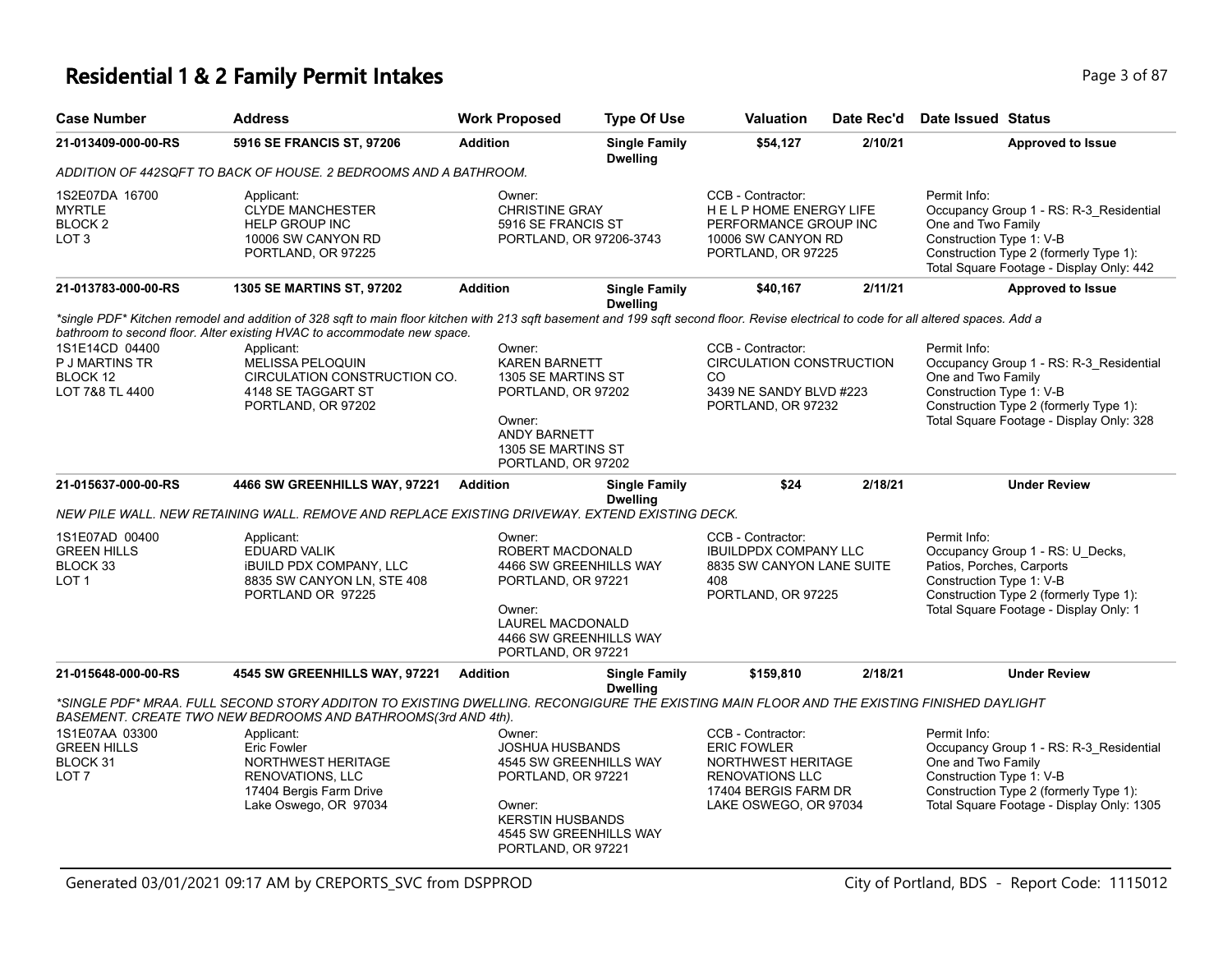# Residential 1 & 2 Family Permit Intakes

| Case Number | Address | Work Proposed | Type Of Use | Valuation | Date Rec'd | Date Issued | Status |
|---|---|---|---|---|---|---|---|
| 21-013409-000-00-RS | 5916 SE FRANCIS ST, 97206 | Addition | Single Family Dwelling | $54,127 | 2/10/21 | | Approved to Issue |

*ADDITION OF 442SQFT TO BACK OF HOUSE. 2 BEDROOMS AND A BATHROOM.*

1S2E07DA 16700
MYRTLE
BLOCK 2
LOT 3

Applicant:
CLYDE MANCHESTER
HELP GROUP INC
10006 SW CANYON RD
PORTLAND, OR 97225

Owner:
CHRISTINE GRAY
5916 SE FRANCIS ST
PORTLAND, OR 97206-3743

CCB - Contractor:
H E L P HOME ENERGY LIFE PERFORMANCE GROUP INC
10006 SW CANYON RD
PORTLAND, OR 97225

Permit Info:
Occupancy Group 1 - RS: R-3_Residential One and Two Family
Construction Type 1: V-B
Construction Type 2 (formerly Type 1):
Total Square Footage - Display Only: 442

---

| Case Number | Address | Work Proposed | Type Of Use | Valuation | Date Rec'd | Date Issued | Status |
|---|---|---|---|---|---|---|---|
| 21-013783-000-00-RS | 1305 SE MARTINS ST, 97202 | Addition | Single Family Dwelling | $40,167 | 2/11/21 | | Approved to Issue |

*\*single PDF\* Kitchen remodel and addition of 328 sqft to main floor kitchen with 213 sqft basement and 199 sqft second floor. Revise electrical to code for all altered spaces. Add a bathroom to second floor. Alter existing HVAC to accommodate new space.*

1S1E14CD 04400
P J MARTINS TR
BLOCK 12
LOT 7&8 TL 4400

Applicant:
MELISSA PELOQUIN
CIRCULATION CONSTRUCTION CO.
4148 SE TAGGART ST
PORTLAND, OR 97202

Owner:
KAREN BARNETT
1305 SE MARTINS ST
PORTLAND, OR 97202

Owner:
ANDY BARNETT
1305 SE MARTINS ST
PORTLAND, OR 97202

CCB - Contractor:
CIRCULATION CONSTRUCTION CO
3439 NE SANDY BLVD #223
PORTLAND, OR 97232

Permit Info:
Occupancy Group 1 - RS: R-3_Residential One and Two Family
Construction Type 1: V-B
Construction Type 2 (formerly Type 1):
Total Square Footage - Display Only: 328

---

| Case Number | Address | Work Proposed | Type Of Use | Valuation | Date Rec'd | Date Issued | Status |
|---|---|---|---|---|---|---|---|
| 21-015637-000-00-RS | 4466 SW GREENHILLS WAY, 97221 | Addition | Single Family Dwelling | $24 | 2/18/21 | | Under Review |

*NEW PILE WALL. NEW RETAINING WALL. REMOVE AND REPLACE EXISTING DRIVEWAY. EXTEND EXISTING DECK.*

1S1E07AD 00400
GREEN HILLS
BLOCK 33
LOT 1

Applicant:
EDUARD VALIK
iBUILD PDX COMPANY, LLC
8835 SW CANYON LN, STE 408
PORTLAND OR 97225

Owner:
ROBERT MACDONALD
4466 SW GREENHILLS WAY
PORTLAND, OR 97221

Owner:
LAUREL MACDONALD
4466 SW GREENHILLS WAY
PORTLAND, OR 97221

CCB - Contractor:
IBUILDPDX COMPANY LLC
8835 SW CANYON LANE SUITE 408
PORTLAND, OR 97225

Permit Info:
Occupancy Group 1 - RS: U_Decks, Patios, Porches, Carports
Construction Type 1: V-B
Construction Type 2 (formerly Type 1):
Total Square Footage - Display Only: 1

---

| Case Number | Address | Work Proposed | Type Of Use | Valuation | Date Rec'd | Date Issued | Status |
|---|---|---|---|---|---|---|---|
| 21-015648-000-00-RS | 4545 SW GREENHILLS WAY, 97221 | Addition | Single Family Dwelling | $159,810 | 2/18/21 | | Under Review |

*\*SINGLE PDF\* MRAA. FULL SECOND STORY ADDITON TO EXISTING DWELLING. RECONGIGURE THE EXISTING MAIN FLOOR AND THE EXISTING FINISHED DAYLIGHT BASEMENT. CREATE TWO NEW BEDROOMS AND BATHROOMS(3rd AND 4th).*

1S1E07AA 03300
GREEN HILLS
BLOCK 31
LOT 7

Applicant:
Eric Fowler
NORTHWEST HERITAGE RENOVATIONS, LLC
17404 Bergis Farm Drive
Lake Oswego, OR 97034

Owner:
JOSHUA HUSBANDS
4545 SW GREENHILLS WAY
PORTLAND, OR 97221

Owner:
KERSTIN HUSBANDS
4545 SW GREENHILLS WAY
PORTLAND, OR 97221

CCB - Contractor:
ERIC FOWLER
NORTHWEST HERITAGE RENOVATIONS LLC
17404 BERGIS FARM DR
LAKE OSWEGO, OR 97034

Permit Info:
Occupancy Group 1 - RS: R-3_Residential One and Two Family
Construction Type 1: V-B
Construction Type 2 (formerly Type 1):
Total Square Footage - Display Only: 1305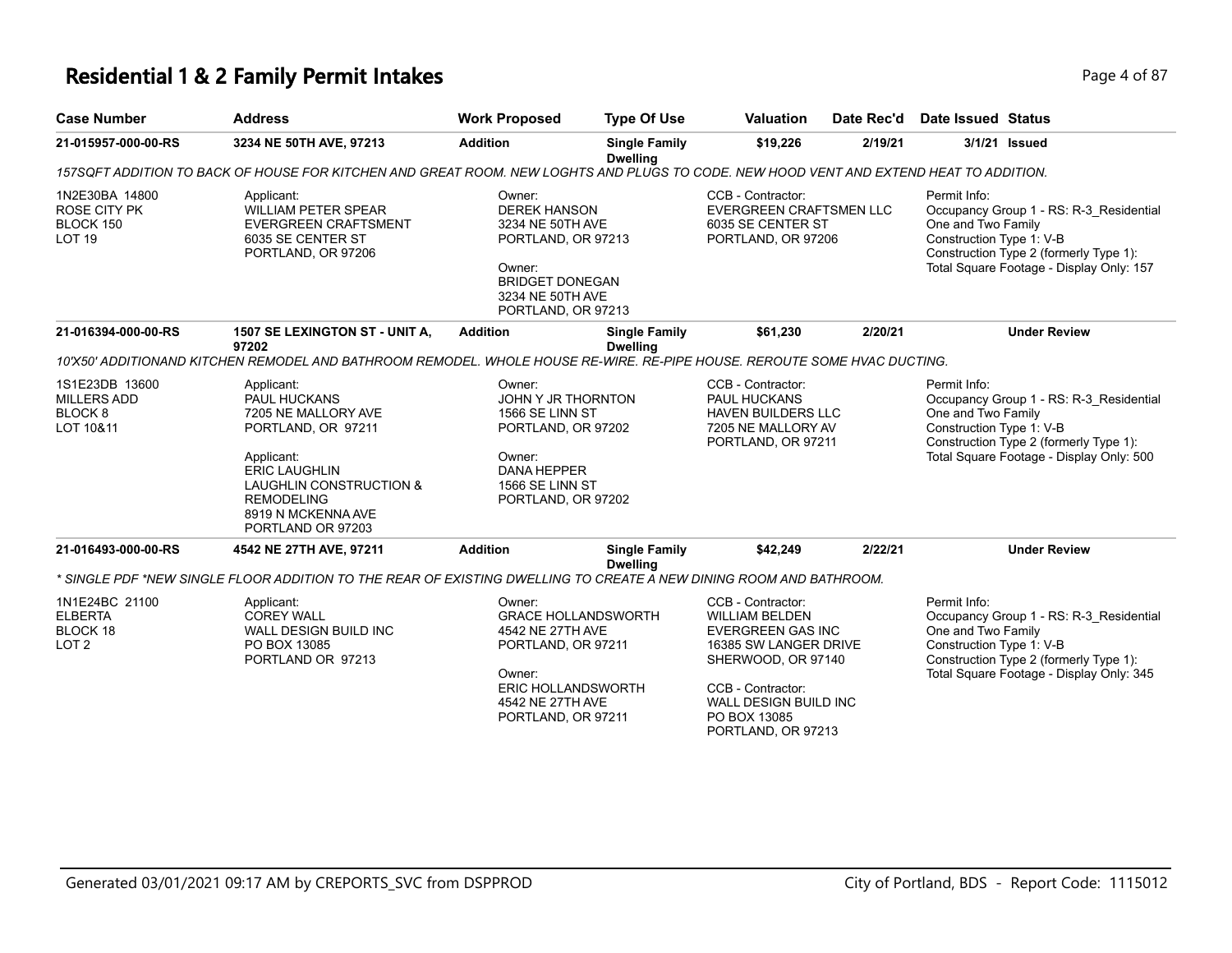# Residential 1 & 2 Family Permit Intakes

| Case Number | Address | Work Proposed | Type Of Use | Valuation | Date Rec'd | Date Issued | Status |
|---|---|---|---|---|---|---|---|
| **21-015957-000-00-RS** | **3234 NE 50TH AVE, 97213** | **Addition** | **Single Family Dwelling** | **$19,226** | **2/19/21** | **3/1/21** | **Issued** |

*157SQFT ADDITION TO BACK OF HOUSE FOR KITCHEN AND GREAT ROOM. NEW LOGHTS AND PLUGS TO CODE. NEW HOOD VENT AND EXTEND HEAT TO ADDITION.*

| Property | Applicant | Owner | CCB - Contractor | Permit Info |
|---|---|---|---|---|
| 1N2E30BA 14800<br>ROSE CITY PK<br>BLOCK 150<br>LOT 19 | Applicant:<br>WILLIAM PETER SPEAR<br>EVERGREEN CRAFTSMENT<br>6035 SE CENTER ST<br>PORTLAND, OR 97206 | Owner:<br>DEREK HANSON<br>3234 NE 50TH AVE<br>PORTLAND, OR 97213<br><br>Owner:<br>BRIDGET DONEGAN<br>3234 NE 50TH AVE<br>PORTLAND, OR 97213 | CCB - Contractor:<br>EVERGREEN CRAFTSMEN LLC<br>6035 SE CENTER ST<br>PORTLAND, OR 97206 | Permit Info:<br>Occupancy Group 1 - RS: R-3_Residential One and Two Family<br>Construction Type 1: V-B<br>Construction Type 2 (formerly Type 1):<br>Total Square Footage - Display Only: 157 |

| Case Number | Address | Work Proposed | Type Of Use | Valuation | Date Rec'd | Date Issued | Status |
|---|---|---|---|---|---|---|---|
| **21-016394-000-00-RS** | **1507 SE LEXINGTON ST - UNIT A, 97202** | **Addition** | **Single Family Dwelling** | **$61,230** | **2/20/21** | | **Under Review** |

*10'X50' ADDITIONAND KITCHEN REMODEL AND BATHROOM REMODEL. WHOLE HOUSE RE-WIRE. RE-PIPE HOUSE. REROUTE SOME HVAC DUCTING.*

| Property | Applicant | Owner | CCB - Contractor | Permit Info |
|---|---|---|---|---|
| 1S1E23DB 13600<br>MILLERS ADD<br>BLOCK 8<br>LOT 10&11 | Applicant:<br>PAUL HUCKANS<br>7205 NE MALLORY AVE<br>PORTLAND, OR 97211<br><br>Applicant:<br>ERIC LAUGHLIN<br>LAUGHLIN CONSTRUCTION & REMODELING<br>8919 N MCKENNA AVE<br>PORTLAND OR 97203 | Owner:<br>JOHN Y JR THORNTON<br>1566 SE LINN ST<br>PORTLAND, OR 97202<br><br>Owner:<br>DANA HEPPER<br>1566 SE LINN ST<br>PORTLAND, OR 97202 | CCB - Contractor:<br>PAUL HUCKANS<br>HAVEN BUILDERS LLC<br>7205 NE MALLORY AV<br>PORTLAND, OR 97211 | Permit Info:<br>Occupancy Group 1 - RS: R-3_Residential One and Two Family<br>Construction Type 1: V-B<br>Construction Type 2 (formerly Type 1):<br>Total Square Footage - Display Only: 500 |

| Case Number | Address | Work Proposed | Type Of Use | Valuation | Date Rec'd | Date Issued | Status |
|---|---|---|---|---|---|---|---|
| **21-016493-000-00-RS** | **4542 NE 27TH AVE, 97211** | **Addition** | **Single Family Dwelling** | **$42,249** | **2/22/21** | | **Under Review** |

*\* SINGLE PDF \*NEW SINGLE FLOOR ADDITION TO THE REAR OF EXISTING DWELLING TO CREATE A NEW DINING ROOM AND BATHROOM.*

| Property | Applicant | Owner | CCB - Contractor | Permit Info |
|---|---|---|---|---|
| 1N1E24BC 21100<br>ELBERTA<br>BLOCK 18<br>LOT 2 | Applicant:<br>COREY WALL<br>WALL DESIGN BUILD INC<br>PO BOX 13085<br>PORTLAND OR 97213 | Owner:<br>GRACE HOLLANDSWORTH<br>4542 NE 27TH AVE<br>PORTLAND, OR 97211<br><br>Owner:<br>ERIC HOLLANDSWORTH<br>4542 NE 27TH AVE<br>PORTLAND, OR 97211 | CCB - Contractor:<br>WILLIAM BELDEN<br>EVERGREEN GAS INC<br>16385 SW LANGER DRIVE<br>SHERWOOD, OR 97140<br><br>CCB - Contractor:<br>WALL DESIGN BUILD INC<br>PO BOX 13085<br>PORTLAND, OR 97213 | Permit Info:<br>Occupancy Group 1 - RS: R-3_Residential One and Two Family<br>Construction Type 1: V-B<br>Construction Type 2 (formerly Type 1):<br>Total Square Footage - Display Only: 345 |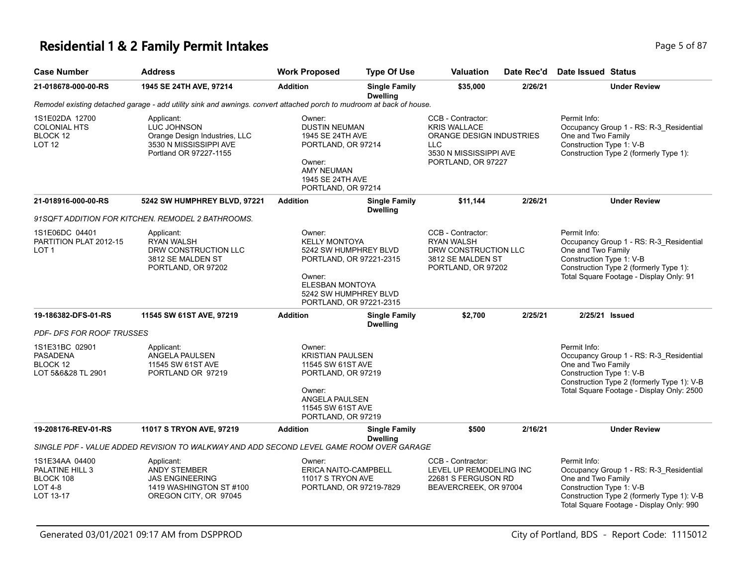# Residential 1 & 2 Family Permit Intakes

| Case Number | Address | Work Proposed | Type Of Use | Valuation | Date Rec'd | Date Issued | Status |
|---|---|---|---|---|---|---|---|
| 21-018678-000-00-RS | 1945 SE 24TH AVE, 97214 | Addition | Single Family Dwelling | $35,000 | 2/26/21 | | Under Review |

*Remodel existing detached garage - add utility sink and awnings. convert attached porch to mudroom at back of house.*

| Property | Applicant | Owner | CCB - Contractor | Permit Info |
|---|---|---|---|---|
| 1S1E02DA 12700<br>COLONIAL HTS<br>BLOCK 12<br>LOT 12 | Applicant:<br>LUC JOHNSON<br>Orange Design Industries, LLC<br>3530 N MISSISSIPPI AVE<br>Portland OR 97227-1155 | Owner:<br>DUSTIN NEUMAN<br>1945 SE 24TH AVE<br>PORTLAND, OR 97214<br><br>Owner:<br>AMY NEUMAN<br>1945 SE 24TH AVE<br>PORTLAND, OR 97214 | CCB - Contractor:<br>KRIS WALLACE<br>ORANGE DESIGN INDUSTRIES LLC<br>3530 N MISSISSIPPI AVE<br>PORTLAND, OR 97227 | Permit Info:<br>Occupancy Group 1 - RS: R-3_Residential One and Two Family<br>Construction Type 1: V-B<br>Construction Type 2 (formerly Type 1): |

| Case Number | Address | Work Proposed | Type Of Use | Valuation | Date Rec'd | Date Issued | Status |
|---|---|---|---|---|---|---|---|
| 21-018916-000-00-RS | 5242 SW HUMPHREY BLVD, 97221 | Addition | Single Family Dwelling | $11,144 | 2/26/21 | | Under Review |

*91SQFT ADDITION FOR KITCHEN. REMODEL 2 BATHROOMS.*

| Property | Applicant | Owner | CCB - Contractor | Permit Info |
|---|---|---|---|---|
| 1S1E06DC 04401<br>PARTITION PLAT 2012-15<br>LOT 1 | Applicant:<br>RYAN WALSH<br>DRW CONSTRUCTION LLC<br>3812 SE MALDEN ST<br>PORTLAND, OR 97202 | Owner:<br>KELLY MONTOYA<br>5242 SW HUMPHREY BLVD<br>PORTLAND, OR 97221-2315<br><br>Owner:<br>ELESBAN MONTOYA<br>5242 SW HUMPHREY BLVD<br>PORTLAND, OR 97221-2315 | CCB - Contractor:<br>RYAN WALSH<br>DRW CONSTRUCTION LLC<br>3812 SE MALDEN ST<br>PORTLAND, OR 97202 | Permit Info:<br>Occupancy Group 1 - RS: R-3_Residential One and Two Family<br>Construction Type 1: V-B<br>Construction Type 2 (formerly Type 1):<br>Total Square Footage - Display Only: 91 |

| Case Number | Address | Work Proposed | Type Of Use | Valuation | Date Rec'd | Date Issued | Status |
|---|---|---|---|---|---|---|---|
| 19-186382-DFS-01-RS | 11545 SW 61ST AVE, 97219 | Addition | Single Family Dwelling | $2,700 | 2/25/21 | 2/25/21 | Issued |

*PDF- DFS FOR ROOF TRUSSES*

| Property | Applicant | Owner | CCB - Contractor | Permit Info |
|---|---|---|---|---|
| 1S1E31BC 02901<br>PASADENA<br>BLOCK 12<br>LOT 5&6&28 TL 2901 | Applicant:<br>ANGELA PAULSEN<br>11545 SW 61ST AVE<br>PORTLAND OR 97219 | Owner:<br>KRISTIAN PAULSEN<br>11545 SW 61ST AVE<br>PORTLAND, OR 97219<br><br>Owner:<br>ANGELA PAULSEN<br>11545 SW 61ST AVE<br>PORTLAND, OR 97219 | | Permit Info:<br>Occupancy Group 1 - RS: R-3_Residential One and Two Family<br>Construction Type 1: V-B<br>Construction Type 2 (formerly Type 1): V-B<br>Total Square Footage - Display Only: 2500 |

| Case Number | Address | Work Proposed | Type Of Use | Valuation | Date Rec'd | Date Issued | Status |
|---|---|---|---|---|---|---|---|
| 19-208176-REV-01-RS | 11017 S TRYON AVE, 97219 | Addition | Single Family Dwelling | $500 | 2/16/21 | | Under Review |

*SINGLE PDF - VALUE ADDED REVISION TO WALKWAY AND ADD SECOND LEVEL GAME ROOM OVER GARAGE*

| Property | Applicant | Owner | CCB - Contractor | Permit Info |
|---|---|---|---|---|
| 1S1E34AA 04400<br>PALATINE HILL 3<br>BLOCK 108<br>LOT 4-8<br>LOT 13-17 | Applicant:<br>ANDY STEMBER<br>JAS ENGINEERING<br>1419 WASHINGTON ST #100<br>OREGON CITY, OR 97045 | Owner:<br>ERICA NAITO-CAMPBELL<br>11017 S TRYON AVE<br>PORTLAND, OR 97219-7829 | CCB - Contractor:<br>LEVEL UP REMODELING INC<br>22681 S FERGUSON RD<br>BEAVERCREEK, OR 97004 | Permit Info:<br>Occupancy Group 1 - RS: R-3_Residential One and Two Family<br>Construction Type 1: V-B<br>Construction Type 2 (formerly Type 1): V-B<br>Total Square Footage - Display Only: 990 |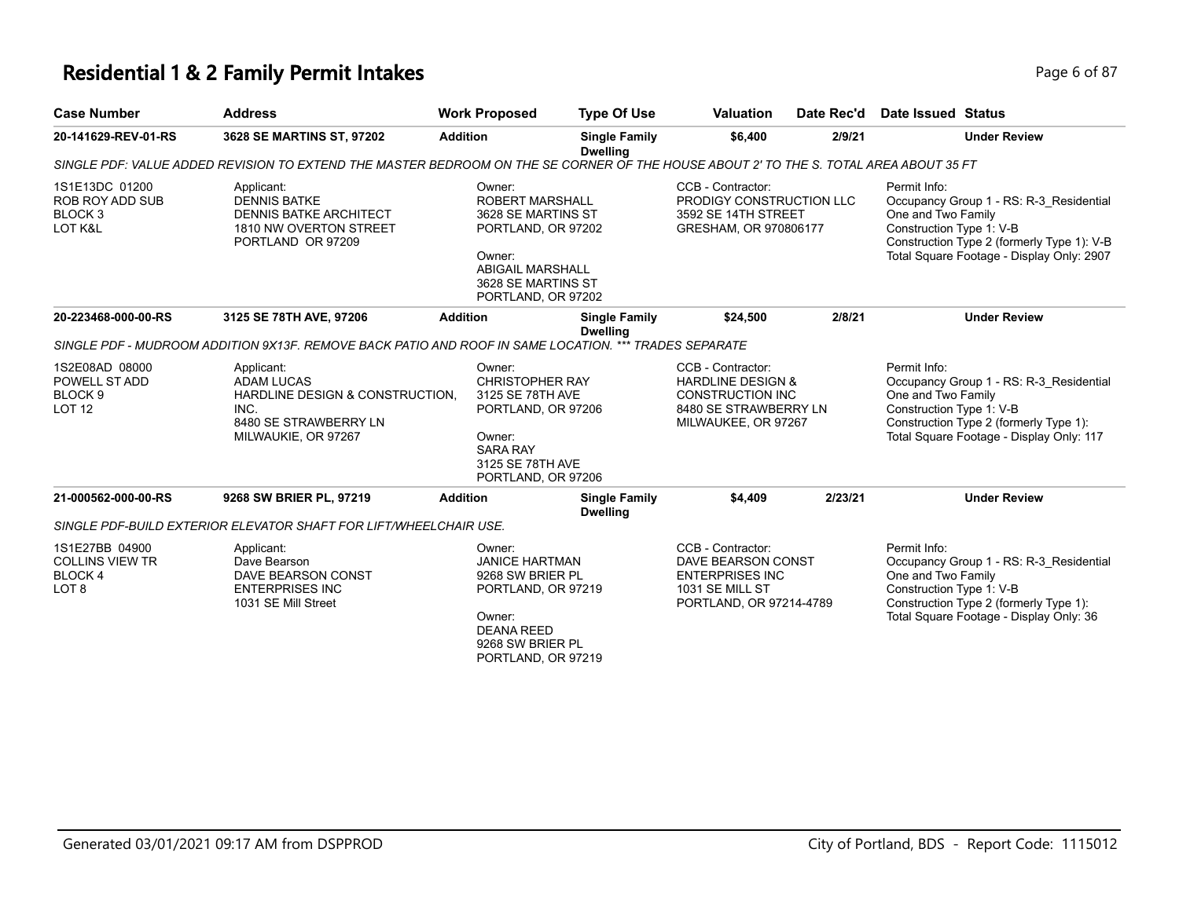# Residential 1 & 2 Family Permit Intakes

| Case Number | Address | Work Proposed | Type Of Use | Valuation | Date Rec'd | Date Issued | Status |
|---|---|---|---|---|---|---|---|
| **20-141629-REV-01-RS** | **3628 SE MARTINS ST, 97202** | **Addition** | **Single Family Dwelling** | **$6,400** | **2/9/21** | | **Under Review** |

*SINGLE PDF: VALUE ADDED REVISION TO EXTEND THE MASTER BEDROOM ON THE SE CORNER OF THE HOUSE ABOUT 2' TO THE S. TOTAL AREA ABOUT 35 FT*

1S1E13DC 01200
ROB ROY ADD SUB
BLOCK 3
LOT K&L

Applicant:
DENNIS BATKE
DENNIS BATKE ARCHITECT
1810 NW OVERTON STREET
PORTLAND OR 97209

Owner:
ROBERT MARSHALL
3628 SE MARTINS ST
PORTLAND, OR 97202

Owner:
ABIGAIL MARSHALL
3628 SE MARTINS ST
PORTLAND, OR 97202

CCB - Contractor:
PRODIGY CONSTRUCTION LLC
3592 SE 14TH STREET
GRESHAM, OR 970806177

Permit Info:
Occupancy Group 1 - RS: R-3_Residential One and Two Family
Construction Type 1: V-B
Construction Type 2 (formerly Type 1): V-B
Total Square Footage - Display Only: 2907

| Case Number | Address | Work Proposed | Type Of Use | Valuation | Date Rec'd | Date Issued | Status |
|---|---|---|---|---|---|---|---|
| **20-223468-000-00-RS** | **3125 SE 78TH AVE, 97206** | **Addition** | **Single Family Dwelling** | **$24,500** | **2/8/21** | | **Under Review** |

*SINGLE PDF - MUDROOM ADDITION 9X13F. REMOVE BACK PATIO AND ROOF IN SAME LOCATION. *** TRADES SEPARATE*

1S2E08AD 08000
POWELL ST ADD
BLOCK 9
LOT 12

Applicant:
ADAM LUCAS
HARDLINE DESIGN & CONSTRUCTION, INC.
8480 SE STRAWBERRY LN
MILWAUKIE, OR 97267

Owner:
CHRISTOPHER RAY
3125 SE 78TH AVE
PORTLAND, OR 97206

Owner:
SARA RAY
3125 SE 78TH AVE
PORTLAND, OR 97206

CCB - Contractor:
HARDLINE DESIGN & CONSTRUCTION INC
8480 SE STRAWBERRY LN
MILWAUKEE, OR 97267

Permit Info:
Occupancy Group 1 - RS: R-3_Residential One and Two Family
Construction Type 1: V-B
Construction Type 2 (formerly Type 1):
Total Square Footage - Display Only: 117

| Case Number | Address | Work Proposed | Type Of Use | Valuation | Date Rec'd | Date Issued | Status |
|---|---|---|---|---|---|---|---|
| **21-000562-000-00-RS** | **9268 SW BRIER PL, 97219** | **Addition** | **Single Family Dwelling** | **$4,409** | **2/23/21** | | **Under Review** |

*SINGLE PDF-BUILD EXTERIOR ELEVATOR SHAFT FOR LIFT/WHEELCHAIR USE.*

1S1E27BB 04900
COLLINS VIEW TR
BLOCK 4
LOT 8

Applicant:
Dave Bearson
DAVE BEARSON CONST ENTERPRISES INC
1031 SE Mill Street

Owner:
JANICE HARTMAN
9268 SW BRIER PL
PORTLAND, OR 97219

Owner:
DEANA REED
9268 SW BRIER PL
PORTLAND, OR 97219

CCB - Contractor:
DAVE BEARSON CONST ENTERPRISES INC
1031 SE MILL ST
PORTLAND, OR 97214-4789

Permit Info:
Occupancy Group 1 - RS: R-3_Residential One and Two Family
Construction Type 1: V-B
Construction Type 2 (formerly Type 1):
Total Square Footage - Display Only: 36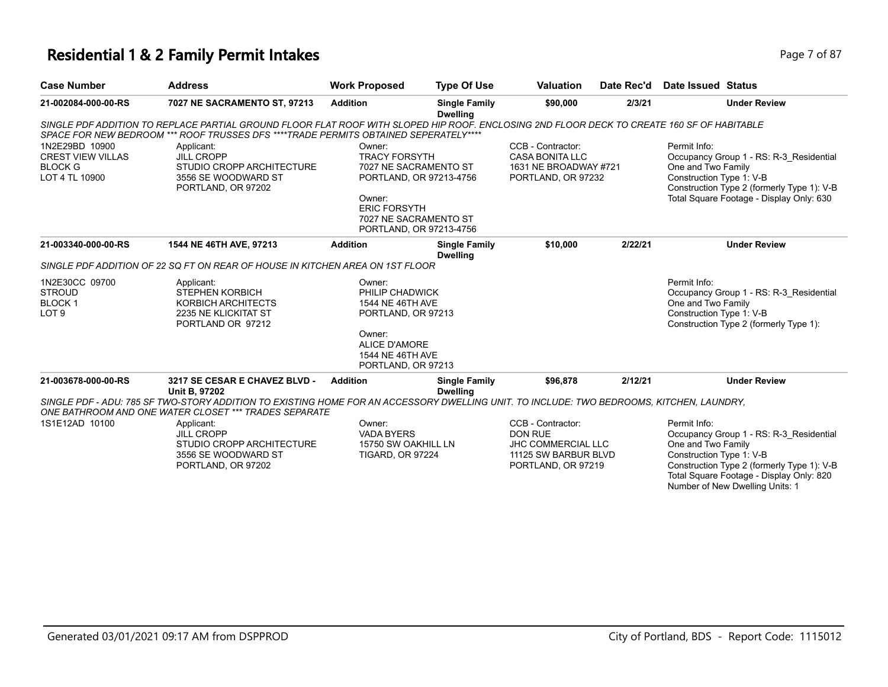# Residential 1 & 2 Family Permit Intakes

| Case Number | Address | Work Proposed | Type Of Use | Valuation | Date Rec'd | Date Issued | Status |
|---|---|---|---|---|---|---|---|
| 21-002084-000-00-RS | 7027 NE SACRAMENTO ST, 97213 | Addition | Single Family Dwelling | $90,000 | 2/3/21 | | Under Review |

*SINGLE PDF ADDITION TO REPLACE PARTIAL GROUND FLOOR FLAT ROOF WITH SLOPED HIP ROOF. ENCLOSING 2ND FLOOR DECK TO CREATE 160 SF OF HABITABLE SPACE FOR NEW BEDROOM *** ROOF TRUSSES DFS ****TRADE PERMITS OBTAINED SEPERATELY*****

1N2E29BD 10900
CREST VIEW VILLAS
BLOCK G
LOT 4 TL 10900

Applicant:
JILL CROPP
STUDIO CROPP ARCHITECTURE
3556 SE WOODWARD ST
PORTLAND, OR 97202

Owner:
TRACY FORSYTH
7027 NE SACRAMENTO ST
PORTLAND, OR 97213-4756

Owner:
ERIC FORSYTH
7027 NE SACRAMENTO ST
PORTLAND, OR 97213-4756

CCB - Contractor:
CASA BONITA LLC
1631 NE BROADWAY #721
PORTLAND, OR 97232

Permit Info:
Occupancy Group 1 - RS: R-3_Residential One and Two Family
Construction Type 1: V-B
Construction Type 2 (formerly Type 1): V-B
Total Square Footage - Display Only: 630

| Case Number | Address | Work Proposed | Type Of Use | Valuation | Date Rec'd | Date Issued | Status |
|---|---|---|---|---|---|---|---|
| 21-003340-000-00-RS | 1544 NE 46TH AVE, 97213 | Addition | Single Family Dwelling | $10,000 | 2/22/21 | | Under Review |

*SINGLE PDF ADDITION OF 22 SQ FT ON REAR OF HOUSE IN KITCHEN AREA ON 1ST FLOOR*

1N2E30CC 09700
STROUD
BLOCK 1
LOT 9

Applicant:
STEPHEN KORBICH
KORBICH ARCHITECTS
2235 NE KLICKITAT ST
PORTLAND OR 97212

Owner:
PHILIP CHADWICK
1544 NE 46TH AVE
PORTLAND, OR 97213

Owner:
ALICE D'AMORE
1544 NE 46TH AVE
PORTLAND, OR 97213

Permit Info:
Occupancy Group 1 - RS: R-3_Residential One and Two Family
Construction Type 1: V-B
Construction Type 2 (formerly Type 1):

| Case Number | Address | Work Proposed | Type Of Use | Valuation | Date Rec'd | Date Issued | Status |
|---|---|---|---|---|---|---|---|
| 21-003678-000-00-RS | 3217 SE CESAR E CHAVEZ BLVD - Unit B, 97202 | Addition | Single Family Dwelling | $96,878 | 2/12/21 | | Under Review |

*SINGLE PDF - ADU: 785 SF TWO-STORY ADDITION TO EXISTING HOME FOR AN ACCESSORY DWELLING UNIT. TO INCLUDE: TWO BEDROOMS, KITCHEN, LAUNDRY, ONE BATHROOM AND ONE WATER CLOSET *** TRADES SEPARATE*

1S1E12AD 10100

Applicant:
JILL CROPP
STUDIO CROPP ARCHITECTURE
3556 SE WOODWARD ST
PORTLAND, OR 97202

Owner:
VADA BYERS
15750 SW OAKHILL LN
TIGARD, OR 97224

CCB - Contractor:
DON RUE
JHC COMMERCIAL LLC
11125 SW BARBUR BLVD
PORTLAND, OR 97219

Permit Info:
Occupancy Group 1 - RS: R-3_Residential One and Two Family
Construction Type 1: V-B
Construction Type 2 (formerly Type 1): V-B
Total Square Footage - Display Only: 820
Number of New Dwelling Units: 1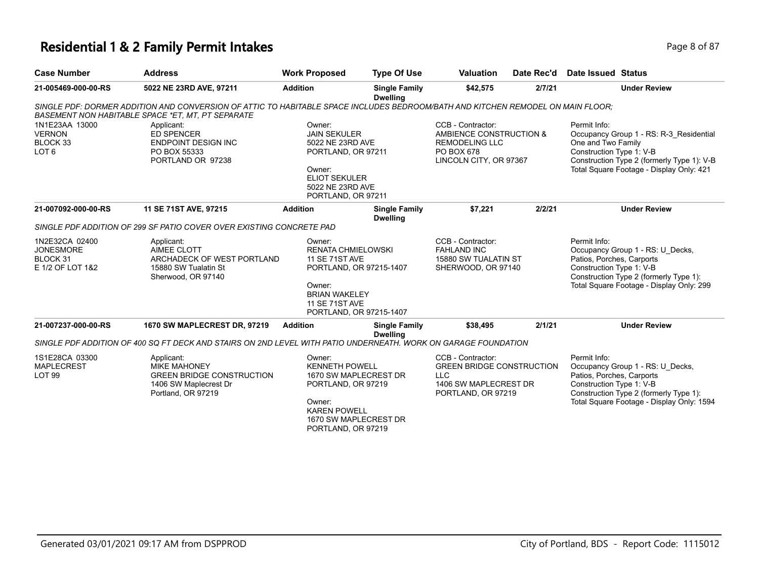# Residential 1 & 2 Family Permit Intakes

| Case Number | Address | Work Proposed | Type Of Use | Valuation | Date Rec'd | Date Issued | Status |
|---|---|---|---|---|---|---|---|
| 21-005469-000-00-RS | 5022 NE 23RD AVE, 97211 | Addition | Single Family Dwelling | $42,575 | 2/7/21 | | Under Review |

*SINGLE PDF: DORMER ADDITION AND CONVERSION OF ATTIC TO HABITABLE SPACE INCLUDES BEDROOM/BATH AND KITCHEN REMODEL ON MAIN FLOOR; BASEMENT NON HABITABLE SPACE *ET, MT, PT SEPARATE*

1N1E23AA 13000
VERNON
BLOCK 33
LOT 6

Applicant:
ED SPENCER
ENDPOINT DESIGN INC
PO BOX 55333
PORTLAND OR 97238

Owner:
JAIN SEKULER
5022 NE 23RD AVE
PORTLAND, OR 97211

Owner:
ELIOT SEKULER
5022 NE 23RD AVE
PORTLAND, OR 97211

CCB - Contractor:
AMBIENCE CONSTRUCTION & REMODELING LLC
PO BOX 678
LINCOLN CITY, OR 97367

Permit Info:
Occupancy Group 1 - RS: R-3_Residential One and Two Family
Construction Type 1: V-B
Construction Type 2 (formerly Type 1): V-B
Total Square Footage - Display Only: 421

| Case Number | Address | Work Proposed | Type Of Use | Valuation | Date Rec'd | Date Issued | Status |
|---|---|---|---|---|---|---|---|
| 21-007092-000-00-RS | 11 SE 71ST AVE, 97215 | Addition | Single Family Dwelling | $7,221 | 2/2/21 | | Under Review |

*SINGLE PDF ADDITION OF 299 SF PATIO COVER OVER EXISTING CONCRETE PAD*

1N2E32CA 02400
JONESMORE
BLOCK 31
E 1/2 OF LOT 1&2

Applicant:
AIMEE CLOTT
ARCHADECK OF WEST PORTLAND
15880 SW Tualatin St
Sherwood, OR 97140

Owner:
RENATA CHMIELOWSKI
11 SE 71ST AVE
PORTLAND, OR 97215-1407

Owner:
BRIAN WAKELEY
11 SE 71ST AVE
PORTLAND, OR 97215-1407

CCB - Contractor:
FAHLAND INC
15880 SW TUALATIN ST
SHERWOOD, OR 97140

Permit Info:
Occupancy Group 1 - RS: U_Decks, Patios, Porches, Carports
Construction Type 1: V-B
Construction Type 2 (formerly Type 1):
Total Square Footage - Display Only: 299

| Case Number | Address | Work Proposed | Type Of Use | Valuation | Date Rec'd | Date Issued | Status |
|---|---|---|---|---|---|---|---|
| 21-007237-000-00-RS | 1670 SW MAPLECREST DR, 97219 | Addition | Single Family Dwelling | $38,495 | 2/1/21 | | Under Review |

*SINGLE PDF ADDITION OF 400 SQ FT DECK AND STAIRS ON 2ND LEVEL WITH PATIO UNDERNEATH. WORK ON GARAGE FOUNDATION*

1S1E28CA 03300
MAPLECREST
LOT 99

Applicant:
MIKE MAHONEY
GREEN BRIDGE CONSTRUCTION
1406 SW Maplecrest Dr
Portland, OR 97219

Owner:
KENNETH POWELL
1670 SW MAPLECREST DR
PORTLAND, OR 97219

Owner:
KAREN POWELL
1670 SW MAPLECREST DR
PORTLAND, OR 97219

CCB - Contractor:
GREEN BRIDGE CONSTRUCTION LLC
1406 SW MAPLECREST DR
PORTLAND, OR 97219

Permit Info:
Occupancy Group 1 - RS: U_Decks, Patios, Porches, Carports
Construction Type 1: V-B
Construction Type 2 (formerly Type 1):
Total Square Footage - Display Only: 1594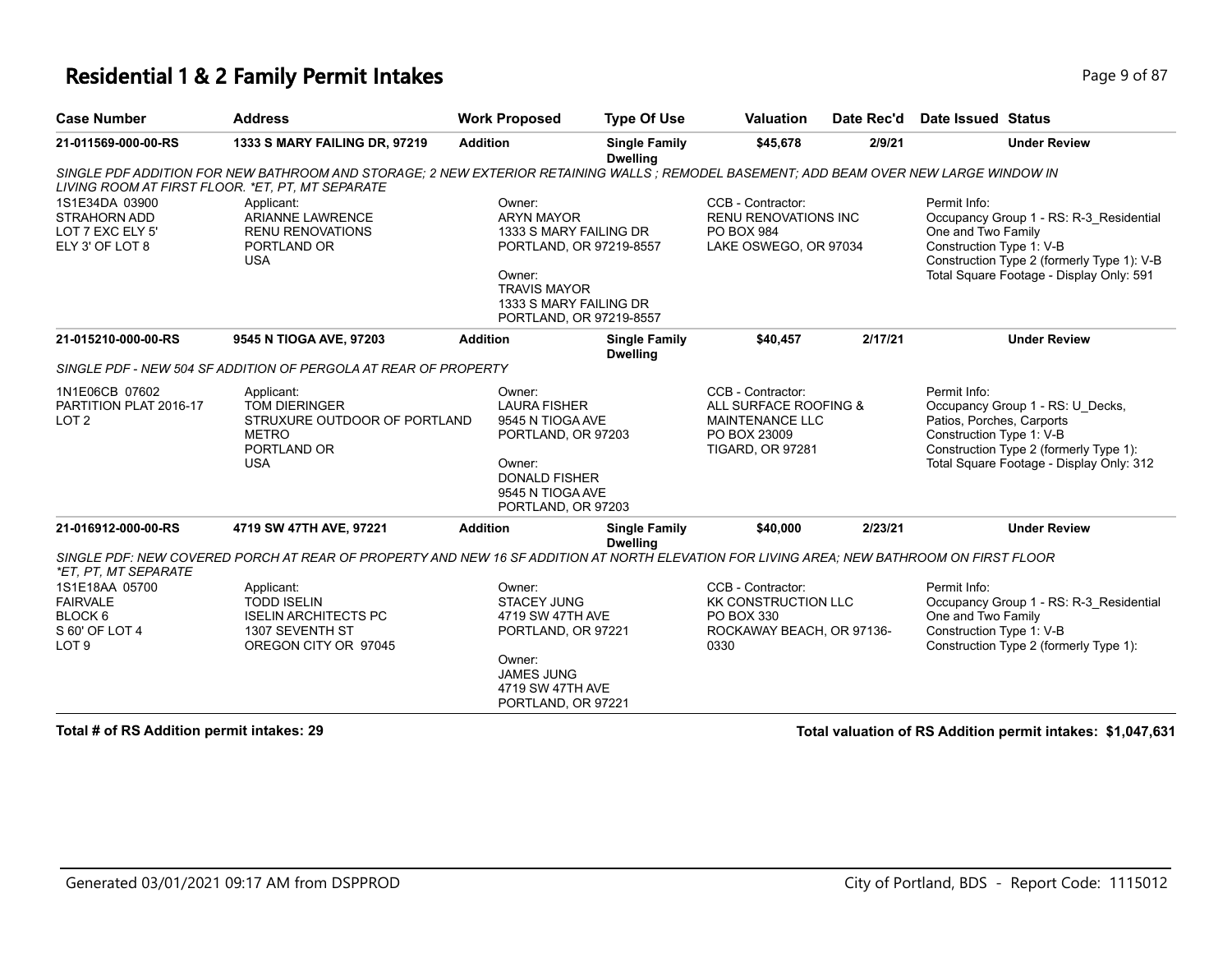# Residential 1 & 2 Family Permit Intakes

| Case Number | Address | Work Proposed | Type Of Use | Valuation | Date Rec'd | Date Issued | Status |
|---|---|---|---|---|---|---|---|
| 21-011569-000-00-RS | 1333 S MARY FAILING DR, 97219 | Addition | Single Family Dwelling | $45,678 | 2/9/21 | | Under Review |

*SINGLE PDF ADDITION FOR NEW BATHROOM AND STORAGE; 2 NEW EXTERIOR RETAINING WALLS ; REMODEL BASEMENT; ADD BEAM OVER NEW LARGE WINDOW IN LIVING ROOM AT FIRST FLOOR. *ET, PT, MT SEPARATE*

1S1E34DA 03900
STRAHORN ADD
LOT 7 EXC ELY 5'
ELY 3' OF LOT 8

Applicant:
ARIANNE LAWRENCE
RENU RENOVATIONS
PORTLAND OR
USA

Owner:
ARYN MAYOR
1333 S MARY FAILING DR
PORTLAND, OR 97219-8557

Owner:
TRAVIS MAYOR
1333 S MARY FAILING DR
PORTLAND, OR 97219-8557

CCB - Contractor:
RENU RENOVATIONS INC
PO BOX 984
LAKE OSWEGO, OR 97034

Permit Info:
Occupancy Group 1 - RS: R-3_Residential One and Two Family
Construction Type 1: V-B
Construction Type 2 (formerly Type 1): V-B
Total Square Footage - Display Only: 591

| Case Number | Address | Work Proposed | Type Of Use | Valuation | Date Rec'd | Date Issued | Status |
|---|---|---|---|---|---|---|---|
| 21-015210-000-00-RS | 9545 N TIOGA AVE, 97203 | Addition | Single Family Dwelling | $40,457 | 2/17/21 | | Under Review |

*SINGLE PDF - NEW 504 SF ADDITION OF PERGOLA AT REAR OF PROPERTY*

1N1E06CB 07602
PARTITION PLAT 2016-17
LOT 2

Applicant:
TOM DIERINGER
STRUXURE OUTDOOR OF PORTLAND METRO
PORTLAND OR
USA

Owner:
LAURA FISHER
9545 N TIOGA AVE
PORTLAND, OR 97203

Owner:
DONALD FISHER
9545 N TIOGA AVE
PORTLAND, OR 97203

CCB - Contractor:
ALL SURFACE ROOFING & MAINTENANCE LLC
PO BOX 23009
TIGARD, OR 97281

Permit Info:
Occupancy Group 1 - RS: U_Decks, Patios, Porches, Carports
Construction Type 1: V-B
Construction Type 2 (formerly Type 1):
Total Square Footage - Display Only: 312

| Case Number | Address | Work Proposed | Type Of Use | Valuation | Date Rec'd | Date Issued | Status |
|---|---|---|---|---|---|---|---|
| 21-016912-000-00-RS | 4719 SW 47TH AVE, 97221 | Addition | Single Family Dwelling | $40,000 | 2/23/21 | | Under Review |

*SINGLE PDF: NEW COVERED PORCH AT REAR OF PROPERTY AND NEW 16 SF ADDITION AT NORTH ELEVATION FOR LIVING AREA; NEW BATHROOM ON FIRST FLOOR *ET, PT, MT SEPARATE*

1S1E18AA 05700
FAIRVALE
BLOCK 6
S 60' OF LOT 4
LOT 9

Applicant:
TODD ISELIN
ISELIN ARCHITECTS PC
1307 SEVENTH ST
OREGON CITY OR 97045

Owner:
STACEY JUNG
4719 SW 47TH AVE
PORTLAND, OR 97221

Owner:
JAMES JUNG
4719 SW 47TH AVE
PORTLAND, OR 97221

CCB - Contractor:
KK CONSTRUCTION LLC
PO BOX 330
ROCKAWAY BEACH, OR 97136-0330

Permit Info:
Occupancy Group 1 - RS: R-3_Residential One and Two Family
Construction Type 1: V-B
Construction Type 2 (formerly Type 1):

**Total # of RS Addition permit intakes: 29**

**Total valuation of RS Addition permit intakes: $1,047,631**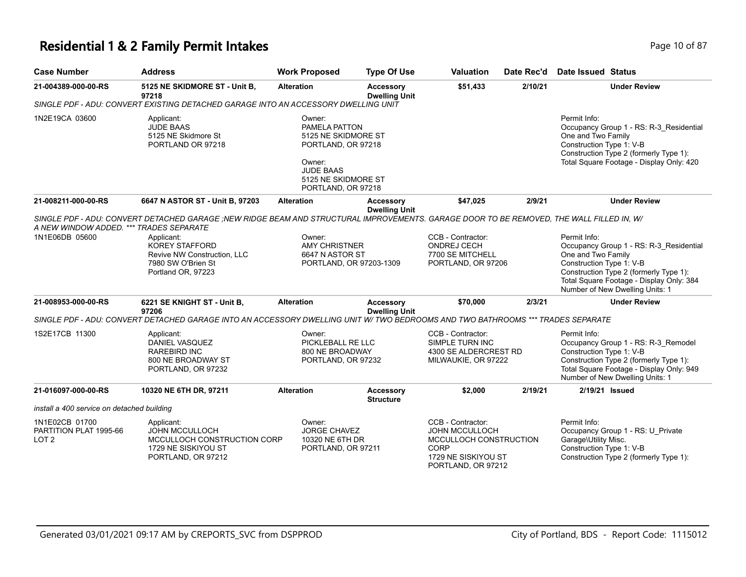# Residential 1 & 2 Family Permit Intakes

| Case Number | Address | Work Proposed | Type Of Use | Valuation | Date Rec'd | Date Issued | Status |
|---|---|---|---|---|---|---|---|
| 21-004389-000-00-RS | 5125 NE SKIDMORE ST - Unit B, 97218 | Alteration | Accessory Dwelling Unit | $51,433 | 2/10/21 | | Under Review |

*SINGLE PDF - ADU: CONVERT EXISTING DETACHED GARAGE INTO AN ACCESSORY DWELLING UNIT*

1N2E19CA 03600

Applicant:
JUDE BAAS
5125 NE Skidmore St
PORTLAND OR 97218

Owner:
PAMELA PATTON
5125 NE SKIDMORE ST
PORTLAND, OR 97218

Owner:
JUDE BAAS
5125 NE SKIDMORE ST
PORTLAND, OR 97218

Permit Info:
Occupancy Group 1 - RS: R-3_Residential One and Two Family
Construction Type 1: V-B
Construction Type 2 (formerly Type 1):
Total Square Footage - Display Only: 420

---

| Case Number | Address | Work Proposed | Type Of Use | Valuation | Date Rec'd | Date Issued | Status |
|---|---|---|---|---|---|---|---|
| 21-008211-000-00-RS | 6647 N ASTOR ST - Unit B, 97203 | Alteration | Accessory Dwelling Unit | $47,025 | 2/9/21 | | Under Review |

*SINGLE PDF - ADU: CONVERT DETACHED GARAGE ;NEW RIDGE BEAM AND STRUCTURAL IMPROVEMENTS. GARAGE DOOR TO BE REMOVED, THE WALL FILLED IN, W/ A NEW WINDOW ADDED. *** TRADES SEPARATE*

1N1E06DB 05600

Applicant:
KOREY STAFFORD
Revive NW Construction, LLC
7980 SW O'Brien St
Portland OR, 97223

Owner:
AMY CHRISTNER
6647 N ASTOR ST
PORTLAND, OR 97203-1309

CCB - Contractor:
ONDREJ CECH
7700 SE MITCHELL
PORTLAND, OR 97206

Permit Info:
Occupancy Group 1 - RS: R-3_Residential One and Two Family
Construction Type 1: V-B
Construction Type 2 (formerly Type 1):
Total Square Footage - Display Only: 384
Number of New Dwelling Units: 1

---

| Case Number | Address | Work Proposed | Type Of Use | Valuation | Date Rec'd | Date Issued | Status |
|---|---|---|---|---|---|---|---|
| 21-008953-000-00-RS | 6221 SE KNIGHT ST - Unit B, 97206 | Alteration | Accessory Dwelling Unit | $70,000 | 2/3/21 | | Under Review |

*SINGLE PDF - ADU: CONVERT DETACHED GARAGE INTO AN ACCESSORY DWELLING UNIT W/ TWO BEDROOMS AND TWO BATHROOMS *** TRADES SEPARATE*

1S2E17CB 11300

Applicant:
DANIEL VASQUEZ
RAREBIRD INC
800 NE BROADWAY ST
PORTLAND, OR 97232

Owner:
PICKLEBALL RE LLC
800 NE BROADWAY
PORTLAND, OR 97232

CCB - Contractor:
SIMPLE TURN INC
4300 SE ALDERCREST RD
MILWAUKIE, OR 97222

Permit Info:
Occupancy Group 1 - RS: R-3_Remodel
Construction Type 1: V-B
Construction Type 2 (formerly Type 1):
Total Square Footage - Display Only: 949
Number of New Dwelling Units: 1

---

| Case Number | Address | Work Proposed | Type Of Use | Valuation | Date Rec'd | Date Issued | Status |
|---|---|---|---|---|---|---|---|
| 21-016097-000-00-RS | 10320 NE 6TH DR, 97211 | Alteration | Accessory Structure | $2,000 | 2/19/21 | 2/19/21 | Issued |

*install a 400 service on detached building*

1N1E02CB 01700
PARTITION PLAT 1995-66
LOT 2

Applicant:
JOHN MCCULLOCH
MCCULLOCH CONSTRUCTION CORP
1729 NE SISKIYOU ST
PORTLAND, OR 97212

Owner:
JORGE CHAVEZ
10320 NE 6TH DR
PORTLAND, OR 97211

CCB - Contractor:
JOHN MCCULLOCH
MCCULLOCH CONSTRUCTION CORP
1729 NE SISKIYOU ST
PORTLAND, OR 97212

Permit Info:
Occupancy Group 1 - RS: U_Private Garage\Utility Misc.
Construction Type 1: V-B
Construction Type 2 (formerly Type 1):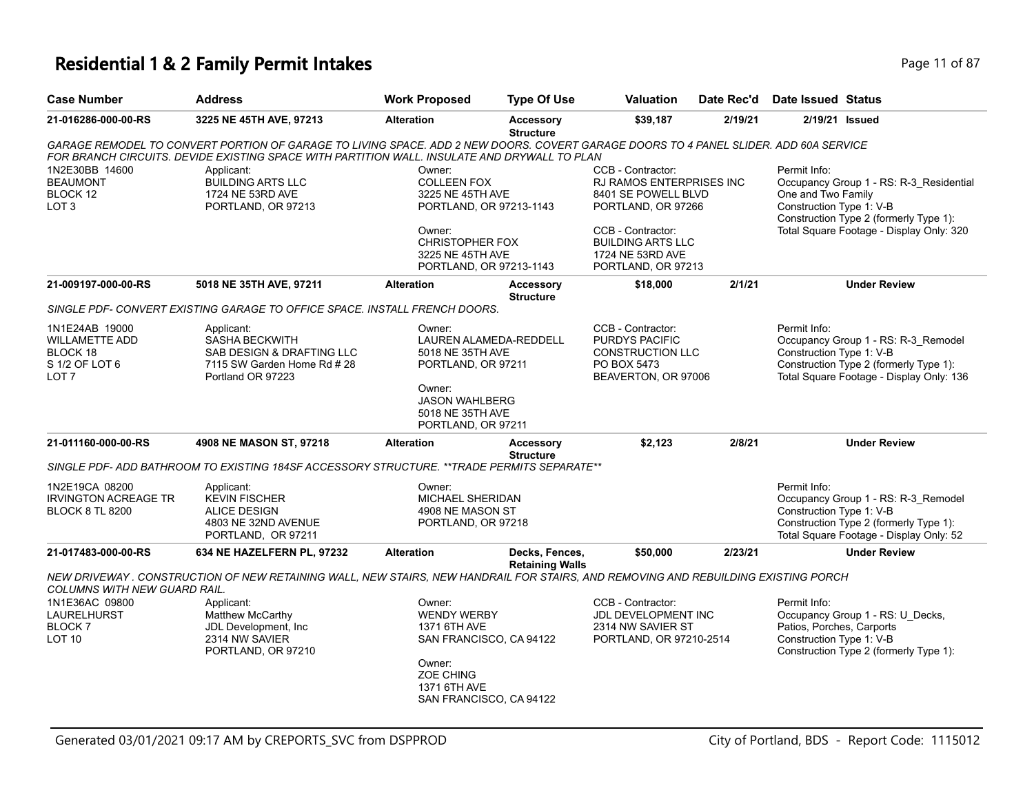# Residential 1 & 2 Family Permit Intakes

| Case Number | Address | Work Proposed | Type Of Use | Valuation | Date Rec'd | Date Issued | Status |
|---|---|---|---|---|---|---|---|
| 21-016286-000-00-RS | 3225 NE 45TH AVE, 97213 | Alteration | Accessory Structure | $39,187 | 2/19/21 | 2/19/21 | Issued |

GARAGE REMODEL TO CONVERT PORTION OF GARAGE TO LIVING SPACE. ADD 2 NEW DOORS. COVERT GARAGE DOORS TO 4 PANEL SLIDER. ADD 60A SERVICE FOR BRANCH CIRCUITS. DEVIDE EXISTING SPACE WITH PARTITION WALL. INSULATE AND DRYWALL TO PLAN

1N2E30BB 14600
BEAUMONT
BLOCK 12
LOT 3

Applicant:
BUILDING ARTS LLC
1724 NE 53RD AVE
PORTLAND, OR 97213

Owner:
COLLEEN FOX
3225 NE 45TH AVE
PORTLAND, OR 97213-1143

Owner:
CHRISTOPHER FOX
3225 NE 45TH AVE
PORTLAND, OR 97213-1143

CCB - Contractor:
RJ RAMOS ENTERPRISES INC
8401 SE POWELL BLVD
PORTLAND, OR 97266

CCB - Contractor:
BUILDING ARTS LLC
1724 NE 53RD AVE
PORTLAND, OR 97213

Permit Info:
Occupancy Group 1 - RS: R-3_Residential One and Two Family
Construction Type 1: V-B
Construction Type 2 (formerly Type 1):
Total Square Footage - Display Only: 320

| Case Number | Address | Work Proposed | Type Of Use | Valuation | Date Rec'd | Date Issued | Status |
|---|---|---|---|---|---|---|---|
| 21-009197-000-00-RS | 5018 NE 35TH AVE, 97211 | Alteration | Accessory Structure | $18,000 | 2/1/21 | | Under Review |

SINGLE PDF- CONVERT EXISTING GARAGE TO OFFICE SPACE. INSTALL FRENCH DOORS.

1N1E24AB 19000
WILLAMETTE ADD
BLOCK 18
S 1/2 OF LOT 6
LOT 7

Applicant:
SASHA BECKWITH
SAB DESIGN & DRAFTING LLC
7115 SW Garden Home Rd # 28
Portland OR 97223

Owner:
LAUREN ALAMEDA-REDDELL
5018 NE 35TH AVE
PORTLAND, OR 97211

Owner:
JASON WAHLBERG
5018 NE 35TH AVE
PORTLAND, OR 97211

CCB - Contractor:
PURDYS PACIFIC
CONSTRUCTION LLC
PO BOX 5473
BEAVERTON, OR 97006

Permit Info:
Occupancy Group 1 - RS: R-3_Remodel
Construction Type 1: V-B
Construction Type 2 (formerly Type 1):
Total Square Footage - Display Only: 136

| Case Number | Address | Work Proposed | Type Of Use | Valuation | Date Rec'd | Date Issued | Status |
|---|---|---|---|---|---|---|---|
| 21-011160-000-00-RS | 4908 NE MASON ST, 97218 | Alteration | Accessory Structure | $2,123 | 2/8/21 | | Under Review |

SINGLE PDF- ADD BATHROOM TO EXISTING 184SF ACCESSORY STRUCTURE. **TRADE PERMITS SEPARATE**

1N2E19CA 08200
IRVINGTON ACREAGE TR
BLOCK 8 TL 8200

Applicant:
KEVIN FISCHER
ALICE DESIGN
4803 NE 32ND AVENUE
PORTLAND, OR 97211

Owner:
MICHAEL SHERIDAN
4908 NE MASON ST
PORTLAND, OR 97218

Permit Info:
Occupancy Group 1 - RS: R-3_Remodel
Construction Type 1: V-B
Construction Type 2 (formerly Type 1):
Total Square Footage - Display Only: 52

| Case Number | Address | Work Proposed | Type Of Use | Valuation | Date Rec'd | Date Issued | Status |
|---|---|---|---|---|---|---|---|
| 21-017483-000-00-RS | 634 NE HAZELFERN PL, 97232 | Alteration | Decks, Fences, Retaining Walls | $50,000 | 2/23/21 | | Under Review |

NEW DRIVEWAY . CONSTRUCTION OF NEW RETAINING WALL, NEW STAIRS, NEW HANDRAIL FOR STAIRS, AND REMOVING AND REBUILDING EXISTING PORCH COLUMNS WITH NEW GUARD RAIL.

1N1E36AC 09800
LAURELHURST
BLOCK 7
LOT 10

Applicant:
Matthew McCarthy
JDL Development, Inc
2314 NW SAVIER
PORTLAND, OR 97210

Owner:
WENDY WERBY
1371 6TH AVE
SAN FRANCISCO, CA 94122

Owner:
ZOE CHING
1371 6TH AVE
SAN FRANCISCO, CA 94122

CCB - Contractor:
JDL DEVELOPMENT INC
2314 NW SAVIER ST
PORTLAND, OR 97210-2514

Permit Info:
Occupancy Group 1 - RS: U_Decks, Patios, Porches, Carports
Construction Type 1: V-B
Construction Type 2 (formerly Type 1):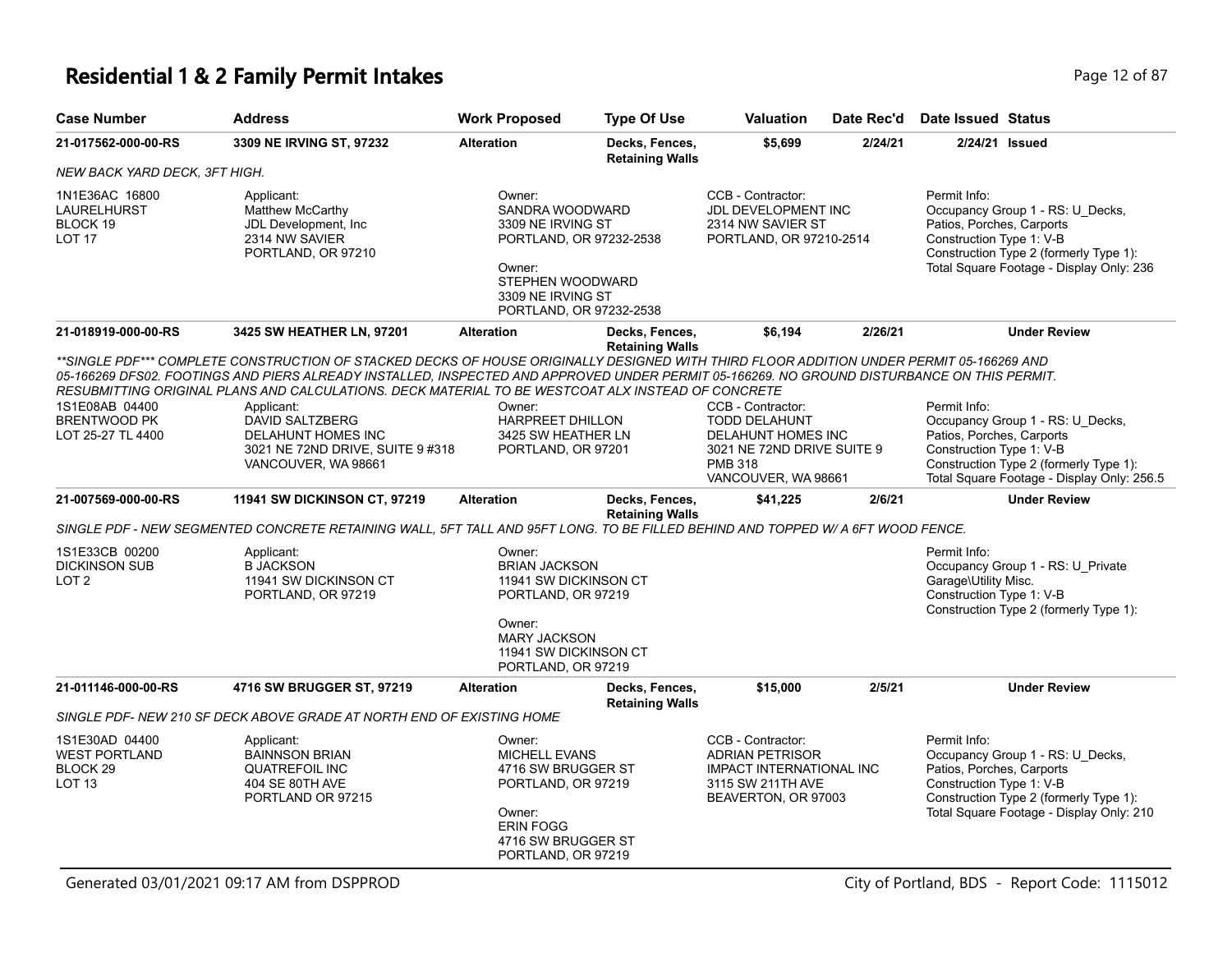# Residential 1 & 2 Family Permit Intakes

| Case Number | Address | Work Proposed | Type Of Use | Valuation | Date Rec'd | Date Issued | Status |
|---|---|---|---|---|---|---|---|
| 21-017562-000-00-RS | 3309 NE IRVING ST, 97232 | Alteration | Decks, Fences, Retaining Walls | $5,699 | 2/24/21 | 2/24/21 | Issued |

*NEW BACK YARD DECK, 3FT HIGH.*

1N1E36AC 16800
LAURELHURST
BLOCK 19
LOT 17

Applicant:
Matthew McCarthy
JDL Development, Inc
2314 NW SAVIER
PORTLAND, OR 97210

Owner:
SANDRA WOODWARD
3309 NE IRVING ST
PORTLAND, OR 97232-2538

Owner:
STEPHEN WOODWARD
3309 NE IRVING ST
PORTLAND, OR 97232-2538

CCB - Contractor:
JDL DEVELOPMENT INC
2314 NW SAVIER ST
PORTLAND, OR 97210-2514

Permit Info:
Occupancy Group 1 - RS: U_Decks, Patios, Porches, Carports
Construction Type 1: V-B
Construction Type 2 (formerly Type 1):
Total Square Footage - Display Only: 236

| Case Number | Address | Work Proposed | Type Of Use | Valuation | Date Rec'd | Date Issued | Status |
|---|---|---|---|---|---|---|---|
| 21-018919-000-00-RS | 3425 SW HEATHER LN, 97201 | Alteration | Decks, Fences, Retaining Walls | $6,194 | 2/26/21 | | Under Review |

*\*\*SINGLE PDF\*\*\* COMPLETE CONSTRUCTION OF STACKED DECKS OF HOUSE ORIGINALLY DESIGNED WITH THIRD FLOOR ADDITION UNDER PERMIT 05-166269 AND 05-166269 DFS02. FOOTINGS AND PIERS ALREADY INSTALLED, INSPECTED AND APPROVED UNDER PERMIT 05-166269. NO GROUND DISTURBANCE ON THIS PERMIT. RESUBMITTING ORIGINAL PLANS AND CALCULATIONS. DECK MATERIAL TO BE WESTCOAT ALX INSTEAD OF CONCRETE*

1S1E08AB 04400
BRENTWOOD PK
LOT 25-27 TL 4400

Applicant:
DAVID SALTZBERG
DELAHUNT HOMES INC
3021 NE 72ND DRIVE, SUITE 9 #318
VANCOUVER, WA 98661

Owner:
HARPREET DHILLON
3425 SW HEATHER LN
PORTLAND, OR 97201

CCB - Contractor:
TODD DELAHUNT
DELAHUNT HOMES INC
3021 NE 72ND DRIVE SUITE 9
PMB 318
VANCOUVER, WA 98661

Permit Info:
Occupancy Group 1 - RS: U_Decks, Patios, Porches, Carports
Construction Type 1: V-B
Construction Type 2 (formerly Type 1):
Total Square Footage - Display Only: 256.5

| Case Number | Address | Work Proposed | Type Of Use | Valuation | Date Rec'd | Date Issued | Status |
|---|---|---|---|---|---|---|---|
| 21-007569-000-00-RS | 11941 SW DICKINSON CT, 97219 | Alteration | Decks, Fences, Retaining Walls | $41,225 | 2/6/21 | | Under Review |

*SINGLE PDF - NEW SEGMENTED CONCRETE RETAINING WALL, 5FT TALL AND 95FT LONG. TO BE FILLED BEHIND AND TOPPED W/ A 6FT WOOD FENCE.*

1S1E33CB 00200
DICKINSON SUB
LOT 2

Applicant:
B JACKSON
11941 SW DICKINSON CT
PORTLAND, OR 97219

Owner:
BRIAN JACKSON
11941 SW DICKINSON CT
PORTLAND, OR 97219

Owner:
MARY JACKSON
11941 SW DICKINSON CT
PORTLAND, OR 97219

Permit Info:
Occupancy Group 1 - RS: U_Private Garage\Utility Misc.
Construction Type 1: V-B
Construction Type 2 (formerly Type 1):

| Case Number | Address | Work Proposed | Type Of Use | Valuation | Date Rec'd | Date Issued | Status |
|---|---|---|---|---|---|---|---|
| 21-011146-000-00-RS | 4716 SW BRUGGER ST, 97219 | Alteration | Decks, Fences, Retaining Walls | $15,000 | 2/5/21 | | Under Review |

*SINGLE PDF- NEW 210 SF DECK ABOVE GRADE AT NORTH END OF EXISTING HOME*

1S1E30AD 04400
WEST PORTLAND
BLOCK 29
LOT 13

Applicant:
BAINNSON BRIAN
QUATREFOIL INC
404 SE 80TH AVE
PORTLAND OR 97215

Owner:
MICHELL EVANS
4716 SW BRUGGER ST
PORTLAND, OR 97219

Owner:
ERIN FOGG
4716 SW BRUGGER ST
PORTLAND, OR 97219

CCB - Contractor:
ADRIAN PETRISOR
IMPACT INTERNATIONAL INC
3115 SW 211TH AVE
BEAVERTON, OR 97003

Permit Info:
Occupancy Group 1 - RS: U_Decks, Patios, Porches, Carports
Construction Type 1: V-B
Construction Type 2 (formerly Type 1):
Total Square Footage - Display Only: 210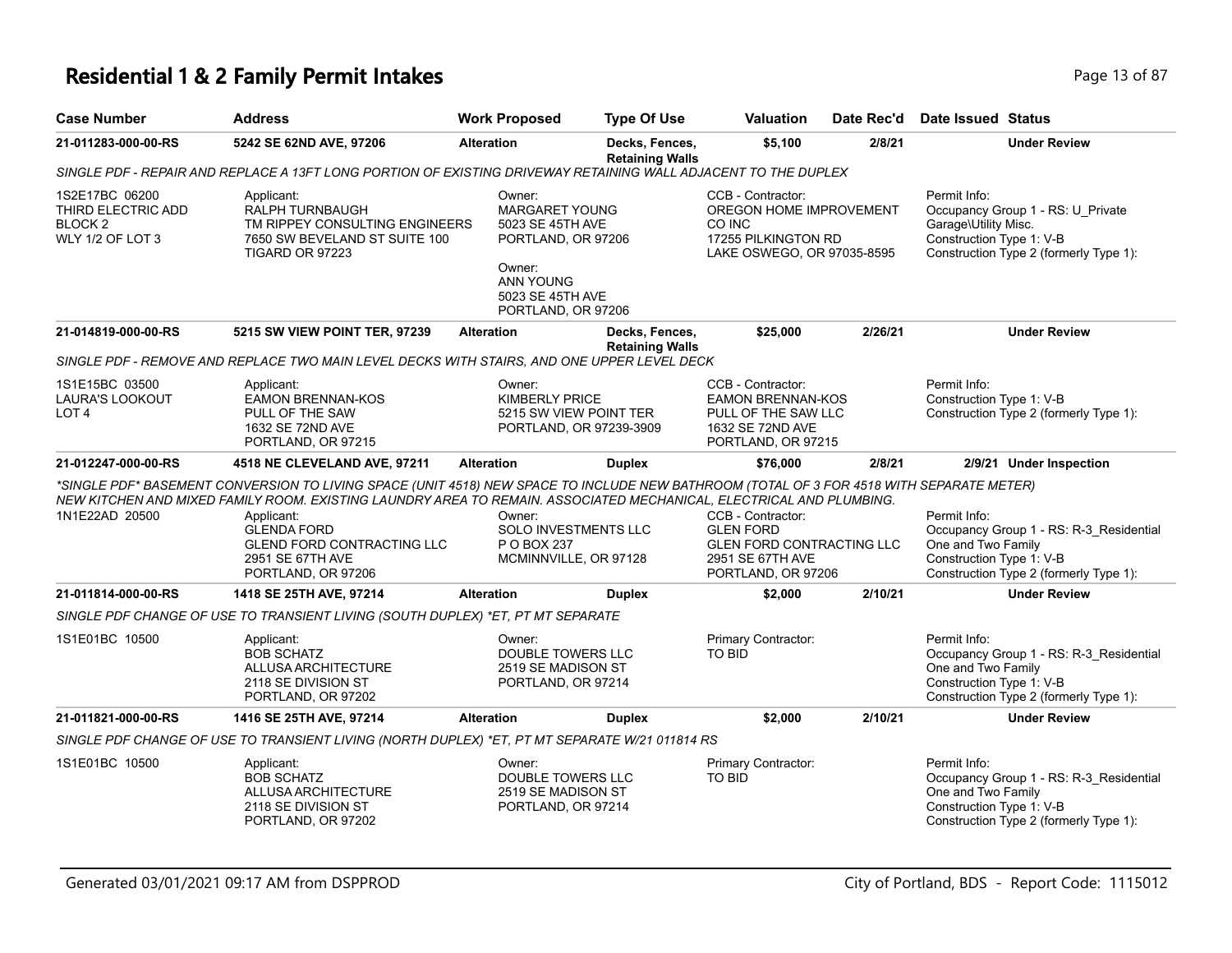# Residential 1 & 2 Family Permit Intakes

| Case Number | Address | Work Proposed | Type Of Use | Valuation | Date Rec'd | Date Issued | Status |
|---|---|---|---|---|---|---|---|
| **21-011283-000-00-RS** | **5242 SE 62ND AVE, 97206** | **Alteration** | **Decks, Fences, Retaining Walls** | **$5,100** | **2/8/21** | | **Under Review** |

*SINGLE PDF - REPAIR AND REPLACE A 13FT LONG PORTION OF EXISTING DRIVEWAY RETAINING WALL ADJACENT TO THE DUPLEX*

1S2E17BC 06200
THIRD ELECTRIC ADD
BLOCK 2
WLY 1/2 OF LOT 3

Applicant:
RALPH TURNBAUGH
TM RIPPEY CONSULTING ENGINEERS
7650 SW BEVELAND ST SUITE 100
TIGARD OR 97223

Owner:
MARGARET YOUNG
5023 SE 45TH AVE
PORTLAND, OR 97206

Owner:
ANN YOUNG
5023 SE 45TH AVE
PORTLAND, OR 97206

CCB - Contractor:
OREGON HOME IMPROVEMENT CO INC
17255 PILKINGTON RD
LAKE OSWEGO, OR 97035-8595

Permit Info:
Occupancy Group 1 - RS: U_Private Garage\Utility Misc.
Construction Type 1: V-B
Construction Type 2 (formerly Type 1):

| Case Number | Address | Work Proposed | Type Of Use | Valuation | Date Rec'd | Date Issued | Status |
|---|---|---|---|---|---|---|---|
| **21-014819-000-00-RS** | **5215 SW VIEW POINT TER, 97239** | **Alteration** | **Decks, Fences, Retaining Walls** | **$25,000** | **2/26/21** | | **Under Review** |

*SINGLE PDF - REMOVE AND REPLACE TWO MAIN LEVEL DECKS WITH STAIRS, AND ONE UPPER LEVEL DECK*

1S1E15BC 03500
LAURA'S LOOKOUT
LOT 4

Applicant:
EAMON BRENNAN-KOS
PULL OF THE SAW
1632 SE 72ND AVE
PORTLAND, OR 97215

Owner:
KIMBERLY PRICE
5215 SW VIEW POINT TER
PORTLAND, OR 97239-3909

CCB - Contractor:
EAMON BRENNAN-KOS
PULL OF THE SAW LLC
1632 SE 72ND AVE
PORTLAND, OR 97215

Permit Info:
Construction Type 1: V-B
Construction Type 2 (formerly Type 1):

| Case Number | Address | Work Proposed | Type Of Use | Valuation | Date Rec'd | Date Issued | Status |
|---|---|---|---|---|---|---|---|
| **21-012247-000-00-RS** | **4518 NE CLEVELAND AVE, 97211** | **Alteration** | **Duplex** | **$76,000** | **2/8/21** | **2/9/21** | **Under Inspection** |

*\*SINGLE PDF\* BASEMENT CONVERSION TO LIVING SPACE (UNIT 4518) NEW SPACE TO INCLUDE NEW BATHROOM (TOTAL OF 3 FOR 4518 WITH SEPARATE METER) NEW KITCHEN AND MIXED FAMILY ROOM. EXISTING LAUNDRY AREA TO REMAIN. ASSOCIATED MECHANICAL, ELECTRICAL AND PLUMBING.*

1N1E22AD 20500

Applicant:
GLENDA FORD
GLEND FORD CONTRACTING LLC
2951 SE 67TH AVE
PORTLAND, OR 97206

Owner:
SOLO INVESTMENTS LLC
P O BOX 237
MCMINNVILLE, OR 97128

CCB - Contractor:
GLEN FORD
GLEN FORD CONTRACTING LLC
2951 SE 67TH AVE
PORTLAND, OR 97206

Permit Info:
Occupancy Group 1 - RS: R-3_Residential One and Two Family
Construction Type 1: V-B
Construction Type 2 (formerly Type 1):

| Case Number | Address | Work Proposed | Type Of Use | Valuation | Date Rec'd | Date Issued | Status |
|---|---|---|---|---|---|---|---|
| **21-011814-000-00-RS** | **1418 SE 25TH AVE, 97214** | **Alteration** | **Duplex** | **$2,000** | **2/10/21** | | **Under Review** |

*SINGLE PDF CHANGE OF USE TO TRANSIENT LIVING (SOUTH DUPLEX) \*ET, PT MT SEPARATE*

1S1E01BC 10500

Applicant:
BOB SCHATZ
ALLUSA ARCHITECTURE
2118 SE DIVISION ST
PORTLAND, OR 97202

Owner:
DOUBLE TOWERS LLC
2519 SE MADISON ST
PORTLAND, OR 97214

Primary Contractor:
TO BID

Permit Info:
Occupancy Group 1 - RS: R-3_Residential One and Two Family
Construction Type 1: V-B
Construction Type 2 (formerly Type 1):

| Case Number | Address | Work Proposed | Type Of Use | Valuation | Date Rec'd | Date Issued | Status |
|---|---|---|---|---|---|---|---|
| **21-011821-000-00-RS** | **1416 SE 25TH AVE, 97214** | **Alteration** | **Duplex** | **$2,000** | **2/10/21** | | **Under Review** |

*SINGLE PDF CHANGE OF USE TO TRANSIENT LIVING (NORTH DUPLEX) \*ET, PT MT SEPARATE W/21 011814 RS*

1S1E01BC 10500

Applicant:
BOB SCHATZ
ALLUSA ARCHITECTURE
2118 SE DIVISION ST
PORTLAND, OR 97202

Owner:
DOUBLE TOWERS LLC
2519 SE MADISON ST
PORTLAND, OR 97214

Primary Contractor:
TO BID

Permit Info:
Occupancy Group 1 - RS: R-3_Residential One and Two Family
Construction Type 1: V-B
Construction Type 2 (formerly Type 1):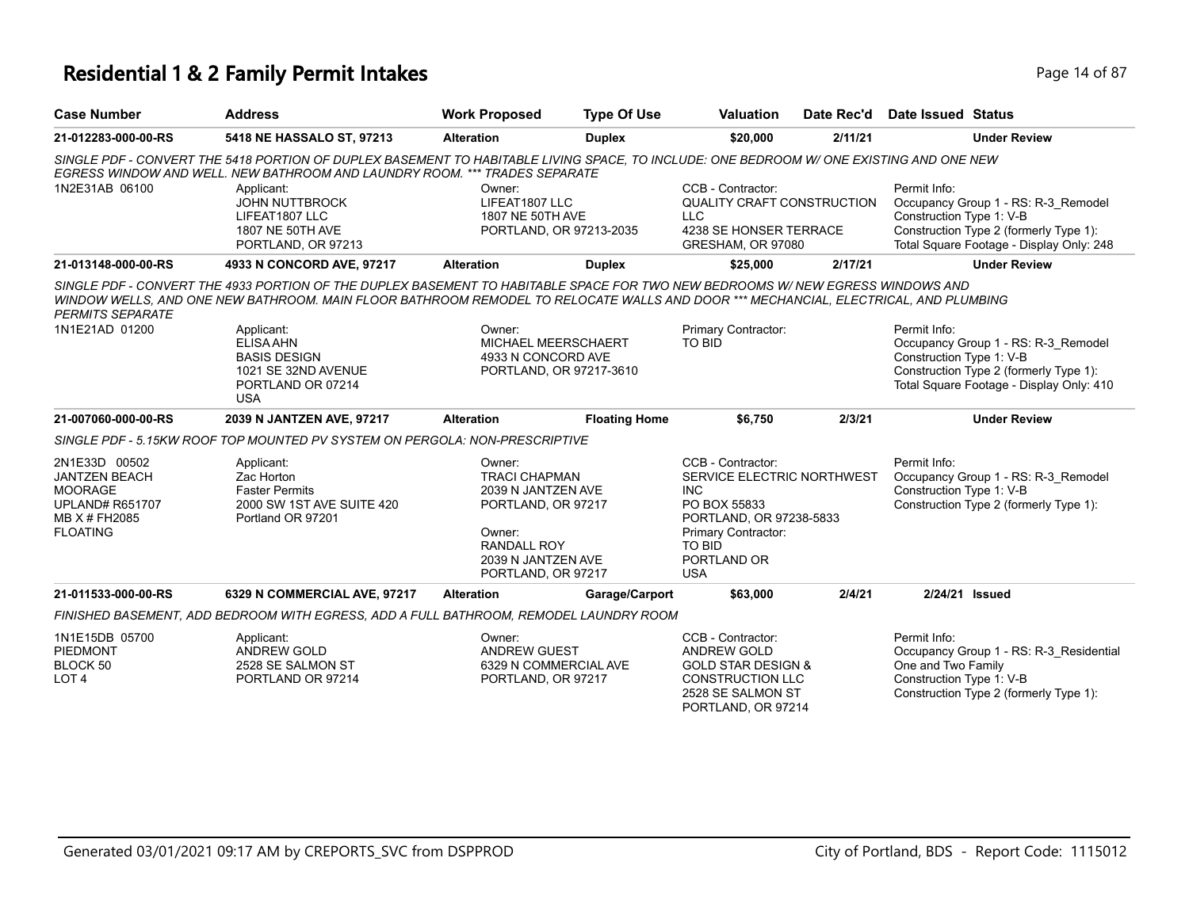# Residential 1 & 2 Family Permit Intakes

| Case Number | Address | Work Proposed | Type Of Use | Valuation | Date Rec'd | Date Issued | Status |
|---|---|---|---|---|---|---|---|
| 21-012283-000-00-RS | 5418 NE HASSALO ST, 97213 | Alteration | Duplex | $20,000 | 2/11/21 | | Under Review |

*SINGLE PDF - CONVERT THE 5418 PORTION OF DUPLEX BASEMENT TO HABITABLE LIVING SPACE, TO INCLUDE: ONE BEDROOM W/ ONE EXISTING AND ONE NEW EGRESS WINDOW AND WELL. NEW BATHROOM AND LAUNDRY ROOM. *** TRADES SEPARATE*

1N2E31AB 06100

Applicant:
JOHN NUTTBROCK
LIFEAT1807 LLC
1807 NE 50TH AVE
PORTLAND, OR 97213

Owner:
LIFEAT1807 LLC
1807 NE 50TH AVE
PORTLAND, OR 97213-2035

CCB - Contractor:
QUALITY CRAFT CONSTRUCTION LLC
4238 SE HONSER TERRACE
GRESHAM, OR 97080

Permit Info:
Occupancy Group 1 - RS: R-3_Remodel
Construction Type 1: V-B
Construction Type 2 (formerly Type 1):
Total Square Footage - Display Only: 248

| Case Number | Address | Work Proposed | Type Of Use | Valuation | Date Rec'd | Date Issued | Status |
|---|---|---|---|---|---|---|---|
| 21-013148-000-00-RS | 4933 N CONCORD AVE, 97217 | Alteration | Duplex | $25,000 | 2/17/21 | | Under Review |

*SINGLE PDF - CONVERT THE 4933 PORTION OF THE DUPLEX BASEMENT TO HABITABLE SPACE FOR TWO NEW BEDROOMS W/ NEW EGRESS WINDOWS AND WINDOW WELLS, AND ONE NEW BATHROOM. MAIN FLOOR BATHROOM REMODEL TO RELOCATE WALLS AND DOOR *** MECHANCIAL, ELECTRICAL, AND PLUMBING PERMITS SEPARATE*

1N1E21AD 01200

Applicant:
ELISA AHN
BASIS DESIGN
1021 SE 32ND AVENUE
PORTLAND OR 07214
USA

Owner:
MICHAEL MEERSCHAERT
4933 N CONCORD AVE
PORTLAND, OR 97217-3610

Primary Contractor:
TO BID

Permit Info:
Occupancy Group 1 - RS: R-3_Remodel
Construction Type 1: V-B
Construction Type 2 (formerly Type 1):
Total Square Footage - Display Only: 410

| Case Number | Address | Work Proposed | Type Of Use | Valuation | Date Rec'd | Date Issued | Status |
|---|---|---|---|---|---|---|---|
| 21-007060-000-00-RS | 2039 N JANTZEN AVE, 97217 | Alteration | Floating Home | $6,750 | 2/3/21 | | Under Review |

*SINGLE PDF - 5.15KW ROOF TOP MOUNTED PV SYSTEM ON PERGOLA: NON-PRESCRIPTIVE*

2N1E33D 00502
JANTZEN BEACH MOORAGE
UPLAND# R651707
MB X # FH2085
FLOATING

Applicant:
Zac Horton
Faster Permits
2000 SW 1ST AVE SUITE 420
Portland OR 97201

Owner:
TRACI CHAPMAN
2039 N JANTZEN AVE
PORTLAND, OR 97217

Owner:
RANDALL ROY
2039 N JANTZEN AVE
PORTLAND, OR 97217

CCB - Contractor:
SERVICE ELECTRIC NORTHWEST INC
PO BOX 55833
PORTLAND, OR 97238-5833

Primary Contractor:
TO BID
PORTLAND OR
USA

Permit Info:
Occupancy Group 1 - RS: R-3_Remodel
Construction Type 1: V-B
Construction Type 2 (formerly Type 1):

| Case Number | Address | Work Proposed | Type Of Use | Valuation | Date Rec'd | Date Issued | Status |
|---|---|---|---|---|---|---|---|
| 21-011533-000-00-RS | 6329 N COMMERCIAL AVE, 97217 | Alteration | Garage/Carport | $63,000 | 2/4/21 | 2/24/21 | Issued |

*FINISHED BASEMENT, ADD BEDROOM WITH EGRESS, ADD A FULL BATHROOM, REMODEL LAUNDRY ROOM*

1N1E15DB 05700
PIEDMONT
BLOCK 50
LOT 4

Applicant:
ANDREW GOLD
2528 SE SALMON ST
PORTLAND OR 97214

Owner:
ANDREW GUEST
6329 N COMMERCIAL AVE
PORTLAND, OR 97217

CCB - Contractor:
ANDREW GOLD
GOLD STAR DESIGN & CONSTRUCTION LLC
2528 SE SALMON ST
PORTLAND, OR 97214

Permit Info:
Occupancy Group 1 - RS: R-3_Residential One and Two Family
Construction Type 1: V-B
Construction Type 2 (formerly Type 1):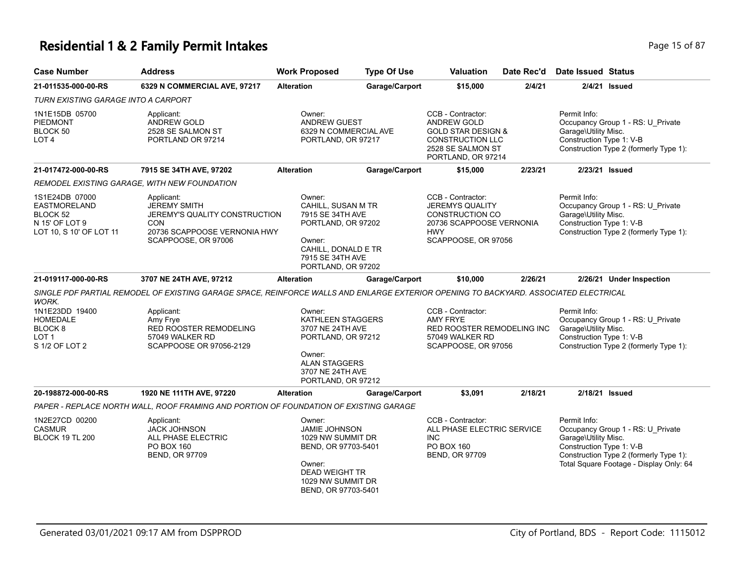# Residential 1 & 2 Family Permit Intakes

| Case Number | Address | Work Proposed | Type Of Use | Valuation | Date Rec'd | Date Issued | Status |
|---|---|---|---|---|---|---|---|
| 21-011535-000-00-RS | 6329 N COMMERCIAL AVE, 97217 | Alteration | Garage/Carport | $15,000 | 2/4/21 | 2/4/21 | Issued |

*TURN EXISTING GARAGE INTO A CARPORT*

1N1E15DB 05700
PIEDMONT
BLOCK 50
LOT 4

Applicant:
ANDREW GOLD
2528 SE SALMON ST
PORTLAND OR 97214

Owner:
ANDREW GUEST
6329 N COMMERCIAL AVE
PORTLAND, OR 97217

CCB - Contractor:
ANDREW GOLD
GOLD STAR DESIGN &
CONSTRUCTION LLC
2528 SE SALMON ST
PORTLAND, OR 97214

Permit Info:
Occupancy Group 1 - RS: U_Private
Garage\Utility Misc.
Construction Type 1: V-B
Construction Type 2 (formerly Type 1):

| Case Number | Address | Work Proposed | Type Of Use | Valuation | Date Rec'd | Date Issued | Status |
|---|---|---|---|---|---|---|---|
| 21-017472-000-00-RS | 7915 SE 34TH AVE, 97202 | Alteration | Garage/Carport | $15,000 | 2/23/21 | 2/23/21 | Issued |

*REMODEL EXISTING GARAGE, WITH NEW FOUNDATION*

1S1E24DB 07000
EASTMORELAND
BLOCK 52
N 15' OF LOT 9
LOT 10, S 10' OF LOT 11

Applicant:
JEREMY SMITH
JEREMY'S QUALITY CONSTRUCTION
CON
20736 SCAPPOOSE VERNONIA HWY
SCAPPOOSE, OR 97006

Owner:
CAHILL, SUSAN M TR
7915 SE 34TH AVE
PORTLAND, OR 97202

Owner:
CAHILL, DONALD E TR
7915 SE 34TH AVE
PORTLAND, OR 97202

CCB - Contractor:
JEREMYS QUALITY
CONSTRUCTION CO
20736 SCAPPOOSE VERNONIA
HWY
SCAPPOOSE, OR 97056

Permit Info:
Occupancy Group 1 - RS: U_Private
Garage\Utility Misc.
Construction Type 1: V-B
Construction Type 2 (formerly Type 1):

| Case Number | Address | Work Proposed | Type Of Use | Valuation | Date Rec'd | Date Issued | Status |
|---|---|---|---|---|---|---|---|
| 21-019117-000-00-RS | 3707 NE 24TH AVE, 97212 | Alteration | Garage/Carport | $10,000 | 2/26/21 | 2/26/21 | Under Inspection |

*SINGLE PDF PARTIAL REMODEL OF EXISTING GARAGE SPACE, REINFORCE WALLS AND ENLARGE EXTERIOR OPENING TO BACKYARD. ASSOCIATED ELECTRICAL WORK.*

1N1E23DD 19400
HOMEDALE
BLOCK 8
LOT 1
S 1/2 OF LOT 2

Applicant:
Amy Frye
RED ROOSTER REMODELING
57049 WALKER RD
SCAPPOOSE OR 97056-2129

Owner:
KATHLEEN STAGGERS
3707 NE 24TH AVE
PORTLAND, OR 97212

Owner:
ALAN STAGGERS
3707 NE 24TH AVE
PORTLAND, OR 97212

CCB - Contractor:
AMY FRYE
RED ROOSTER REMODELING INC
57049 WALKER RD
SCAPPOOSE, OR 97056

Permit Info:
Occupancy Group 1 - RS: U_Private
Garage\Utility Misc.
Construction Type 1: V-B
Construction Type 2 (formerly Type 1):

| Case Number | Address | Work Proposed | Type Of Use | Valuation | Date Rec'd | Date Issued | Status |
|---|---|---|---|---|---|---|---|
| 20-198872-000-00-RS | 1920 NE 111TH AVE, 97220 | Alteration | Garage/Carport | $3,091 | 2/18/21 | 2/18/21 | Issued |

*PAPER - REPLACE NORTH WALL, ROOF FRAMING AND PORTION OF FOUNDATION OF EXISTING GARAGE*

1N2E27CD 00200
CASMUR
BLOCK 19 TL 200

Applicant:
JACK JOHNSON
ALL PHASE ELECTRIC
PO BOX 160
BEND, OR 97709

Owner:
JAMIE JOHNSON
1029 NW SUMMIT DR
BEND, OR 97703-5401

Owner:
DEAD WEIGHT TR
1029 NW SUMMIT DR
BEND, OR 97703-5401

CCB - Contractor:
ALL PHASE ELECTRIC SERVICE
INC
PO BOX 160
BEND, OR 97709

Permit Info:
Occupancy Group 1 - RS: U_Private
Garage\Utility Misc.
Construction Type 1: V-B
Construction Type 2 (formerly Type 1):
Total Square Footage - Display Only: 64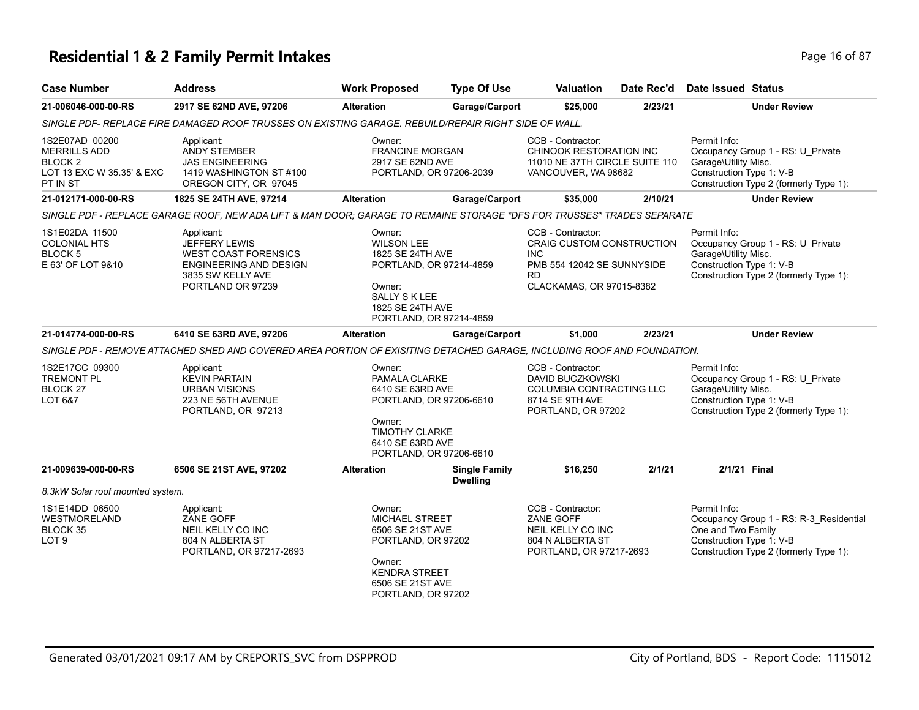# Residential 1 & 2 Family Permit Intakes

| Case Number | Address | Work Proposed | Type Of Use | Valuation | Date Rec'd | Date Issued | Status |
|---|---|---|---|---|---|---|---|
| 21-006046-000-00-RS | 2917 SE 62ND AVE, 97206 | Alteration | Garage/Carport | $25,000 | 2/23/21 | | Under Review |

*SINGLE PDF- REPLACE FIRE DAMAGED ROOF TRUSSES ON EXISTING GARAGE. REBUILD/REPAIR RIGHT SIDE OF WALL.*

| Legal | Applicant | Owner | CCB - Contractor | Permit Info |
|---|---|---|---|---|
| 1S2E07AD 00200<br>MERRILLS ADD<br>BLOCK 2<br>LOT 13 EXC W 35.35' & EXC PT IN ST | Applicant:<br>ANDY STEMBER<br>JAS ENGINEERING<br>1419 WASHINGTON ST #100<br>OREGON CITY, OR 97045 | Owner:<br>FRANCINE MORGAN<br>2917 SE 62ND AVE<br>PORTLAND, OR 97206-2039 | CCB - Contractor:<br>CHINOOK RESTORATION INC<br>11010 NE 37TH CIRCLE SUITE 110<br>VANCOUVER, WA 98682 | Permit Info:<br>Occupancy Group 1 - RS: U_Private Garage\Utility Misc.<br>Construction Type 1: V-B<br>Construction Type 2 (formerly Type 1): |

| Case Number | Address | Work Proposed | Type Of Use | Valuation | Date Rec'd | Date Issued | Status |
|---|---|---|---|---|---|---|---|
| 21-012171-000-00-RS | 1825 SE 24TH AVE, 97214 | Alteration | Garage/Carport | $35,000 | 2/10/21 | | Under Review |

*SINGLE PDF - REPLACE GARAGE ROOF, NEW ADA LIFT & MAN DOOR; GARAGE TO REMAINE STORAGE *DFS FOR TRUSSES* TRADES SEPARATE*

| Legal | Applicant | Owner | CCB - Contractor | Permit Info |
|---|---|---|---|---|
| 1S1E02DA 11500<br>COLONIAL HTS<br>BLOCK 5<br>E 63' OF LOT 9&10 | Applicant:<br>JEFFERY LEWIS<br>WEST COAST FORENSICS<br>ENGINEERING AND DESIGN<br>3835 SW KELLY AVE<br>PORTLAND OR 97239 | Owner:<br>WILSON LEE<br>1825 SE 24TH AVE<br>PORTLAND, OR 97214-4859<br>Owner:<br>SALLY S K LEE<br>1825 SE 24TH AVE<br>PORTLAND, OR 97214-4859 | CCB - Contractor:<br>CRAIG CUSTOM CONSTRUCTION INC<br>PMB 554 12042 SE SUNNYSIDE RD<br>CLACKAMAS, OR 97015-8382 | Permit Info:<br>Occupancy Group 1 - RS: U_Private Garage\Utility Misc.<br>Construction Type 1: V-B<br>Construction Type 2 (formerly Type 1): |

| Case Number | Address | Work Proposed | Type Of Use | Valuation | Date Rec'd | Date Issued | Status |
|---|---|---|---|---|---|---|---|
| 21-014774-000-00-RS | 6410 SE 63RD AVE, 97206 | Alteration | Garage/Carport | $1,000 | 2/23/21 | | Under Review |

*SINGLE PDF - REMOVE ATTACHED SHED AND COVERED AREA PORTION OF EXISITING DETACHED GARAGE, INCLUDING ROOF AND FOUNDATION.*

| Legal | Applicant | Owner | CCB - Contractor | Permit Info |
|---|---|---|---|---|
| 1S2E17CC 09300<br>TREMONT PL<br>BLOCK 27<br>LOT 6&7 | Applicant:<br>KEVIN PARTAIN<br>URBAN VISIONS<br>223 NE 56TH AVENUE<br>PORTLAND, OR 97213 | Owner:<br>PAMALA CLARKE<br>6410 SE 63RD AVE<br>PORTLAND, OR 97206-6610<br>Owner:<br>TIMOTHY CLARKE<br>6410 SE 63RD AVE<br>PORTLAND, OR 97206-6610 | CCB - Contractor:<br>DAVID BUCZKOWSKI<br>COLUMBIA CONTRACTING LLC<br>8714 SE 9TH AVE<br>PORTLAND, OR 97202 | Permit Info:<br>Occupancy Group 1 - RS: U_Private Garage\Utility Misc.<br>Construction Type 1: V-B<br>Construction Type 2 (formerly Type 1): |

| Case Number | Address | Work Proposed | Type Of Use | Valuation | Date Rec'd | Date Issued | Status |
|---|---|---|---|---|---|---|---|
| 21-009639-000-00-RS | 6506 SE 21ST AVE, 97202 | Alteration | Single Family Dwelling | $16,250 | 2/1/21 | 2/1/21 | Final |

*8.3kW Solar roof mounted system.*

| Legal | Applicant | Owner | CCB - Contractor | Permit Info |
|---|---|---|---|---|
| 1S1E14DD 06500<br>WESTMORELAND<br>BLOCK 35<br>LOT 9 | Applicant:<br>ZANE GOFF<br>NEIL KELLY CO INC<br>804 N ALBERTA ST<br>PORTLAND, OR 97217-2693 | Owner:<br>MICHAEL STREET<br>6506 SE 21ST AVE<br>PORTLAND, OR 97202<br>Owner:<br>KENDRA STREET<br>6506 SE 21ST AVE<br>PORTLAND, OR 97202 | CCB - Contractor:<br>ZANE GOFF<br>NEIL KELLY CO INC<br>804 N ALBERTA ST<br>PORTLAND, OR 97217-2693 | Permit Info:<br>Occupancy Group 1 - RS: R-3_Residential One and Two Family<br>Construction Type 1: V-B<br>Construction Type 2 (formerly Type 1): |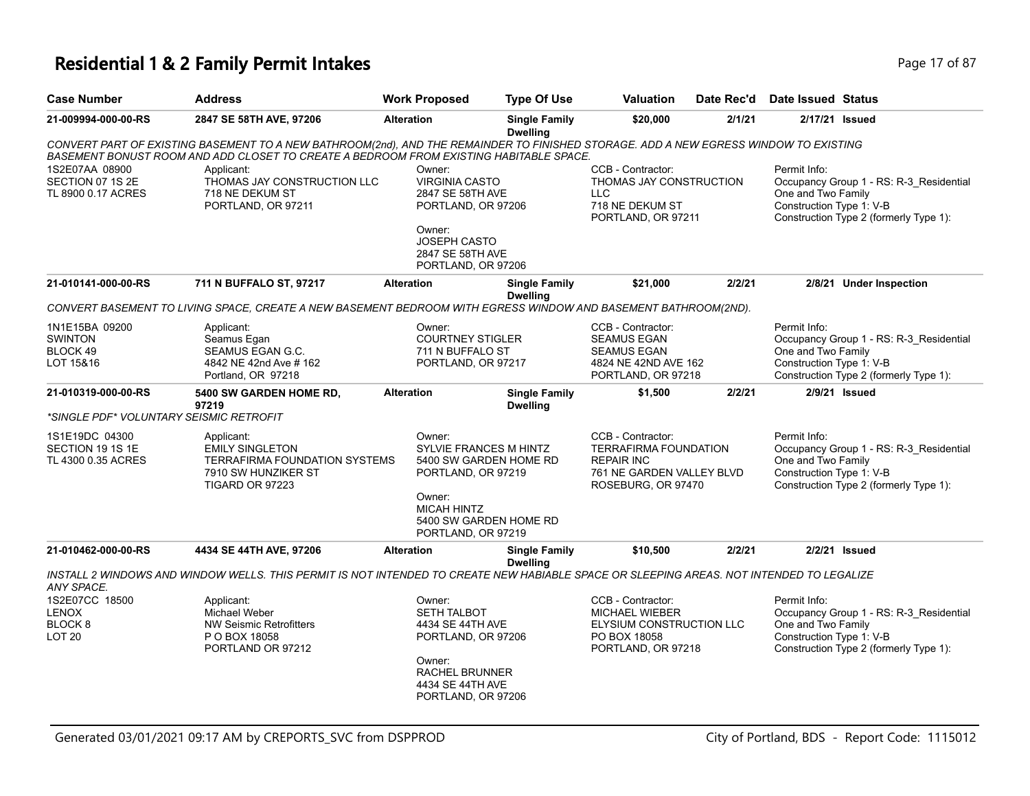# Residential 1 & 2 Family Permit Intakes

| Case Number | Address | Work Proposed | Type Of Use | Valuation | Date Rec'd | Date Issued | Status |
|---|---|---|---|---|---|---|---|
| 21-009994-000-00-RS | 2847 SE 58TH AVE, 97206 | Alteration | Single Family Dwelling | $20,000 | 2/1/21 | 2/17/21 | Issued |

*CONVERT PART OF EXISTING BASEMENT TO A NEW BATHROOM(2nd), AND THE REMAINDER TO FINISHED STORAGE. ADD A NEW EGRESS WINDOW TO EXISTING BASEMENT BONUST ROOM AND ADD CLOSET TO CREATE A BEDROOM FROM EXISTING HABITABLE SPACE.*

1S2E07AA 08900
SECTION 07 1S 2E
TL 8900 0.17 ACRES

Applicant:
THOMAS JAY CONSTRUCTION LLC
718 NE DEKUM ST
PORTLAND, OR 97211

Owner:
VIRGINIA CASTO
2847 SE 58TH AVE
PORTLAND, OR 97206

Owner:
JOSEPH CASTO
2847 SE 58TH AVE
PORTLAND, OR 97206

CCB - Contractor:
THOMAS JAY CONSTRUCTION LLC
718 NE DEKUM ST
PORTLAND, OR 97211

Permit Info:
Occupancy Group 1 - RS: R-3_Residential One and Two Family
Construction Type 1: V-B
Construction Type 2 (formerly Type 1):

| Case Number | Address | Work Proposed | Type Of Use | Valuation | Date Rec'd | Date Issued | Status |
|---|---|---|---|---|---|---|---|
| 21-010141-000-00-RS | 711 N BUFFALO ST, 97217 | Alteration | Single Family Dwelling | $21,000 | 2/2/21 | 2/8/21 | Under Inspection |

*CONVERT BASEMENT TO LIVING SPACE, CREATE A NEW BASEMENT BEDROOM WITH EGRESS WINDOW AND BASEMENT BATHROOM(2ND).*

1N1E15BA 09200
SWINTON
BLOCK 49
LOT 15&16

Applicant:
Seamus Egan
SEAMUS EGAN G.C.
4842 NE 42nd Ave # 162
Portland, OR 97218

Owner:
COURTNEY STIGLER
711 N BUFFALO ST
PORTLAND, OR 97217

CCB - Contractor:
SEAMUS EGAN
SEAMUS EGAN
4824 NE 42ND AVE 162
PORTLAND, OR 97218

Permit Info:
Occupancy Group 1 - RS: R-3_Residential One and Two Family
Construction Type 1: V-B
Construction Type 2 (formerly Type 1):

| Case Number | Address | Work Proposed | Type Of Use | Valuation | Date Rec'd | Date Issued | Status |
|---|---|---|---|---|---|---|---|
| 21-010319-000-00-RS | 5400 SW GARDEN HOME RD, 97219 | Alteration | Single Family Dwelling | $1,500 | 2/2/21 | 2/9/21 | Issued |

*\*SINGLE PDF\* VOLUNTARY SEISMIC RETROFIT*

1S1E19DC 04300
SECTION 19 1S 1E
TL 4300 0.35 ACRES

Applicant:
EMILY SINGLETON
TERRAFIRMA FOUNDATION SYSTEMS
7910 SW HUNZIKER ST
TIGARD OR 97223

Owner:
SYLVIE FRANCES M HINTZ
5400 SW GARDEN HOME RD
PORTLAND, OR 97219

Owner:
MICAH HINTZ
5400 SW GARDEN HOME RD
PORTLAND, OR 97219

CCB - Contractor:
TERRAFIRMA FOUNDATION REPAIR INC
761 NE GARDEN VALLEY BLVD
ROSEBURG, OR 97470

Permit Info:
Occupancy Group 1 - RS: R-3_Residential One and Two Family
Construction Type 1: V-B
Construction Type 2 (formerly Type 1):

| Case Number | Address | Work Proposed | Type Of Use | Valuation | Date Rec'd | Date Issued | Status |
|---|---|---|---|---|---|---|---|
| 21-010462-000-00-RS | 4434 SE 44TH AVE, 97206 | Alteration | Single Family Dwelling | $10,500 | 2/2/21 | 2/2/21 | Issued |

*INSTALL 2 WINDOWS AND WINDOW WELLS. THIS PERMIT IS NOT INTENDED TO CREATE NEW HABIABLE SPACE OR SLEEPING AREAS. NOT INTENDED TO LEGALIZE ANY SPACE.*

1S2E07CC 18500
LENOX
BLOCK 8
LOT 20

Applicant:
Michael Weber
NW Seismic Retrofitters
P O BOX 18058
PORTLAND OR 97212

Owner:
SETH TALBOT
4434 SE 44TH AVE
PORTLAND, OR 97206

Owner:
RACHEL BRUNNER
4434 SE 44TH AVE
PORTLAND, OR 97206

CCB - Contractor:
MICHAEL WIEBER
ELYSIUM CONSTRUCTION LLC
PO BOX 18058
PORTLAND, OR 97218

Permit Info:
Occupancy Group 1 - RS: R-3_Residential One and Two Family
Construction Type 1: V-B
Construction Type 2 (formerly Type 1):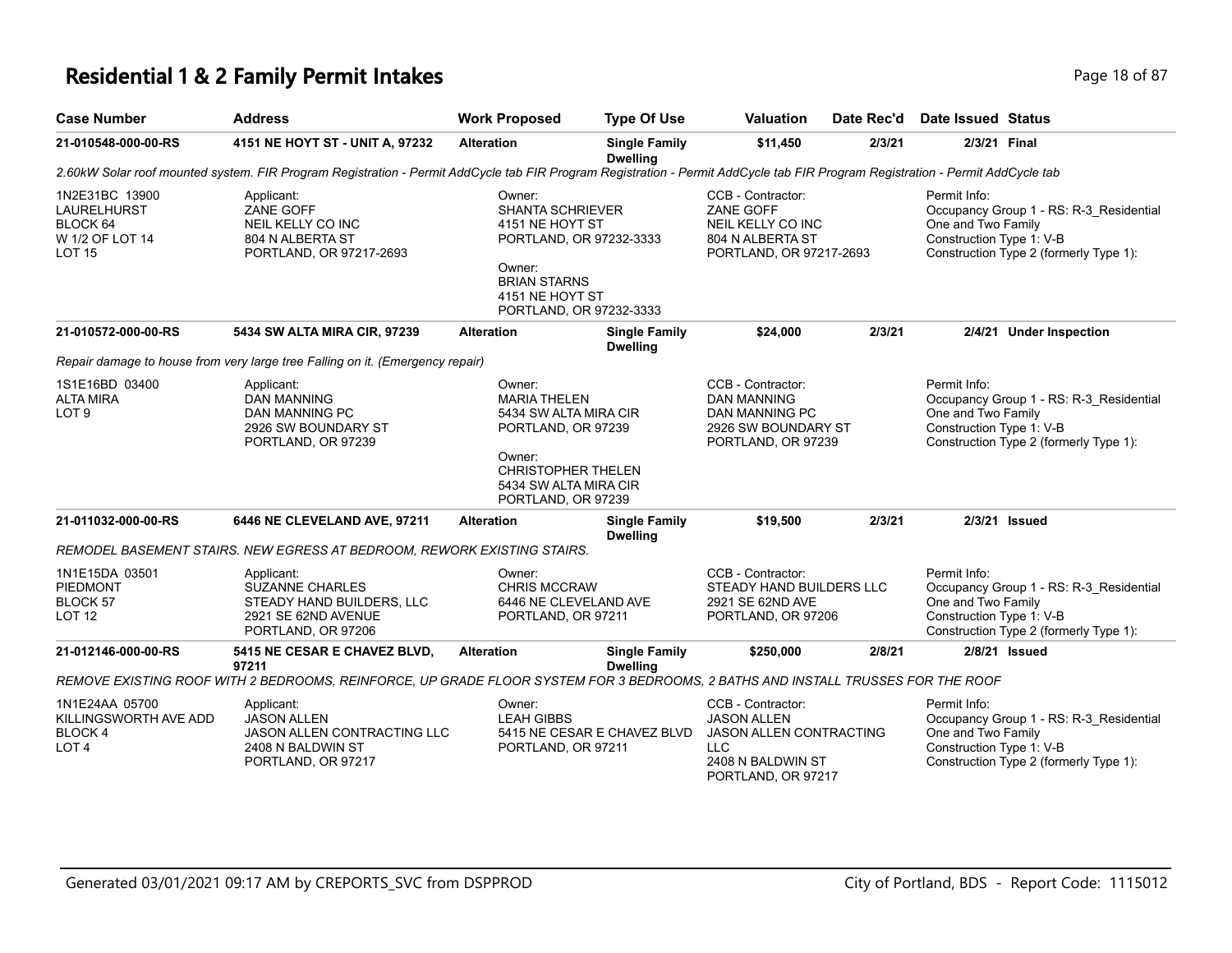# Residential 1 & 2 Family Permit Intakes

| Case Number | Address | Work Proposed | Type Of Use | Valuation | Date Rec'd | Date Issued | Status |
|---|---|---|---|---|---|---|---|
| 21-010548-000-00-RS | 4151 NE HOYT ST - UNIT A, 97232 | Alteration | Single Family Dwelling | $11,450 | 2/3/21 | 2/3/21 | Final |

*2.60kW Solar roof mounted system. FIR Program Registration - Permit AddCycle tab FIR Program Registration - Permit AddCycle tab FIR Program Registration - Permit AddCycle tab*

1N2E31BC 13900
LAURELHURST
BLOCK 64
W 1/2 OF LOT 14
LOT 15

Applicant:
ZANE GOFF
NEIL KELLY CO INC
804 N ALBERTA ST
PORTLAND, OR 97217-2693

Owner:
SHANTA SCHRIEVER
4151 NE HOYT ST
PORTLAND, OR 97232-3333

Owner:
BRIAN STARNS
4151 NE HOYT ST
PORTLAND, OR 97232-3333

CCB - Contractor:
ZANE GOFF
NEIL KELLY CO INC
804 N ALBERTA ST
PORTLAND, OR 97217-2693

Permit Info:
Occupancy Group 1 - RS: R-3_Residential One and Two Family
Construction Type 1: V-B
Construction Type 2 (formerly Type 1):

| Case Number | Address | Work Proposed | Type Of Use | Valuation | Date Rec'd | Date Issued | Status |
|---|---|---|---|---|---|---|---|
| 21-010572-000-00-RS | 5434 SW ALTA MIRA CIR, 97239 | Alteration | Single Family Dwelling | $24,000 | 2/3/21 | 2/4/21 | Under Inspection |

*Repair damage to house from very large tree Falling on it. (Emergency repair)*

1S1E16BD 03400
ALTA MIRA
LOT 9

Applicant:
DAN MANNING
DAN MANNING PC
2926 SW BOUNDARY ST
PORTLAND, OR 97239

Owner:
MARIA THELEN
5434 SW ALTA MIRA CIR
PORTLAND, OR 97239

Owner:
CHRISTOPHER THELEN
5434 SW ALTA MIRA CIR
PORTLAND, OR 97239

CCB - Contractor:
DAN MANNING
DAN MANNING PC
2926 SW BOUNDARY ST
PORTLAND, OR 97239

Permit Info:
Occupancy Group 1 - RS: R-3_Residential One and Two Family
Construction Type 1: V-B
Construction Type 2 (formerly Type 1):

| Case Number | Address | Work Proposed | Type Of Use | Valuation | Date Rec'd | Date Issued | Status |
|---|---|---|---|---|---|---|---|
| 21-011032-000-00-RS | 6446 NE CLEVELAND AVE, 97211 | Alteration | Single Family Dwelling | $19,500 | 2/3/21 | 2/3/21 | Issued |

*REMODEL BASEMENT STAIRS. NEW EGRESS AT BEDROOM, REWORK EXISTING STAIRS.*

1N1E15DA 03501
PIEDMONT
BLOCK 57
LOT 12

Applicant:
SUZANNE CHARLES
STEADY HAND BUILDERS, LLC
2921 SE 62ND AVENUE
PORTLAND, OR 97206

Owner:
CHRIS MCCRAW
6446 NE CLEVELAND AVE
PORTLAND, OR 97211

CCB - Contractor:
STEADY HAND BUILDERS LLC
2921 SE 62ND AVE
PORTLAND, OR 97206

Permit Info:
Occupancy Group 1 - RS: R-3_Residential One and Two Family
Construction Type 1: V-B
Construction Type 2 (formerly Type 1):

| Case Number | Address | Work Proposed | Type Of Use | Valuation | Date Rec'd | Date Issued | Status |
|---|---|---|---|---|---|---|---|
| 21-012146-000-00-RS | 5415 NE CESAR E CHAVEZ BLVD, 97211 | Alteration | Single Family Dwelling | $250,000 | 2/8/21 | 2/8/21 | Issued |

*REMOVE EXISTING ROOF WITH 2 BEDROOMS, REINFORCE, UP GRADE FLOOR SYSTEM FOR 3 BEDROOMS, 2 BATHS AND INSTALL TRUSSES FOR THE ROOF*

1N1E24AA 05700
KILLINGSWORTH AVE ADD
BLOCK 4
LOT 4

Applicant:
JASON ALLEN
JASON ALLEN CONTRACTING LLC
2408 N BALDWIN ST
PORTLAND, OR 97217

Owner:
LEAH GIBBS
5415 NE CESAR E CHAVEZ BLVD
PORTLAND, OR 97211

CCB - Contractor:
JASON ALLEN
JASON ALLEN CONTRACTING LLC
2408 N BALDWIN ST
PORTLAND, OR 97217

Permit Info:
Occupancy Group 1 - RS: R-3_Residential One and Two Family
Construction Type 1: V-B
Construction Type 2 (formerly Type 1):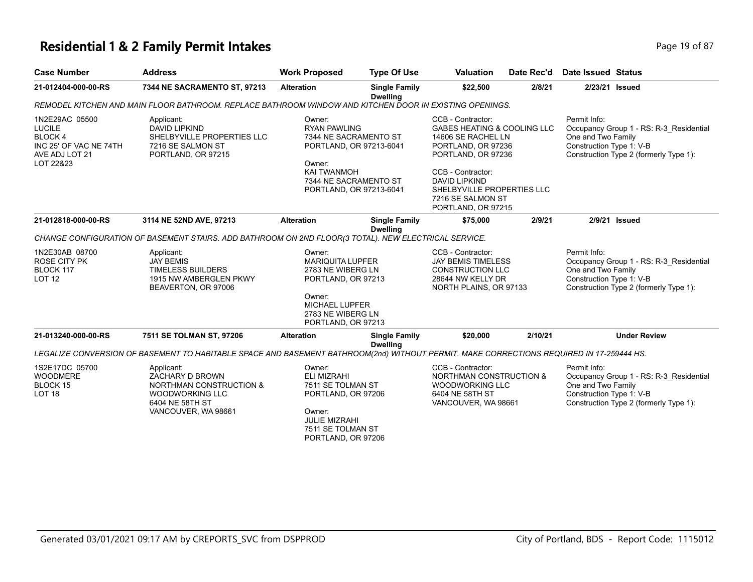# Residential 1 & 2 Family Permit Intakes

| Case Number | Address | Work Proposed | Type Of Use | Valuation | Date Rec'd | Date Issued | Status |
|---|---|---|---|---|---|---|---|
| **21-012404-000-00-RS** | **7344 NE SACRAMENTO ST, 97213** | **Alteration** | **Single Family Dwelling** | **$22,500** | **2/8/21** | **2/23/21** | **Issued** |

*REMODEL KITCHEN AND MAIN FLOOR BATHROOM. REPLACE BATHROOM WINDOW AND KITCHEN DOOR IN EXISTING OPENINGS.*

1N2E29AC 05500
LUCILE
BLOCK 4
INC 25' OF VAC NE 74TH AVE ADJ LOT 21
LOT 22&23

Applicant:
DAVID LIPKIND
SHELBYVILLE PROPERTIES LLC
7216 SE SALMON ST
PORTLAND, OR 97215

Owner:
RYAN PAWLING
7344 NE SACRAMENTO ST
PORTLAND, OR 97213-6041

Owner:
KAI TWANMOH
7344 NE SACRAMENTO ST
PORTLAND, OR 97213-6041

CCB - Contractor:
GABES HEATING & COOLING LLC
14606 SE RACHEL LN
PORTLAND, OR 97236
PORTLAND, OR 97236

CCB - Contractor:
DAVID LIPKIND
SHELBYVILLE PROPERTIES LLC
7216 SE SALMON ST
PORTLAND, OR 97215

Permit Info:
Occupancy Group 1 - RS: R-3_Residential One and Two Family
Construction Type 1: V-B
Construction Type 2 (formerly Type 1):

| Case Number | Address | Work Proposed | Type Of Use | Valuation | Date Rec'd | Date Issued | Status |
|---|---|---|---|---|---|---|---|
| **21-012818-000-00-RS** | **3114 NE 52ND AVE, 97213** | **Alteration** | **Single Family Dwelling** | **$75,000** | **2/9/21** | **2/9/21** | **Issued** |

*CHANGE CONFIGURATION OF BASEMENT STAIRS. ADD BATHROOM ON 2ND FLOOR(3 TOTAL). NEW ELECTRICAL SERVICE.*

1N2E30AB 08700
ROSE CITY PK
BLOCK 117
LOT 12

Applicant:
JAY BEMIS
TIMELESS BUILDERS
1915 NW AMBERGLEN PKWY
BEAVERTON, OR 97006

Owner:
MARIQUITA LUPFER
2783 NE WIBERG LN
PORTLAND, OR 97213

Owner:
MICHAEL LUPFER
2783 NE WIBERG LN
PORTLAND, OR 97213

CCB - Contractor:
JAY BEMIS TIMELESS CONSTRUCTION LLC
28644 NW KELLY DR
NORTH PLAINS, OR 97133

Permit Info:
Occupancy Group 1 - RS: R-3_Residential One and Two Family
Construction Type 1: V-B
Construction Type 2 (formerly Type 1):

| Case Number | Address | Work Proposed | Type Of Use | Valuation | Date Rec'd | Date Issued | Status |
|---|---|---|---|---|---|---|---|
| **21-013240-000-00-RS** | **7511 SE TOLMAN ST, 97206** | **Alteration** | **Single Family Dwelling** | **$20,000** | **2/10/21** | | **Under Review** |

*LEGALIZE CONVERSION OF BASEMENT TO HABITABLE SPACE AND BASEMENT BATHROOM(2nd) WITHOUT PERMIT. MAKE CORRECTIONS REQUIRED IN 17-259444 HS.*

1S2E17DC 05700
WOODMERE
BLOCK 15
LOT 18

Applicant:
ZACHARY D BROWN
NORTHMAN CONSTRUCTION & WOODWORKING LLC
6404 NE 58TH ST
VANCOUVER, WA 98661

Owner:
ELI MIZRAHI
7511 SE TOLMAN ST
PORTLAND, OR 97206

Owner:
JULIE MIZRAHI
7511 SE TOLMAN ST
PORTLAND, OR 97206

CCB - Contractor:
NORTHMAN CONSTRUCTION & WOODWORKING LLC
6404 NE 58TH ST
VANCOUVER, WA 98661

Permit Info:
Occupancy Group 1 - RS: R-3_Residential One and Two Family
Construction Type 1: V-B
Construction Type 2 (formerly Type 1):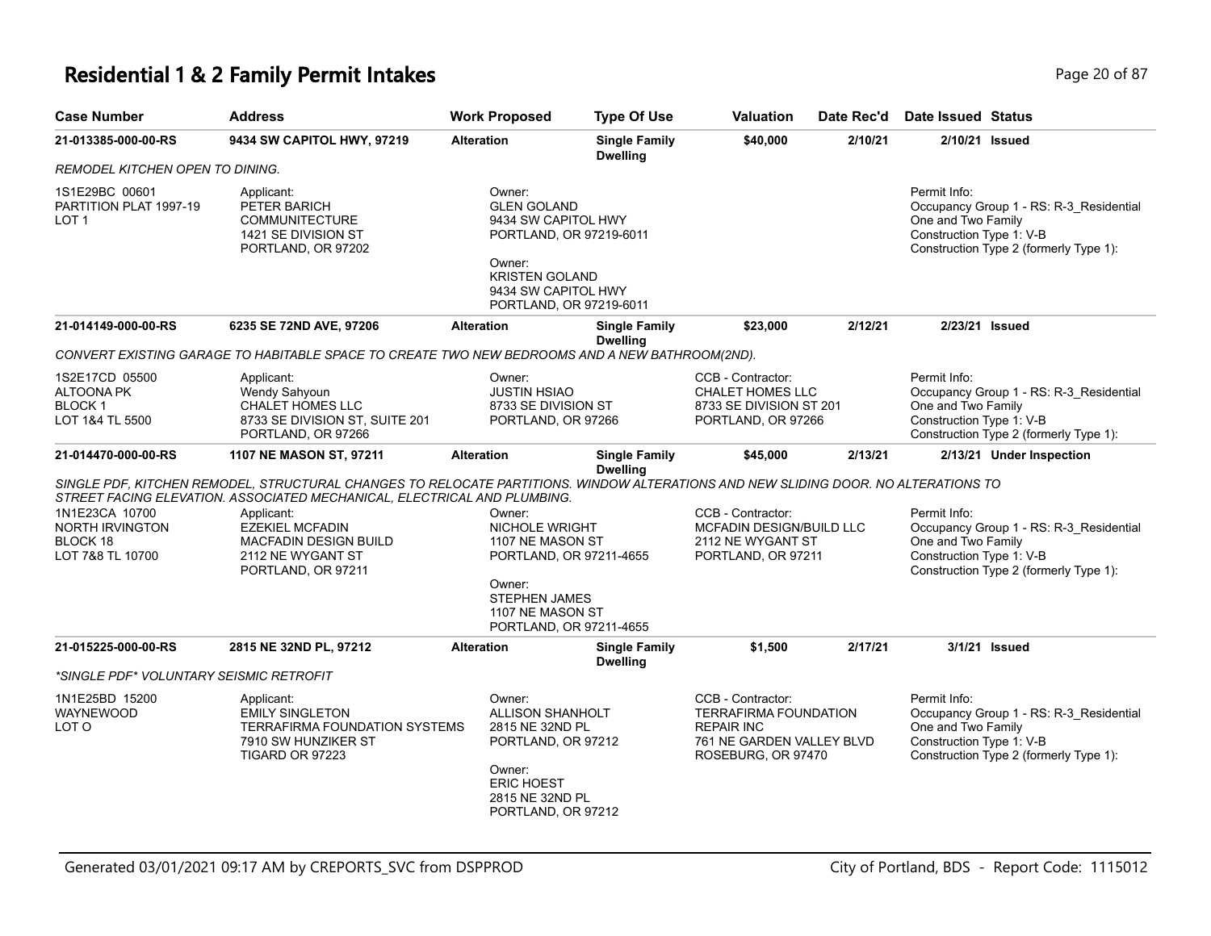# Residential 1 & 2 Family Permit Intakes

| Case Number | Address | Work Proposed | Type Of Use | Valuation | Date Rec'd | Date Issued | Status |
|---|---|---|---|---|---|---|---|
| 21-013385-000-00-RS | 9434 SW CAPITOL HWY, 97219 | Alteration | Single Family Dwelling | $40,000 | 2/10/21 | 2/10/21 | Issued |

*REMODEL KITCHEN OPEN TO DINING.*

1S1E29BC 00601
PARTITION PLAT 1997-19
LOT 1

Applicant:
PETER BARICH
COMMUNITECTURE
1421 SE DIVISION ST
PORTLAND, OR 97202

Owner:
GLEN GOLAND
9434 SW CAPITOL HWY
PORTLAND, OR 97219-6011

Owner:
KRISTEN GOLAND
9434 SW CAPITOL HWY
PORTLAND, OR 97219-6011

Permit Info:
Occupancy Group 1 - RS: R-3_Residential One and Two Family
Construction Type 1: V-B
Construction Type 2 (formerly Type 1):

| Case Number | Address | Work Proposed | Type Of Use | Valuation | Date Rec'd | Date Issued | Status |
|---|---|---|---|---|---|---|---|
| 21-014149-000-00-RS | 6235 SE 72ND AVE, 97206 | Alteration | Single Family Dwelling | $23,000 | 2/12/21 | 2/23/21 | Issued |

*CONVERT EXISTING GARAGE TO HABITABLE SPACE TO CREATE TWO NEW BEDROOMS AND A NEW BATHROOM(2ND).*

1S2E17CD 05500
ALTOONA PK
BLOCK 1
LOT 1&4 TL 5500

Applicant:
Wendy Sahyoun
CHALET HOMES LLC
8733 SE DIVISION ST, SUITE 201
PORTLAND, OR 97266

Owner:
JUSTIN HSIAO
8733 SE DIVISION ST
PORTLAND, OR 97266

CCB - Contractor:
CHALET HOMES LLC
8733 SE DIVISION ST 201
PORTLAND, OR 97266

Permit Info:
Occupancy Group 1 - RS: R-3_Residential One and Two Family
Construction Type 1: V-B
Construction Type 2 (formerly Type 1):

| Case Number | Address | Work Proposed | Type Of Use | Valuation | Date Rec'd | Date Issued | Status |
|---|---|---|---|---|---|---|---|
| 21-014470-000-00-RS | 1107 NE MASON ST, 97211 | Alteration | Single Family Dwelling | $45,000 | 2/13/21 | 2/13/21 | Under Inspection |

*SINGLE PDF, KITCHEN REMODEL, STRUCTURAL CHANGES TO RELOCATE PARTITIONS. WINDOW ALTERATIONS AND NEW SLIDING DOOR. NO ALTERATIONS TO STREET FACING ELEVATION. ASSOCIATED MECHANICAL, ELECTRICAL AND PLUMBING.*

1N1E23CA 10700
NORTH IRVINGTON
BLOCK 18
LOT 7&8 TL 10700

Applicant:
EZEKIEL MCFADIN
MACFADIN DESIGN BUILD
2112 NE WYGANT ST
PORTLAND, OR 97211

Owner:
NICHOLE WRIGHT
1107 NE MASON ST
PORTLAND, OR 97211-4655

Owner:
STEPHEN JAMES
1107 NE MASON ST
PORTLAND, OR 97211-4655

CCB - Contractor:
MCFADIN DESIGN/BUILD LLC
2112 NE WYGANT ST
PORTLAND, OR 97211

Permit Info:
Occupancy Group 1 - RS: R-3_Residential One and Two Family
Construction Type 1: V-B
Construction Type 2 (formerly Type 1):

| Case Number | Address | Work Proposed | Type Of Use | Valuation | Date Rec'd | Date Issued | Status |
|---|---|---|---|---|---|---|---|
| 21-015225-000-00-RS | 2815 NE 32ND PL, 97212 | Alteration | Single Family Dwelling | $1,500 | 2/17/21 | 3/1/21 | Issued |

*\*SINGLE PDF\* VOLUNTARY SEISMIC RETROFIT*

1N1E25BD 15200
WAYNEWOOD
LOT O

Applicant:
EMILY SINGLETON
TERRAFIRMA FOUNDATION SYSTEMS
7910 SW HUNZIKER ST
TIGARD OR 97223

Owner:
ALLISON SHANHOLT
2815 NE 32ND PL
PORTLAND, OR 97212

Owner:
ERIC HOEST
2815 NE 32ND PL
PORTLAND, OR 97212

CCB - Contractor:
TERRAFIRMA FOUNDATION REPAIR INC
761 NE GARDEN VALLEY BLVD
ROSEBURG, OR 97470

Permit Info:
Occupancy Group 1 - RS: R-3_Residential One and Two Family
Construction Type 1: V-B
Construction Type 2 (formerly Type 1):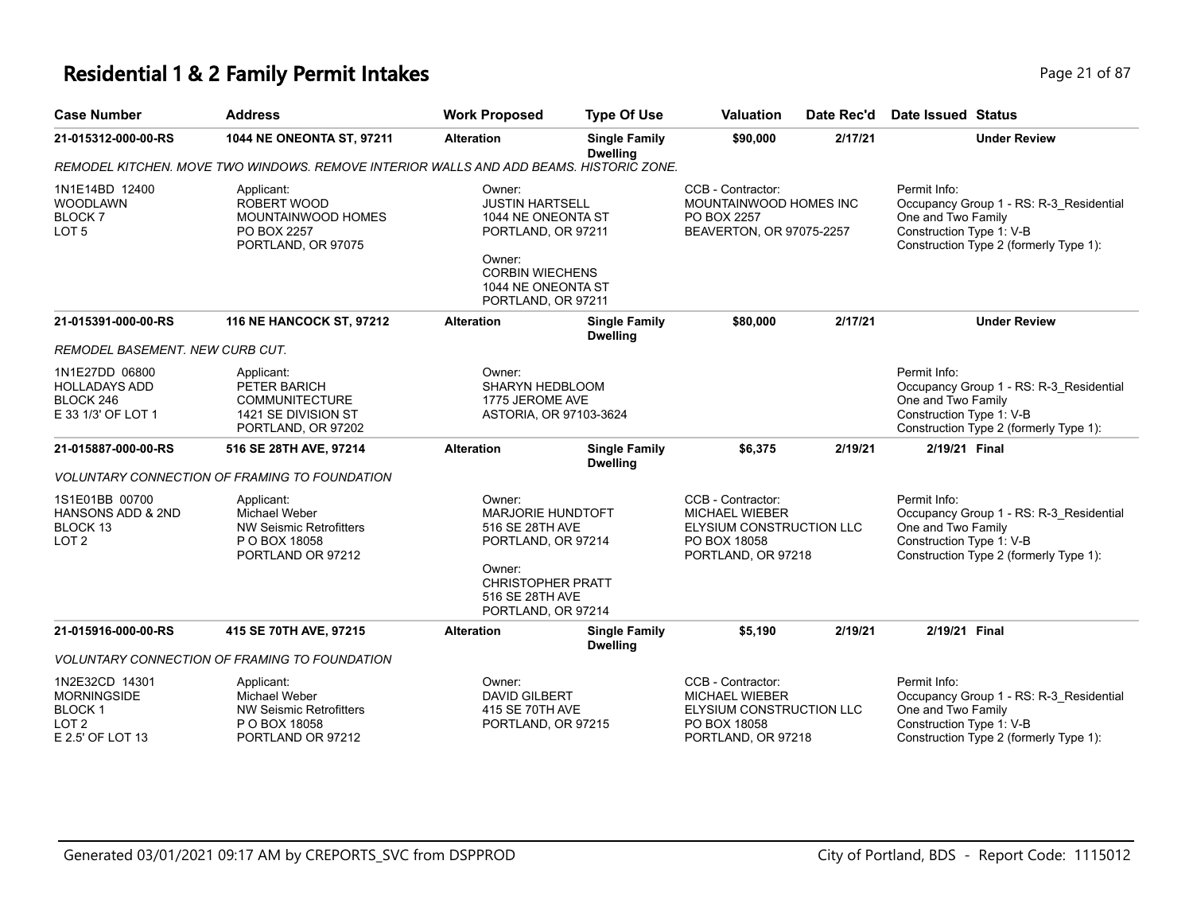# Residential 1 & 2 Family Permit Intakes

| Case Number | Address | Work Proposed | Type Of Use | Valuation | Date Rec'd | Date Issued | Status |
|---|---|---|---|---|---|---|---|
| 21-015312-000-00-RS | 1044 NE ONEONTA ST, 97211 | Alteration | Single Family Dwelling | $90,000 | 2/17/21 | | Under Review |
| REMODEL KITCHEN. MOVE TWO WINDOWS. REMOVE INTERIOR WALLS AND ADD BEAMS. HISTORIC ZONE. | | | | | | | |
| 1N1E14BD 12400<br>WOODLAWN<br>BLOCK 7<br>LOT 5 | Applicant:<br>ROBERT WOOD<br>MOUNTAINWOOD HOMES<br>PO BOX 2257<br>PORTLAND, OR 97075 | Owner:<br>JUSTIN HARTSELL<br>1044 NE ONEONTA ST<br>PORTLAND, OR 97211<br>Owner:<br>CORBIN WIECHENS<br>1044 NE ONEONTA ST<br>PORTLAND, OR 97211 | | CCB - Contractor:<br>MOUNTAINWOOD HOMES INC<br>PO BOX 2257<br>BEAVERTON, OR 97075-2257 | | Permit Info:<br>Occupancy Group 1 - RS: R-3_Residential One and Two Family<br>Construction Type 1: V-B<br>Construction Type 2 (formerly Type 1): | |
| 21-015391-000-00-RS | 116 NE HANCOCK ST, 97212 | Alteration | Single Family Dwelling | $80,000 | 2/17/21 | | Under Review |
| REMODEL BASEMENT. NEW CURB CUT. | | | | | | | |
| 1N1E27DD 06800<br>HOLLADAYS ADD<br>BLOCK 246<br>E 33 1/3' OF LOT 1 | Applicant:<br>PETER BARICH<br>COMMUNITECTURE<br>1421 SE DIVISION ST<br>PORTLAND, OR 97202 | Owner:<br>SHARYN HEDBLOOM<br>1775 JEROME AVE<br>ASTORIA, OR 97103-3624 | | | | Permit Info:<br>Occupancy Group 1 - RS: R-3_Residential One and Two Family<br>Construction Type 1: V-B<br>Construction Type 2 (formerly Type 1): | |
| 21-015887-000-00-RS | 516 SE 28TH AVE, 97214 | Alteration | Single Family Dwelling | $6,375 | 2/19/21 | 2/19/21 | Final |
| VOLUNTARY CONNECTION OF FRAMING TO FOUNDATION | | | | | | | |
| 1S1E01BB 00700<br>HANSONS ADD & 2ND<br>BLOCK 13<br>LOT 2 | Applicant:<br>Michael Weber<br>NW Seismic Retrofitters<br>P O BOX 18058<br>PORTLAND OR 97212 | Owner:<br>MARJORIE HUNDTOFT<br>516 SE 28TH AVE<br>PORTLAND, OR 97214<br>Owner:<br>CHRISTOPHER PRATT<br>516 SE 28TH AVE<br>PORTLAND, OR 97214 | | CCB - Contractor:<br>MICHAEL WIEBER<br>ELYSIUM CONSTRUCTION LLC<br>PO BOX 18058<br>PORTLAND, OR 97218 | | Permit Info:<br>Occupancy Group 1 - RS: R-3_Residential One and Two Family<br>Construction Type 1: V-B<br>Construction Type 2 (formerly Type 1): | |
| 21-015916-000-00-RS | 415 SE 70TH AVE, 97215 | Alteration | Single Family Dwelling | $5,190 | 2/19/21 | 2/19/21 | Final |
| VOLUNTARY CONNECTION OF FRAMING TO FOUNDATION | | | | | | | |
| 1N2E32CD 14301<br>MORNINGSIDE<br>BLOCK 1<br>LOT 2<br>E 2.5' OF LOT 13 | Applicant:<br>Michael Weber<br>NW Seismic Retrofitters<br>P O BOX 18058<br>PORTLAND OR 97212 | Owner:<br>DAVID GILBERT<br>415 SE 70TH AVE<br>PORTLAND, OR 97215 | | CCB - Contractor:<br>MICHAEL WIEBER<br>ELYSIUM CONSTRUCTION LLC<br>PO BOX 18058<br>PORTLAND, OR 97218 | | Permit Info:<br>Occupancy Group 1 - RS: R-3_Residential One and Two Family<br>Construction Type 1: V-B<br>Construction Type 2 (formerly Type 1): | |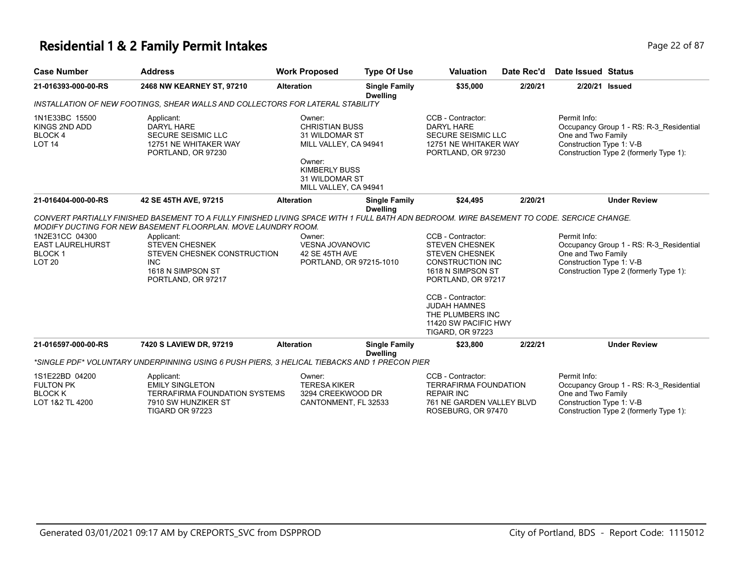# Residential 1 & 2 Family Permit Intakes

| Case Number | Address | Work Proposed | Type Of Use | Valuation | Date Rec'd | Date Issued | Status |
|---|---|---|---|---|---|---|---|
| 21-016393-000-00-RS | 2468 NW KEARNEY ST, 97210 | Alteration | Single Family Dwelling | $35,000 | 2/20/21 | 2/20/21 | Issued |

*INSTALLATION OF NEW FOOTINGS, SHEAR WALLS AND COLLECTORS FOR LATERAL STABILITY*

1N1E33BC 15500
KINGS 2ND ADD
BLOCK 4
LOT 14

Applicant:
DARYL HARE
SECURE SEISMIC LLC
12751 NE WHITAKER WAY
PORTLAND, OR 97230

Owner:
CHRISTIAN BUSS
31 WILDOMAR ST
MILL VALLEY, CA 94941

Owner:
KIMBERLY BUSS
31 WILDOMAR ST
MILL VALLEY, CA 94941

CCB - Contractor:
DARYL HARE
SECURE SEISMIC LLC
12751 NE WHITAKER WAY
PORTLAND, OR 97230

Permit Info:
Occupancy Group 1 - RS: R-3_Residential One and Two Family
Construction Type 1: V-B
Construction Type 2 (formerly Type 1):

| Case Number | Address | Work Proposed | Type Of Use | Valuation | Date Rec'd | Date Issued | Status |
|---|---|---|---|---|---|---|---|
| 21-016404-000-00-RS | 42 SE 45TH AVE, 97215 | Alteration | Single Family Dwelling | $24,495 | 2/20/21 | | Under Review |

*CONVERT PARTIALLY FINISHED BASEMENT TO A FULLY FINISHED LIVING SPACE WITH 1 FULL BATH ADN BEDROOM. WIRE BASEMENT TO CODE. SERCICE CHANGE. MODIFY DUCTING FOR NEW BASEMENT FLOORPLAN. MOVE LAUNDRY ROOM.*

1N2E31CC 04300
EAST LAURELHURST
BLOCK 1
LOT 20

Applicant:
STEVEN CHESNEK
STEVEN CHESNEK CONSTRUCTION INC
1618 N SIMPSON ST
PORTLAND, OR 97217

Owner:
VESNA JOVANOVIC
42 SE 45TH AVE
PORTLAND, OR 97215-1010

CCB - Contractor:
STEVEN CHESNEK
STEVEN CHESNEK CONSTRUCTION INC
1618 N SIMPSON ST
PORTLAND, OR 97217

CCB - Contractor:
JUDAH HAMNES
THE PLUMBERS INC
11420 SW PACIFIC HWY
TIGARD, OR 97223

Permit Info:
Occupancy Group 1 - RS: R-3_Residential One and Two Family
Construction Type 1: V-B
Construction Type 2 (formerly Type 1):

| Case Number | Address | Work Proposed | Type Of Use | Valuation | Date Rec'd | Date Issued | Status |
|---|---|---|---|---|---|---|---|
| 21-016597-000-00-RS | 7420 S LAVIEW DR, 97219 | Alteration | Single Family Dwelling | $23,800 | 2/22/21 | | Under Review |

*\*SINGLE PDF\* VOLUNTARY UNDERPINNING USING 6 PUSH PIERS, 3 HELICAL TIEBACKS AND 1 PRECON PIER*

1S1E22BD 04200
FULTON PK
BLOCK K
LOT 1&2 TL 4200

Applicant:
EMILY SINGLETON
TERRAFIRMA FOUNDATION SYSTEMS
7910 SW HUNZIKER ST
TIGARD OR 97223

Owner:
TERESA KIKER
3294 CREEKWOOD DR
CANTONMENT, FL 32533

CCB - Contractor:
TERRAFIRMA FOUNDATION REPAIR INC
761 NE GARDEN VALLEY BLVD
ROSEBURG, OR 97470

Permit Info:
Occupancy Group 1 - RS: R-3_Residential One and Two Family
Construction Type 1: V-B
Construction Type 2 (formerly Type 1):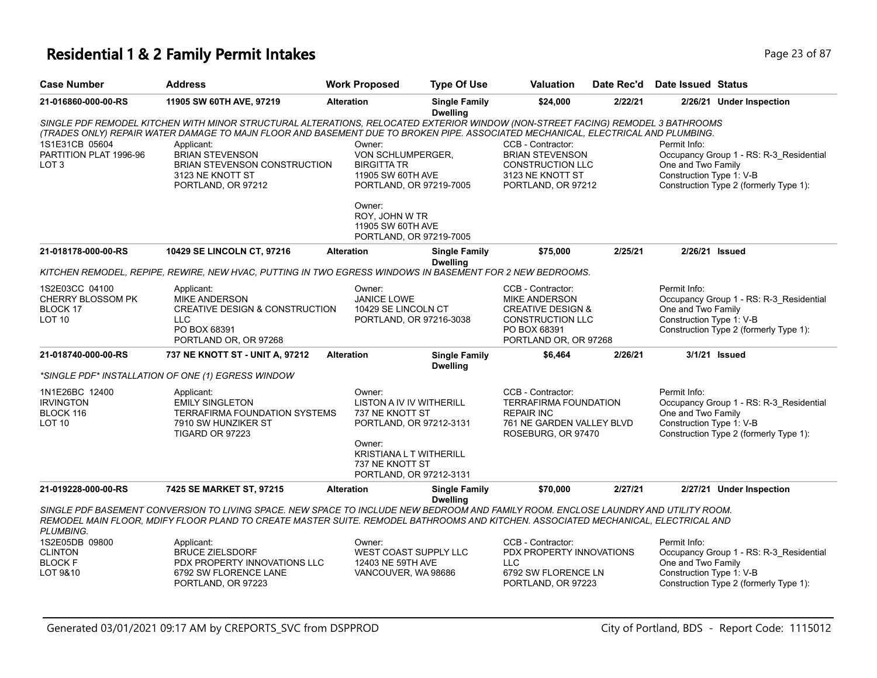# Residential 1 & 2 Family Permit Intakes

| Case Number | Address | Work Proposed | Type Of Use | Valuation | Date Rec'd | Date Issued | Status |
|---|---|---|---|---|---|---|---|
| 21-016860-000-00-RS | 11905 SW 60TH AVE, 97219 | Alteration | Single Family Dwelling | $24,000 | 2/22/21 | 2/26/21 | Under Inspection |

SINGLE PDF REMODEL KITCHEN WITH MINOR STRUCTURAL ALTERATIONS, RELOCATED EXTERIOR WINDOW (NON-STREET FACING) REMODEL 3 BATHROOMS (TRADES ONLY) REPAIR WATER DAMAGE TO MAJN FLOOR AND BASEMENT DUE TO BROKEN PIPE. ASSOCIATED MECHANICAL, ELECTRICAL AND PLUMBING.

1S1E31CB 05604
PARTITION PLAT 1996-96
LOT 3

Applicant:
BRIAN STEVENSON
BRIAN STEVENSON CONSTRUCTION
3123 NE KNOTT ST
PORTLAND, OR 97212

Owner:
VON SCHLUMPERGER, BIRGITTA TR
11905 SW 60TH AVE
PORTLAND, OR 97219-7005

Owner:
ROY, JOHN W TR
11905 SW 60TH AVE
PORTLAND, OR 97219-7005

CCB - Contractor:
BRIAN STEVENSON
CONSTRUCTION LLC
3123 NE KNOTT ST
PORTLAND, OR 97212

Permit Info:
Occupancy Group 1 - RS: R-3_Residential One and Two Family
Construction Type 1: V-B
Construction Type 2 (formerly Type 1):

| Case Number | Address | Work Proposed | Type Of Use | Valuation | Date Rec'd | Date Issued | Status |
|---|---|---|---|---|---|---|---|
| 21-018178-000-00-RS | 10429 SE LINCOLN CT, 97216 | Alteration | Single Family Dwelling | $75,000 | 2/25/21 | 2/26/21 | Issued |

KITCHEN REMODEL, REPIPE, REWIRE, NEW HVAC, PUTTING IN TWO EGRESS WINDOWS IN BASEMENT FOR 2 NEW BEDROOMS.

1S2E03CC 04100
CHERRY BLOSSOM PK
BLOCK 17
LOT 10

Applicant:
MIKE ANDERSON
CREATIVE DESIGN & CONSTRUCTION LLC
PO BOX 68391
PORTLAND OR, OR 97268

Owner:
JANICE LOWE
10429 SE LINCOLN CT
PORTLAND, OR 97216-3038

CCB - Contractor:
MIKE ANDERSON
CREATIVE DESIGN & CONSTRUCTION LLC
PO BOX 68391
PORTLAND OR, OR 97268

Permit Info:
Occupancy Group 1 - RS: R-3_Residential One and Two Family
Construction Type 1: V-B
Construction Type 2 (formerly Type 1):

| Case Number | Address | Work Proposed | Type Of Use | Valuation | Date Rec'd | Date Issued | Status |
|---|---|---|---|---|---|---|---|
| 21-018740-000-00-RS | 737 NE KNOTT ST - UNIT A, 97212 | Alteration | Single Family Dwelling | $6,464 | 2/26/21 | 3/1/21 | Issued |

*SINGLE PDF* INSTALLATION OF ONE (1) EGRESS WINDOW

1N1E26BC 12400
IRVINGTON
BLOCK 116
LOT 10

Applicant:
EMILY SINGLETON
TERRAFIRMA FOUNDATION SYSTEMS
7910 SW HUNZIKER ST
TIGARD OR 97223

Owner:
LISTON A IV IV WITHERILL
737 NE KNOTT ST
PORTLAND, OR 97212-3131

Owner:
KRISTIANA L T WITHERILL
737 NE KNOTT ST
PORTLAND, OR 97212-3131

CCB - Contractor:
TERRAFIRMA FOUNDATION REPAIR INC
761 NE GARDEN VALLEY BLVD
ROSEBURG, OR 97470

Permit Info:
Occupancy Group 1 - RS: R-3_Residential One and Two Family
Construction Type 1: V-B
Construction Type 2 (formerly Type 1):

| Case Number | Address | Work Proposed | Type Of Use | Valuation | Date Rec'd | Date Issued | Status |
|---|---|---|---|---|---|---|---|
| 21-019228-000-00-RS | 7425 SE MARKET ST, 97215 | Alteration | Single Family Dwelling | $70,000 | 2/27/21 | 2/27/21 | Under Inspection |

SINGLE PDF BASEMENT CONVERSION TO LIVING SPACE. NEW SPACE TO INCLUDE NEW BEDROOM AND FAMILY ROOM. ENCLOSE LAUNDRY AND UTILITY ROOM. REMODEL MAIN FLOOR, MDIFY FLOOR PLAND TO CREATE MASTER SUITE. REMODEL BATHROOMS AND KITCHEN. ASSOCIATED MECHANICAL, ELECTRICAL AND PLUMBING.

1S2E05DB 09800
CLINTON
BLOCK F
LOT 9&10

Applicant:
BRUCE ZIELSDORF
PDX PROPERTY INNOVATIONS LLC
6792 SW FLORENCE LANE
PORTLAND, OR 97223

Owner:
WEST COAST SUPPLY LLC
12403 NE 59TH AVE
VANCOUVER, WA 98686

CCB - Contractor:
PDX PROPERTY INNOVATIONS LLC
6792 SW FLORENCE LN
PORTLAND, OR 97223

Permit Info:
Occupancy Group 1 - RS: R-3_Residential One and Two Family
Construction Type 1: V-B
Construction Type 2 (formerly Type 1):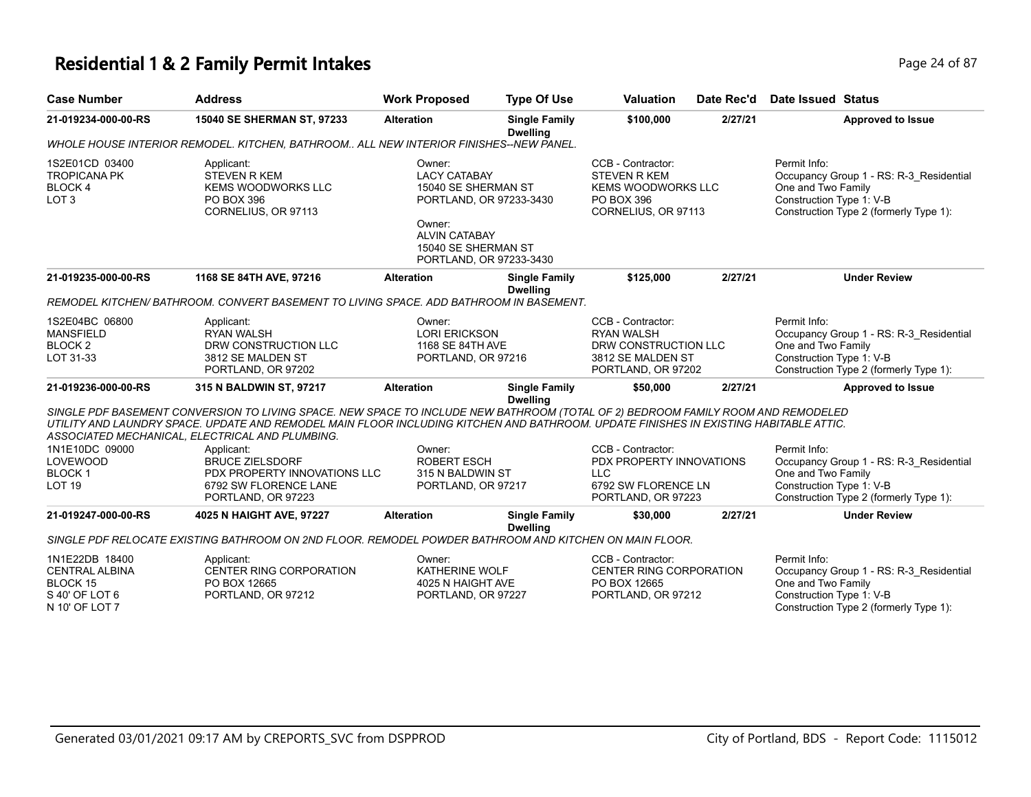# Residential 1 & 2 Family Permit Intakes

| Case Number | Address | Work Proposed | Type Of Use | Valuation | Date Rec'd | Date Issued | Status |
|---|---|---|---|---|---|---|---|
| 21-019234-000-00-RS | 15040 SE SHERMAN ST, 97233 | Alteration | Single Family Dwelling | $100,000 | 2/27/21 | | Approved to Issue |

WHOLE HOUSE INTERIOR REMODEL. KITCHEN, BATHROOM.. ALL NEW INTERIOR FINISHES--NEW PANEL.

| | | | | |
|---|---|---|---|---|
| 1S2E01CD 03400<br>TROPICANA PK<br>BLOCK 4<br>LOT 3 | Applicant:<br>STEVEN R KEM<br>KEMS WOODWORKS LLC<br>PO BOX 396<br>CORNELIUS, OR 97113 | Owner:<br>LACY CATABAY<br>15040 SE SHERMAN ST<br>PORTLAND, OR 97233-3430<br><br>Owner:<br>ALVIN CATABAY<br>15040 SE SHERMAN ST<br>PORTLAND, OR 97233-3430 | CCB - Contractor:<br>STEVEN R KEM<br>KEMS WOODWORKS LLC<br>PO BOX 396<br>CORNELIUS, OR 97113 | Permit Info:<br>Occupancy Group 1 - RS: R-3_Residential One and Two Family<br>Construction Type 1: V-B<br>Construction Type 2 (formerly Type 1): |

| Case Number | Address | Work Proposed | Type Of Use | Valuation | Date Rec'd | Date Issued | Status |
|---|---|---|---|---|---|---|---|
| 21-019235-000-00-RS | 1168 SE 84TH AVE, 97216 | Alteration | Single Family Dwelling | $125,000 | 2/27/21 | | Under Review |

REMODEL KITCHEN/ BATHROOM. CONVERT BASEMENT TO LIVING SPACE. ADD BATHROOM IN BASEMENT.

| | | | | |
|---|---|---|---|---|
| 1S2E04BC 06800<br>MANSFIELD<br>BLOCK 2<br>LOT 31-33 | Applicant:<br>RYAN WALSH<br>DRW CONSTRUCTION LLC<br>3812 SE MALDEN ST<br>PORTLAND, OR 97202 | Owner:<br>LORI ERICKSON<br>1168 SE 84TH AVE<br>PORTLAND, OR 97216 | CCB - Contractor:<br>RYAN WALSH<br>DRW CONSTRUCTION LLC<br>3812 SE MALDEN ST<br>PORTLAND, OR 97202 | Permit Info:<br>Occupancy Group 1 - RS: R-3_Residential One and Two Family<br>Construction Type 1: V-B<br>Construction Type 2 (formerly Type 1): |

| Case Number | Address | Work Proposed | Type Of Use | Valuation | Date Rec'd | Date Issued | Status |
|---|---|---|---|---|---|---|---|
| 21-019236-000-00-RS | 315 N BALDWIN ST, 97217 | Alteration | Single Family Dwelling | $50,000 | 2/27/21 | | Approved to Issue |

SINGLE PDF BASEMENT CONVERSION TO LIVING SPACE. NEW SPACE TO INCLUDE NEW BATHROOM (TOTAL OF 2) BEDROOM FAMILY ROOM AND REMODELED UTILITY AND LAUNDRY SPACE. UPDATE AND REMODEL MAIN FLOOR INCLUDING KITCHEN AND BATHROOM. UPDATE FINISHES IN EXISTING HABITABLE ATTIC. ASSOCIATED MECHANICAL, ELECTRICAL AND PLUMBING.

| | | | | |
|---|---|---|---|---|
| 1N1E10DC 09000<br>LOVEWOOD<br>BLOCK 1<br>LOT 19 | Applicant:<br>BRUCE ZIELSDORF<br>PDX PROPERTY INNOVATIONS LLC<br>6792 SW FLORENCE LANE<br>PORTLAND, OR 97223 | Owner:<br>ROBERT ESCH<br>315 N BALDWIN ST<br>PORTLAND, OR 97217 | CCB - Contractor:<br>PDX PROPERTY INNOVATIONS LLC<br>6792 SW FLORENCE LN<br>PORTLAND, OR 97223 | Permit Info:<br>Occupancy Group 1 - RS: R-3_Residential One and Two Family<br>Construction Type 1: V-B<br>Construction Type 2 (formerly Type 1): |

| Case Number | Address | Work Proposed | Type Of Use | Valuation | Date Rec'd | Date Issued | Status |
|---|---|---|---|---|---|---|---|
| 21-019247-000-00-RS | 4025 N HAIGHT AVE, 97227 | Alteration | Single Family Dwelling | $30,000 | 2/27/21 | | Under Review |

SINGLE PDF RELOCATE EXISTING BATHROOM ON 2ND FLOOR. REMODEL POWDER BATHROOM AND KITCHEN ON MAIN FLOOR.

| | | | | |
|---|---|---|---|---|
| 1N1E22DB 18400<br>CENTRAL ALBINA<br>BLOCK 15<br>S 40' OF LOT 6<br>N 10' OF LOT 7 | Applicant:<br>CENTER RING CORPORATION<br>PO BOX 12665<br>PORTLAND, OR 97212 | Owner:<br>KATHERINE WOLF<br>4025 N HAIGHT AVE<br>PORTLAND, OR 97227 | CCB - Contractor:<br>CENTER RING CORPORATION<br>PO BOX 12665<br>PORTLAND, OR 97212 | Permit Info:<br>Occupancy Group 1 - RS: R-3_Residential One and Two Family<br>Construction Type 1: V-B<br>Construction Type 2 (formerly Type 1): |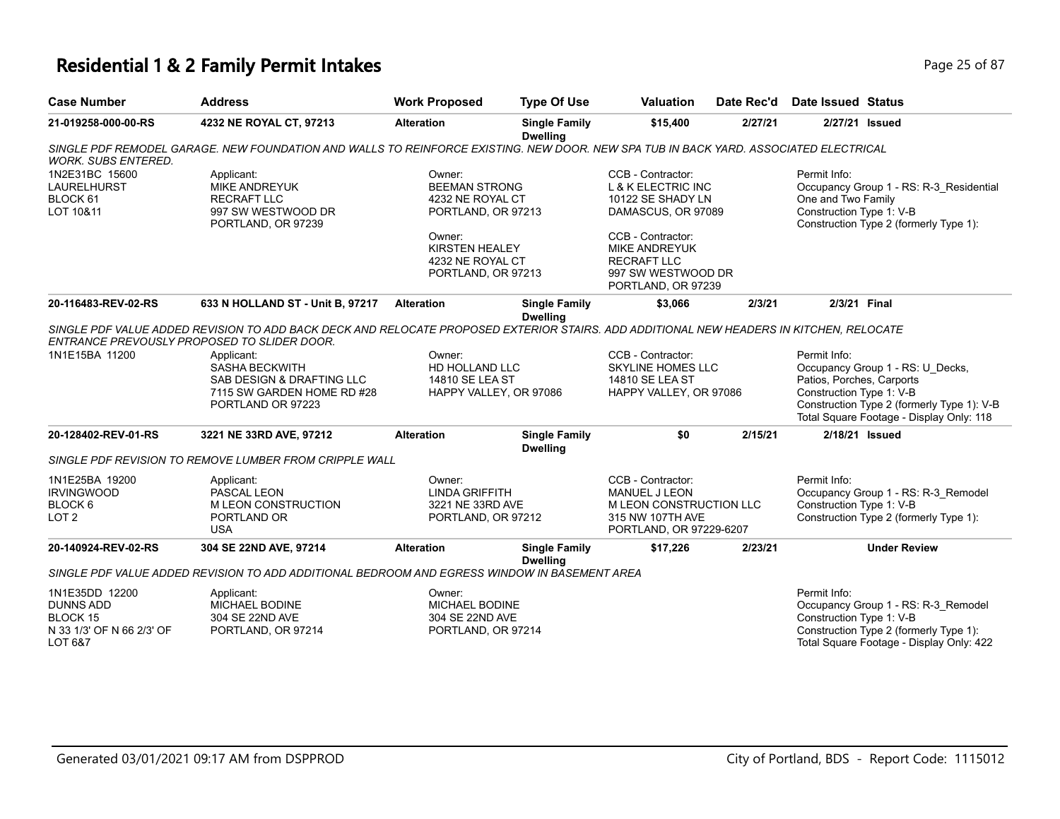# Residential 1 & 2 Family Permit Intakes

| Case Number | Address | Work Proposed | Type Of Use | Valuation | Date Rec'd | Date Issued | Status |
|---|---|---|---|---|---|---|---|
| 21-019258-000-00-RS | 4232 NE ROYAL CT, 97213 | Alteration | Single Family Dwelling | $15,400 | 2/27/21 | 2/27/21 | Issued |

*SINGLE PDF REMODEL GARAGE. NEW FOUNDATION AND WALLS TO REINFORCE EXISTING. NEW DOOR. NEW SPA TUB IN BACK YARD. ASSOCIATED ELECTRICAL WORK. SUBS ENTERED.*

1N2E31BC 15600
LAURELHURST
BLOCK 61
LOT 10&11

Applicant:
MIKE ANDREYUK
RECRAFT LLC
997 SW WESTWOOD DR
PORTLAND, OR 97239

Owner:
BEEMAN STRONG
4232 NE ROYAL CT
PORTLAND, OR 97213

Owner:
KIRSTEN HEALEY
4232 NE ROYAL CT
PORTLAND, OR 97213

CCB - Contractor:
L & K ELECTRIC INC
10122 SE SHADY LN
DAMASCUS, OR 97089

CCB - Contractor:
MIKE ANDREYUK
RECRAFT LLC
997 SW WESTWOOD DR
PORTLAND, OR 97239

Permit Info:
Occupancy Group 1 - RS: R-3_Residential One and Two Family
Construction Type 1: V-B
Construction Type 2 (formerly Type 1):

| Case Number | Address | Work Proposed | Type Of Use | Valuation | Date Rec'd | Date Issued | Status |
|---|---|---|---|---|---|---|---|
| 20-116483-REV-02-RS | 633 N HOLLAND ST - Unit B, 97217 | Alteration | Single Family Dwelling | $3,066 | 2/3/21 | 2/3/21 | Final |

*SINGLE PDF VALUE ADDED REVISION TO ADD BACK DECK AND RELOCATE PROPOSED EXTERIOR STAIRS. ADD ADDITIONAL NEW HEADERS IN KITCHEN, RELOCATE ENTRANCE PREVOUSLY PROPOSED TO SLIDER DOOR.*

1N1E15BA 11200

Applicant:
SASHA BECKWITH
SAB DESIGN & DRAFTING LLC
7115 SW GARDEN HOME RD #28
PORTLAND OR 97223

Owner:
HD HOLLAND LLC
14810 SE LEA ST
HAPPY VALLEY, OR 97086

CCB - Contractor:
SKYLINE HOMES LLC
14810 SE LEA ST
HAPPY VALLEY, OR 97086

Permit Info:
Occupancy Group 1 - RS: U_Decks, Patios, Porches, Carports
Construction Type 1: V-B
Construction Type 2 (formerly Type 1): V-B
Total Square Footage - Display Only: 118

| Case Number | Address | Work Proposed | Type Of Use | Valuation | Date Rec'd | Date Issued | Status |
|---|---|---|---|---|---|---|---|
| 20-128402-REV-01-RS | 3221 NE 33RD AVE, 97212 | Alteration | Single Family Dwelling | $0 | 2/15/21 | 2/18/21 | Issued |

*SINGLE PDF REVISION TO REMOVE LUMBER FROM CRIPPLE WALL*

1N1E25BA 19200
IRVINGWOOD
BLOCK 6
LOT 2

Applicant:
PASCAL LEON
M LEON CONSTRUCTION
PORTLAND OR
USA

Owner:
LINDA GRIFFITH
3221 NE 33RD AVE
PORTLAND, OR 97212

CCB - Contractor:
MANUEL J LEON
M LEON CONSTRUCTION LLC
315 NW 107TH AVE
PORTLAND, OR 97229-6207

Permit Info:
Occupancy Group 1 - RS: R-3_Remodel
Construction Type 1: V-B
Construction Type 2 (formerly Type 1):

| Case Number | Address | Work Proposed | Type Of Use | Valuation | Date Rec'd | Date Issued | Status |
|---|---|---|---|---|---|---|---|
| 20-140924-REV-02-RS | 304 SE 22ND AVE, 97214 | Alteration | Single Family Dwelling | $17,226 | 2/23/21 | | Under Review |

*SINGLE PDF VALUE ADDED REVISION TO ADD ADDITIONAL BEDROOM AND EGRESS WINDOW IN BASEMENT AREA*

1N1E35DD 12200
DUNNS ADD
BLOCK 15
N 33 1/3' OF N 66 2/3' OF LOT 6&7

Applicant:
MICHAEL BODINE
304 SE 22ND AVE
PORTLAND, OR 97214

Owner:
MICHAEL BODINE
304 SE 22ND AVE
PORTLAND, OR 97214

Permit Info:
Occupancy Group 1 - RS: R-3_Remodel
Construction Type 1: V-B
Construction Type 2 (formerly Type 1):
Total Square Footage - Display Only: 422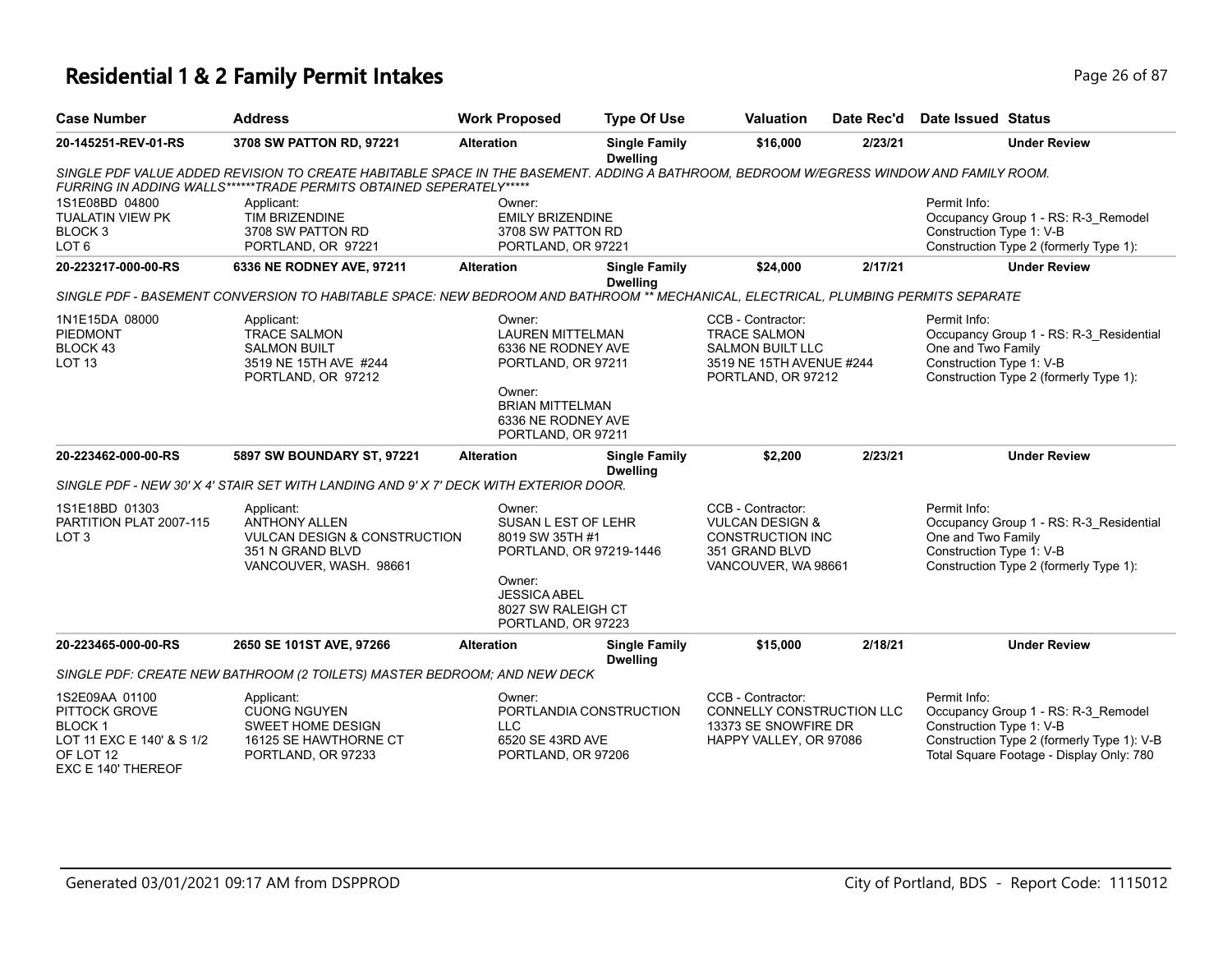# Residential 1 & 2 Family Permit Intakes

| Case Number | Address | Work Proposed | Type Of Use | Valuation | Date Rec'd | Date Issued | Status |
|---|---|---|---|---|---|---|---|
| 20-145251-REV-01-RS | 3708 SW PATTON RD, 97221 | Alteration | Single Family Dwelling | $16,000 | 2/23/21 | | Under Review |

SINGLE PDF VALUE ADDED REVISION TO CREATE HABITABLE SPACE IN THE BASEMENT. ADDING A BATHROOM, BEDROOM W/EGRESS WINDOW AND FAMILY ROOM. FURRING IN ADDING WALLS******TRADE PERMITS OBTAINED SEPERATELY*****

1S1E08BD 04800
TUALATIN VIEW PK
BLOCK 3
LOT 6

Applicant:
TIM BRIZENDINE
3708 SW PATTON RD
PORTLAND, OR 97221

Owner:
EMILY BRIZENDINE
3708 SW PATTON RD
PORTLAND, OR 97221

Permit Info:
Occupancy Group 1 - RS: R-3_Remodel
Construction Type 1: V-B
Construction Type 2 (formerly Type 1):

| Case Number | Address | Work Proposed | Type Of Use | Valuation | Date Rec'd | Date Issued | Status |
|---|---|---|---|---|---|---|---|
| 20-223217-000-00-RS | 6336 NE RODNEY AVE, 97211 | Alteration | Single Family Dwelling | $24,000 | 2/17/21 | | Under Review |

SINGLE PDF - BASEMENT CONVERSION TO HABITABLE SPACE: NEW BEDROOM AND BATHROOM ** MECHANICAL, ELECTRICAL, PLUMBING PERMITS SEPARATE

1N1E15DA 08000
PIEDMONT
BLOCK 43
LOT 13

Applicant:
TRACE SALMON
SALMON BUILT
3519 NE 15TH AVE #244
PORTLAND, OR 97212

Owner:
LAUREN MITTELMAN
6336 NE RODNEY AVE
PORTLAND, OR 97211

Owner:
BRIAN MITTELMAN
6336 NE RODNEY AVE
PORTLAND, OR 97211

CCB - Contractor:
TRACE SALMON
SALMON BUILT LLC
3519 NE 15TH AVENUE #244
PORTLAND, OR 97212

Permit Info:
Occupancy Group 1 - RS: R-3_Residential One and Two Family
Construction Type 1: V-B
Construction Type 2 (formerly Type 1):

| Case Number | Address | Work Proposed | Type Of Use | Valuation | Date Rec'd | Date Issued | Status |
|---|---|---|---|---|---|---|---|
| 20-223462-000-00-RS | 5897 SW BOUNDARY ST, 97221 | Alteration | Single Family Dwelling | $2,200 | 2/23/21 | | Under Review |

SINGLE PDF - NEW 30' X 4' STAIR SET WITH LANDING AND 9' X 7' DECK WITH EXTERIOR DOOR.

1S1E18BD 01303
PARTITION PLAT 2007-115
LOT 3

Applicant:
ANTHONY ALLEN
VULCAN DESIGN & CONSTRUCTION
351 N GRAND BLVD
VANCOUVER, WASH. 98661

Owner:
SUSAN L EST OF LEHR
8019 SW 35TH #1
PORTLAND, OR 97219-1446

Owner:
JESSICA ABEL
8027 SW RALEIGH CT
PORTLAND, OR 97223

CCB - Contractor:
VULCAN DESIGN &
CONSTRUCTION INC
351 GRAND BLVD
VANCOUVER, WA 98661

Permit Info:
Occupancy Group 1 - RS: R-3_Residential One and Two Family
Construction Type 1: V-B
Construction Type 2 (formerly Type 1):

| Case Number | Address | Work Proposed | Type Of Use | Valuation | Date Rec'd | Date Issued | Status |
|---|---|---|---|---|---|---|---|
| 20-223465-000-00-RS | 2650 SE 101ST AVE, 97266 | Alteration | Single Family Dwelling | $15,000 | 2/18/21 | | Under Review |

SINGLE PDF: CREATE NEW BATHROOM (2 TOILETS) MASTER BEDROOM; AND NEW DECK

1S2E09AA 01100
PITTOCK GROVE
BLOCK 1
LOT 11 EXC E 140' & S 1/2
OF LOT 12
EXC E 140' THEREOF

Applicant:
CUONG NGUYEN
SWEET HOME DESIGN
16125 SE HAWTHORNE CT
PORTLAND, OR 97233

Owner:
PORTLANDIA CONSTRUCTION
LLC
6520 SE 43RD AVE
PORTLAND, OR 97206

CCB - Contractor:
CONNELLY CONSTRUCTION LLC
13373 SE SNOWFIRE DR
HAPPY VALLEY, OR 97086

Permit Info:
Occupancy Group 1 - RS: R-3_Remodel
Construction Type 1: V-B
Construction Type 2 (formerly Type 1): V-B
Total Square Footage - Display Only: 780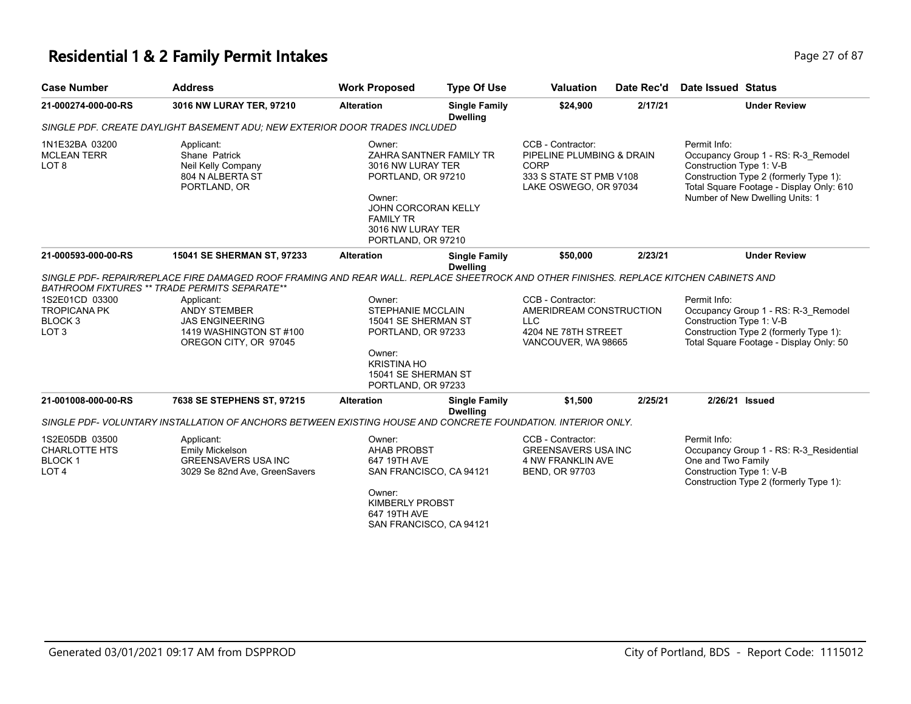# Residential 1 & 2 Family Permit Intakes

| Case Number | Address | Work Proposed | Type Of Use | Valuation | Date Rec'd | Date Issued | Status |
|---|---|---|---|---|---|---|---|
| 21-000274-000-00-RS | 3016 NW LURAY TER, 97210 | Alteration | Single Family Dwelling | $24,900 | 2/17/21 | | Under Review |

*SINGLE PDF. CREATE DAYLIGHT BASEMENT ADU; NEW EXTERIOR DOOR TRADES INCLUDED*

1N1E32BA 03200
MCLEAN TERR
LOT 8

Applicant:
Shane Patrick
Neil Kelly Company
804 N ALBERTA ST
PORTLAND, OR

Owner:
ZAHRA SANTNER FAMILY TR
3016 NW LURAY TER
PORTLAND, OR 97210

Owner:
JOHN CORCORAN KELLY FAMILY TR
3016 NW LURAY TER
PORTLAND, OR 97210

CCB - Contractor:
PIPELINE PLUMBING & DRAIN CORP
333 S STATE ST PMB V108
LAKE OSWEGO, OR 97034

Permit Info:
Occupancy Group 1 - RS: R-3_Remodel
Construction Type 1: V-B
Construction Type 2 (formerly Type 1):
Total Square Footage - Display Only: 610
Number of New Dwelling Units: 1

| Case Number | Address | Work Proposed | Type Of Use | Valuation | Date Rec'd | Date Issued | Status |
|---|---|---|---|---|---|---|---|
| 21-000593-000-00-RS | 15041 SE SHERMAN ST, 97233 | Alteration | Single Family Dwelling | $50,000 | 2/23/21 | | Under Review |

*SINGLE PDF- REPAIR/REPLACE FIRE DAMAGED ROOF FRAMING AND REAR WALL. REPLACE SHEETROCK AND OTHER FINISHES. REPLACE KITCHEN CABINETS AND BATHROOM FIXTURES ** TRADE PERMITS SEPARATE***

1S2E01CD 03300
TROPICANA PK
BLOCK 3
LOT 3

Applicant:
ANDY STEMBER
JAS ENGINEERING
1419 WASHINGTON ST #100
OREGON CITY, OR 97045

Owner:
STEPHANIE MCCLAIN
15041 SE SHERMAN ST
PORTLAND, OR 97233

Owner:
KRISTINA HO
15041 SE SHERMAN ST
PORTLAND, OR 97233

CCB - Contractor:
AMERIDREAM CONSTRUCTION LLC
4204 NE 78TH STREET
VANCOUVER, WA 98665

Permit Info:
Occupancy Group 1 - RS: R-3_Remodel
Construction Type 1: V-B
Construction Type 2 (formerly Type 1):
Total Square Footage - Display Only: 50

| Case Number | Address | Work Proposed | Type Of Use | Valuation | Date Rec'd | Date Issued | Status |
|---|---|---|---|---|---|---|---|
| 21-001008-000-00-RS | 7638 SE STEPHENS ST, 97215 | Alteration | Single Family Dwelling | $1,500 | 2/25/21 | 2/26/21 | Issued |

*SINGLE PDF- VOLUNTARY INSTALLATION OF ANCHORS BETWEEN EXISTING HOUSE AND CONCRETE FOUNDATION. INTERIOR ONLY.*

1S2E05DB 03500
CHARLOTTE HTS
BLOCK 1
LOT 4

Applicant:
Emily Mickelson
GREENSAVERS USA INC
3029 Se 82nd Ave, GreenSavers

Owner:
AHAB PROBST
647 19TH AVE
SAN FRANCISCO, CA 94121

Owner:
KIMBERLY PROBST
647 19TH AVE
SAN FRANCISCO, CA 94121

CCB - Contractor:
GREENSAVERS USA INC
4 NW FRANKLIN AVE
BEND, OR 97703

Permit Info:
Occupancy Group 1 - RS: R-3_Residential One and Two Family
Construction Type 1: V-B
Construction Type 2 (formerly Type 1):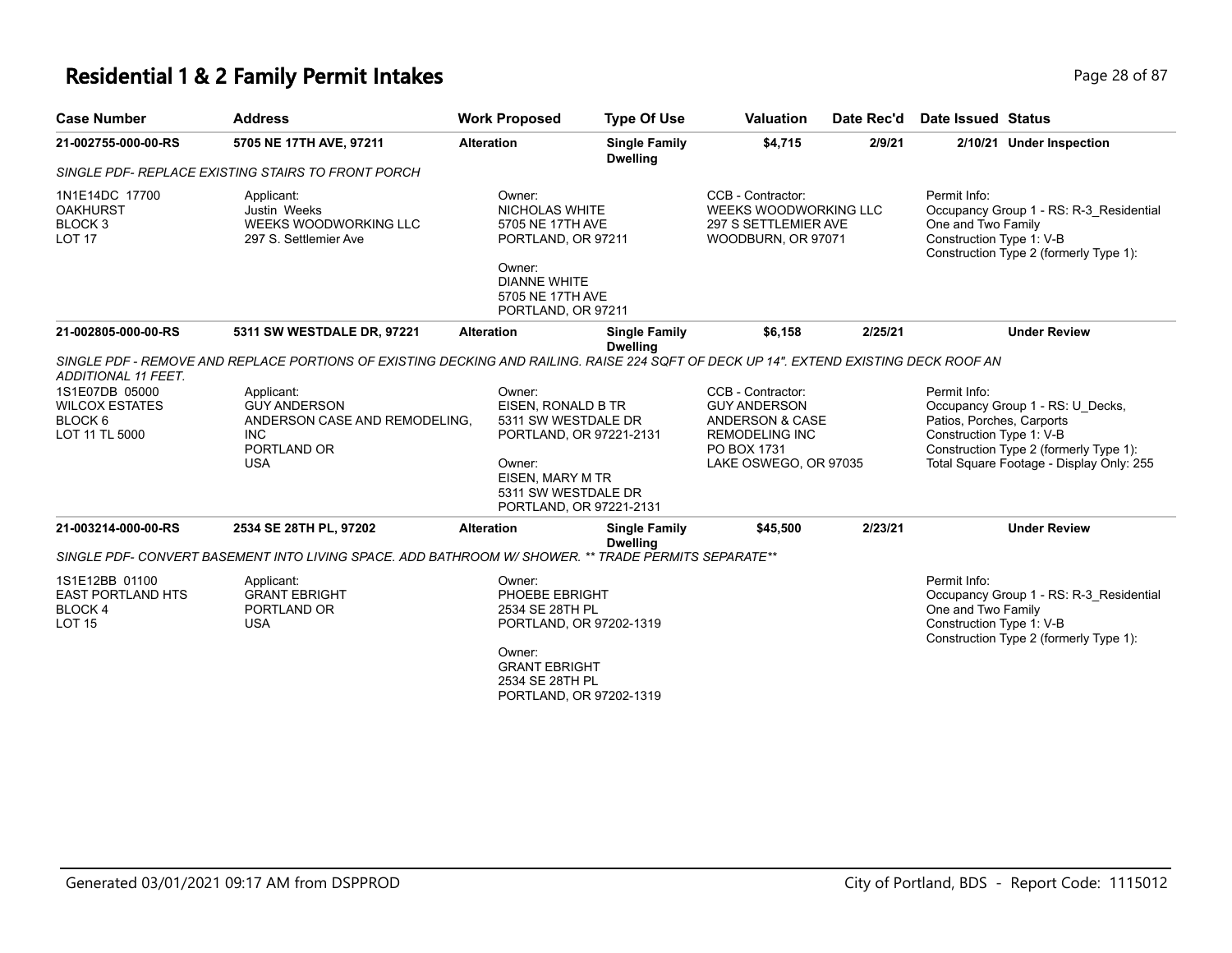# Residential 1 & 2 Family Permit Intakes

| Case Number | Address | Work Proposed | Type Of Use | Valuation | Date Rec'd | Date Issued | Status |
|---|---|---|---|---|---|---|---|
| 21-002755-000-00-RS | 5705 NE 17TH AVE, 97211 | Alteration | Single Family Dwelling | $4,715 | 2/9/21 | 2/10/21 | Under Inspection |

*SINGLE PDF- REPLACE EXISTING STAIRS TO FRONT PORCH*

1N1E14DC 17700
OAKHURST
BLOCK 3
LOT 17

Applicant:
Justin Weeks
WEEKS WOODWORKING LLC
297 S. Settlemier Ave

Owner:
NICHOLAS WHITE
5705 NE 17TH AVE
PORTLAND, OR 97211

Owner:
DIANNE WHITE
5705 NE 17TH AVE
PORTLAND, OR 97211

CCB - Contractor:
WEEKS WOODWORKING LLC
297 S SETTLEMIER AVE
WOODBURN, OR 97071

Permit Info:
Occupancy Group 1 - RS: R-3_Residential One and Two Family
Construction Type 1: V-B
Construction Type 2 (formerly Type 1):

| Case Number | Address | Work Proposed | Type Of Use | Valuation | Date Rec'd | Date Issued | Status |
|---|---|---|---|---|---|---|---|
| 21-002805-000-00-RS | 5311 SW WESTDALE DR, 97221 | Alteration | Single Family Dwelling | $6,158 | 2/25/21 | | Under Review |

*SINGLE PDF - REMOVE AND REPLACE PORTIONS OF EXISTING DECKING AND RAILING. RAISE 224 SQFT OF DECK UP 14". EXTEND EXISTING DECK ROOF AN ADDITIONAL 11 FEET.*

1S1E07DB 05000
WILCOX ESTATES
BLOCK 6
LOT 11 TL 5000

Applicant:
GUY ANDERSON
ANDERSON CASE AND REMODELING, INC
PORTLAND OR
USA

Owner:
EISEN, RONALD B TR
5311 SW WESTDALE DR
PORTLAND, OR 97221-2131

Owner:
EISEN, MARY M TR
5311 SW WESTDALE DR
PORTLAND, OR 97221-2131

CCB - Contractor:
GUY ANDERSON
ANDERSON & CASE
REMODELING INC
PO BOX 1731
LAKE OSWEGO, OR 97035

Permit Info:
Occupancy Group 1 - RS: U_Decks, Patios, Porches, Carports
Construction Type 1: V-B
Construction Type 2 (formerly Type 1):
Total Square Footage - Display Only: 255

| Case Number | Address | Work Proposed | Type Of Use | Valuation | Date Rec'd | Date Issued | Status |
|---|---|---|---|---|---|---|---|
| 21-003214-000-00-RS | 2534 SE 28TH PL, 97202 | Alteration | Single Family Dwelling | $45,500 | 2/23/21 | | Under Review |

*SINGLE PDF- CONVERT BASEMENT INTO LIVING SPACE. ADD BATHROOM W/ SHOWER. ** TRADE PERMITS SEPARATE***

1S1E12BB 01100
EAST PORTLAND HTS
BLOCK 4
LOT 15

Applicant:
GRANT EBRIGHT
PORTLAND OR
USA

Owner:
PHOEBE EBRIGHT
2534 SE 28TH PL
PORTLAND, OR 97202-1319

Owner:
GRANT EBRIGHT
2534 SE 28TH PL
PORTLAND, OR 97202-1319

Permit Info:
Occupancy Group 1 - RS: R-3_Residential One and Two Family
Construction Type 1: V-B
Construction Type 2 (formerly Type 1):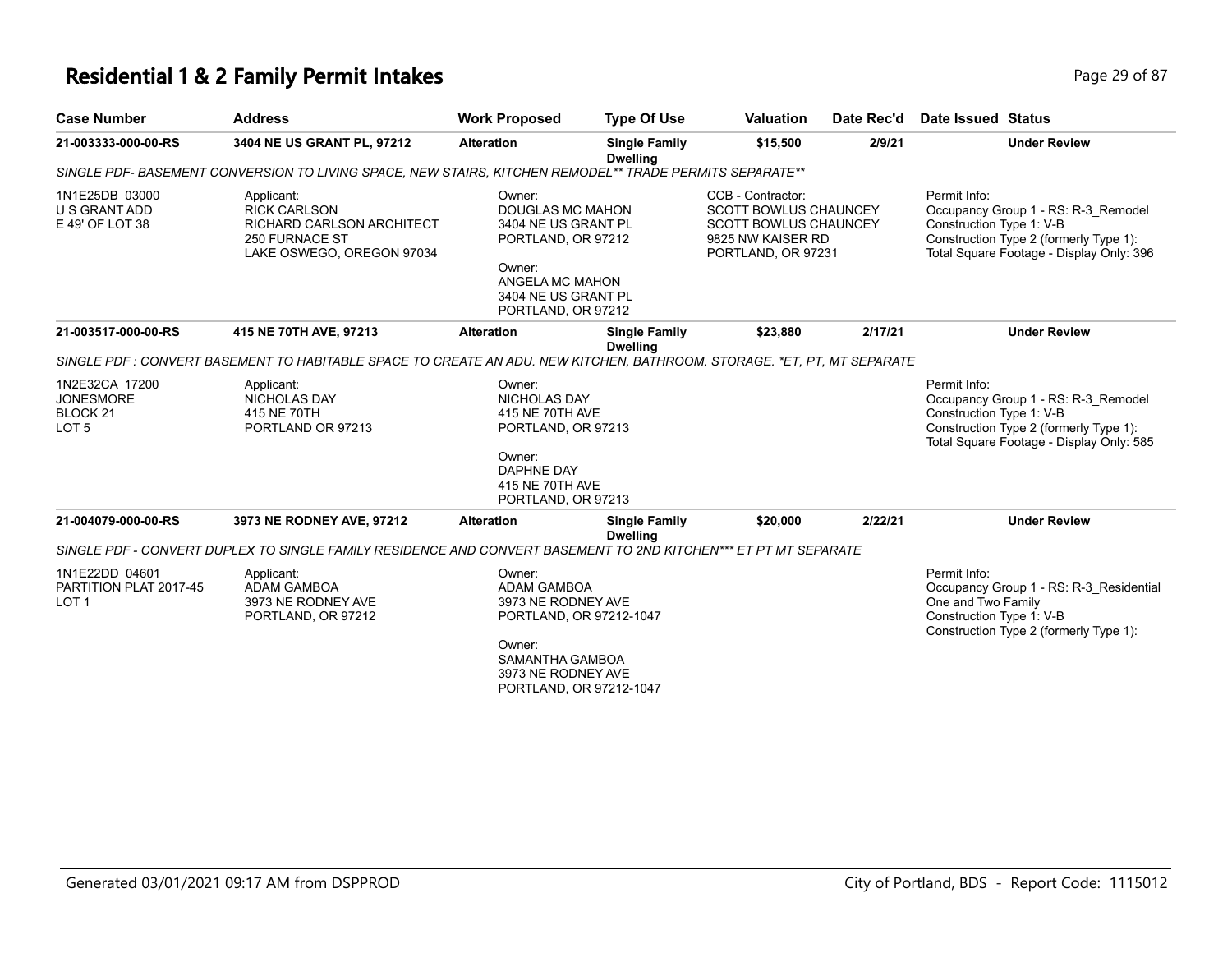# Residential 1 & 2 Family Permit Intakes

| Case Number | Address | Work Proposed | Type Of Use | Valuation | Date Rec'd | Date Issued | Status |
|---|---|---|---|---|---|---|---|
| 21-003333-000-00-RS | 3404 NE US GRANT PL, 97212 | Alteration | Single Family Dwelling | $15,500 | 2/9/21 | | Under Review |

*SINGLE PDF- BASEMENT CONVERSION TO LIVING SPACE, NEW STAIRS, KITCHEN REMODEL** TRADE PERMITS SEPARATE***

1N1E25DB 03000
U S GRANT ADD
E 49' OF LOT 38

Applicant:
RICK CARLSON
RICHARD CARLSON ARCHITECT
250 FURNACE ST
LAKE OSWEGO, OREGON 97034

Owner:
DOUGLAS MC MAHON
3404 NE US GRANT PL
PORTLAND, OR 97212

Owner:
ANGELA MC MAHON
3404 NE US GRANT PL
PORTLAND, OR 97212

CCB - Contractor:
SCOTT BOWLUS CHAUNCEY
SCOTT BOWLUS CHAUNCEY
9825 NW KAISER RD
PORTLAND, OR 97231

Permit Info:
Occupancy Group 1 - RS: R-3_Remodel
Construction Type 1: V-B
Construction Type 2 (formerly Type 1):
Total Square Footage - Display Only: 396

| Case Number | Address | Work Proposed | Type Of Use | Valuation | Date Rec'd | Date Issued | Status |
|---|---|---|---|---|---|---|---|
| 21-003517-000-00-RS | 415 NE 70TH AVE, 97213 | Alteration | Single Family Dwelling | $23,880 | 2/17/21 | | Under Review |

*SINGLE PDF : CONVERT BASEMENT TO HABITABLE SPACE TO CREATE AN ADU. NEW KITCHEN, BATHROOM. STORAGE. *ET, PT, MT SEPARATE*

1N2E32CA 17200
JONESMORE
BLOCK 21
LOT 5

Applicant:
NICHOLAS DAY
415 NE 70TH
PORTLAND OR 97213

Owner:
NICHOLAS DAY
415 NE 70TH AVE
PORTLAND, OR 97213

Owner:
DAPHNE DAY
415 NE 70TH AVE
PORTLAND, OR 97213

Permit Info:
Occupancy Group 1 - RS: R-3_Remodel
Construction Type 1: V-B
Construction Type 2 (formerly Type 1):
Total Square Footage - Display Only: 585

| Case Number | Address | Work Proposed | Type Of Use | Valuation | Date Rec'd | Date Issued | Status |
|---|---|---|---|---|---|---|---|
| 21-004079-000-00-RS | 3973 NE RODNEY AVE, 97212 | Alteration | Single Family Dwelling | $20,000 | 2/22/21 | | Under Review |

*SINGLE PDF - CONVERT DUPLEX TO SINGLE FAMILY RESIDENCE AND CONVERT BASEMENT TO 2ND KITCHEN*** ET PT MT SEPARATE*

1N1E22DD 04601
PARTITION PLAT 2017-45
LOT 1

Applicant:
ADAM GAMBOA
3973 NE RODNEY AVE
PORTLAND, OR 97212

Owner:
ADAM GAMBOA
3973 NE RODNEY AVE
PORTLAND, OR 97212-1047

Owner:
SAMANTHA GAMBOA
3973 NE RODNEY AVE
PORTLAND, OR 97212-1047

Permit Info:
Occupancy Group 1 - RS: R-3_Residential One and Two Family
Construction Type 1: V-B
Construction Type 2 (formerly Type 1):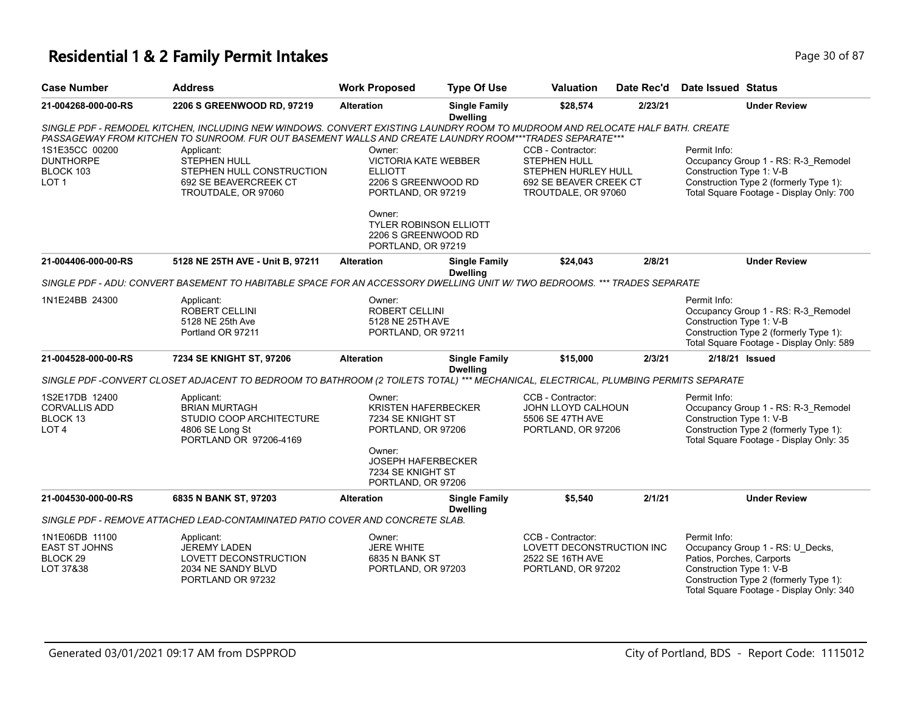# Residential 1 & 2 Family Permit Intakes

| Case Number | Address | Work Proposed | Type Of Use | Valuation | Date Rec'd | Date Issued | Status |
|---|---|---|---|---|---|---|---|
| 21-004268-000-00-RS | 2206 S GREENWOOD RD, 97219 | Alteration | Single Family Dwelling | $28,574 | 2/23/21 | | Under Review |

SINGLE PDF - REMODEL KITCHEN, INCLUDING NEW WINDOWS. CONVERT EXISTING LAUNDRY ROOM TO MUDROOM AND RELOCATE HALF BATH. CREATE PASSAGEWAY FROM KITCHEN TO SUNROOM. FUR OUT BASEMENT WALLS AND CREATE LAUNDRY ROOM***TRADES SEPARATE***

1S1E35CC 00200
DUNTHORPE
BLOCK 103
LOT 1

Applicant:
STEPHEN HULL
STEPHEN HULL CONSTRUCTION
692 SE BEAVERCREEK CT
TROUTDALE, OR 97060

Owner:
VICTORIA KATE WEBBER ELLIOTT
2206 S GREENWOOD RD
PORTLAND, OR 97219

Owner:
TYLER ROBINSON ELLIOTT
2206 S GREENWOOD RD
PORTLAND, OR 97219

CCB - Contractor:
STEPHEN HULL
STEPHEN HURLEY HULL
692 SE BEAVER CREEK CT
TROUTDALE, OR 97060

Permit Info:
Occupancy Group 1 - RS: R-3_Remodel
Construction Type 1: V-B
Construction Type 2 (formerly Type 1):
Total Square Footage - Display Only: 700

| Case Number | Address | Work Proposed | Type Of Use | Valuation | Date Rec'd | Date Issued | Status |
|---|---|---|---|---|---|---|---|
| 21-004406-000-00-RS | 5128 NE 25TH AVE - Unit B, 97211 | Alteration | Single Family Dwelling | $24,043 | 2/8/21 | | Under Review |

SINGLE PDF - ADU: CONVERT BASEMENT TO HABITABLE SPACE FOR AN ACCESSORY DWELLING UNIT W/ TWO BEDROOMS. *** TRADES SEPARATE

1N1E24BB 24300

Applicant:
ROBERT CELLINI
5128 NE 25th Ave
Portland OR 97211

Owner:
ROBERT CELLINI
5128 NE 25TH AVE
PORTLAND, OR 97211

Permit Info:
Occupancy Group 1 - RS: R-3_Remodel
Construction Type 1: V-B
Construction Type 2 (formerly Type 1):
Total Square Footage - Display Only: 589

| Case Number | Address | Work Proposed | Type Of Use | Valuation | Date Rec'd | Date Issued | Status |
|---|---|---|---|---|---|---|---|
| 21-004528-000-00-RS | 7234 SE KNIGHT ST, 97206 | Alteration | Single Family Dwelling | $15,000 | 2/3/21 | 2/18/21 | Issued |

SINGLE PDF -CONVERT CLOSET ADJACENT TO BEDROOM TO BATHROOM (2 TOILETS TOTAL) *** MECHANICAL, ELECTRICAL, PLUMBING PERMITS SEPARATE

1S2E17DB 12400
CORVALLIS ADD
BLOCK 13
LOT 4

Applicant:
BRIAN MURTAGH
STUDIO COOP ARCHITECTURE
4806 SE Long St
PORTLAND OR 97206-4169

Owner:
KRISTEN HAFERBECKER
7234 SE KNIGHT ST
PORTLAND, OR 97206

Owner:
JOSEPH HAFERBECKER
7234 SE KNIGHT ST
PORTLAND, OR 97206

CCB - Contractor:
JOHN LLOYD CALHOUN
5506 SE 47TH AVE
PORTLAND, OR 97206

Permit Info:
Occupancy Group 1 - RS: R-3_Remodel
Construction Type 1: V-B
Construction Type 2 (formerly Type 1):
Total Square Footage - Display Only: 35

| Case Number | Address | Work Proposed | Type Of Use | Valuation | Date Rec'd | Date Issued | Status |
|---|---|---|---|---|---|---|---|
| 21-004530-000-00-RS | 6835 N BANK ST, 97203 | Alteration | Single Family Dwelling | $5,540 | 2/1/21 | | Under Review |

SINGLE PDF - REMOVE ATTACHED LEAD-CONTAMINATED PATIO COVER AND CONCRETE SLAB.

1N1E06DB 11100
EAST ST JOHNS
BLOCK 29
LOT 37&38

Applicant:
JEREMY LADEN
LOVETT DECONSTRUCTION
2034 NE SANDY BLVD
PORTLAND OR 97232

Owner:
JERE WHITE
6835 N BANK ST
PORTLAND, OR 97203

CCB - Contractor:
LOVETT DECONSTRUCTION INC
2522 SE 16TH AVE
PORTLAND, OR 97202

Permit Info:
Occupancy Group 1 - RS: U_Decks, Patios, Porches, Carports
Construction Type 1: V-B
Construction Type 2 (formerly Type 1):
Total Square Footage - Display Only: 340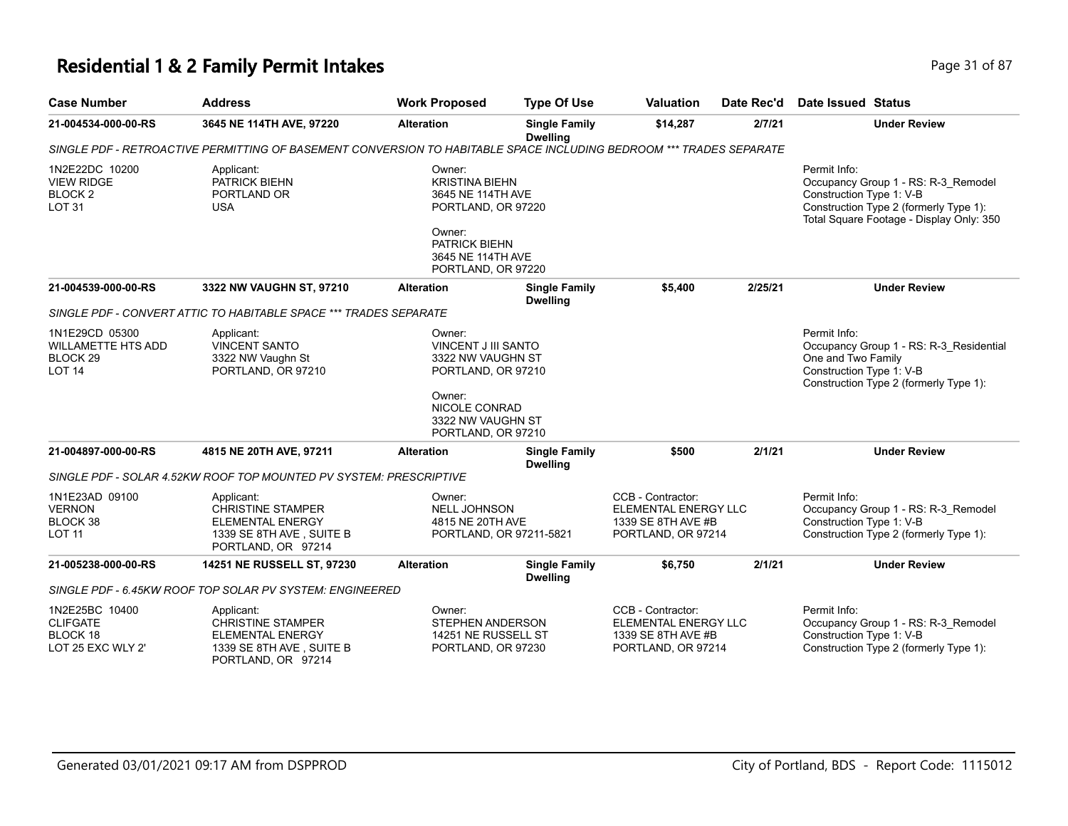# Residential 1 & 2 Family Permit Intakes

| Case Number | Address | Work Proposed | Type Of Use | Valuation | Date Rec'd | Date Issued | Status |
|---|---|---|---|---|---|---|---|
| 21-004534-000-00-RS | 3645 NE 114TH AVE, 97220 | Alteration | Single Family Dwelling | $14,287 | 2/7/21 | | Under Review |

*SINGLE PDF - RETROACTIVE PERMITTING OF BASEMENT CONVERSION TO HABITABLE SPACE INCLUDING BEDROOM *** TRADES SEPARATE*

1N2E22DC 10200
VIEW RIDGE
BLOCK 2
LOT 31

Applicant:
PATRICK BIEHN
PORTLAND OR
USA

Owner:
KRISTINA BIEHN
3645 NE 114TH AVE
PORTLAND, OR 97220

Owner:
PATRICK BIEHN
3645 NE 114TH AVE
PORTLAND, OR 97220

Permit Info:
Occupancy Group 1 - RS: R-3_Remodel
Construction Type 1: V-B
Construction Type 2 (formerly Type 1):
Total Square Footage - Display Only: 350

| Case Number | Address | Work Proposed | Type Of Use | Valuation | Date Rec'd | Date Issued | Status |
|---|---|---|---|---|---|---|---|
| 21-004539-000-00-RS | 3322 NW VAUGHN ST, 97210 | Alteration | Single Family Dwelling | $5,400 | 2/25/21 | | Under Review |

*SINGLE PDF - CONVERT ATTIC TO HABITABLE SPACE *** TRADES SEPARATE*

1N1E29CD 05300
WILLAMETTE HTS ADD
BLOCK 29
LOT 14

Applicant:
VINCENT SANTO
3322 NW Vaughn St
PORTLAND, OR 97210

Owner:
VINCENT J III SANTO
3322 NW VAUGHN ST
PORTLAND, OR 97210

Owner:
NICOLE CONRAD
3322 NW VAUGHN ST
PORTLAND, OR 97210

Permit Info:
Occupancy Group 1 - RS: R-3_Residential One and Two Family
Construction Type 1: V-B
Construction Type 2 (formerly Type 1):

| Case Number | Address | Work Proposed | Type Of Use | Valuation | Date Rec'd | Date Issued | Status |
|---|---|---|---|---|---|---|---|
| 21-004897-000-00-RS | 4815 NE 20TH AVE, 97211 | Alteration | Single Family Dwelling | $500 | 2/1/21 | | Under Review |

*SINGLE PDF - SOLAR 4.52KW ROOF TOP MOUNTED PV SYSTEM: PRESCRIPTIVE*

1N1E23AD 09100
VERNON
BLOCK 38
LOT 11

Applicant:
CHRISTINE STAMPER
ELEMENTAL ENERGY
1339 SE 8TH AVE , SUITE B
PORTLAND, OR 97214

Owner:
NELL JOHNSON
4815 NE 20TH AVE
PORTLAND, OR 97211-5821

CCB - Contractor:
ELEMENTAL ENERGY LLC
1339 SE 8TH AVE #B
PORTLAND, OR 97214

Permit Info:
Occupancy Group 1 - RS: R-3_Remodel
Construction Type 1: V-B
Construction Type 2 (formerly Type 1):

| Case Number | Address | Work Proposed | Type Of Use | Valuation | Date Rec'd | Date Issued | Status |
|---|---|---|---|---|---|---|---|
| 21-005238-000-00-RS | 14251 NE RUSSELL ST, 97230 | Alteration | Single Family Dwelling | $6,750 | 2/1/21 | | Under Review |

*SINGLE PDF - 6.45KW ROOF TOP SOLAR PV SYSTEM: ENGINEERED*

1N2E25BC 10400
CLIFGATE
BLOCK 18
LOT 25 EXC WLY 2'

Applicant:
CHRISTINE STAMPER
ELEMENTAL ENERGY
1339 SE 8TH AVE , SUITE B
PORTLAND, OR 97214

Owner:
STEPHEN ANDERSON
14251 NE RUSSELL ST
PORTLAND, OR 97230

CCB - Contractor:
ELEMENTAL ENERGY LLC
1339 SE 8TH AVE #B
PORTLAND, OR 97214

Permit Info:
Occupancy Group 1 - RS: R-3_Remodel
Construction Type 1: V-B
Construction Type 2 (formerly Type 1):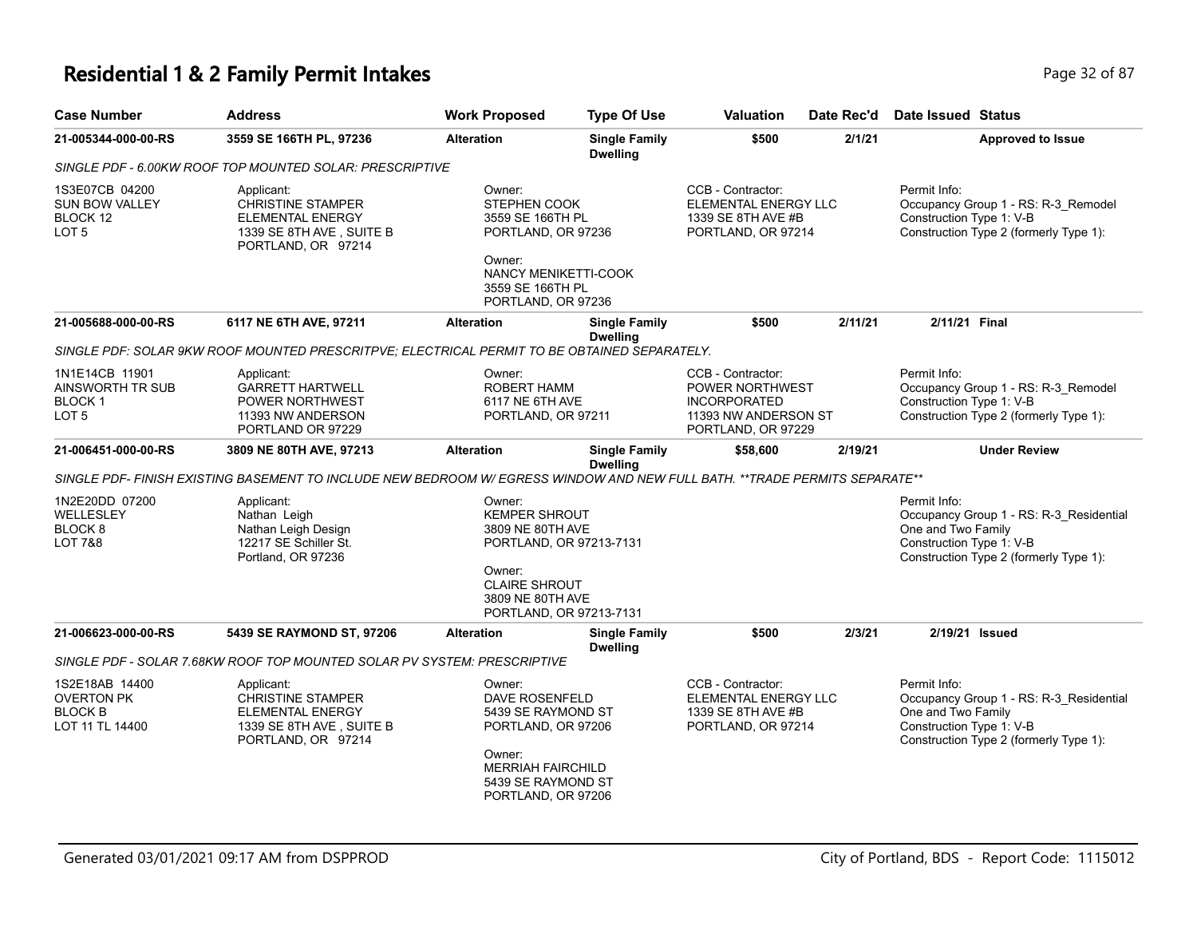# Residential 1 & 2 Family Permit Intakes

| Case Number | Address | Work Proposed | Type Of Use | Valuation | Date Rec'd | Date Issued | Status |
|---|---|---|---|---|---|---|---|
| 21-005344-000-00-RS | 3559 SE 166TH PL, 97236 | Alteration | Single Family Dwelling | $500 | 2/1/21 | | Approved to Issue |

*SINGLE PDF - 6.00KW ROOF TOP MOUNTED SOLAR: PRESCRIPTIVE*

- 1S3E07CB 04200, SUN BOW VALLEY, BLOCK 12, LOT 5
- Applicant: CHRISTINE STAMPER, ELEMENTAL ENERGY, 1339 SE 8TH AVE , SUITE B, PORTLAND, OR 97214
- Owner: STEPHEN COOK, 3559 SE 166TH PL, PORTLAND, OR 97236
- Owner: NANCY MENIKETTI-COOK, 3559 SE 166TH PL, PORTLAND, OR 97236
- CCB - Contractor: ELEMENTAL ENERGY LLC, 1339 SE 8TH AVE #B, PORTLAND, OR 97214
- Permit Info: Occupancy Group 1 - RS: R-3_Remodel; Construction Type 1: V-B; Construction Type 2 (formerly Type 1):

| Case Number | Address | Work Proposed | Type Of Use | Valuation | Date Rec'd | Date Issued | Status |
|---|---|---|---|---|---|---|---|
| 21-005688-000-00-RS | 6117 NE 6TH AVE, 97211 | Alteration | Single Family Dwelling | $500 | 2/11/21 | 2/11/21 | Final |

*SINGLE PDF: SOLAR 9KW ROOF MOUNTED PRESCRITPVE; ELECTRICAL PERMIT TO BE OBTAINED SEPARATELY.*

- 1N1E14CB 11901, AINSWORTH TR SUB, BLOCK 1, LOT 5
- Applicant: GARRETT HARTWELL, POWER NORTHWEST, 11393 NW ANDERSON, PORTLAND OR 97229
- Owner: ROBERT HAMM, 6117 NE 6TH AVE, PORTLAND, OR 97211
- CCB - Contractor: POWER NORTHWEST INCORPORATED, 11393 NW ANDERSON ST, PORTLAND, OR 97229
- Permit Info: Occupancy Group 1 - RS: R-3_Remodel; Construction Type 1: V-B; Construction Type 2 (formerly Type 1):

| Case Number | Address | Work Proposed | Type Of Use | Valuation | Date Rec'd | Date Issued | Status |
|---|---|---|---|---|---|---|---|
| 21-006451-000-00-RS | 3809 NE 80TH AVE, 97213 | Alteration | Single Family Dwelling | $58,600 | 2/19/21 | | Under Review |

*SINGLE PDF- FINISH EXISTING BASEMENT TO INCLUDE NEW BEDROOM W/ EGRESS WINDOW AND NEW FULL BATH. **TRADE PERMITS SEPARATE***

- 1N2E20DD 07200, WELLESLEY, BLOCK 8, LOT 7&8
- Applicant: Nathan Leigh, Nathan Leigh Design, 12217 SE Schiller St., Portland, OR 97236
- Owner: KEMPER SHROUT, 3809 NE 80TH AVE, PORTLAND, OR 97213-7131
- Owner: CLAIRE SHROUT, 3809 NE 80TH AVE, PORTLAND, OR 97213-7131
- Permit Info: Occupancy Group 1 - RS: R-3_Residential One and Two Family; Construction Type 1: V-B; Construction Type 2 (formerly Type 1):

| Case Number | Address | Work Proposed | Type Of Use | Valuation | Date Rec'd | Date Issued | Status |
|---|---|---|---|---|---|---|---|
| 21-006623-000-00-RS | 5439 SE RAYMOND ST, 97206 | Alteration | Single Family Dwelling | $500 | 2/3/21 | 2/19/21 | Issued |

*SINGLE PDF - SOLAR 7.68KW ROOF TOP MOUNTED SOLAR PV SYSTEM: PRESCRIPTIVE*

- 1S2E18AB 14400, OVERTON PK, BLOCK B, LOT 11 TL 14400
- Applicant: CHRISTINE STAMPER, ELEMENTAL ENERGY, 1339 SE 8TH AVE , SUITE B, PORTLAND, OR 97214
- Owner: DAVE ROSENFELD, 5439 SE RAYMOND ST, PORTLAND, OR 97206
- Owner: MERRIAH FAIRCHILD, 5439 SE RAYMOND ST, PORTLAND, OR 97206
- CCB - Contractor: ELEMENTAL ENERGY LLC, 1339 SE 8TH AVE #B, PORTLAND, OR 97214
- Permit Info: Occupancy Group 1 - RS: R-3_Residential One and Two Family; Construction Type 1: V-B; Construction Type 2 (formerly Type 1):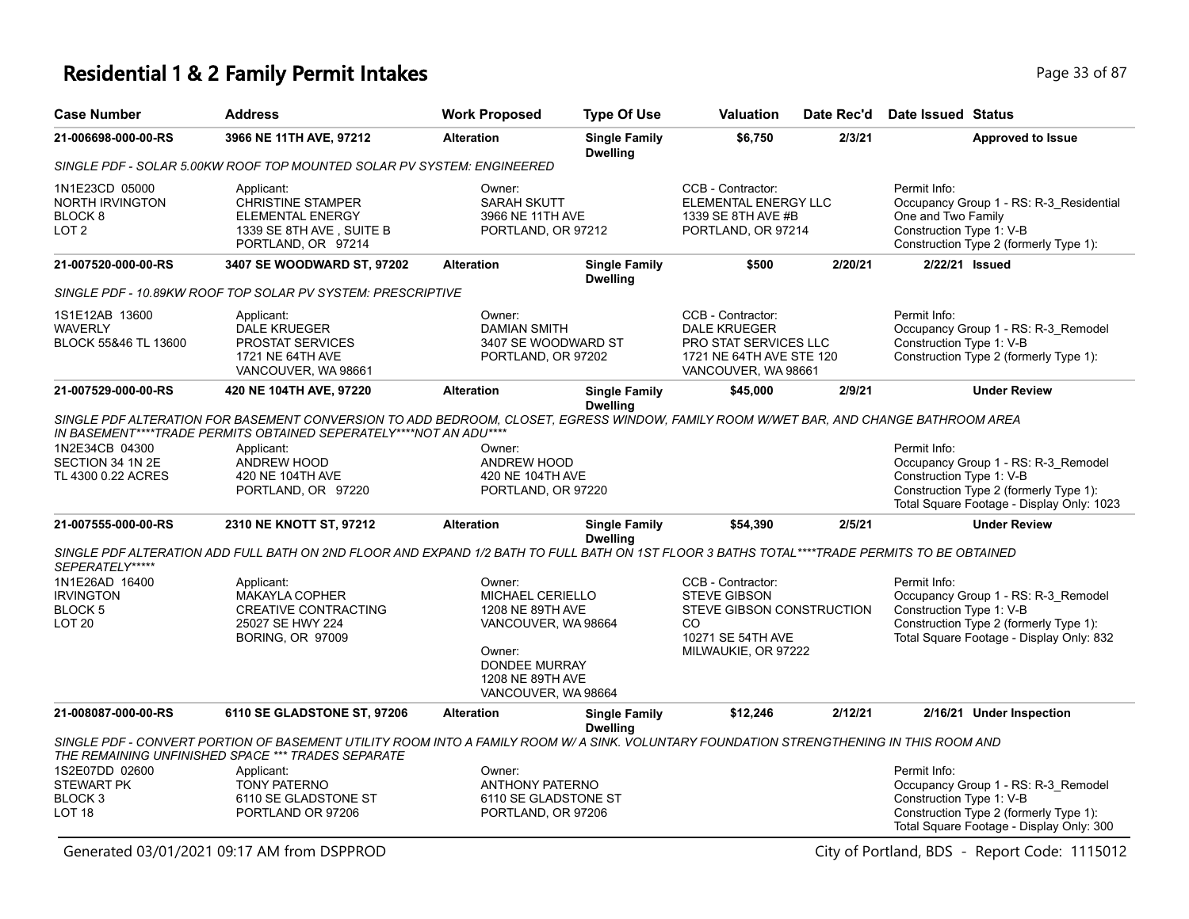# Residential 1 & 2 Family Permit Intakes

| Case Number | Address | Work Proposed | Type Of Use | Valuation | Date Rec'd | Date Issued | Status |
|---|---|---|---|---|---|---|---|
| 21-006698-000-00-RS | 3966 NE 11TH AVE, 97212 | Alteration | Single Family Dwelling | $6,750 | 2/3/21 | | Approved to Issue |

*SINGLE PDF - SOLAR 5.00KW ROOF TOP MOUNTED SOLAR PV SYSTEM: ENGINEERED*

| | | | | |
|---|---|---|---|---|
| 1N1E23CD 05000<br>NORTH IRVINGTON<br>BLOCK 8<br>LOT 2 | Applicant:<br>CHRISTINE STAMPER<br>ELEMENTAL ENERGY<br>1339 SE 8TH AVE , SUITE B<br>PORTLAND, OR 97214 | Owner:<br>SARAH SKUTT<br>3966 NE 11TH AVE<br>PORTLAND, OR 97212 | CCB - Contractor:<br>ELEMENTAL ENERGY LLC<br>1339 SE 8TH AVE #B<br>PORTLAND, OR 97214 | Permit Info:<br>Occupancy Group 1 - RS: R-3_Residential One and Two Family<br>Construction Type 1: V-B<br>Construction Type 2 (formerly Type 1): |

| Case Number | Address | Work Proposed | Type Of Use | Valuation | Date Rec'd | Date Issued | Status |
|---|---|---|---|---|---|---|---|
| 21-007520-000-00-RS | 3407 SE WOODWARD ST, 97202 | Alteration | Single Family Dwelling | $500 | 2/20/21 | 2/22/21 | Issued |

*SINGLE PDF - 10.89KW ROOF TOP SOLAR PV SYSTEM: PRESCRIPTIVE*

| | | | | |
|---|---|---|---|---|
| 1S1E12AB 13600<br>WAVERLY<br>BLOCK 55&46 TL 13600 | Applicant:<br>DALE KRUEGER<br>PROSTAT SERVICES<br>1721 NE 64TH AVE<br>VANCOUVER, WA 98661 | Owner:<br>DAMIAN SMITH<br>3407 SE WOODWARD ST<br>PORTLAND, OR 97202 | CCB - Contractor:<br>DALE KRUEGER<br>PRO STAT SERVICES LLC<br>1721 NE 64TH AVE STE 120<br>VANCOUVER, WA 98661 | Permit Info:<br>Occupancy Group 1 - RS: R-3_Remodel<br>Construction Type 1: V-B<br>Construction Type 2 (formerly Type 1): |

| Case Number | Address | Work Proposed | Type Of Use | Valuation | Date Rec'd | Date Issued | Status |
|---|---|---|---|---|---|---|---|
| 21-007529-000-00-RS | 420 NE 104TH AVE, 97220 | Alteration | Single Family Dwelling | $45,000 | 2/9/21 | | Under Review |

*SINGLE PDF ALTERATION FOR BASEMENT CONVERSION TO ADD BEDROOM, CLOSET, EGRESS WINDOW, FAMILY ROOM W/WET BAR, AND CHANGE BATHROOM AREA IN BASEMENT****TRADE PERMITS OBTAINED SEPERATELY****NOT AN ADU****

| | | | | |
|---|---|---|---|---|
| 1N2E34CB 04300<br>SECTION 34 1N 2E<br>TL 4300 0.22 ACRES | Applicant:<br>ANDREW HOOD<br>420 NE 104TH AVE<br>PORTLAND, OR 97220 | Owner:<br>ANDREW HOOD<br>420 NE 104TH AVE<br>PORTLAND, OR 97220 | | Permit Info:<br>Occupancy Group 1 - RS: R-3_Remodel<br>Construction Type 1: V-B<br>Construction Type 2 (formerly Type 1):<br>Total Square Footage - Display Only: 1023 |

| Case Number | Address | Work Proposed | Type Of Use | Valuation | Date Rec'd | Date Issued | Status |
|---|---|---|---|---|---|---|---|
| 21-007555-000-00-RS | 2310 NE KNOTT ST, 97212 | Alteration | Single Family Dwelling | $54,390 | 2/5/21 | | Under Review |

*SINGLE PDF ALTERATION ADD FULL BATH ON 2ND FLOOR AND EXPAND 1/2 BATH TO FULL BATH ON 1ST FLOOR 3 BATHS TOTAL****TRADE PERMITS TO BE OBTAINED SEPERATELY*****

| | | | | |
|---|---|---|---|---|
| 1N1E26AD 16400<br>IRVINGTON<br>BLOCK 5<br>LOT 20 | Applicant:<br>MAKAYLA COPHER<br>CREATIVE CONTRACTING<br>25027 SE HWY 224<br>BORING, OR 97009 | Owner:<br>MICHAEL CERIELLO<br>1208 NE 89TH AVE<br>VANCOUVER, WA 98664<br><br>Owner:<br>DONDEE MURRAY<br>1208 NE 89TH AVE<br>VANCOUVER, WA 98664 | CCB - Contractor:<br>STEVE GIBSON<br>STEVE GIBSON CONSTRUCTION CO<br>10271 SE 54TH AVE<br>MILWAUKIE, OR 97222 | Permit Info:<br>Occupancy Group 1 - RS: R-3_Remodel<br>Construction Type 1: V-B<br>Construction Type 2 (formerly Type 1):<br>Total Square Footage - Display Only: 832 |

| Case Number | Address | Work Proposed | Type Of Use | Valuation | Date Rec'd | Date Issued | Status |
|---|---|---|---|---|---|---|---|
| 21-008087-000-00-RS | 6110 SE GLADSTONE ST, 97206 | Alteration | Single Family Dwelling | $12,246 | 2/12/21 | 2/16/21 | Under Inspection |

*SINGLE PDF - CONVERT PORTION OF BASEMENT UTILITY ROOM INTO A FAMILY ROOM W/ A SINK. VOLUNTARY FOUNDATION STRENGTHENING IN THIS ROOM AND THE REMAINING UNFINISHED SPACE *** TRADES SEPARATE*

| | | | | |
|---|---|---|---|---|
| 1S2E07DD 02600<br>STEWART PK<br>BLOCK 3<br>LOT 18 | Applicant:<br>TONY PATERNO<br>6110 SE GLADSTONE ST<br>PORTLAND OR 97206 | Owner:<br>ANTHONY PATERNO<br>6110 SE GLADSTONE ST<br>PORTLAND, OR 97206 | | Permit Info:<br>Occupancy Group 1 - RS: R-3_Remodel<br>Construction Type 1: V-B<br>Construction Type 2 (formerly Type 1):<br>Total Square Footage - Display Only: 300 |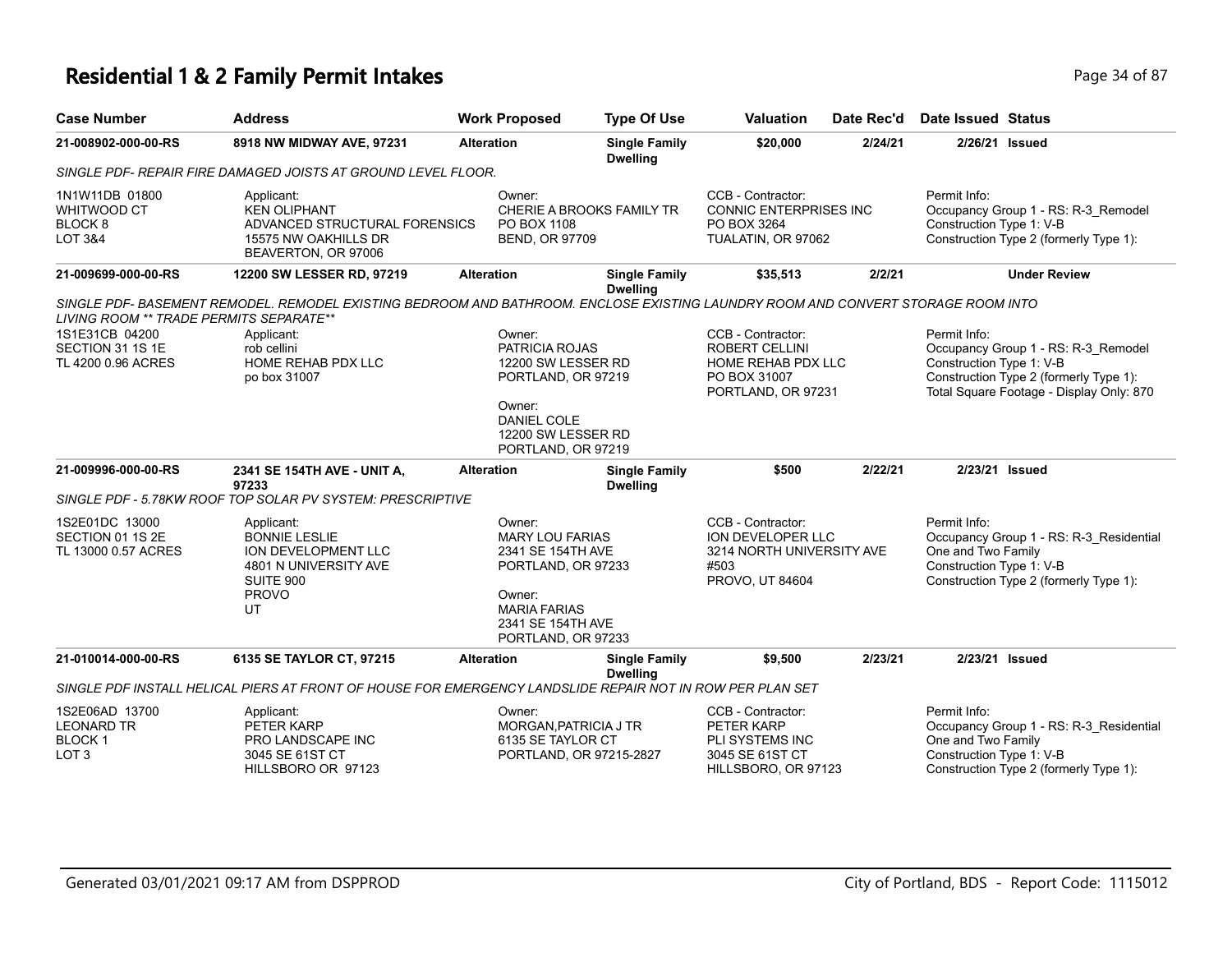# Residential 1 & 2 Family Permit Intakes

| Case Number | Address | Work Proposed | Type Of Use | Valuation | Date Rec'd | Date Issued | Status |
|---|---|---|---|---|---|---|---|
| 21-008902-000-00-RS | 8918 NW MIDWAY AVE, 97231 | Alteration | Single Family Dwelling | $20,000 | 2/24/21 | 2/26/21 | Issued |

*SINGLE PDF- REPAIR FIRE DAMAGED JOISTS AT GROUND LEVEL FLOOR.*

1N1W11DB 01800
WHITWOOD CT
BLOCK 8
LOT 3&4

Applicant:
KEN OLIPHANT
ADVANCED STRUCTURAL FORENSICS
15575 NW OAKHILLS DR
BEAVERTON, OR 97006

Owner:
CHERIE A BROOKS FAMILY TR
PO BOX 1108
BEND, OR 97709

CCB - Contractor:
CONNIC ENTERPRISES INC
PO BOX 3264
TUALATIN, OR 97062

Permit Info:
Occupancy Group 1 - RS: R-3_Remodel
Construction Type 1: V-B
Construction Type 2 (formerly Type 1):

| Case Number | Address | Work Proposed | Type Of Use | Valuation | Date Rec'd | Date Issued | Status |
|---|---|---|---|---|---|---|---|
| 21-009699-000-00-RS | 12200 SW LESSER RD, 97219 | Alteration | Single Family Dwelling | $35,513 | 2/2/21 | | Under Review |

*SINGLE PDF- BASEMENT REMODEL. REMODEL EXISTING BEDROOM AND BATHROOM. ENCLOSE EXISTING LAUNDRY ROOM AND CONVERT STORAGE ROOM INTO LIVING ROOM ** TRADE PERMITS SEPARATE***

1S1E31CB 04200
SECTION 31 1S 1E
TL 4200 0.96 ACRES

Applicant:
rob cellini
HOME REHAB PDX LLC
po box 31007

Owner:
PATRICIA ROJAS
12200 SW LESSER RD
PORTLAND, OR 97219

Owner:
DANIEL COLE
12200 SW LESSER RD
PORTLAND, OR 97219

CCB - Contractor:
ROBERT CELLINI
HOME REHAB PDX LLC
PO BOX 31007
PORTLAND, OR 97231

Permit Info:
Occupancy Group 1 - RS: R-3_Remodel
Construction Type 1: V-B
Construction Type 2 (formerly Type 1):
Total Square Footage - Display Only: 870

| Case Number | Address | Work Proposed | Type Of Use | Valuation | Date Rec'd | Date Issued | Status |
|---|---|---|---|---|---|---|---|
| 21-009996-000-00-RS | 2341 SE 154TH AVE - UNIT A, 97233 | Alteration | Single Family Dwelling | $500 | 2/22/21 | 2/23/21 | Issued |

*SINGLE PDF - 5.78KW ROOF TOP SOLAR PV SYSTEM: PRESCRIPTIVE*

1S2E01DC 13000
SECTION 01 1S 2E
TL 13000 0.57 ACRES

Applicant:
BONNIE LESLIE
ION DEVELOPMENT LLC
4801 N UNIVERSITY AVE
SUITE 900
PROVO
UT

Owner:
MARY LOU FARIAS
2341 SE 154TH AVE
PORTLAND, OR 97233

Owner:
MARIA FARIAS
2341 SE 154TH AVE
PORTLAND, OR 97233

CCB - Contractor:
ION DEVELOPER LLC
3214 NORTH UNIVERSITY AVE
#503
PROVO, UT 84604

Permit Info:
Occupancy Group 1 - RS: R-3_Residential One and Two Family
Construction Type 1: V-B
Construction Type 2 (formerly Type 1):

| Case Number | Address | Work Proposed | Type Of Use | Valuation | Date Rec'd | Date Issued | Status |
|---|---|---|---|---|---|---|---|
| 21-010014-000-00-RS | 6135 SE TAYLOR CT, 97215 | Alteration | Single Family Dwelling | $9,500 | 2/23/21 | 2/23/21 | Issued |

*SINGLE PDF INSTALL HELICAL PIERS AT FRONT OF HOUSE FOR EMERGENCY LANDSLIDE REPAIR NOT IN ROW PER PLAN SET*

1S2E06AD 13700
LEONARD TR
BLOCK 1
LOT 3

Applicant:
PETER KARP
PRO LANDSCAPE INC
3045 SE 61ST CT
HILLSBORO OR 97123

Owner:
MORGAN,PATRICIA J TR
6135 SE TAYLOR CT
PORTLAND, OR 97215-2827

CCB - Contractor:
PETER KARP
PLI SYSTEMS INC
3045 SE 61ST CT
HILLSBORO, OR 97123

Permit Info:
Occupancy Group 1 - RS: R-3_Residential One and Two Family
Construction Type 1: V-B
Construction Type 2 (formerly Type 1):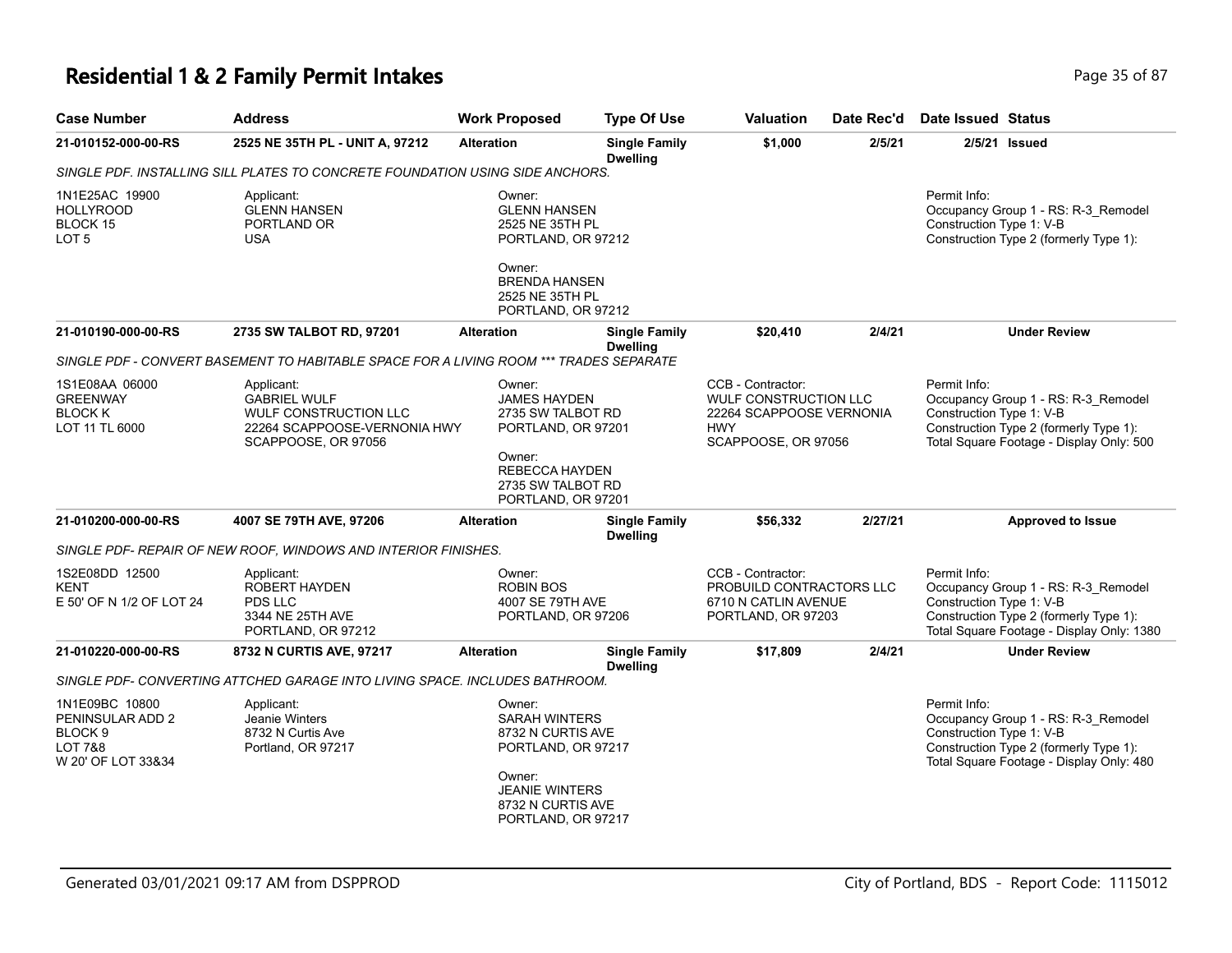# Residential 1 & 2 Family Permit Intakes

| Case Number | Address | Work Proposed | Type Of Use | Valuation | Date Rec'd | Date Issued | Status |
|---|---|---|---|---|---|---|---|
| 21-010152-000-00-RS | 2525 NE 35TH PL - UNIT A, 97212 | Alteration | Single Family Dwelling | $1,000 | 2/5/21 | 2/5/21 | Issued |
| *SINGLE PDF. INSTALLING SILL PLATES TO CONCRETE FOUNDATION USING SIDE ANCHORS.* | | | | | | | |
| 1N1E25AC 19900<br>HOLLYROOD<br>BLOCK 15<br>LOT 5 | Applicant:<br>GLENN HANSEN<br>PORTLAND OR<br>USA | Owner:<br>GLENN HANSEN<br>2525 NE 35TH PL<br>PORTLAND, OR 97212<br><br>Owner:<br>BRENDA HANSEN<br>2525 NE 35TH PL<br>PORTLAND, OR 97212 | | | | Permit Info:<br>Occupancy Group 1 - RS: R-3_Remodel<br>Construction Type 1: V-B<br>Construction Type 2 (formerly Type 1): | |
| 21-010190-000-00-RS | 2735 SW TALBOT RD, 97201 | Alteration | Single Family Dwelling | $20,410 | 2/4/21 | | Under Review |
| *SINGLE PDF - CONVERT BASEMENT TO HABITABLE SPACE FOR A LIVING ROOM *** TRADES SEPARATE* | | | | | | | |
| 1S1E08AA 06000<br>GREENWAY<br>BLOCK K<br>LOT 11 TL 6000 | Applicant:<br>GABRIEL WULF<br>WULF CONSTRUCTION LLC<br>22264 SCAPPOOSE-VERNONIA HWY<br>SCAPPOOSE, OR 97056 | Owner:<br>JAMES HAYDEN<br>2735 SW TALBOT RD<br>PORTLAND, OR 97201<br><br>Owner:<br>REBECCA HAYDEN<br>2735 SW TALBOT RD<br>PORTLAND, OR 97201 | | CCB - Contractor:<br>WULF CONSTRUCTION LLC<br>22264 SCAPPOOSE VERNONIA HWY<br>SCAPPOOSE, OR 97056 | | Permit Info:<br>Occupancy Group 1 - RS: R-3_Remodel<br>Construction Type 1: V-B<br>Construction Type 2 (formerly Type 1):<br>Total Square Footage - Display Only: 500 | |
| 21-010200-000-00-RS | 4007 SE 79TH AVE, 97206 | Alteration | Single Family Dwelling | $56,332 | 2/27/21 | | Approved to Issue |
| *SINGLE PDF- REPAIR OF NEW ROOF, WINDOWS AND INTERIOR FINISHES.* | | | | | | | |
| 1S2E08DD 12500<br>KENT<br>E 50' OF N 1/2 OF LOT 24 | Applicant:<br>ROBERT HAYDEN<br>PDS LLC<br>3344 NE 25TH AVE<br>PORTLAND, OR 97212 | Owner:<br>ROBIN BOS<br>4007 SE 79TH AVE<br>PORTLAND, OR 97206 | | CCB - Contractor:<br>PROBUILD CONTRACTORS LLC<br>6710 N CATLIN AVENUE<br>PORTLAND, OR 97203 | | Permit Info:<br>Occupancy Group 1 - RS: R-3_Remodel<br>Construction Type 1: V-B<br>Construction Type 2 (formerly Type 1):<br>Total Square Footage - Display Only: 1380 | |
| 21-010220-000-00-RS | 8732 N CURTIS AVE, 97217 | Alteration | Single Family Dwelling | $17,809 | 2/4/21 | | Under Review |
| *SINGLE PDF- CONVERTING ATTCHED GARAGE INTO LIVING SPACE. INCLUDES BATHROOM.* | | | | | | | |
| 1N1E09BC 10800<br>PENINSULAR ADD 2<br>BLOCK 9<br>LOT 7&8<br>W 20' OF LOT 33&34 | Applicant:<br>Jeanie Winters<br>8732 N Curtis Ave<br>Portland, OR 97217 | Owner:<br>SARAH WINTERS<br>8732 N CURTIS AVE<br>PORTLAND, OR 97217<br><br>Owner:<br>JEANIE WINTERS<br>8732 N CURTIS AVE<br>PORTLAND, OR 97217 | | | | Permit Info:<br>Occupancy Group 1 - RS: R-3_Remodel<br>Construction Type 1: V-B<br>Construction Type 2 (formerly Type 1):<br>Total Square Footage - Display Only: 480 | |

Generated 03/01/2021 09:17 AM from DSPPROD — City of Portland, BDS - Report Code: 1115012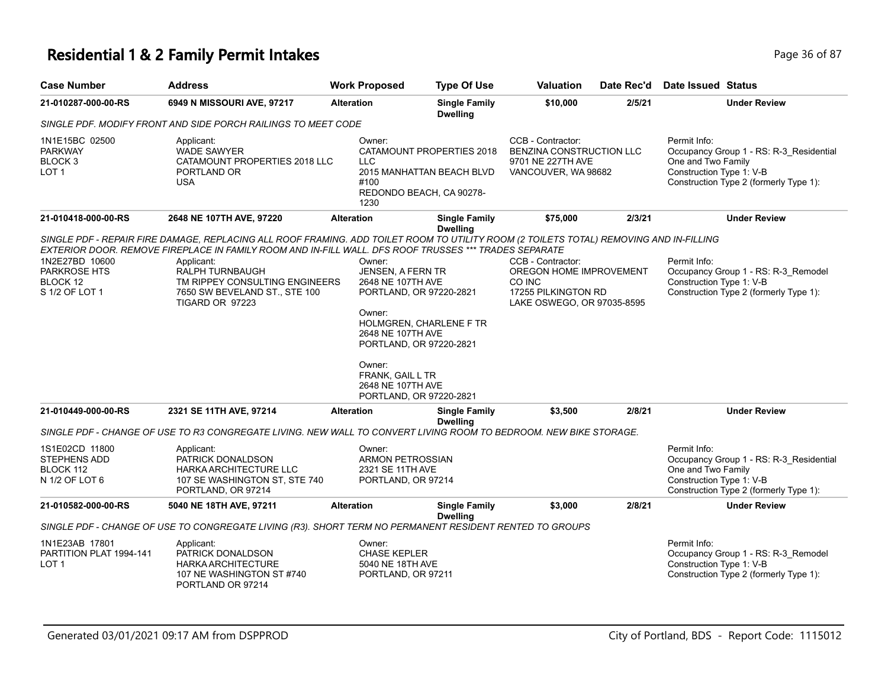# Residential 1 & 2 Family Permit Intakes

| Case Number | Address | Work Proposed | Type Of Use | Valuation | Date Rec'd | Date Issued | Status |
|---|---|---|---|---|---|---|---|
| 21-010287-000-00-RS | 6949 N MISSOURI AVE, 97217 | Alteration | Single Family Dwelling | $10,000 | 2/5/21 | | Under Review |

*SINGLE PDF. MODIFY FRONT AND SIDE PORCH RAILINGS TO MEET CODE*

1N1E15BC 02500
PARKWAY
BLOCK 3
LOT 1

Applicant:
WADE SAWYER
CATAMOUNT PROPERTIES 2018 LLC
PORTLAND OR
USA

Owner:
CATAMOUNT PROPERTIES 2018 LLC
2015 MANHATTAN BEACH BLVD #100
REDONDO BEACH, CA 90278-1230

CCB - Contractor:
BENZINA CONSTRUCTION LLC
9701 NE 227TH AVE
VANCOUVER, WA 98682

Permit Info:
Occupancy Group 1 - RS: R-3_Residential One and Two Family
Construction Type 1: V-B
Construction Type 2 (formerly Type 1):

| Case Number | Address | Work Proposed | Type Of Use | Valuation | Date Rec'd | Date Issued | Status |
|---|---|---|---|---|---|---|---|
| 21-010418-000-00-RS | 2648 NE 107TH AVE, 97220 | Alteration | Single Family Dwelling | $75,000 | 2/3/21 | | Under Review |

*SINGLE PDF - REPAIR FIRE DAMAGE, REPLACING ALL ROOF FRAMING. ADD TOILET ROOM TO UTILITY ROOM (2 TOILETS TOTAL) REMOVING AND IN-FILLING EXTERIOR DOOR. REMOVE FIREPLACE IN FAMILY ROOM AND IN-FILL WALL. DFS ROOF TRUSSES *** TRADES SEPARATE*

1N2E27BD 10600
PARKROSE HTS
BLOCK 12
S 1/2 OF LOT 1

Applicant:
RALPH TURNBAUGH
TM RIPPEY CONSULTING ENGINEERS
7650 SW BEVELAND ST., STE 100
TIGARD OR 97223

Owner:
JENSEN, A FERN TR
2648 NE 107TH AVE
PORTLAND, OR 97220-2821

Owner:
HOLMGREN, CHARLENE F TR
2648 NE 107TH AVE
PORTLAND, OR 97220-2821

Owner:
FRANK, GAIL L TR
2648 NE 107TH AVE
PORTLAND, OR 97220-2821

CCB - Contractor:
OREGON HOME IMPROVEMENT CO INC
17255 PILKINGTON RD
LAKE OSWEGO, OR 97035-8595

Permit Info:
Occupancy Group 1 - RS: R-3_Remodel
Construction Type 1: V-B
Construction Type 2 (formerly Type 1):

| Case Number | Address | Work Proposed | Type Of Use | Valuation | Date Rec'd | Date Issued | Status |
|---|---|---|---|---|---|---|---|
| 21-010449-000-00-RS | 2321 SE 11TH AVE, 97214 | Alteration | Single Family Dwelling | $3,500 | 2/8/21 | | Under Review |

*SINGLE PDF - CHANGE OF USE TO R3 CONGREGATE LIVING. NEW WALL TO CONVERT LIVING ROOM TO BEDROOM. NEW BIKE STORAGE.*

1S1E02CD 11800
STEPHENS ADD
BLOCK 112
N 1/2 OF LOT 6

Applicant:
PATRICK DONALDSON
HARKA ARCHITECTURE LLC
107 SE WASHINGTON ST, STE 740
PORTLAND, OR 97214

Owner:
ARMON PETROSSIAN
2321 SE 11TH AVE
PORTLAND, OR 97214

Permit Info:
Occupancy Group 1 - RS: R-3_Residential One and Two Family
Construction Type 1: V-B
Construction Type 2 (formerly Type 1):

| Case Number | Address | Work Proposed | Type Of Use | Valuation | Date Rec'd | Date Issued | Status |
|---|---|---|---|---|---|---|---|
| 21-010582-000-00-RS | 5040 NE 18TH AVE, 97211 | Alteration | Single Family Dwelling | $3,000 | 2/8/21 | | Under Review |

*SINGLE PDF - CHANGE OF USE TO CONGREGATE LIVING (R3). SHORT TERM NO PERMANENT RESIDENT RENTED TO GROUPS*

1N1E23AB 17801
PARTITION PLAT 1994-141
LOT 1

Applicant:
PATRICK DONALDSON
HARKA ARCHITECTURE
107 NE WASHINGTON ST #740
PORTLAND OR 97214

Owner:
CHASE KEPLER
5040 NE 18TH AVE
PORTLAND, OR 97211

Permit Info:
Occupancy Group 1 - RS: R-3_Remodel
Construction Type 1: V-B
Construction Type 2 (formerly Type 1):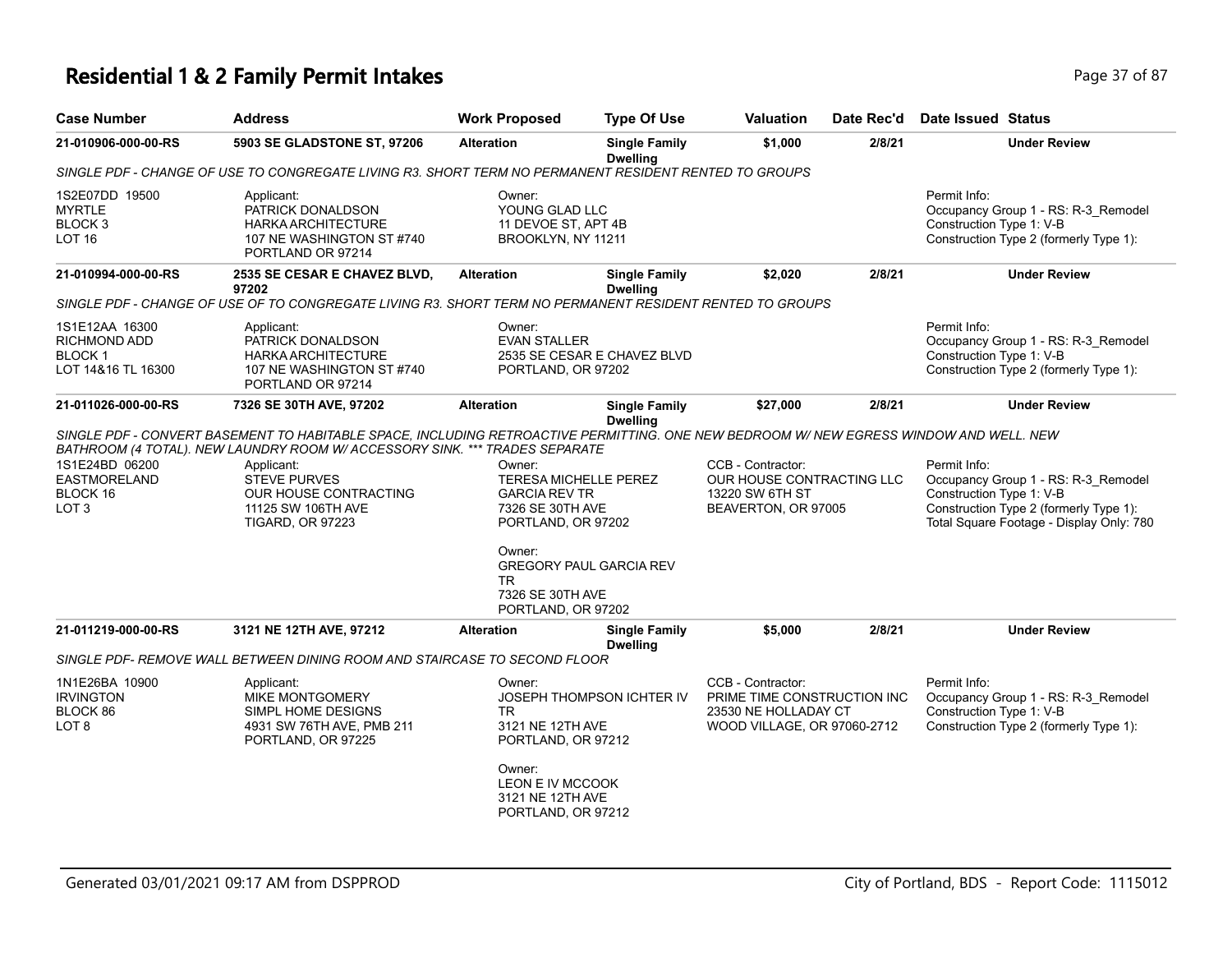# Residential 1 & 2 Family Permit Intakes

| Case Number | Address | Work Proposed | Type Of Use | Valuation | Date Rec'd | Date Issued | Status |
|---|---|---|---|---|---|---|---|
| 21-010906-000-00-RS | 5903 SE GLADSTONE ST, 97206 | Alteration | Single Family Dwelling | $1,000 | 2/8/21 | | Under Review |

*SINGLE PDF - CHANGE OF USE TO CONGREGATE LIVING R3. SHORT TERM NO PERMANENT RESIDENT RENTED TO GROUPS*

1S2E07DD 19500
MYRTLE
BLOCK 3
LOT 16

Applicant:
PATRICK DONALDSON
HARKA ARCHITECTURE
107 NE WASHINGTON ST #740
PORTLAND OR 97214

Owner:
YOUNG GLAD LLC
11 DEVOE ST, APT 4B
BROOKLYN, NY 11211

Permit Info:
Occupancy Group 1 - RS: R-3_Remodel
Construction Type 1: V-B
Construction Type 2 (formerly Type 1):

---

| Case Number | Address | Work Proposed | Type Of Use | Valuation | Date Rec'd | Date Issued | Status |
|---|---|---|---|---|---|---|---|
| 21-010994-000-00-RS | 2535 SE CESAR E CHAVEZ BLVD, 97202 | Alteration | Single Family Dwelling | $2,020 | 2/8/21 | | Under Review |

*SINGLE PDF - CHANGE OF USE OF TO CONGREGATE LIVING R3. SHORT TERM NO PERMANENT RESIDENT RENTED TO GROUPS*

1S1E12AA 16300
RICHMOND ADD
BLOCK 1
LOT 14&16 TL 16300

Applicant:
PATRICK DONALDSON
HARKA ARCHITECTURE
107 NE WASHINGTON ST #740
PORTLAND OR 97214

Owner:
EVAN STALLER
2535 SE CESAR E CHAVEZ BLVD
PORTLAND, OR 97202

Permit Info:
Occupancy Group 1 - RS: R-3_Remodel
Construction Type 1: V-B
Construction Type 2 (formerly Type 1):

---

| Case Number | Address | Work Proposed | Type Of Use | Valuation | Date Rec'd | Date Issued | Status |
|---|---|---|---|---|---|---|---|
| 21-011026-000-00-RS | 7326 SE 30TH AVE, 97202 | Alteration | Single Family Dwelling | $27,000 | 2/8/21 | | Under Review |

*SINGLE PDF - CONVERT BASEMENT TO HABITABLE SPACE, INCLUDING RETROACTIVE PERMITTING. ONE NEW BEDROOM W/ NEW EGRESS WINDOW AND WELL. NEW BATHROOM (4 TOTAL). NEW LAUNDRY ROOM W/ ACCESSORY SINK. *** TRADES SEPARATE*

1S1E24BD 06200
EASTMORELAND
BLOCK 16
LOT 3

Applicant:
STEVE PURVES
OUR HOUSE CONTRACTING
11125 SW 106TH AVE
TIGARD, OR 97223

Owner:
TERESA MICHELLE PEREZ
GARCIA REV TR
7326 SE 30TH AVE
PORTLAND, OR 97202

Owner:
GREGORY PAUL GARCIA REV TR
7326 SE 30TH AVE
PORTLAND, OR 97202

CCB - Contractor:
OUR HOUSE CONTRACTING LLC
13220 SW 6TH ST
BEAVERTON, OR 97005

Permit Info:
Occupancy Group 1 - RS: R-3_Remodel
Construction Type 1: V-B
Construction Type 2 (formerly Type 1):
Total Square Footage - Display Only: 780

---

| Case Number | Address | Work Proposed | Type Of Use | Valuation | Date Rec'd | Date Issued | Status |
|---|---|---|---|---|---|---|---|
| 21-011219-000-00-RS | 3121 NE 12TH AVE, 97212 | Alteration | Single Family Dwelling | $5,000 | 2/8/21 | | Under Review |

*SINGLE PDF- REMOVE WALL BETWEEN DINING ROOM AND STAIRCASE TO SECOND FLOOR*

1N1E26BA 10900
IRVINGTON
BLOCK 86
LOT 8

Applicant:
MIKE MONTGOMERY
SIMPL HOME DESIGNS
4931 SW 76TH AVE, PMB 211
PORTLAND, OR 97225

Owner:
JOSEPH THOMPSON ICHTER IV TR
3121 NE 12TH AVE
PORTLAND, OR 97212

Owner:
LEON E IV MCCOOK
3121 NE 12TH AVE
PORTLAND, OR 97212

CCB - Contractor:
PRIME TIME CONSTRUCTION INC
23530 NE HOLLADAY CT
WOOD VILLAGE, OR 97060-2712

Permit Info:
Occupancy Group 1 - RS: R-3_Remodel
Construction Type 1: V-B
Construction Type 2 (formerly Type 1):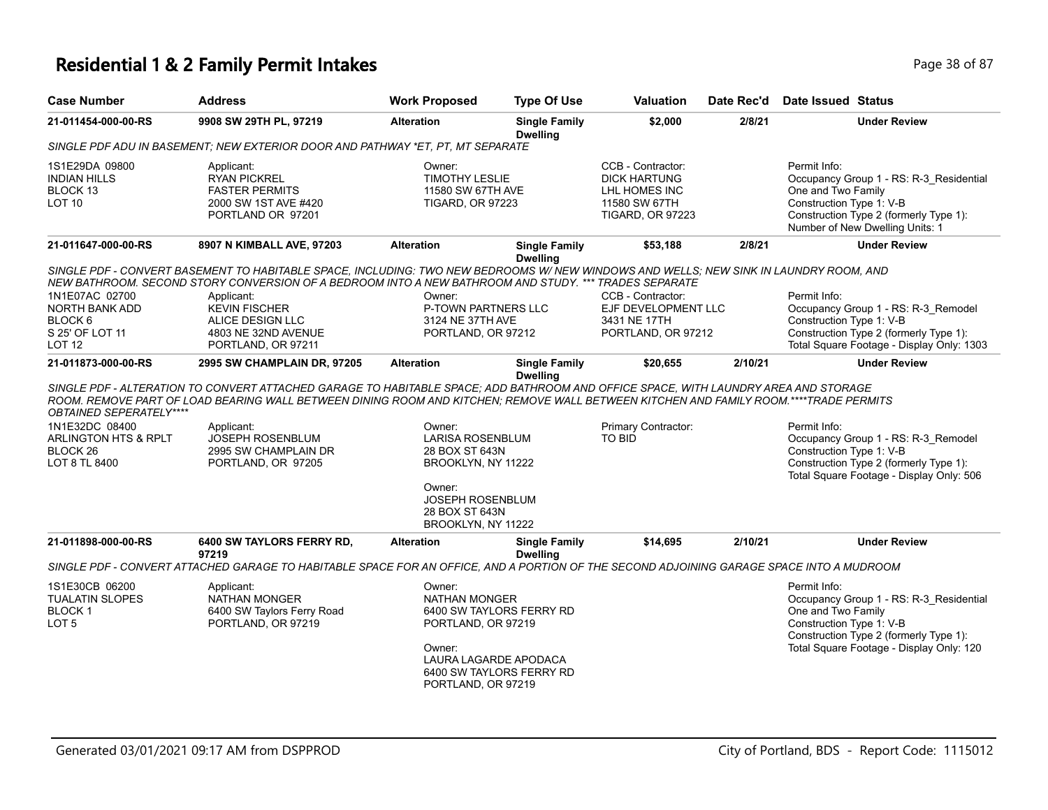# Residential 1 & 2 Family Permit Intakes

| Case Number | Address | Work Proposed | Type Of Use | Valuation | Date Rec'd | Date Issued | Status |
|---|---|---|---|---|---|---|---|
| 21-011454-000-00-RS | 9908 SW 29TH PL, 97219 | Alteration | Single Family Dwelling | $2,000 | 2/8/21 | | Under Review |

*SINGLE PDF ADU IN BASEMENT; NEW EXTERIOR DOOR AND PATHWAY *ET, PT, MT SEPARATE*

1S1E29DA 09800
INDIAN HILLS
BLOCK 13
LOT 10

Applicant:
RYAN PICKREL
FASTER PERMITS
2000 SW 1ST AVE #420
PORTLAND OR 97201

Owner:
TIMOTHY LESLIE
11580 SW 67TH AVE
TIGARD, OR 97223

CCB - Contractor:
DICK HARTUNG
LHL HOMES INC
11580 SW 67TH
TIGARD, OR 97223

Permit Info:
Occupancy Group 1 - RS: R-3_Residential One and Two Family
Construction Type 1: V-B
Construction Type 2 (formerly Type 1):
Number of New Dwelling Units: 1

| Case Number | Address | Work Proposed | Type Of Use | Valuation | Date Rec'd | Date Issued | Status |
|---|---|---|---|---|---|---|---|
| 21-011647-000-00-RS | 8907 N KIMBALL AVE, 97203 | Alteration | Single Family Dwelling | $53,188 | 2/8/21 | | Under Review |

*SINGLE PDF - CONVERT BASEMENT TO HABITABLE SPACE, INCLUDING: TWO NEW BEDROOMS W/ NEW WINDOWS AND WELLS; NEW SINK IN LAUNDRY ROOM, AND NEW BATHROOM. SECOND STORY CONVERSION OF A BEDROOM INTO A NEW BATHROOM AND STUDY. *** TRADES SEPARATE*

1N1E07AC 02700
NORTH BANK ADD
BLOCK 6
S 25' OF LOT 11
LOT 12

Applicant:
KEVIN FISCHER
ALICE DESIGN LLC
4803 NE 32ND AVENUE
PORTLAND, OR 97211

Owner:
P-TOWN PARTNERS LLC
3124 NE 37TH AVE
PORTLAND, OR 97212

CCB - Contractor:
EJF DEVELOPMENT LLC
3431 NE 17TH
PORTLAND, OR 97212

Permit Info:
Occupancy Group 1 - RS: R-3_Remodel
Construction Type 1: V-B
Construction Type 2 (formerly Type 1):
Total Square Footage - Display Only: 1303

| Case Number | Address | Work Proposed | Type Of Use | Valuation | Date Rec'd | Date Issued | Status |
|---|---|---|---|---|---|---|---|
| 21-011873-000-00-RS | 2995 SW CHAMPLAIN DR, 97205 | Alteration | Single Family Dwelling | $20,655 | 2/10/21 | | Under Review |

*SINGLE PDF - ALTERATION TO CONVERT ATTACHED GARAGE TO HABITABLE SPACE; ADD BATHROOM AND OFFICE SPACE, WITH LAUNDRY AREA AND STORAGE ROOM. REMOVE PART OF LOAD BEARING WALL BETWEEN DINING ROOM AND KITCHEN; REMOVE WALL BETWEEN KITCHEN AND FAMILY ROOM.****TRADE PERMITS OBTAINED SEPERATELY*****

1N1E32DC 08400
ARLINGTON HTS & RPLT
BLOCK 26
LOT 8 TL 8400

Applicant:
JOSEPH ROSENBLUM
2995 SW CHAMPLAIN DR
PORTLAND, OR 97205

Owner:
LARISA ROSENBLUM
28 BOX ST 643N
BROOKLYN, NY 11222

Owner:
JOSEPH ROSENBLUM
28 BOX ST 643N
BROOKLYN, NY 11222

Primary Contractor:
TO BID

Permit Info:
Occupancy Group 1 - RS: R-3_Remodel
Construction Type 1: V-B
Construction Type 2 (formerly Type 1):
Total Square Footage - Display Only: 506

| Case Number | Address | Work Proposed | Type Of Use | Valuation | Date Rec'd | Date Issued | Status |
|---|---|---|---|---|---|---|---|
| 21-011898-000-00-RS | 6400 SW TAYLORS FERRY RD, 97219 | Alteration | Single Family Dwelling | $14,695 | 2/10/21 | | Under Review |

*SINGLE PDF - CONVERT ATTACHED GARAGE TO HABITABLE SPACE FOR AN OFFICE, AND A PORTION OF THE SECOND ADJOINING GARAGE SPACE INTO A MUDROOM*

1S1E30CB 06200
TUALATIN SLOPES
BLOCK 1
LOT 5

Applicant:
NATHAN MONGER
6400 SW Taylors Ferry Road
PORTLAND, OR 97219

Owner:
NATHAN MONGER
6400 SW TAYLORS FERRY RD
PORTLAND, OR 97219

Owner:
LAURA LAGARDE APODACA
6400 SW TAYLORS FERRY RD
PORTLAND, OR 97219

Permit Info:
Occupancy Group 1 - RS: R-3_Residential One and Two Family
Construction Type 1: V-B
Construction Type 2 (formerly Type 1):
Total Square Footage - Display Only: 120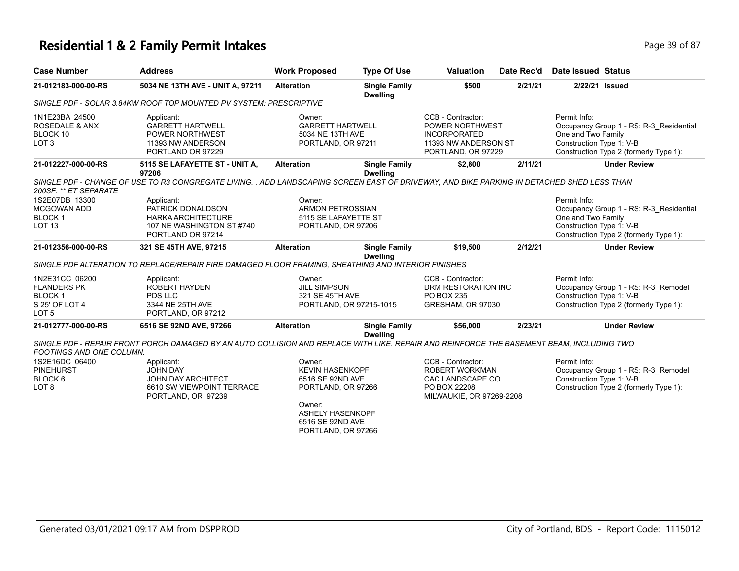# Residential 1 & 2 Family Permit Intakes

| Case Number | Address | Work Proposed | Type Of Use | Valuation | Date Rec'd | Date Issued | Status |
|---|---|---|---|---|---|---|---|
| 21-012183-000-00-RS | 5034 NE 13TH AVE - UNIT A, 97211 | Alteration | Single Family Dwelling | $500 | 2/21/21 | 2/22/21 | Issued |
| SINGLE PDF - SOLAR 3.84KW ROOF TOP MOUNTED PV SYSTEM: PRESCRIPTIVE | | | | | | | |
| 1N1E23BA 24500<br>ROSEDALE & ANX<br>BLOCK 10<br>LOT 3 | Applicant:<br>GARRETT HARTWELL<br>POWER NORTHWEST<br>11393 NW ANDERSON<br>PORTLAND OR 97229 | Owner:<br>GARRETT HARTWELL<br>5034 NE 13TH AVE<br>PORTLAND, OR 97211 | | CCB - Contractor:<br>POWER NORTHWEST<br>INCORPORATED<br>11393 NW ANDERSON ST<br>PORTLAND, OR 97229 | | Permit Info:<br>Occupancy Group 1 - RS: R-3_Residential One and Two Family<br>Construction Type 1: V-B<br>Construction Type 2 (formerly Type 1): | |
| 21-012227-000-00-RS | 5115 SE LAFAYETTE ST - UNIT A, 97206 | Alteration | Single Family Dwelling | $2,800 | 2/11/21 | | Under Review |
| SINGLE PDF - CHANGE OF USE TO R3 CONGREGATE LIVING. . ADD LANDSCAPING SCREEN EAST OF DRIVEWAY, AND BIKE PARKING IN DETACHED SHED LESS THAN 200SF. ** ET SEPARATE | | | | | | | |
| 1S2E07DB 13300<br>MCGOWAN ADD<br>BLOCK 1<br>LOT 13 | Applicant:<br>PATRICK DONALDSON<br>HARKA ARCHITECTURE<br>107 NE WASHINGTON ST #740<br>PORTLAND OR 97214 | Owner:<br>ARMON PETROSSIAN<br>5115 SE LAFAYETTE ST<br>PORTLAND, OR 97206 | | | | Permit Info:<br>Occupancy Group 1 - RS: R-3_Residential One and Two Family<br>Construction Type 1: V-B<br>Construction Type 2 (formerly Type 1): | |
| 21-012356-000-00-RS | 321 SE 45TH AVE, 97215 | Alteration | Single Family Dwelling | $19,500 | 2/12/21 | | Under Review |
| SINGLE PDF ALTERATION TO REPLACE/REPAIR FIRE DAMAGED FLOOR FRAMING, SHEATHING AND INTERIOR FINISHES | | | | | | | |
| 1N2E31CC 06200<br>FLANDERS PK<br>BLOCK 1<br>S 25' OF LOT 4<br>LOT 5 | Applicant:<br>ROBERT HAYDEN<br>PDS LLC<br>3344 NE 25TH AVE<br>PORTLAND, OR 97212 | Owner:<br>JILL SIMPSON<br>321 SE 45TH AVE<br>PORTLAND, OR 97215-1015 | | CCB - Contractor:<br>DRM RESTORATION INC<br>PO BOX 235<br>GRESHAM, OR 97030 | | Permit Info:<br>Occupancy Group 1 - RS: R-3_Remodel<br>Construction Type 1: V-B<br>Construction Type 2 (formerly Type 1): | |
| 21-012777-000-00-RS | 6516 SE 92ND AVE, 97266 | Alteration | Single Family Dwelling | $56,000 | 2/23/21 | | Under Review |
| SINGLE PDF - REPAIR FRONT PORCH DAMAGED BY AN AUTO COLLISION AND REPLACE WITH LIKE. REPAIR AND REINFORCE THE BASEMENT BEAM, INCLUDING TWO FOOTINGS AND ONE COLUMN. | | | | | | | |
| 1S2E16DC 06400<br>PINEHURST<br>BLOCK 6<br>LOT 8 | Applicant:<br>JOHN DAY<br>JOHN DAY ARCHITECT<br>6610 SW VIEWPOINT TERRACE<br>PORTLAND, OR 97239 | Owner:<br>KEVIN HASENKOPF<br>6516 SE 92ND AVE<br>PORTLAND, OR 97266<br><br>Owner:<br>ASHELY HASENKOPF<br>6516 SE 92ND AVE<br>PORTLAND, OR 97266 | | CCB - Contractor:<br>ROBERT WORKMAN<br>CAC LANDSCAPE CO<br>PO BOX 22208<br>MILWAUKIE, OR 97269-2208 | | Permit Info:<br>Occupancy Group 1 - RS: R-3_Remodel<br>Construction Type 1: V-B<br>Construction Type 2 (formerly Type 1): | |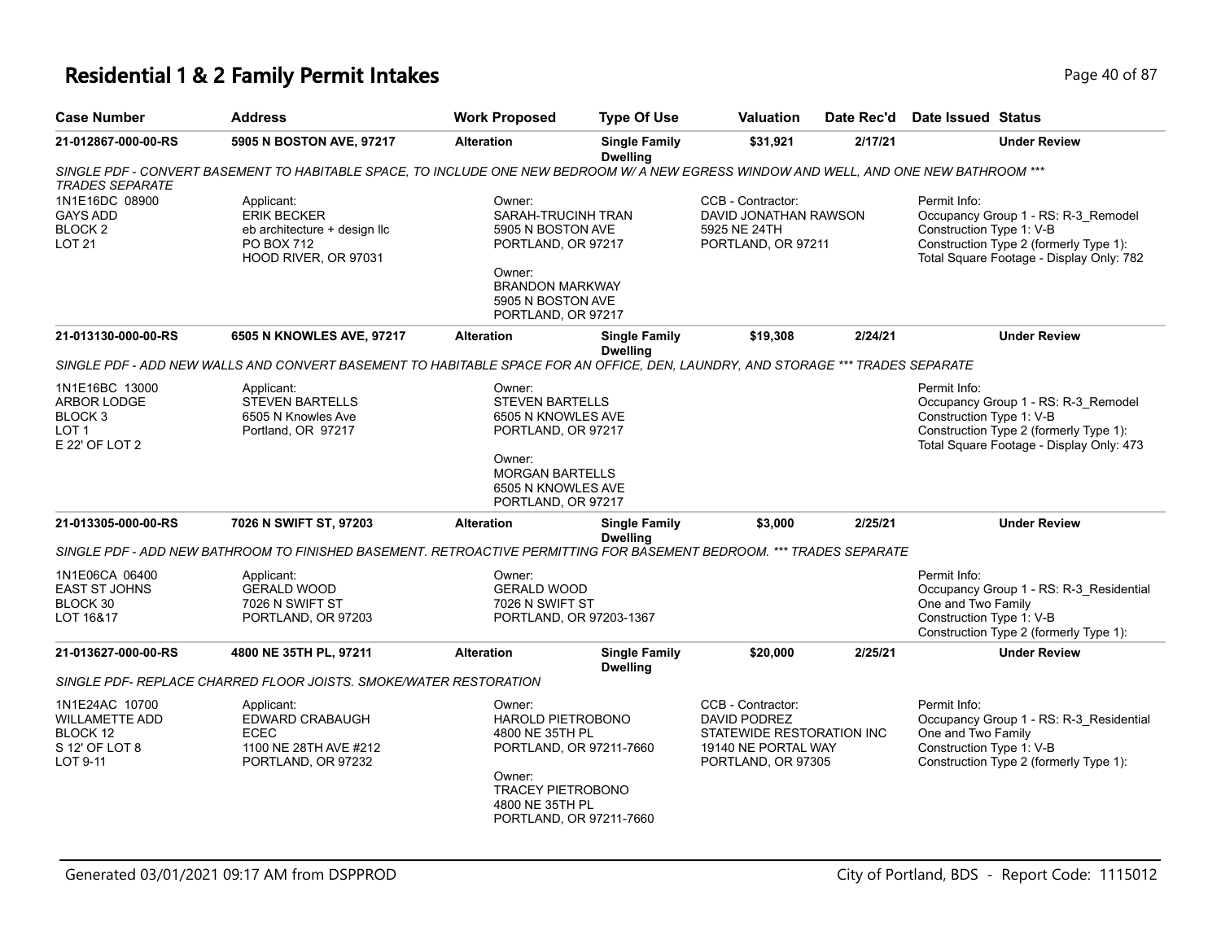# Residential 1 & 2 Family Permit Intakes

| Case Number | Address | Work Proposed | Type Of Use | Valuation | Date Rec'd | Date Issued | Status |
|---|---|---|---|---|---|---|---|
| 21-012867-000-00-RS | 5905 N BOSTON AVE, 97217 | Alteration | Single Family Dwelling | $31,921 | 2/17/21 | | Under Review |

SINGLE PDF - CONVERT BASEMENT TO HABITABLE SPACE, TO INCLUDE ONE NEW BEDROOM W/ A NEW EGRESS WINDOW AND WELL, AND ONE NEW BATHROOM *** TRADES SEPARATE

1N1E16DC 08900
GAYS ADD
BLOCK 2
LOT 21

Applicant:
ERIK BECKER
eb architecture + design llc
PO BOX 712
HOOD RIVER, OR 97031

Owner:
SARAH-TRUCINH TRAN
5905 N BOSTON AVE
PORTLAND, OR 97217

Owner:
BRANDON MARKWAY
5905 N BOSTON AVE
PORTLAND, OR 97217

CCB - Contractor:
DAVID JONATHAN RAWSON
5925 NE 24TH
PORTLAND, OR 97211

Permit Info:
Occupancy Group 1 - RS: R-3_Remodel
Construction Type 1: V-B
Construction Type 2 (formerly Type 1):
Total Square Footage - Display Only: 782

| Case Number | Address | Work Proposed | Type Of Use | Valuation | Date Rec'd | Date Issued | Status |
|---|---|---|---|---|---|---|---|
| 21-013130-000-00-RS | 6505 N KNOWLES AVE, 97217 | Alteration | Single Family Dwelling | $19,308 | 2/24/21 | | Under Review |

SINGLE PDF - ADD NEW WALLS AND CONVERT BASEMENT TO HABITABLE SPACE FOR AN OFFICE, DEN, LAUNDRY, AND STORAGE *** TRADES SEPARATE

1N1E16BC 13000
ARBOR LODGE
BLOCK 3
LOT 1
E 22' OF LOT 2

Applicant:
STEVEN BARTELLS
6505 N Knowles Ave
Portland, OR 97217

Owner:
STEVEN BARTELLS
6505 N KNOWLES AVE
PORTLAND, OR 97217

Owner:
MORGAN BARTELLS
6505 N KNOWLES AVE
PORTLAND, OR 97217

Permit Info:
Occupancy Group 1 - RS: R-3_Remodel
Construction Type 1: V-B
Construction Type 2 (formerly Type 1):
Total Square Footage - Display Only: 473

| Case Number | Address | Work Proposed | Type Of Use | Valuation | Date Rec'd | Date Issued | Status |
|---|---|---|---|---|---|---|---|
| 21-013305-000-00-RS | 7026 N SWIFT ST, 97203 | Alteration | Single Family Dwelling | $3,000 | 2/25/21 | | Under Review |

SINGLE PDF - ADD NEW BATHROOM TO FINISHED BASEMENT. RETROACTIVE PERMITTING FOR BASEMENT BEDROOM. *** TRADES SEPARATE

1N1E06CA 06400
EAST ST JOHNS
BLOCK 30
LOT 16&17

Applicant:
GERALD WOOD
7026 N SWIFT ST
PORTLAND, OR 97203

Owner:
GERALD WOOD
7026 N SWIFT ST
PORTLAND, OR 97203-1367

Permit Info:
Occupancy Group 1 - RS: R-3_Residential One and Two Family
Construction Type 1: V-B
Construction Type 2 (formerly Type 1):

| Case Number | Address | Work Proposed | Type Of Use | Valuation | Date Rec'd | Date Issued | Status |
|---|---|---|---|---|---|---|---|
| 21-013627-000-00-RS | 4800 NE 35TH PL, 97211 | Alteration | Single Family Dwelling | $20,000 | 2/25/21 | | Under Review |

SINGLE PDF- REPLACE CHARRED FLOOR JOISTS. SMOKE/WATER RESTORATION

1N1E24AC 10700
WILLAMETTE ADD
BLOCK 12
S 12' OF LOT 8
LOT 9-11

Applicant:
EDWARD CRABAUGH
ECEC
1100 NE 28TH AVE #212
PORTLAND, OR 97232

Owner:
HAROLD PIETROBONO
4800 NE 35TH PL
PORTLAND, OR 97211-7660

Owner:
TRACEY PIETROBONO
4800 NE 35TH PL
PORTLAND, OR 97211-7660

CCB - Contractor:
DAVID PODREZ
STATEWIDE RESTORATION INC
19140 NE PORTAL WAY
PORTLAND, OR 97305

Permit Info:
Occupancy Group 1 - RS: R-3_Residential One and Two Family
Construction Type 1: V-B
Construction Type 2 (formerly Type 1):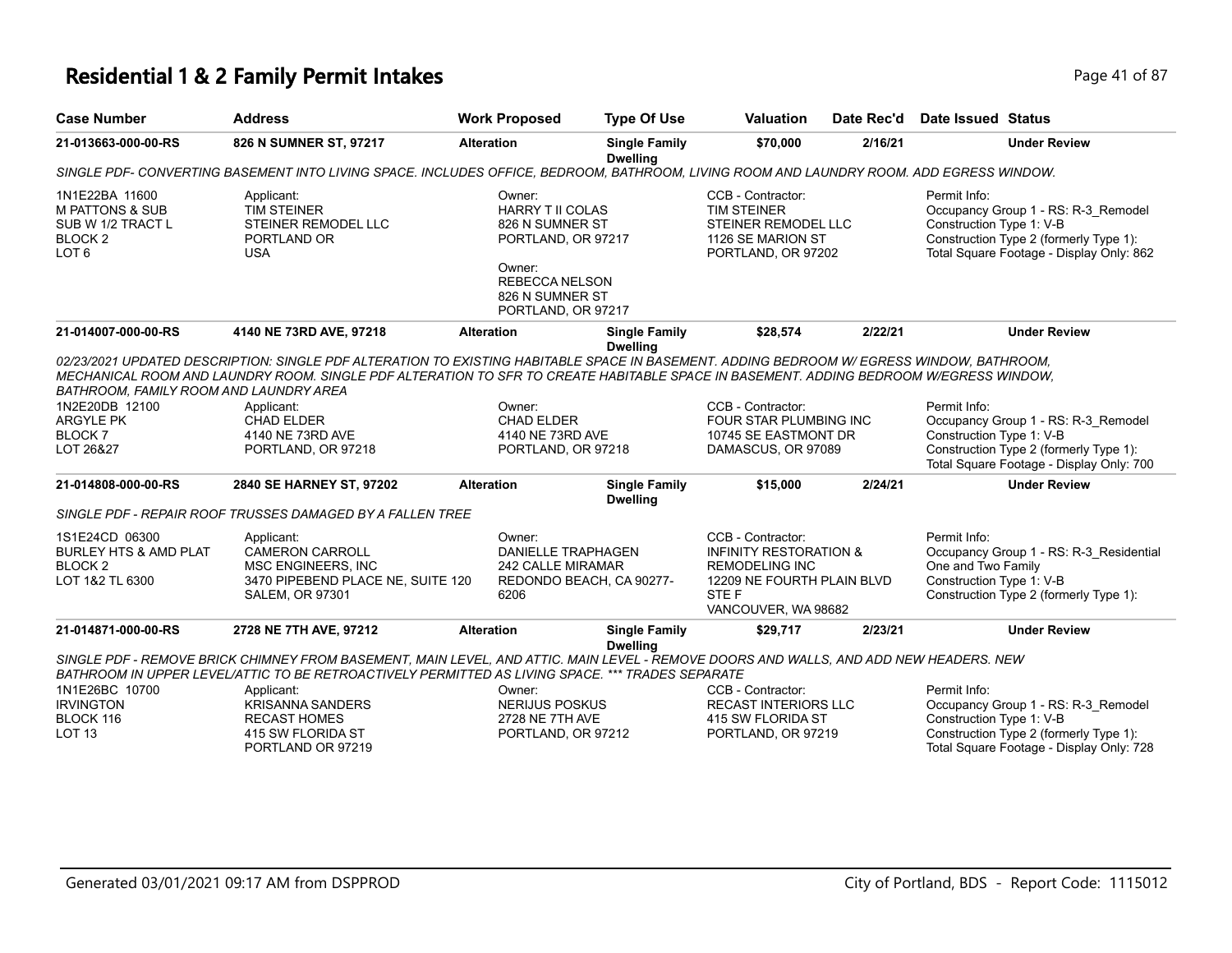# Residential 1 & 2 Family Permit Intakes

| Case Number | Address | Work Proposed | Type Of Use | Valuation | Date Rec'd | Date Issued | Status |
|---|---|---|---|---|---|---|---|
| 21-013663-000-00-RS | 826 N SUMNER ST, 97217 | Alteration | Single Family Dwelling | $70,000 | 2/16/21 | | Under Review |

*SINGLE PDF- CONVERTING BASEMENT INTO LIVING SPACE. INCLUDES OFFICE, BEDROOM, BATHROOM, LIVING ROOM AND LAUNDRY ROOM. ADD EGRESS WINDOW.*

1N1E22BA 11600
M PATTONS & SUB
SUB W 1/2 TRACT L
BLOCK 2
LOT 6

Applicant:
TIM STEINER
STEINER REMODEL LLC
PORTLAND OR
USA

Owner:
HARRY T II COLAS
826 N SUMNER ST
PORTLAND, OR 97217

Owner:
REBECCA NELSON
826 N SUMNER ST
PORTLAND, OR 97217

CCB - Contractor:
TIM STEINER
STEINER REMODEL LLC
1126 SE MARION ST
PORTLAND, OR 97202

Permit Info:
Occupancy Group 1 - RS: R-3_Remodel
Construction Type 1: V-B
Construction Type 2 (formerly Type 1):
Total Square Footage - Display Only: 862

| Case Number | Address | Work Proposed | Type Of Use | Valuation | Date Rec'd | Date Issued | Status |
|---|---|---|---|---|---|---|---|
| 21-014007-000-00-RS | 4140 NE 73RD AVE, 97218 | Alteration | Single Family Dwelling | $28,574 | 2/22/21 | | Under Review |

*02/23/2021 UPDATED DESCRIPTION: SINGLE PDF ALTERATION TO EXISTING HABITABLE SPACE IN BASEMENT. ADDING BEDROOM W/ EGRESS WINDOW, BATHROOM, MECHANICAL ROOM AND LAUNDRY ROOM. SINGLE PDF ALTERATION TO SFR TO CREATE HABITABLE SPACE IN BASEMENT. ADDING BEDROOM W/EGRESS WINDOW, BATHROOM, FAMILY ROOM AND LAUNDRY AREA*

1N2E20DB 12100
ARGYLE PK
BLOCK 7
LOT 26&27

Applicant:
CHAD ELDER
4140 NE 73RD AVE
PORTLAND, OR 97218

Owner:
CHAD ELDER
4140 NE 73RD AVE
PORTLAND, OR 97218

CCB - Contractor:
FOUR STAR PLUMBING INC
10745 SE EASTMONT DR
DAMASCUS, OR 97089

Permit Info:
Occupancy Group 1 - RS: R-3_Remodel
Construction Type 1: V-B
Construction Type 2 (formerly Type 1):
Total Square Footage - Display Only: 700

| Case Number | Address | Work Proposed | Type Of Use | Valuation | Date Rec'd | Date Issued | Status |
|---|---|---|---|---|---|---|---|
| 21-014808-000-00-RS | 2840 SE HARNEY ST, 97202 | Alteration | Single Family Dwelling | $15,000 | 2/24/21 | | Under Review |

*SINGLE PDF - REPAIR ROOF TRUSSES DAMAGED BY A FALLEN TREE*

1S1E24CD 06300
BURLEY HTS & AMD PLAT
BLOCK 2
LOT 1&2 TL 6300

Applicant:
CAMERON CARROLL
MSC ENGINEERS, INC
3470 PIPEBEND PLACE NE, SUITE 120
SALEM, OR 97301

Owner:
DANIELLE TRAPHAGEN
242 CALLE MIRAMAR
REDONDO BEACH, CA 90277-6206

CCB - Contractor:
INFINITY RESTORATION & REMODELING INC
12209 NE FOURTH PLAIN BLVD STE F
VANCOUVER, WA 98682

Permit Info:
Occupancy Group 1 - RS: R-3_Residential One and Two Family
Construction Type 1: V-B
Construction Type 2 (formerly Type 1):

| Case Number | Address | Work Proposed | Type Of Use | Valuation | Date Rec'd | Date Issued | Status |
|---|---|---|---|---|---|---|---|
| 21-014871-000-00-RS | 2728 NE 7TH AVE, 97212 | Alteration | Single Family Dwelling | $29,717 | 2/23/21 | | Under Review |

*SINGLE PDF - REMOVE BRICK CHIMNEY FROM BASEMENT, MAIN LEVEL, AND ATTIC. MAIN LEVEL - REMOVE DOORS AND WALLS, AND ADD NEW HEADERS. NEW BATHROOM IN UPPER LEVEL/ATTIC TO BE RETROACTIVELY PERMITTED AS LIVING SPACE. *** TRADES SEPARATE*

1N1E26BC 10700
IRVINGTON
BLOCK 116
LOT 13

Applicant:
KRISANNA SANDERS
RECAST HOMES
415 SW FLORIDA ST
PORTLAND OR 97219

Owner:
NERIJUS POSKUS
2728 NE 7TH AVE
PORTLAND, OR 97212

CCB - Contractor:
RECAST INTERIORS LLC
415 SW FLORIDA ST
PORTLAND, OR 97219

Permit Info:
Occupancy Group 1 - RS: R-3_Remodel
Construction Type 1: V-B
Construction Type 2 (formerly Type 1):
Total Square Footage - Display Only: 728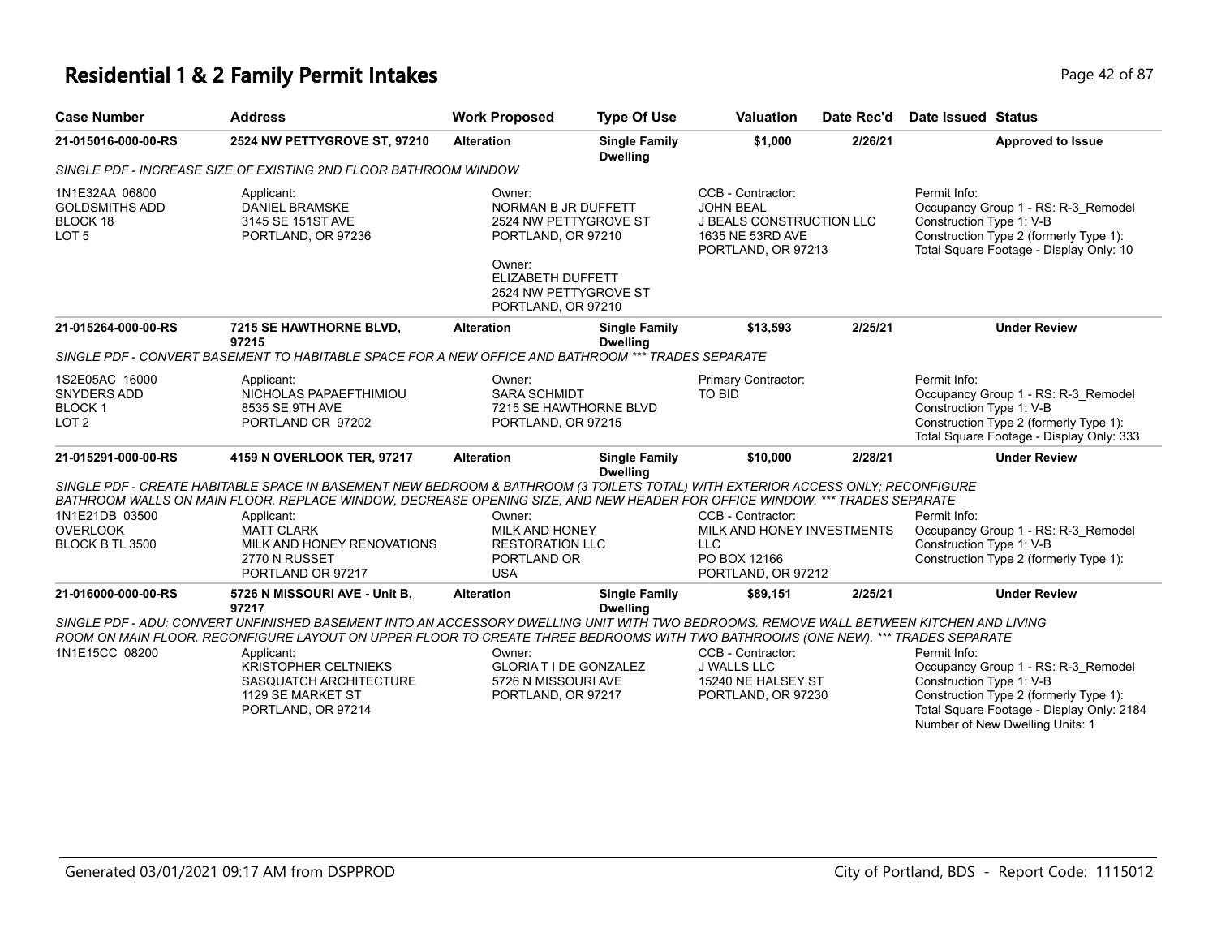# Residential 1 & 2 Family Permit Intakes

| Case Number | Address | Work Proposed | Type Of Use | Valuation | Date Rec'd | Date Issued | Status |
|---|---|---|---|---|---|---|---|
| 21-015016-000-00-RS | 2524 NW PETTYGROVE ST, 97210 | Alteration | Single Family Dwelling | $1,000 | 2/26/21 | | Approved to Issue |

*SINGLE PDF - INCREASE SIZE OF EXISTING 2ND FLOOR BATHROOM WINDOW*

1N1E32AA 06800
GOLDSMITHS ADD
BLOCK 18
LOT 5

Applicant:
DANIEL BRAMSKE
3145 SE 151ST AVE
PORTLAND, OR 97236

Owner:
NORMAN B JR DUFFETT
2524 NW PETTYGROVE ST
PORTLAND, OR 97210

Owner:
ELIZABETH DUFFETT
2524 NW PETTYGROVE ST
PORTLAND, OR 97210

CCB - Contractor:
JOHN BEAL
J BEALS CONSTRUCTION LLC
1635 NE 53RD AVE
PORTLAND, OR 97213

Permit Info:
Occupancy Group 1 - RS: R-3_Remodel
Construction Type 1: V-B
Construction Type 2 (formerly Type 1):
Total Square Footage - Display Only: 10

---

| Case Number | Address | Work Proposed | Type Of Use | Valuation | Date Rec'd | Date Issued | Status |
|---|---|---|---|---|---|---|---|
| 21-015264-000-00-RS | 7215 SE HAWTHORNE BLVD, 97215 | Alteration | Single Family Dwelling | $13,593 | 2/25/21 | | Under Review |

*SINGLE PDF - CONVERT BASEMENT TO HABITABLE SPACE FOR A NEW OFFICE AND BATHROOM \*\*\* TRADES SEPARATE*

1S2E05AC 16000
SNYDERS ADD
BLOCK 1
LOT 2

Applicant:
NICHOLAS PAPAEFTHIMIOU
8535 SE 9TH AVE
PORTLAND OR 97202

Owner:
SARA SCHMIDT
7215 SE HAWTHORNE BLVD
PORTLAND, OR 97215

Primary Contractor:
TO BID

Permit Info:
Occupancy Group 1 - RS: R-3_Remodel
Construction Type 1: V-B
Construction Type 2 (formerly Type 1):
Total Square Footage - Display Only: 333

---

| Case Number | Address | Work Proposed | Type Of Use | Valuation | Date Rec'd | Date Issued | Status |
|---|---|---|---|---|---|---|---|
| 21-015291-000-00-RS | 4159 N OVERLOOK TER, 97217 | Alteration | Single Family Dwelling | $10,000 | 2/28/21 | | Under Review |

*SINGLE PDF - CREATE HABITABLE SPACE IN BASEMENT NEW BEDROOM & BATHROOM (3 TOILETS TOTAL) WITH EXTERIOR ACCESS ONLY; RECONFIGURE BATHROOM WALLS ON MAIN FLOOR. REPLACE WINDOW, DECREASE OPENING SIZE, AND NEW HEADER FOR OFFICE WINDOW. \*\*\* TRADES SEPARATE*

1N1E21DB 03500
OVERLOOK
BLOCK B TL 3500

Applicant:
MATT CLARK
MILK AND HONEY RENOVATIONS
2770 N RUSSET
PORTLAND OR 97217

Owner:
MILK AND HONEY
RESTORATION LLC
PORTLAND OR
USA

CCB - Contractor:
MILK AND HONEY INVESTMENTS
LLC
PO BOX 12166
PORTLAND, OR 97212

Permit Info:
Occupancy Group 1 - RS: R-3_Remodel
Construction Type 1: V-B
Construction Type 2 (formerly Type 1):

---

| Case Number | Address | Work Proposed | Type Of Use | Valuation | Date Rec'd | Date Issued | Status |
|---|---|---|---|---|---|---|---|
| 21-016000-000-00-RS | 5726 N MISSOURI AVE - Unit B, 97217 | Alteration | Single Family Dwelling | $89,151 | 2/25/21 | | Under Review |

*SINGLE PDF - ADU: CONVERT UNFINISHED BASEMENT INTO AN ACCESSORY DWELLING UNIT WITH TWO BEDROOMS. REMOVE WALL BETWEEN KITCHEN AND LIVING ROOM ON MAIN FLOOR. RECONFIGURE LAYOUT ON UPPER FLOOR TO CREATE THREE BEDROOMS WITH TWO BATHROOMS (ONE NEW). \*\*\* TRADES SEPARATE*

1N1E15CC 08200

Applicant:
KRISTOPHER CELTNIEKS
SASQUATCH ARCHITECTURE
1129 SE MARKET ST
PORTLAND, OR 97214

Owner:
GLORIA T I DE GONZALEZ
5726 N MISSOURI AVE
PORTLAND, OR 97217

CCB - Contractor:
J WALLS LLC
15240 NE HALSEY ST
PORTLAND, OR 97230

Permit Info:
Occupancy Group 1 - RS: R-3_Remodel
Construction Type 1: V-B
Construction Type 2 (formerly Type 1):
Total Square Footage - Display Only: 2184
Number of New Dwelling Units: 1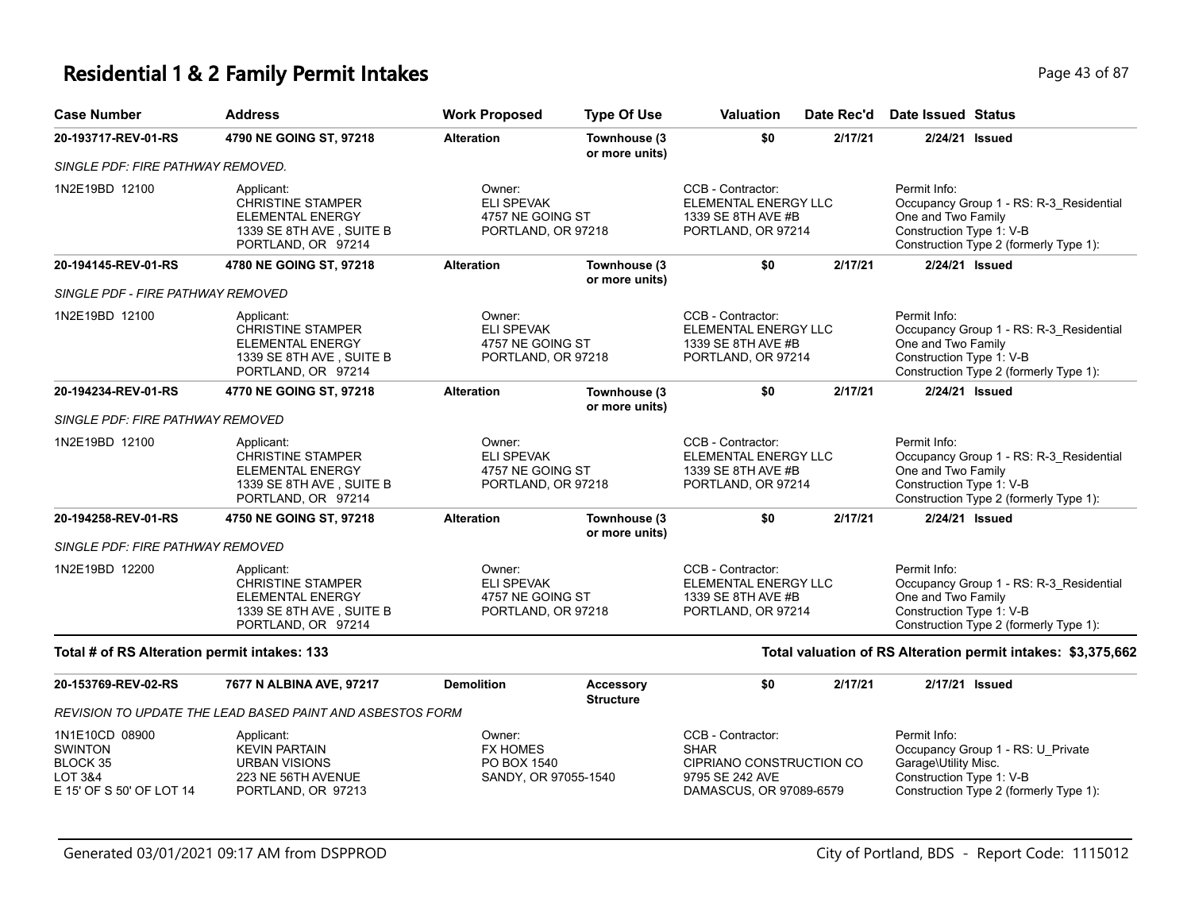# Residential 1 & 2 Family Permit Intakes

| Case Number | Address | Work Proposed | Type Of Use | Valuation | Date Rec'd | Date Issued | Status |
|---|---|---|---|---|---|---|---|
| **20-193717-REV-01-RS** | **4790 NE GOING ST, 97218** | **Alteration** | **Townhouse (3 or more units)** | **$0** | **2/17/21** | **2/24/21** | **Issued** |
| *SINGLE PDF: FIRE PATHWAY REMOVED.* | | | | | | | |
| 1N2E19BD 12100 | Applicant: CHRISTINE STAMPER ELEMENTAL ENERGY 1339 SE 8TH AVE , SUITE B PORTLAND, OR 97214 | Owner: ELI SPEVAK 4757 NE GOING ST PORTLAND, OR 97218 | | CCB - Contractor: ELEMENTAL ENERGY LLC 1339 SE 8TH AVE #B PORTLAND, OR 97214 | | Permit Info: Occupancy Group 1 - RS: R-3_Residential One and Two Family Construction Type 1: V-B Construction Type 2 (formerly Type 1): | |
| **20-194145-REV-01-RS** | **4780 NE GOING ST, 97218** | **Alteration** | **Townhouse (3 or more units)** | **$0** | **2/17/21** | **2/24/21** | **Issued** |
| *SINGLE PDF - FIRE PATHWAY REMOVED* | | | | | | | |
| 1N2E19BD 12100 | Applicant: CHRISTINE STAMPER ELEMENTAL ENERGY 1339 SE 8TH AVE , SUITE B PORTLAND, OR 97214 | Owner: ELI SPEVAK 4757 NE GOING ST PORTLAND, OR 97218 | | CCB - Contractor: ELEMENTAL ENERGY LLC 1339 SE 8TH AVE #B PORTLAND, OR 97214 | | Permit Info: Occupancy Group 1 - RS: R-3_Residential One and Two Family Construction Type 1: V-B Construction Type 2 (formerly Type 1): | |
| **20-194234-REV-01-RS** | **4770 NE GOING ST, 97218** | **Alteration** | **Townhouse (3 or more units)** | **$0** | **2/17/21** | **2/24/21** | **Issued** |
| *SINGLE PDF: FIRE PATHWAY REMOVED* | | | | | | | |
| 1N2E19BD 12100 | Applicant: CHRISTINE STAMPER ELEMENTAL ENERGY 1339 SE 8TH AVE , SUITE B PORTLAND, OR 97214 | Owner: ELI SPEVAK 4757 NE GOING ST PORTLAND, OR 97218 | | CCB - Contractor: ELEMENTAL ENERGY LLC 1339 SE 8TH AVE #B PORTLAND, OR 97214 | | Permit Info: Occupancy Group 1 - RS: R-3_Residential One and Two Family Construction Type 1: V-B Construction Type 2 (formerly Type 1): | |
| **20-194258-REV-01-RS** | **4750 NE GOING ST, 97218** | **Alteration** | **Townhouse (3 or more units)** | **$0** | **2/17/21** | **2/24/21** | **Issued** |
| *SINGLE PDF: FIRE PATHWAY REMOVED* | | | | | | | |
| 1N2E19BD 12200 | Applicant: CHRISTINE STAMPER ELEMENTAL ENERGY 1339 SE 8TH AVE , SUITE B PORTLAND, OR 97214 | Owner: ELI SPEVAK 4757 NE GOING ST PORTLAND, OR 97218 | | CCB - Contractor: ELEMENTAL ENERGY LLC 1339 SE 8TH AVE #B PORTLAND, OR 97214 | | Permit Info: Occupancy Group 1 - RS: R-3_Residential One and Two Family Construction Type 1: V-B Construction Type 2 (formerly Type 1): | |

**Total # of RS Alteration permit intakes: 133**

**Total valuation of RS Alteration permit intakes: $3,375,662**

| Case Number | Address | Work Proposed | Type Of Use | Valuation | Date Rec'd | Date Issued | Status |
|---|---|---|---|---|---|---|---|
| **20-153769-REV-02-RS** | **7677 N ALBINA AVE, 97217** | **Demolition** | **Accessory Structure** | **$0** | **2/17/21** | **2/17/21** | **Issued** |
| *REVISION TO UPDATE THE LEAD BASED PAINT AND ASBESTOS FORM* | | | | | | | |
| 1N1E10CD 08900 SWINTON BLOCK 35 LOT 3&4 E 15' OF S 50' OF LOT 14 | Applicant: KEVIN PARTAIN URBAN VISIONS 223 NE 56TH AVENUE PORTLAND, OR 97213 | Owner: FX HOMES PO BOX 1540 SANDY, OR 97055-1540 | | CCB - Contractor: SHAR CIPRIANO CONSTRUCTION CO 9795 SE 242 AVE DAMASCUS, OR 97089-6579 | | Permit Info: Occupancy Group 1 - RS: U_Private Garage\Utility Misc. Construction Type 1: V-B Construction Type 2 (formerly Type 1): | |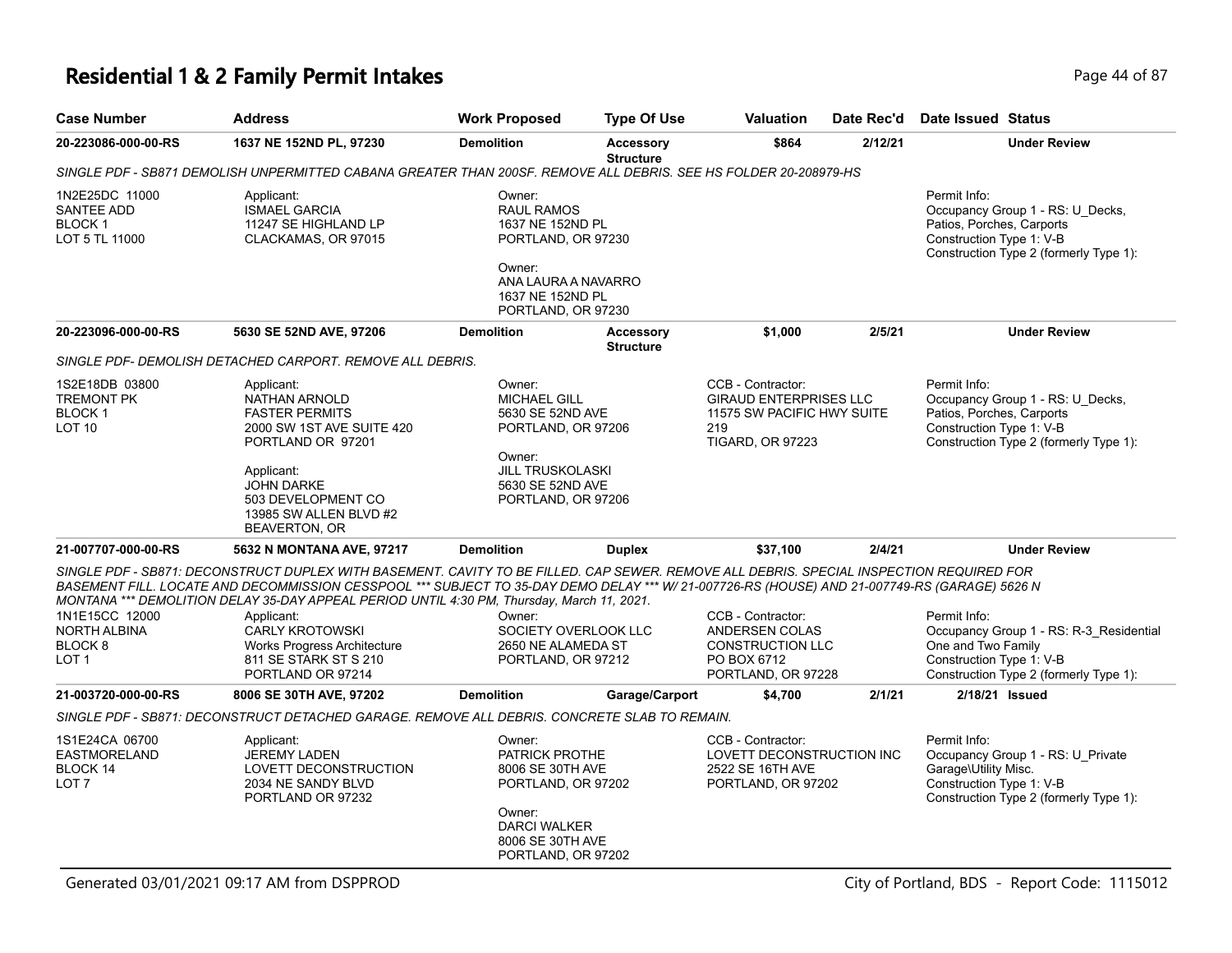# Residential 1 & 2 Family Permit Intakes

| Case Number | Address | Work Proposed | Type Of Use | Valuation | Date Rec'd | Date Issued | Status |
|---|---|---|---|---|---|---|---|
| 20-223086-000-00-RS | 1637 NE 152ND PL, 97230 | Demolition | Accessory Structure | $864 | 2/12/21 | | Under Review |

*SINGLE PDF - SB871 DEMOLISH UNPERMITTED CABANA GREATER THAN 200SF. REMOVE ALL DEBRIS. SEE HS FOLDER 20-208979-HS*

1N2E25DC 11000
SANTEE ADD
BLOCK 1
LOT 5 TL 11000

Applicant:
ISMAEL GARCIA
11247 SE HIGHLAND LP
CLACKAMAS, OR 97015

Owner:
RAUL RAMOS
1637 NE 152ND PL
PORTLAND, OR 97230

Owner:
ANA LAURA A NAVARRO
1637 NE 152ND PL
PORTLAND, OR 97230

Permit Info:
Occupancy Group 1 - RS: U_Decks, Patios, Porches, Carports
Construction Type 1: V-B
Construction Type 2 (formerly Type 1):

| Case Number | Address | Work Proposed | Type Of Use | Valuation | Date Rec'd | Date Issued | Status |
|---|---|---|---|---|---|---|---|
| 20-223096-000-00-RS | 5630 SE 52ND AVE, 97206 | Demolition | Accessory Structure | $1,000 | 2/5/21 | | Under Review |

*SINGLE PDF- DEMOLISH DETACHED CARPORT. REMOVE ALL DEBRIS.*

1S2E18DB 03800
TREMONT PK
BLOCK 1
LOT 10

Applicant:
NATHAN ARNOLD
FASTER PERMITS
2000 SW 1ST AVE SUITE 420
PORTLAND OR 97201

Applicant:
JOHN DARKE
503 DEVELOPMENT CO
13985 SW ALLEN BLVD #2
BEAVERTON, OR

Owner:
MICHAEL GILL
5630 SE 52ND AVE
PORTLAND, OR 97206

Owner:
JILL TRUSKOLASKI
5630 SE 52ND AVE
PORTLAND, OR 97206

CCB - Contractor:
GIRAUD ENTERPRISES LLC
11575 SW PACIFIC HWY SUITE 219
TIGARD, OR 97223

Permit Info:
Occupancy Group 1 - RS: U_Decks, Patios, Porches, Carports
Construction Type 1: V-B
Construction Type 2 (formerly Type 1):

| Case Number | Address | Work Proposed | Type Of Use | Valuation | Date Rec'd | Date Issued | Status |
|---|---|---|---|---|---|---|---|
| 21-007707-000-00-RS | 5632 N MONTANA AVE, 97217 | Demolition | Duplex | $37,100 | 2/4/21 | | Under Review |

*SINGLE PDF - SB871: DECONSTRUCT DUPLEX WITH BASEMENT. CAVITY TO BE FILLED. CAP SEWER. REMOVE ALL DEBRIS. SPECIAL INSPECTION REQUIRED FOR BASEMENT FILL. LOCATE AND DECOMMISSION CESSPOOL \*\*\* SUBJECT TO 35-DAY DEMO DELAY \*\*\* W/ 21-007726-RS (HOUSE) AND 21-007749-RS (GARAGE) 5626 N MONTANA \*\*\* DEMOLITION DELAY 35-DAY APPEAL PERIOD UNTIL 4:30 PM, Thursday, March 11, 2021.*

1N1E15CC 12000
NORTH ALBINA
BLOCK 8
LOT 1

Applicant:
CARLY KROTOWSKI
Works Progress Architecture
811 SE STARK ST S 210
PORTLAND OR 97214

Owner:
SOCIETY OVERLOOK LLC
2650 NE ALAMEDA ST
PORTLAND, OR 97212

CCB - Contractor:
ANDERSEN COLAS
CONSTRUCTION LLC
PO BOX 6712
PORTLAND, OR 97228

Permit Info:
Occupancy Group 1 - RS: R-3_Residential One and Two Family
Construction Type 1: V-B
Construction Type 2 (formerly Type 1):

| Case Number | Address | Work Proposed | Type Of Use | Valuation | Date Rec'd | Date Issued | Status |
|---|---|---|---|---|---|---|---|
| 21-003720-000-00-RS | 8006 SE 30TH AVE, 97202 | Demolition | Garage/Carport | $4,700 | 2/1/21 | 2/18/21 | Issued |

*SINGLE PDF - SB871: DECONSTRUCT DETACHED GARAGE. REMOVE ALL DEBRIS. CONCRETE SLAB TO REMAIN.*

1S1E24CA 06700
EASTMORELAND
BLOCK 14
LOT 7

Applicant:
JEREMY LADEN
LOVETT DECONSTRUCTION
2034 NE SANDY BLVD
PORTLAND OR 97232

Owner:
PATRICK PROTHE
8006 SE 30TH AVE
PORTLAND, OR 97202

Owner:
DARCI WALKER
8006 SE 30TH AVE
PORTLAND, OR 97202

CCB - Contractor:
LOVETT DECONSTRUCTION INC
2522 SE 16TH AVE
PORTLAND, OR 97202

Permit Info:
Occupancy Group 1 - RS: U_Private Garage\Utility Misc.
Construction Type 1: V-B
Construction Type 2 (formerly Type 1):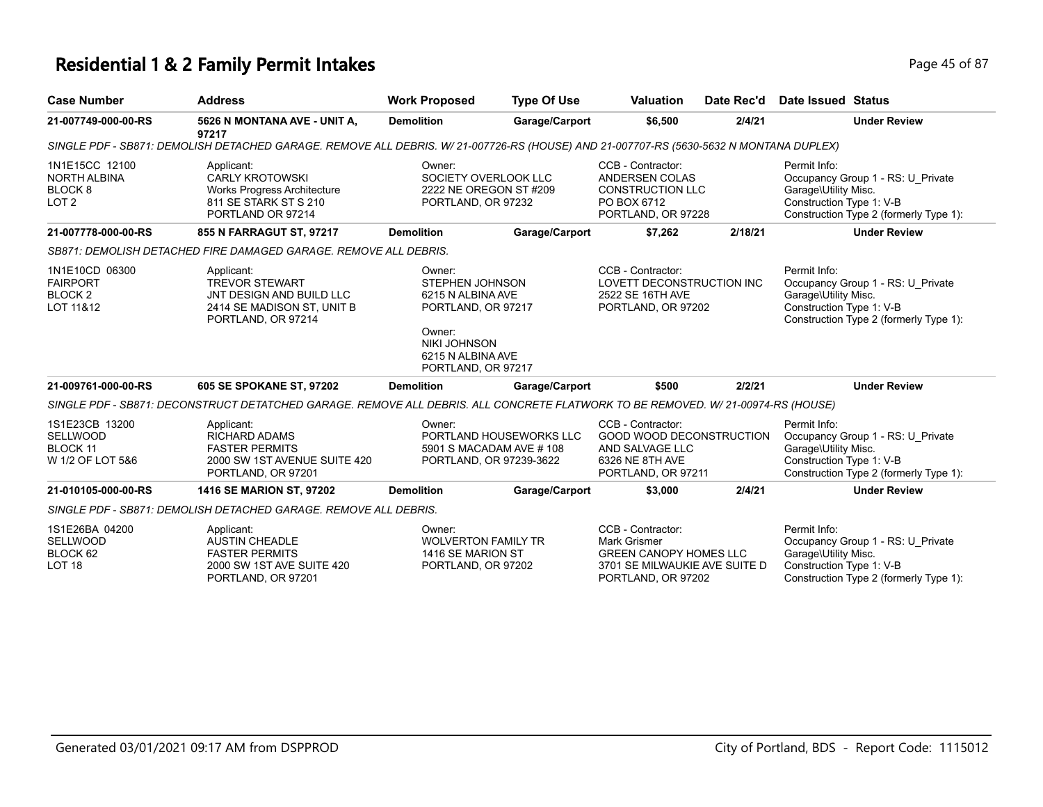# Residential 1 & 2 Family Permit Intakes

| Case Number | Address | Work Proposed | Type Of Use | Valuation | Date Rec'd | Date Issued | Status |
|---|---|---|---|---|---|---|---|
| 21-007749-000-00-RS | 5626 N MONTANA AVE - UNIT A, 97217 | Demolition | Garage/Carport | $6,500 | 2/4/21 | | Under Review |

SINGLE PDF - SB871: DEMOLISH DETACHED GARAGE. REMOVE ALL DEBRIS. W/ 21-007726-RS (HOUSE) AND 21-007707-RS (5630-5632 N MONTANA DUPLEX)

| | | | | |
|---|---|---|---|---|
| 1N1E15CC 12100<br>NORTH ALBINA<br>BLOCK 8<br>LOT 2 | Applicant:<br>CARLY KROTOWSKI<br>Works Progress Architecture<br>811 SE STARK ST S 210<br>PORTLAND OR 97214 | Owner:<br>SOCIETY OVERLOOK LLC<br>2222 NE OREGON ST #209<br>PORTLAND, OR 97232 | CCB - Contractor:<br>ANDERSEN COLAS<br>CONSTRUCTION LLC<br>PO BOX 6712<br>PORTLAND, OR 97228 | Permit Info:<br>Occupancy Group 1 - RS: U_Private Garage\Utility Misc.<br>Construction Type 1: V-B<br>Construction Type 2 (formerly Type 1): |

| Case Number | Address | Work Proposed | Type Of Use | Valuation | Date Rec'd | Date Issued | Status |
|---|---|---|---|---|---|---|---|
| 21-007778-000-00-RS | 855 N FARRAGUT ST, 97217 | Demolition | Garage/Carport | $7,262 | 2/18/21 | | Under Review |

SB871: DEMOLISH DETACHED FIRE DAMAGED GARAGE. REMOVE ALL DEBRIS.

| | | | | |
|---|---|---|---|---|
| 1N1E10CD 06300<br>FAIRPORT<br>BLOCK 2<br>LOT 11&12 | Applicant:<br>TREVOR STEWART<br>JNT DESIGN AND BUILD LLC<br>2414 SE MADISON ST, UNIT B<br>PORTLAND, OR 97214 | Owner:<br>STEPHEN JOHNSON<br>6215 N ALBINA AVE<br>PORTLAND, OR 97217<br><br>Owner:<br>NIKI JOHNSON<br>6215 N ALBINA AVE<br>PORTLAND, OR 97217 | CCB - Contractor:<br>LOVETT DECONSTRUCTION INC<br>2522 SE 16TH AVE<br>PORTLAND, OR 97202 | Permit Info:<br>Occupancy Group 1 - RS: U_Private Garage\Utility Misc.<br>Construction Type 1: V-B<br>Construction Type 2 (formerly Type 1): |

| Case Number | Address | Work Proposed | Type Of Use | Valuation | Date Rec'd | Date Issued | Status |
|---|---|---|---|---|---|---|---|
| 21-009761-000-00-RS | 605 SE SPOKANE ST, 97202 | Demolition | Garage/Carport | $500 | 2/2/21 | | Under Review |

SINGLE PDF - SB871: DECONSTRUCT DETATCHED GARAGE. REMOVE ALL DEBRIS. ALL CONCRETE FLATWORK TO BE REMOVED. W/ 21-00974-RS (HOUSE)

| | | | | |
|---|---|---|---|---|
| 1S1E23CB 13200<br>SELLWOOD<br>BLOCK 11<br>W 1/2 OF LOT 5&6 | Applicant:<br>RICHARD ADAMS<br>FASTER PERMITS<br>2000 SW 1ST AVENUE SUITE 420<br>PORTLAND, OR 97201 | Owner:<br>PORTLAND HOUSEWORKS LLC<br>5901 S MACADAM AVE # 108<br>PORTLAND, OR 97239-3622 | CCB - Contractor:<br>GOOD WOOD DECONSTRUCTION AND SALVAGE LLC<br>6326 NE 8TH AVE<br>PORTLAND, OR 97211 | Permit Info:<br>Occupancy Group 1 - RS: U_Private Garage\Utility Misc.<br>Construction Type 1: V-B<br>Construction Type 2 (formerly Type 1): |

| Case Number | Address | Work Proposed | Type Of Use | Valuation | Date Rec'd | Date Issued | Status |
|---|---|---|---|---|---|---|---|
| 21-010105-000-00-RS | 1416 SE MARION ST, 97202 | Demolition | Garage/Carport | $3,000 | 2/4/21 | | Under Review |

SINGLE PDF - SB871: DEMOLISH DETACHED GARAGE. REMOVE ALL DEBRIS.

| | | | | |
|---|---|---|---|---|
| 1S1E26BA 04200<br>SELLWOOD<br>BLOCK 62<br>LOT 18 | Applicant:<br>AUSTIN CHEADLE<br>FASTER PERMITS<br>2000 SW 1ST AVE SUITE 420<br>PORTLAND, OR 97201 | Owner:<br>WOLVERTON FAMILY TR<br>1416 SE MARION ST<br>PORTLAND, OR 97202 | CCB - Contractor:<br>Mark Grismer<br>GREEN CANOPY HOMES LLC<br>3701 SE MILWAUKIE AVE SUITE D<br>PORTLAND, OR 97202 | Permit Info:<br>Occupancy Group 1 - RS: U_Private Garage\Utility Misc.<br>Construction Type 1: V-B<br>Construction Type 2 (formerly Type 1): |

Generated 03/01/2021 09:17 AM from DSPPROD — City of Portland, BDS - Report Code: 1115012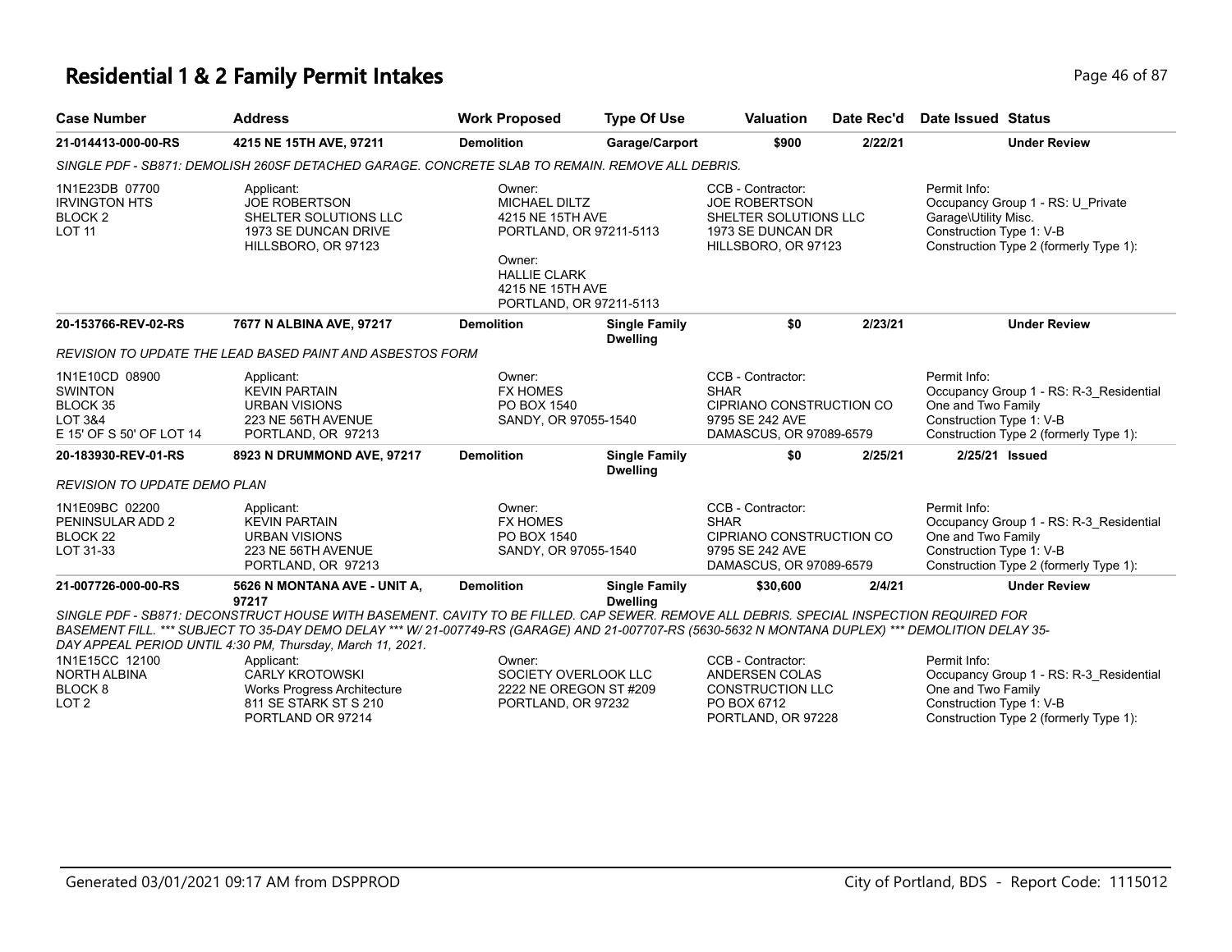# Residential 1 & 2 Family Permit Intakes

| Case Number | Address | Work Proposed | Type Of Use | Valuation | Date Rec'd | Date Issued | Status |
|---|---|---|---|---|---|---|---|
| **21-014413-000-00-RS** | **4215 NE 15TH AVE, 97211** | **Demolition** | **Garage/Carport** | **$900** | **2/22/21** | | **Under Review** |

*SINGLE PDF - SB871: DEMOLISH 260SF DETACHED GARAGE. CONCRETE SLAB TO REMAIN. REMOVE ALL DEBRIS.*

1N1E23DB 07700
IRVINGTON HTS
BLOCK 2
LOT 11

Applicant:
JOE ROBERTSON
SHELTER SOLUTIONS LLC
1973 SE DUNCAN DRIVE
HILLSBORO, OR 97123

Owner:
MICHAEL DILTZ
4215 NE 15TH AVE
PORTLAND, OR 97211-5113

Owner:
HALLIE CLARK
4215 NE 15TH AVE
PORTLAND, OR 97211-5113

CCB - Contractor:
JOE ROBERTSON
SHELTER SOLUTIONS LLC
1973 SE DUNCAN DR
HILLSBORO, OR 97123

Permit Info:
Occupancy Group 1 - RS: U_Private Garage\Utility Misc.
Construction Type 1: V-B
Construction Type 2 (formerly Type 1):

| Case Number | Address | Work Proposed | Type Of Use | Valuation | Date Rec'd | Date Issued | Status |
|---|---|---|---|---|---|---|---|
| **20-153766-REV-02-RS** | **7677 N ALBINA AVE, 97217** | **Demolition** | **Single Family Dwelling** | **$0** | **2/23/21** | | **Under Review** |

*REVISION TO UPDATE THE LEAD BASED PAINT AND ASBESTOS FORM*

1N1E10CD 08900
SWINTON
BLOCK 35
LOT 3&4
E 15' OF S 50' OF LOT 14

Applicant:
KEVIN PARTAIN
URBAN VISIONS
223 NE 56TH AVENUE
PORTLAND, OR 97213

Owner:
FX HOMES
PO BOX 1540
SANDY, OR 97055-1540

CCB - Contractor:
SHAR
CIPRIANO CONSTRUCTION CO
9795 SE 242 AVE
DAMASCUS, OR 97089-6579

Permit Info:
Occupancy Group 1 - RS: R-3_Residential One and Two Family
Construction Type 1: V-B
Construction Type 2 (formerly Type 1):

| Case Number | Address | Work Proposed | Type Of Use | Valuation | Date Rec'd | Date Issued | Status |
|---|---|---|---|---|---|---|---|
| **20-183930-REV-01-RS** | **8923 N DRUMMOND AVE, 97217** | **Demolition** | **Single Family Dwelling** | **$0** | **2/25/21** | **2/25/21** | **Issued** |

*REVISION TO UPDATE DEMO PLAN*

1N1E09BC 02200
PENINSULAR ADD 2
BLOCK 22
LOT 31-33

Applicant:
KEVIN PARTAIN
URBAN VISIONS
223 NE 56TH AVENUE
PORTLAND, OR 97213

Owner:
FX HOMES
PO BOX 1540
SANDY, OR 97055-1540

CCB - Contractor:
SHAR
CIPRIANO CONSTRUCTION CO
9795 SE 242 AVE
DAMASCUS, OR 97089-6579

Permit Info:
Occupancy Group 1 - RS: R-3_Residential One and Two Family
Construction Type 1: V-B
Construction Type 2 (formerly Type 1):

| Case Number | Address | Work Proposed | Type Of Use | Valuation | Date Rec'd | Date Issued | Status |
|---|---|---|---|---|---|---|---|
| **21-007726-000-00-RS** | **5626 N MONTANA AVE - UNIT A, 97217** | **Demolition** | **Single Family Dwelling** | **$30,600** | **2/4/21** | | **Under Review** |

*SINGLE PDF - SB871: DECONSTRUCT HOUSE WITH BASEMENT. CAVITY TO BE FILLED. CAP SEWER. REMOVE ALL DEBRIS. SPECIAL INSPECTION REQUIRED FOR BASEMENT FILL. *** SUBJECT TO 35-DAY DEMO DELAY *** W/ 21-007749-RS (GARAGE) AND 21-007707-RS (5630-5632 N MONTANA DUPLEX) *** DEMOLITION DELAY 35-DAY APPEAL PERIOD UNTIL 4:30 PM, Thursday, March 11, 2021.*

1N1E15CC 12100
NORTH ALBINA
BLOCK 8
LOT 2

Applicant:
CARLY KROTOWSKI
Works Progress Architecture
811 SE STARK ST S 210
PORTLAND OR 97214

Owner:
SOCIETY OVERLOOK LLC
2222 NE OREGON ST #209
PORTLAND, OR 97232

CCB - Contractor:
ANDERSEN COLAS
CONSTRUCTION LLC
PO BOX 6712
PORTLAND, OR 97228

Permit Info:
Occupancy Group 1 - RS: R-3_Residential One and Two Family
Construction Type 1: V-B
Construction Type 2 (formerly Type 1):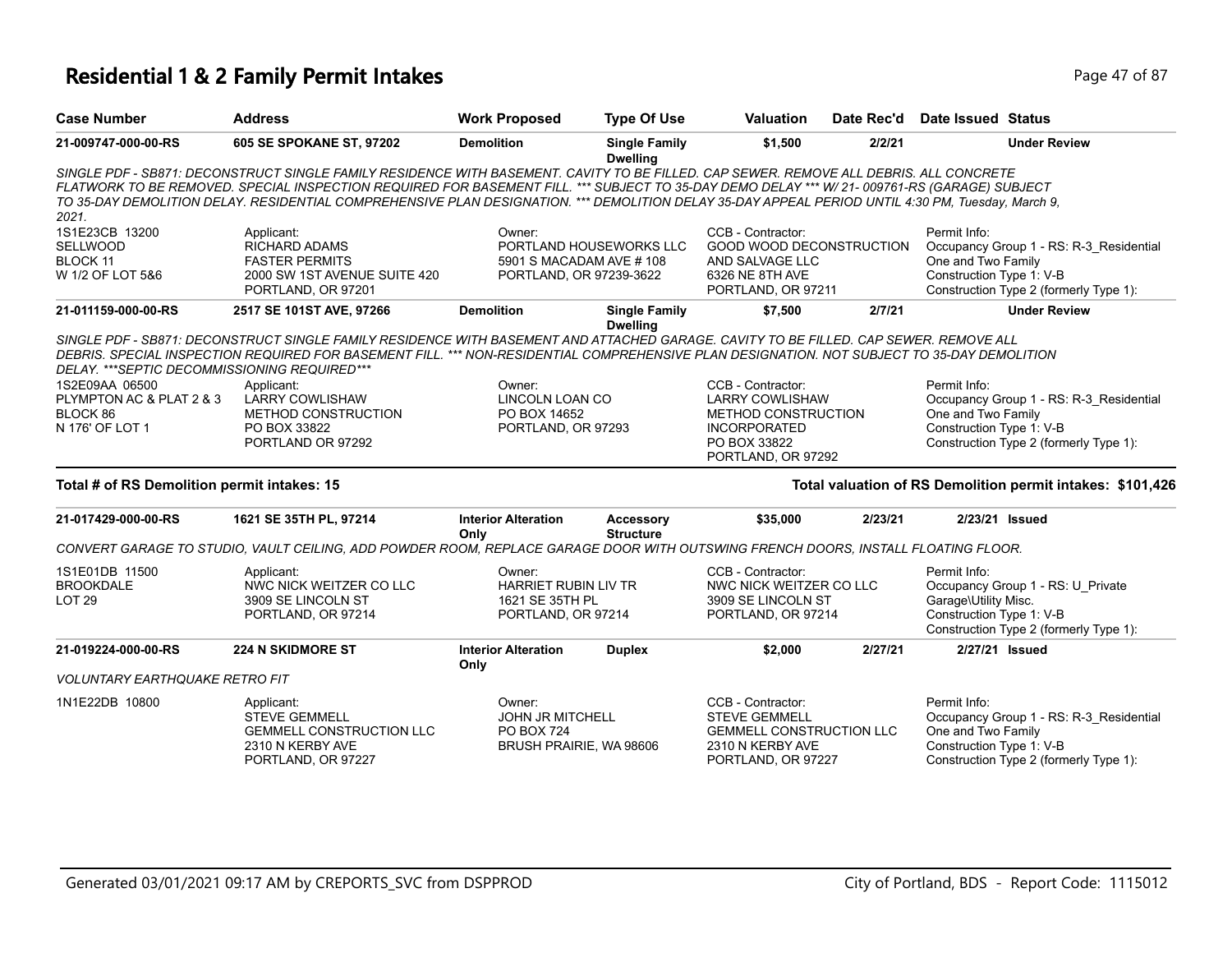# Residential 1 & 2 Family Permit Intakes

| Case Number | Address | Work Proposed | Type Of Use | Valuation | Date Rec'd | Date Issued | Status |
|---|---|---|---|---|---|---|---|
| 21-009747-000-00-RS | 605 SE SPOKANE ST, 97202 | Demolition | Single Family Dwelling | $1,500 | 2/2/21 | | Under Review |

*SINGLE PDF - SB871: DECONSTRUCT SINGLE FAMILY RESIDENCE WITH BASEMENT. CAVITY TO BE FILLED. CAP SEWER. REMOVE ALL DEBRIS. ALL CONCRETE FLATWORK TO BE REMOVED. SPECIAL INSPECTION REQUIRED FOR BASEMENT FILL. \*\*\* SUBJECT TO 35-DAY DEMO DELAY \*\*\* W/ 21- 009761-RS (GARAGE) SUBJECT TO 35-DAY DEMOLITION DELAY. RESIDENTIAL COMPREHENSIVE PLAN DESIGNATION. \*\*\* DEMOLITION DELAY 35-DAY APPEAL PERIOD UNTIL 4:30 PM, Tuesday, March 9, 2021.*

1S1E23CB 13200
SELLWOOD
BLOCK 11
W 1/2 OF LOT 5&6

Applicant:
RICHARD ADAMS
FASTER PERMITS
2000 SW 1ST AVENUE SUITE 420
PORTLAND, OR 97201

Owner:
PORTLAND HOUSEWORKS LLC
5901 S MACADAM AVE # 108
PORTLAND, OR 97239-3622

CCB - Contractor:
GOOD WOOD DECONSTRUCTION AND SALVAGE LLC
6326 NE 8TH AVE
PORTLAND, OR 97211

Permit Info:
Occupancy Group 1 - RS: R-3_Residential One and Two Family
Construction Type 1: V-B
Construction Type 2 (formerly Type 1):

| Case Number | Address | Work Proposed | Type Of Use | Valuation | Date Rec'd | Date Issued | Status |
|---|---|---|---|---|---|---|---|
| 21-011159-000-00-RS | 2517 SE 101ST AVE, 97266 | Demolition | Single Family Dwelling | $7,500 | 2/7/21 | | Under Review |

*SINGLE PDF - SB871: DECONSTRUCT SINGLE FAMILY RESIDENCE WITH BASEMENT AND ATTACHED GARAGE. CAVITY TO BE FILLED. CAP SEWER. REMOVE ALL DEBRIS. SPECIAL INSPECTION REQUIRED FOR BASEMENT FILL. \*\*\* NON-RESIDENTIAL COMPREHENSIVE PLAN DESIGNATION. NOT SUBJECT TO 35-DAY DEMOLITION DELAY. \*\*\*SEPTIC DECOMMISSIONING REQUIRED\*\*\**

1S2E09AA 06500
PLYMPTON AC & PLAT 2 & 3
BLOCK 86
N 176' OF LOT 1

Applicant:
LARRY COWLISHAW
METHOD CONSTRUCTION
PO BOX 33822
PORTLAND OR 97292

Owner:
LINCOLN LOAN CO
PO BOX 14652
PORTLAND, OR 97293

CCB - Contractor:
LARRY COWLISHAW
METHOD CONSTRUCTION INCORPORATED
PO BOX 33822
PORTLAND, OR 97292

Permit Info:
Occupancy Group 1 - RS: R-3_Residential One and Two Family
Construction Type 1: V-B
Construction Type 2 (formerly Type 1):

**Total # of RS Demolition permit intakes: 15** — **Total valuation of RS Demolition permit intakes: $101,426**

| Case Number | Address | Work Proposed | Type Of Use | Valuation | Date Rec'd | Date Issued | Status |
|---|---|---|---|---|---|---|---|
| 21-017429-000-00-RS | 1621 SE 35TH PL, 97214 | Interior Alteration Only | Accessory Structure | $35,000 | 2/23/21 | 2/23/21 | Issued |

*CONVERT GARAGE TO STUDIO, VAULT CEILING, ADD POWDER ROOM, REPLACE GARAGE DOOR WITH OUTSWING FRENCH DOORS, INSTALL FLOATING FLOOR.*

1S1E01DB 11500
BROOKDALE
LOT 29

Applicant:
NWC NICK WEITZER CO LLC
3909 SE LINCOLN ST
PORTLAND, OR 97214

Owner:
HARRIET RUBIN LIV TR
1621 SE 35TH PL
PORTLAND, OR 97214

CCB - Contractor:
NWC NICK WEITZER CO LLC
3909 SE LINCOLN ST
PORTLAND, OR 97214

Permit Info:
Occupancy Group 1 - RS: U_Private Garage\Utility Misc.
Construction Type 1: V-B
Construction Type 2 (formerly Type 1):

| Case Number | Address | Work Proposed | Type Of Use | Valuation | Date Rec'd | Date Issued | Status |
|---|---|---|---|---|---|---|---|
| 21-019224-000-00-RS | 224 N SKIDMORE ST | Interior Alteration Only | Duplex | $2,000 | 2/27/21 | 2/27/21 | Issued |

*VOLUNTARY EARTHQUAKE RETRO FIT*

1N1E22DB 10800

Applicant:
STEVE GEMMELL
GEMMELL CONSTRUCTION LLC
2310 N KERBY AVE
PORTLAND, OR 97227

Owner:
JOHN JR MITCHELL
PO BOX 724
BRUSH PRAIRIE, WA 98606

CCB - Contractor:
STEVE GEMMELL
GEMMELL CONSTRUCTION LLC
2310 N KERBY AVE
PORTLAND, OR 97227

Permit Info:
Occupancy Group 1 - RS: R-3_Residential One and Two Family
Construction Type 1: V-B
Construction Type 2 (formerly Type 1):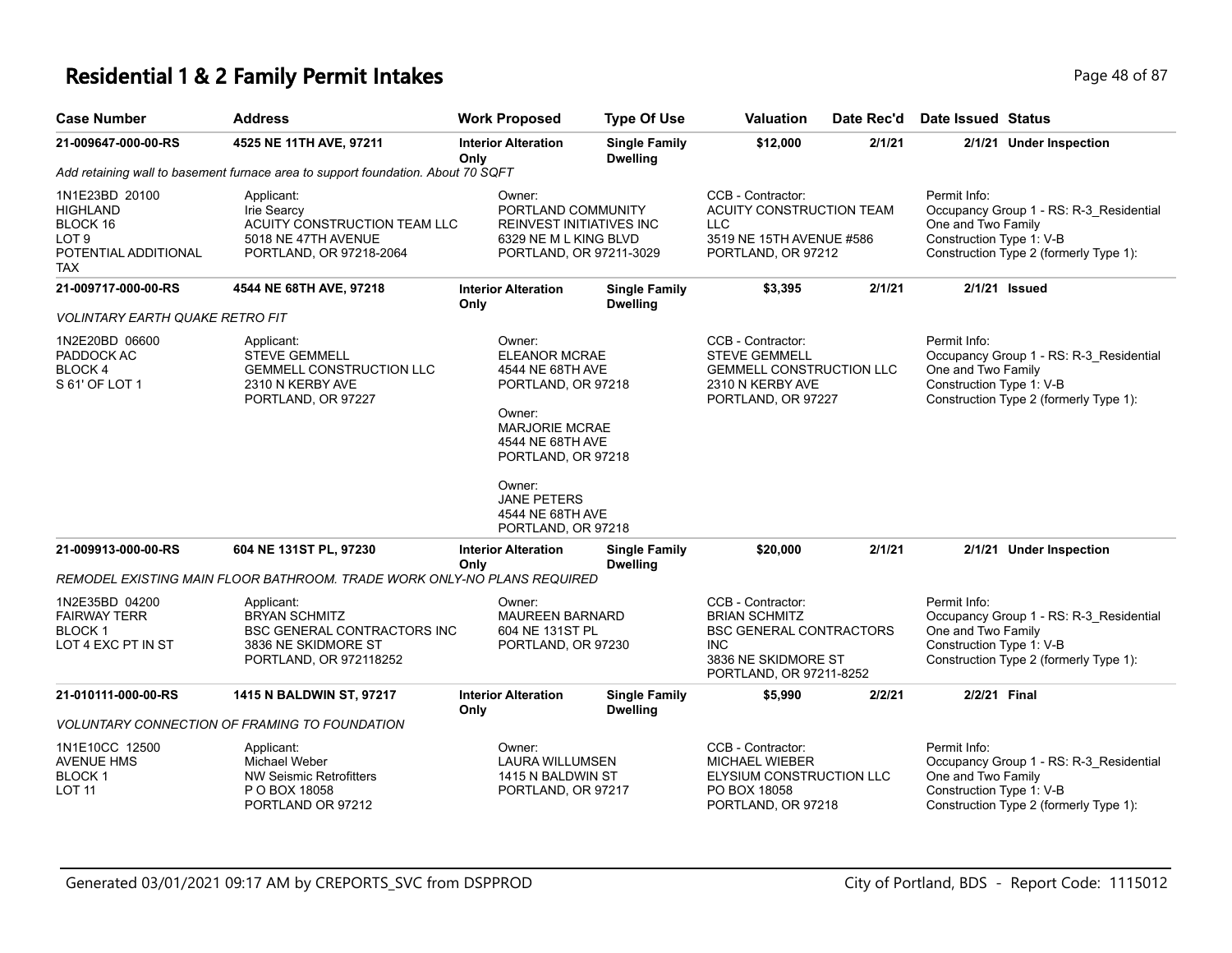# Residential 1 & 2 Family Permit Intakes

| Case Number | Address | Work Proposed | Type Of Use | Valuation | Date Rec'd | Date Issued | Status |
|---|---|---|---|---|---|---|---|
| 21-009647-000-00-RS | 4525 NE 11TH AVE, 97211 | Interior Alteration Only | Single Family Dwelling | $12,000 | 2/1/21 | 2/1/21 | Under Inspection |

*Add retaining wall to basement furnace area to support foundation. About 70 SQFT*

| | | | | |
|---|---|---|---|---|
| 1N1E23BD 20100<br>HIGHLAND<br>BLOCK 16<br>LOT 9<br>POTENTIAL ADDITIONAL TAX | Applicant:<br>Irie Searcy<br>ACUITY CONSTRUCTION TEAM LLC<br>5018 NE 47TH AVENUE<br>PORTLAND, OR 97218-2064 | Owner:<br>PORTLAND COMMUNITY REINVEST INITIATIVES INC<br>6329 NE M L KING BLVD<br>PORTLAND, OR 97211-3029 | CCB - Contractor:<br>ACUITY CONSTRUCTION TEAM LLC<br>3519 NE 15TH AVENUE #586<br>PORTLAND, OR 97212 | Permit Info:<br>Occupancy Group 1 - RS: R-3_Residential One and Two Family<br>Construction Type 1: V-B<br>Construction Type 2 (formerly Type 1): |

| Case Number | Address | Work Proposed | Type Of Use | Valuation | Date Rec'd | Date Issued | Status |
|---|---|---|---|---|---|---|---|
| 21-009717-000-00-RS | 4544 NE 68TH AVE, 97218 | Interior Alteration Only | Single Family Dwelling | $3,395 | 2/1/21 | 2/1/21 | Issued |

*VOLINTARY EARTH QUAKE RETRO FIT*

| | | | | |
|---|---|---|---|---|
| 1N2E20BD 06600<br>PADDOCK AC<br>BLOCK 4<br>S 61' OF LOT 1 | Applicant:<br>STEVE GEMMELL<br>GEMMELL CONSTRUCTION LLC<br>2310 N KERBY AVE<br>PORTLAND, OR 97227 | Owner:<br>ELEANOR MCRAE<br>4544 NE 68TH AVE<br>PORTLAND, OR 97218<br><br>Owner:<br>MARJORIE MCRAE<br>4544 NE 68TH AVE<br>PORTLAND, OR 97218<br><br>Owner:<br>JANE PETERS<br>4544 NE 68TH AVE<br>PORTLAND, OR 97218 | CCB - Contractor:<br>STEVE GEMMELL<br>GEMMELL CONSTRUCTION LLC<br>2310 N KERBY AVE<br>PORTLAND, OR 97227 | Permit Info:<br>Occupancy Group 1 - RS: R-3_Residential One and Two Family<br>Construction Type 1: V-B<br>Construction Type 2 (formerly Type 1): |

| Case Number | Address | Work Proposed | Type Of Use | Valuation | Date Rec'd | Date Issued | Status |
|---|---|---|---|---|---|---|---|
| 21-009913-000-00-RS | 604 NE 131ST PL, 97230 | Interior Alteration Only | Single Family Dwelling | $20,000 | 2/1/21 | 2/1/21 | Under Inspection |

*REMODEL EXISTING MAIN FLOOR BATHROOM. TRADE WORK ONLY-NO PLANS REQUIRED*

| | | | | |
|---|---|---|---|---|
| 1N2E35BD 04200<br>FAIRWAY TERR<br>BLOCK 1<br>LOT 4 EXC PT IN ST | Applicant:<br>BRYAN SCHMITZ<br>BSC GENERAL CONTRACTORS INC<br>3836 NE SKIDMORE ST<br>PORTLAND, OR 972118252 | Owner:<br>MAUREEN BARNARD<br>604 NE 131ST PL<br>PORTLAND, OR 97230 | CCB - Contractor:<br>BRIAN SCHMITZ<br>BSC GENERAL CONTRACTORS INC<br>3836 NE SKIDMORE ST<br>PORTLAND, OR 97211-8252 | Permit Info:<br>Occupancy Group 1 - RS: R-3_Residential One and Two Family<br>Construction Type 1: V-B<br>Construction Type 2 (formerly Type 1): |

| Case Number | Address | Work Proposed | Type Of Use | Valuation | Date Rec'd | Date Issued | Status |
|---|---|---|---|---|---|---|---|
| 21-010111-000-00-RS | 1415 N BALDWIN ST, 97217 | Interior Alteration Only | Single Family Dwelling | $5,990 | 2/2/21 | 2/2/21 | Final |

*VOLUNTARY CONNECTION OF FRAMING TO FOUNDATION*

| | | | | |
|---|---|---|---|---|
| 1N1E10CC 12500<br>AVENUE HMS<br>BLOCK 1<br>LOT 11 | Applicant:<br>Michael Weber<br>NW Seismic Retrofitters<br>P O BOX 18058<br>PORTLAND OR 97212 | Owner:<br>LAURA WILLUMSEN<br>1415 N BALDWIN ST<br>PORTLAND, OR 97217 | CCB - Contractor:<br>MICHAEL WIEBER<br>ELYSIUM CONSTRUCTION LLC<br>PO BOX 18058<br>PORTLAND, OR 97218 | Permit Info:<br>Occupancy Group 1 - RS: R-3_Residential One and Two Family<br>Construction Type 1: V-B<br>Construction Type 2 (formerly Type 1): |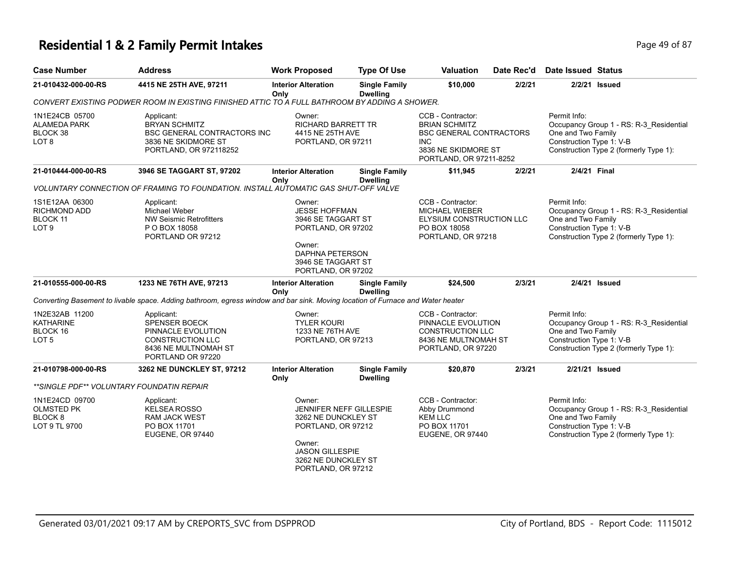# Residential 1 & 2 Family Permit Intakes

| Case Number | Address | Work Proposed | Type Of Use | Valuation | Date Rec'd | Date Issued | Status |
|---|---|---|---|---|---|---|---|
| **21-010432-000-00-RS** | **4415 NE 25TH AVE, 97211** | **Interior Alteration Only** | **Single Family Dwelling** | **$10,000** | **2/2/21** | **2/2/21** | **Issued** |

*CONVERT EXISTING PODWER ROOM IN EXISTING FINISHED ATTIC TO A FULL BATHROOM BY ADDING A SHOWER.*

1N1E24CB 05700
ALAMEDA PARK
BLOCK 38
LOT 8

Applicant:
BRYAN SCHMITZ
BSC GENERAL CONTRACTORS INC
3836 NE SKIDMORE ST
PORTLAND, OR 972118252

Owner:
RICHARD BARRETT TR
4415 NE 25TH AVE
PORTLAND, OR 97211

CCB - Contractor:
BRIAN SCHMITZ
BSC GENERAL CONTRACTORS INC
3836 NE SKIDMORE ST
PORTLAND, OR 97211-8252

Permit Info:
Occupancy Group 1 - RS: R-3_Residential One and Two Family
Construction Type 1: V-B
Construction Type 2 (formerly Type 1):

| Case Number | Address | Work Proposed | Type Of Use | Valuation | Date Rec'd | Date Issued | Status |
|---|---|---|---|---|---|---|---|
| **21-010444-000-00-RS** | **3946 SE TAGGART ST, 97202** | **Interior Alteration Only** | **Single Family Dwelling** | **$11,945** | **2/2/21** | **2/4/21** | **Final** |

*VOLUNTARY CONNECTION OF FRAMING TO FOUNDATION. INSTALL AUTOMATIC GAS SHUT-OFF VALVE*

1S1E12AA 06300
RICHMOND ADD
BLOCK 11
LOT 9

Applicant:
Michael Weber
NW Seismic Retrofitters
P O BOX 18058
PORTLAND OR 97212

Owner:
JESSE HOFFMAN
3946 SE TAGGART ST
PORTLAND, OR 97202

Owner:
DAPHNA PETERSON
3946 SE TAGGART ST
PORTLAND, OR 97202

CCB - Contractor:
MICHAEL WIEBER
ELYSIUM CONSTRUCTION LLC
PO BOX 18058
PORTLAND, OR 97218

Permit Info:
Occupancy Group 1 - RS: R-3_Residential One and Two Family
Construction Type 1: V-B
Construction Type 2 (formerly Type 1):

| Case Number | Address | Work Proposed | Type Of Use | Valuation | Date Rec'd | Date Issued | Status |
|---|---|---|---|---|---|---|---|
| **21-010555-000-00-RS** | **1233 NE 76TH AVE, 97213** | **Interior Alteration Only** | **Single Family Dwelling** | **$24,500** | **2/3/21** | **2/4/21** | **Issued** |

*Converting Basement to livable space. Adding bathroom, egress window and bar sink. Moving location of Furnace and Water heater*

1N2E32AB 11200
KATHARINE
BLOCK 16
LOT 5

Applicant:
SPENSER BOECK
PINNACLE EVOLUTION CONSTRUCTION LLC
8436 NE MULTNOMAH ST
PORTLAND OR 97220

Owner:
TYLER KOURI
1233 NE 76TH AVE
PORTLAND, OR 97213

CCB - Contractor:
PINNACLE EVOLUTION CONSTRUCTION LLC
8436 NE MULTNOMAH ST
PORTLAND, OR 97220

Permit Info:
Occupancy Group 1 - RS: R-3_Residential One and Two Family
Construction Type 1: V-B
Construction Type 2 (formerly Type 1):

| Case Number | Address | Work Proposed | Type Of Use | Valuation | Date Rec'd | Date Issued | Status |
|---|---|---|---|---|---|---|---|
| **21-010798-000-00-RS** | **3262 NE DUNCKLEY ST, 97212** | **Interior Alteration Only** | **Single Family Dwelling** | **$20,870** | **2/3/21** | **2/21/21** | **Issued** |

*\*\*SINGLE PDF\*\* VOLUNTARY FOUNDATIN REPAIR*

1N1E24CD 09700
OLMSTED PK
BLOCK 8
LOT 9 TL 9700

Applicant:
KELSEA ROSSO
RAM JACK WEST
PO BOX 11701
EUGENE, OR 97440

Owner:
JENNIFER NEFF GILLESPIE
3262 NE DUNCKLEY ST
PORTLAND, OR 97212

Owner:
JASON GILLESPIE
3262 NE DUNCKLEY ST
PORTLAND, OR 97212

CCB - Contractor:
Abby Drummond
KEM LLC
PO BOX 11701
EUGENE, OR 97440

Permit Info:
Occupancy Group 1 - RS: R-3_Residential One and Two Family
Construction Type 1: V-B
Construction Type 2 (formerly Type 1):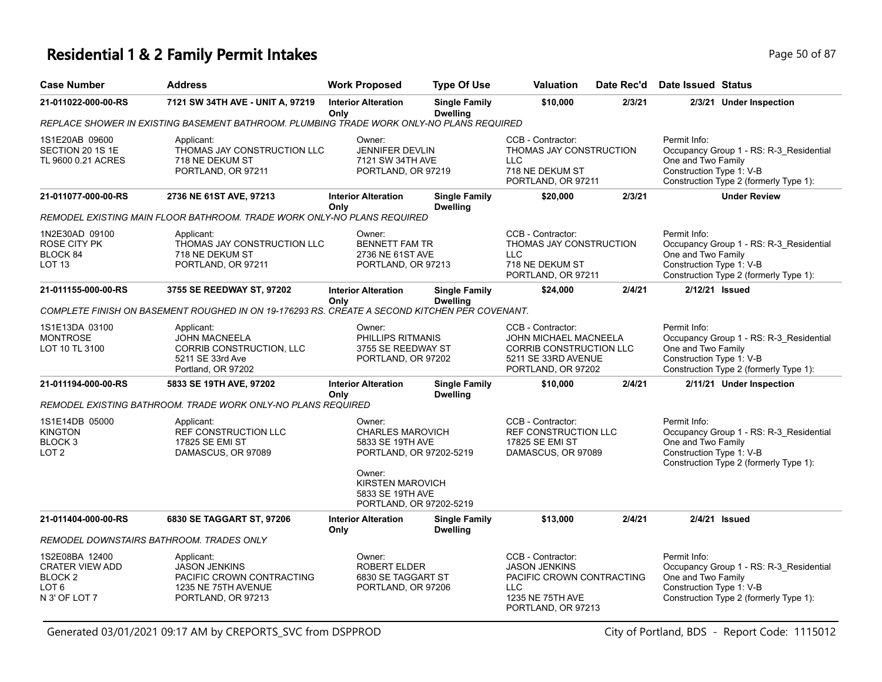# Residential 1 & 2 Family Permit Intakes

| Case Number | Address | Work Proposed | Type Of Use | Valuation | Date Rec'd | Date Issued | Status |
|---|---|---|---|---|---|---|---|
| 21-011022-000-00-RS | 7121 SW 34TH AVE - UNIT A, 97219 | Interior Alteration Only | Single Family Dwelling | $10,000 | 2/3/21 | 2/3/21 | Under Inspection |

*REPLACE SHOWER IN EXISTING BASEMENT BATHROOM. PLUMBING TRADE WORK ONLY-NO PLANS REQUIRED*

| | | | | |
|---|---|---|---|---|
| 1S1E20AB 09600<br>SECTION 20 1S 1E<br>TL 9600 0.21 ACRES | Applicant:<br>THOMAS JAY CONSTRUCTION LLC<br>718 NE DEKUM ST<br>PORTLAND, OR 97211 | Owner:<br>JENNIFER DEVLIN<br>7121 SW 34TH AVE<br>PORTLAND, OR 97219 | CCB - Contractor:<br>THOMAS JAY CONSTRUCTION LLC<br>718 NE DEKUM ST<br>PORTLAND, OR 97211 | Permit Info:<br>Occupancy Group 1 - RS: R-3_Residential One and Two Family<br>Construction Type 1: V-B<br>Construction Type 2 (formerly Type 1): |

| Case Number | Address | Work Proposed | Type Of Use | Valuation | Date Rec'd | Date Issued | Status |
|---|---|---|---|---|---|---|---|
| 21-011077-000-00-RS | 2736 NE 61ST AVE, 97213 | Interior Alteration Only | Single Family Dwelling | $20,000 | 2/3/21 | | Under Review |

*REMODEL EXISTING MAIN FLOOR BATHROOM. TRADE WORK ONLY-NO PLANS REQUIRED*

| | | | | |
|---|---|---|---|---|
| 1N2E30AD 09100<br>ROSE CITY PK<br>BLOCK 84<br>LOT 13 | Applicant:<br>THOMAS JAY CONSTRUCTION LLC<br>718 NE DEKUM ST<br>PORTLAND, OR 97211 | Owner:<br>BENNETT FAM TR<br>2736 NE 61ST AVE<br>PORTLAND, OR 97213 | CCB - Contractor:<br>THOMAS JAY CONSTRUCTION LLC<br>718 NE DEKUM ST<br>PORTLAND, OR 97211 | Permit Info:<br>Occupancy Group 1 - RS: R-3_Residential One and Two Family<br>Construction Type 1: V-B<br>Construction Type 2 (formerly Type 1): |

| Case Number | Address | Work Proposed | Type Of Use | Valuation | Date Rec'd | Date Issued | Status |
|---|---|---|---|---|---|---|---|
| 21-011155-000-00-RS | 3755 SE REEDWAY ST, 97202 | Interior Alteration Only | Single Family Dwelling | $24,000 | 2/4/21 | 2/12/21 | Issued |

*COMPLETE FINISH ON BASEMENT ROUGHED IN ON 19-176293 RS. CREATE A SECOND KITCHEN PER COVENANT.*

| | | | | |
|---|---|---|---|---|
| 1S1E13DA 03100<br>MONTROSE<br>LOT 10 TL 3100 | Applicant:<br>JOHN MACNEELA<br>CORRIB CONSTRUCTION, LLC<br>5211 SE 33rd Ave<br>Portland, OR 97202 | Owner:<br>PHILLIPS RITMANIS<br>3755 SE REEDWAY ST<br>PORTLAND, OR 97202 | CCB - Contractor:<br>JOHN MICHAEL MACNEELA<br>CORRIB CONSTRUCTION LLC<br>5211 SE 33RD AVENUE<br>PORTLAND, OR 97202 | Permit Info:<br>Occupancy Group 1 - RS: R-3_Residential One and Two Family<br>Construction Type 1: V-B<br>Construction Type 2 (formerly Type 1): |

| Case Number | Address | Work Proposed | Type Of Use | Valuation | Date Rec'd | Date Issued | Status |
|---|---|---|---|---|---|---|---|
| 21-011194-000-00-RS | 5833 SE 19TH AVE, 97202 | Interior Alteration Only | Single Family Dwelling | $10,000 | 2/4/21 | 2/11/21 | Under Inspection |

*REMODEL EXISTING BATHROOM. TRADE WORK ONLY-NO PLANS REQUIRED*

| | | | | |
|---|---|---|---|---|
| 1S1E14DB 05000<br>KINGTON<br>BLOCK 3<br>LOT 2 | Applicant:<br>REF CONSTRUCTION LLC<br>17825 SE EMI ST<br>DAMASCUS, OR 97089 | Owner:<br>CHARLES MAROVICH<br>5833 SE 19TH AVE<br>PORTLAND, OR 97202-5219<br><br>Owner:<br>KIRSTEN MAROVICH<br>5833 SE 19TH AVE<br>PORTLAND, OR 97202-5219 | CCB - Contractor:<br>REF CONSTRUCTION LLC<br>17825 SE EMI ST<br>DAMASCUS, OR 97089 | Permit Info:<br>Occupancy Group 1 - RS: R-3_Residential One and Two Family<br>Construction Type 1: V-B<br>Construction Type 2 (formerly Type 1): |

| Case Number | Address | Work Proposed | Type Of Use | Valuation | Date Rec'd | Date Issued | Status |
|---|---|---|---|---|---|---|---|
| 21-011404-000-00-RS | 6830 SE TAGGART ST, 97206 | Interior Alteration Only | Single Family Dwelling | $13,000 | 2/4/21 | 2/4/21 | Issued |

*REMODEL DOWNSTAIRS BATHROOM. TRADES ONLY*

| | | | | |
|---|---|---|---|---|
| 1S2E08BA 12400<br>CRATER VIEW ADD<br>BLOCK 2<br>LOT 6<br>N 3' OF LOT 7 | Applicant:<br>JASON JENKINS<br>PACIFIC CROWN CONTRACTING<br>1235 NE 75TH AVENUE<br>PORTLAND, OR 97213 | Owner:<br>ROBERT ELDER<br>6830 SE TAGGART ST<br>PORTLAND, OR 97206 | CCB - Contractor:<br>JASON JENKINS<br>PACIFIC CROWN CONTRACTING LLC<br>1235 NE 75TH AVE<br>PORTLAND, OR 97213 | Permit Info:<br>Occupancy Group 1 - RS: R-3_Residential One and Two Family<br>Construction Type 1: V-B<br>Construction Type 2 (formerly Type 1): |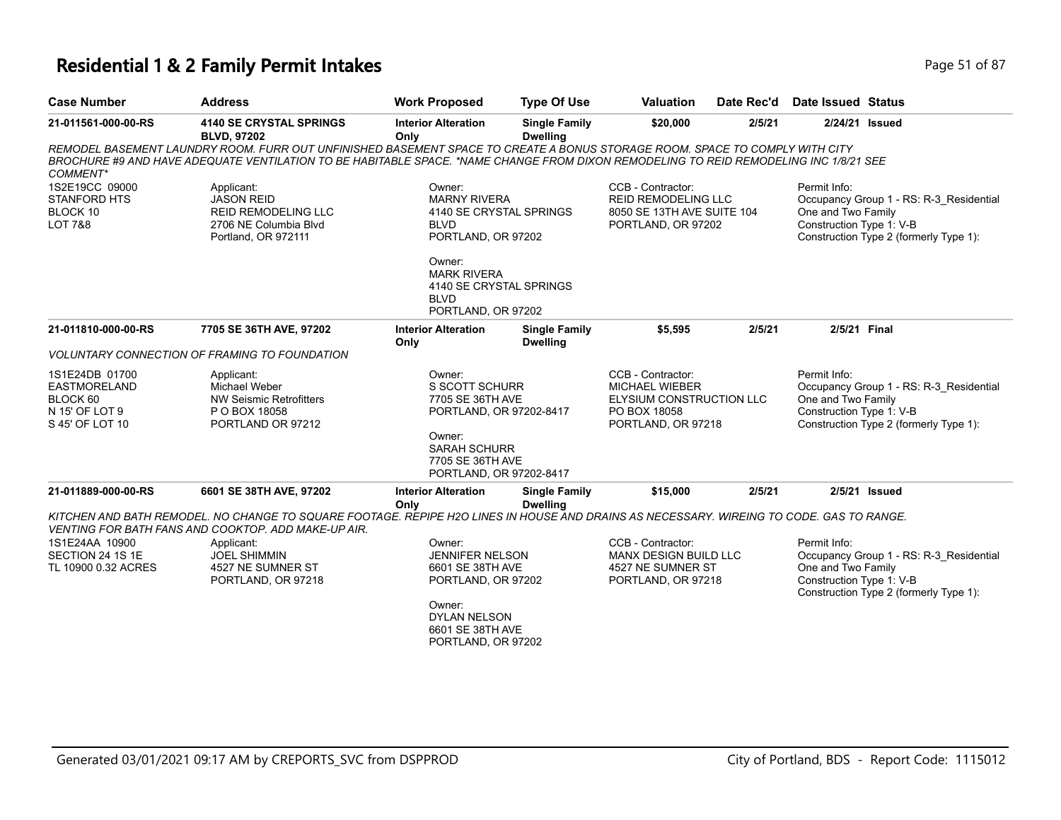# Residential 1 & 2 Family Permit Intakes

| Case Number | Address | Work Proposed | Type Of Use | Valuation | Date Rec'd | Date Issued | Status |
|---|---|---|---|---|---|---|---|
| 21-011561-000-00-RS | 4140 SE CRYSTAL SPRINGS BLVD, 97202 | Interior Alteration Only | Single Family Dwelling | $20,000 | 2/5/21 | 2/24/21 | Issued |

*REMODEL BASEMENT LAUNDRY ROOM. FURR OUT UNFINISHED BASEMENT SPACE TO CREATE A BONUS STORAGE ROOM. SPACE TO COMPLY WITH CITY BROCHURE #9 AND HAVE ADEQUATE VENTILATION TO BE HABITABLE SPACE. *NAME CHANGE FROM DIXON REMODELING TO REID REMODELING INC 1/8/21 SEE COMMENT**

1S2E19CC 09000
STANFORD HTS
BLOCK 10
LOT 7&8

Applicant:
JASON REID
REID REMODELING LLC
2706 NE Columbia Blvd
Portland, OR 972111

Owner:
MARNY RIVERA
4140 SE CRYSTAL SPRINGS BLVD
PORTLAND, OR 97202

Owner:
MARK RIVERA
4140 SE CRYSTAL SPRINGS BLVD
PORTLAND, OR 97202

CCB - Contractor:
REID REMODELING LLC
8050 SE 13TH AVE SUITE 104
PORTLAND, OR 97202

Permit Info:
Occupancy Group 1 - RS: R-3_Residential One and Two Family
Construction Type 1: V-B
Construction Type 2 (formerly Type 1):

| Case Number | Address | Work Proposed | Type Of Use | Valuation | Date Rec'd | Date Issued | Status |
|---|---|---|---|---|---|---|---|
| 21-011810-000-00-RS | 7705 SE 36TH AVE, 97202 | Interior Alteration Only | Single Family Dwelling | $5,595 | 2/5/21 | 2/5/21 | Final |

*VOLUNTARY CONNECTION OF FRAMING TO FOUNDATION*

1S1E24DB 01700
EASTMORELAND
BLOCK 60
N 15' OF LOT 9
S 45' OF LOT 10

Applicant:
Michael Weber
NW Seismic Retrofitters
P O BOX 18058
PORTLAND OR 97212

Owner:
S SCOTT SCHURR
7705 SE 36TH AVE
PORTLAND, OR 97202-8417

Owner:
SARAH SCHURR
7705 SE 36TH AVE
PORTLAND, OR 97202-8417

CCB - Contractor:
MICHAEL WIEBER
ELYSIUM CONSTRUCTION LLC
PO BOX 18058
PORTLAND, OR 97218

Permit Info:
Occupancy Group 1 - RS: R-3_Residential One and Two Family
Construction Type 1: V-B
Construction Type 2 (formerly Type 1):

| Case Number | Address | Work Proposed | Type Of Use | Valuation | Date Rec'd | Date Issued | Status |
|---|---|---|---|---|---|---|---|
| 21-011889-000-00-RS | 6601 SE 38TH AVE, 97202 | Interior Alteration Only | Single Family Dwelling | $15,000 | 2/5/21 | 2/5/21 | Issued |

*KITCHEN AND BATH REMODEL. NO CHANGE TO SQUARE FOOTAGE. REPIPE H2O LINES IN HOUSE AND DRAINS AS NECESSARY. WIREING TO CODE. GAS TO RANGE. VENTING FOR BATH FANS AND COOKTOP. ADD MAKE-UP AIR.*

1S1E24AA 10900
SECTION 24 1S 1E
TL 10900 0.32 ACRES

Applicant:
JOEL SHIMMIN
4527 NE SUMNER ST
PORTLAND, OR 97218

Owner:
JENNIFER NELSON
6601 SE 38TH AVE
PORTLAND, OR 97202

Owner:
DYLAN NELSON
6601 SE 38TH AVE
PORTLAND, OR 97202

CCB - Contractor:
MANX DESIGN BUILD LLC
4527 NE SUMNER ST
PORTLAND, OR 97218

Permit Info:
Occupancy Group 1 - RS: R-3_Residential One and Two Family
Construction Type 1: V-B
Construction Type 2 (formerly Type 1):

Generated 03/01/2021 09:17 AM by CREPORTS_SVC from DSPPROD — City of Portland, BDS - Report Code: 1115012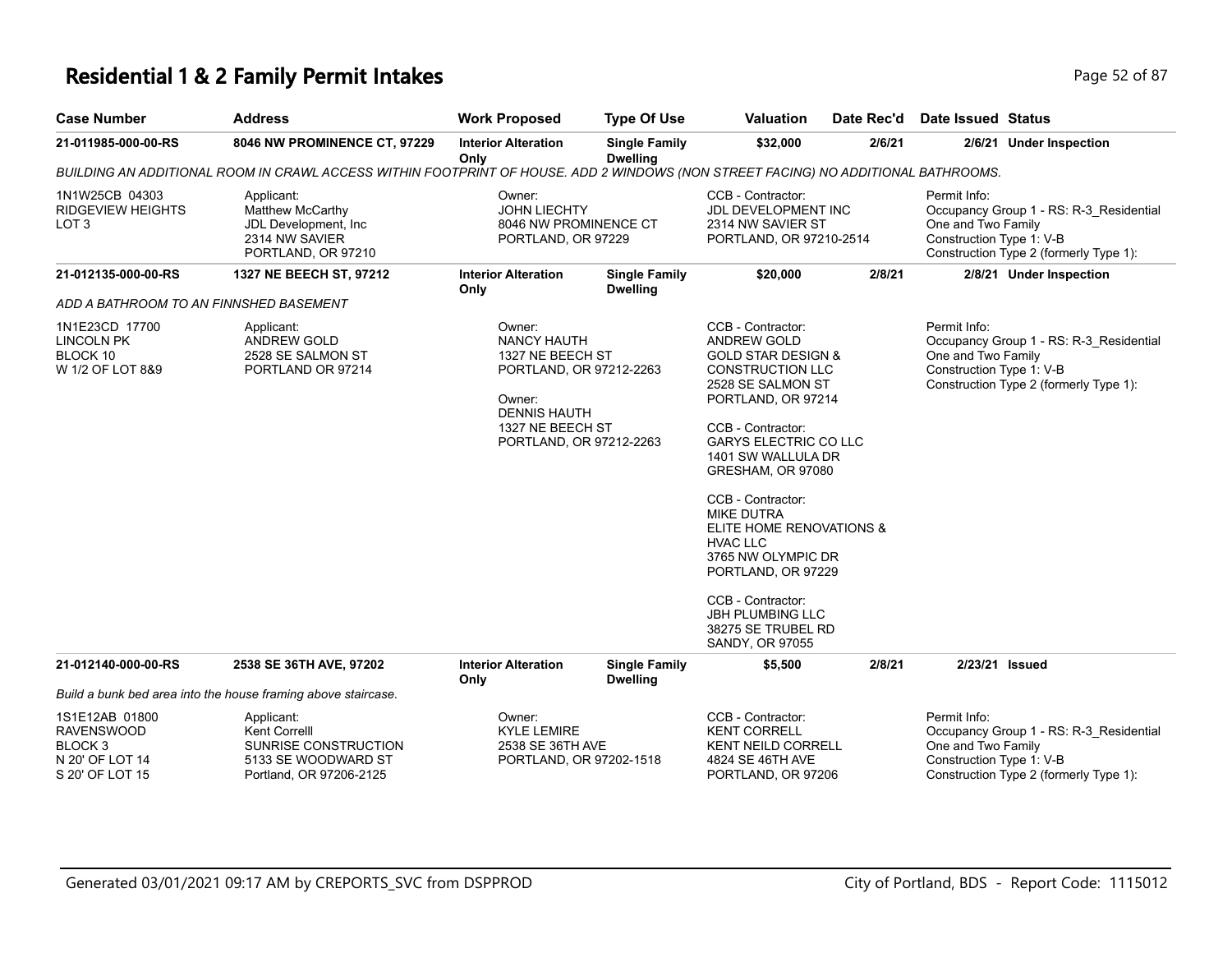# Residential 1 & 2 Family Permit Intakes

| Case Number | Address | Work Proposed | Type Of Use | Valuation | Date Rec'd | Date Issued | Status |
|---|---|---|---|---|---|---|---|
| **21-011985-000-00-RS** | **8046 NW PROMINENCE CT, 97229** | **Interior Alteration Only** | **Single Family Dwelling** | **$32,000** | **2/6/21** | **2/6/21** | **Under Inspection** |

*BUILDING AN ADDITIONAL ROOM IN CRAWL ACCESS WITHIN FOOTPRINT OF HOUSE. ADD 2 WINDOWS (NON STREET FACING) NO ADDITIONAL BATHROOMS.*

1N1W25CB 04303
RIDGEVIEW HEIGHTS
LOT 3

Applicant:
Matthew McCarthy
JDL Development, Inc
2314 NW SAVIER
PORTLAND, OR 97210

Owner:
JOHN LIECHTY
8046 NW PROMINENCE CT
PORTLAND, OR 97229

CCB - Contractor:
JDL DEVELOPMENT INC
2314 NW SAVIER ST
PORTLAND, OR 97210-2514

Permit Info:
Occupancy Group 1 - RS: R-3_Residential One and Two Family
Construction Type 1: V-B
Construction Type 2 (formerly Type 1):

| Case Number | Address | Work Proposed | Type Of Use | Valuation | Date Rec'd | Date Issued | Status |
|---|---|---|---|---|---|---|---|
| **21-012135-000-00-RS** | **1327 NE BEECH ST, 97212** | **Interior Alteration Only** | **Single Family Dwelling** | **$20,000** | **2/8/21** | **2/8/21** | **Under Inspection** |

*ADD A BATHROOM TO AN FINNSHED BASEMENT*

1N1E23CD 17700
LINCOLN PK
BLOCK 10
W 1/2 OF LOT 8&9

Applicant:
ANDREW GOLD
2528 SE SALMON ST
PORTLAND OR 97214

Owner:
NANCY HAUTH
1327 NE BEECH ST
PORTLAND, OR 97212-2263

Owner:
DENNIS HAUTH
1327 NE BEECH ST
PORTLAND, OR 97212-2263

CCB - Contractor:
ANDREW GOLD
GOLD STAR DESIGN & CONSTRUCTION LLC
2528 SE SALMON ST
PORTLAND, OR 97214

CCB - Contractor:
GARYS ELECTRIC CO LLC
1401 SW WALLULA DR
GRESHAM, OR 97080

CCB - Contractor:
MIKE DUTRA
ELITE HOME RENOVATIONS & HVAC LLC
3765 NW OLYMPIC DR
PORTLAND, OR 97229

CCB - Contractor:
JBH PLUMBING LLC
38275 SE TRUBEL RD
SANDY, OR 97055

Permit Info:
Occupancy Group 1 - RS: R-3_Residential One and Two Family
Construction Type 1: V-B
Construction Type 2 (formerly Type 1):

| Case Number | Address | Work Proposed | Type Of Use | Valuation | Date Rec'd | Date Issued | Status |
|---|---|---|---|---|---|---|---|
| **21-012140-000-00-RS** | **2538 SE 36TH AVE, 97202** | **Interior Alteration Only** | **Single Family Dwelling** | **$5,500** | **2/8/21** | **2/23/21** | **Issued** |

*Build a bunk bed area into the house framing above staircase.*

1S1E12AB 01800
RAVENSWOOD
BLOCK 3
N 20' OF LOT 14
S 20' OF LOT 15

Applicant:
Kent Correlll
SUNRISE CONSTRUCTION
5133 SE WOODWARD ST
Portland, OR 97206-2125

Owner:
KYLE LEMIRE
2538 SE 36TH AVE
PORTLAND, OR 97202-1518

CCB - Contractor:
KENT CORRELL
KENT NEILD CORRELL
4824 SE 46TH AVE
PORTLAND, OR 97206

Permit Info:
Occupancy Group 1 - RS: R-3_Residential One and Two Family
Construction Type 1: V-B
Construction Type 2 (formerly Type 1):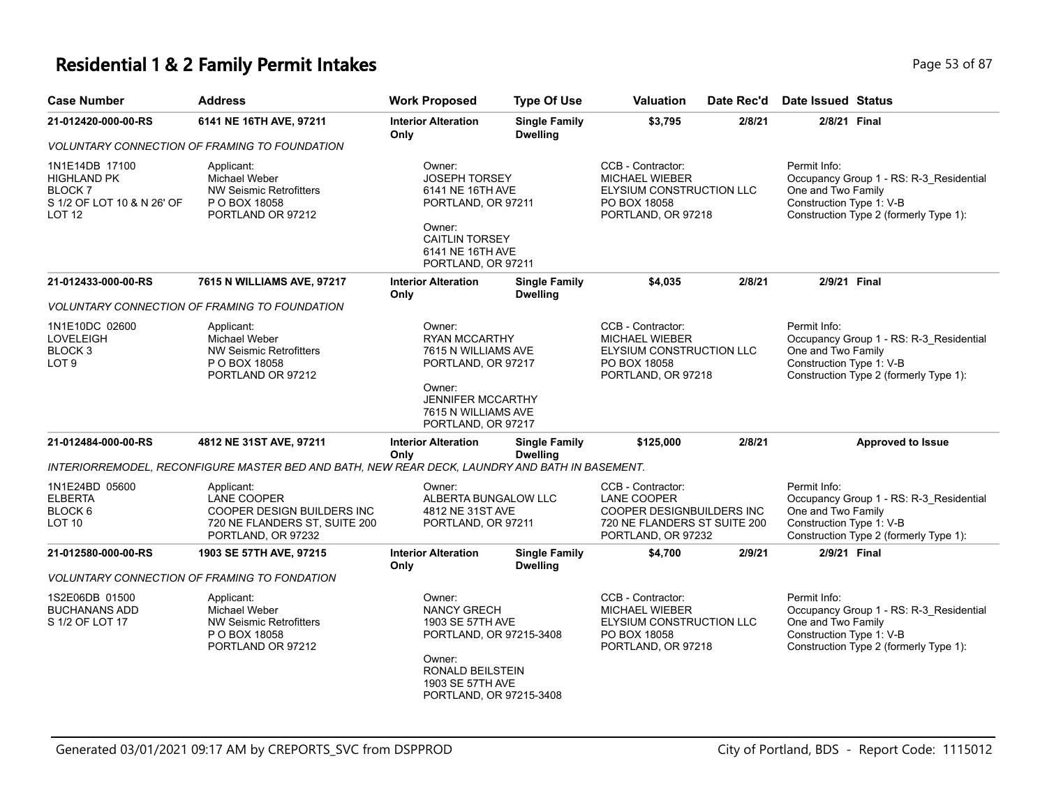# Residential 1 & 2 Family Permit Intakes

| Case Number | Address | Work Proposed | Type Of Use | Valuation | Date Rec'd | Date Issued | Status |
|---|---|---|---|---|---|---|---|
| 21-012420-000-00-RS | 6141 NE 16TH AVE, 97211 | Interior Alteration Only | Single Family Dwelling | $3,795 | 2/8/21 | 2/8/21 | Final |

VOLUNTARY CONNECTION OF FRAMING TO FOUNDATION

1N1E14DB 17100
HIGHLAND PK
BLOCK 7
S 1/2 OF LOT 10 & N 26' OF LOT 12

Applicant:
Michael Weber
NW Seismic Retrofitters
P O BOX 18058
PORTLAND OR 97212

Owner:
JOSEPH TORSEY
6141 NE 16TH AVE
PORTLAND, OR 97211

Owner:
CAITLIN TORSEY
6141 NE 16TH AVE
PORTLAND, OR 97211

CCB - Contractor:
MICHAEL WIEBER
ELYSIUM CONSTRUCTION LLC
PO BOX 18058
PORTLAND, OR 97218

Permit Info:
Occupancy Group 1 - RS: R-3_Residential One and Two Family
Construction Type 1: V-B
Construction Type 2 (formerly Type 1):

| Case Number | Address | Work Proposed | Type Of Use | Valuation | Date Rec'd | Date Issued | Status |
|---|---|---|---|---|---|---|---|
| 21-012433-000-00-RS | 7615 N WILLIAMS AVE, 97217 | Interior Alteration Only | Single Family Dwelling | $4,035 | 2/8/21 | 2/9/21 | Final |

VOLUNTARY CONNECTION OF FRAMING TO FOUNDATION

1N1E10DC 02600
LOVELEIGH
BLOCK 3
LOT 9

Applicant:
Michael Weber
NW Seismic Retrofitters
P O BOX 18058
PORTLAND OR 97212

Owner:
RYAN MCCARTHY
7615 N WILLIAMS AVE
PORTLAND, OR 97217

Owner:
JENNIFER MCCARTHY
7615 N WILLIAMS AVE
PORTLAND, OR 97217

CCB - Contractor:
MICHAEL WIEBER
ELYSIUM CONSTRUCTION LLC
PO BOX 18058
PORTLAND, OR 97218

Permit Info:
Occupancy Group 1 - RS: R-3_Residential One and Two Family
Construction Type 1: V-B
Construction Type 2 (formerly Type 1):

| Case Number | Address | Work Proposed | Type Of Use | Valuation | Date Rec'd | Date Issued | Status |
|---|---|---|---|---|---|---|---|
| 21-012484-000-00-RS | 4812 NE 31ST AVE, 97211 | Interior Alteration Only | Single Family Dwelling | $125,000 | 2/8/21 | | Approved to Issue |

INTERIORREMODEL, RECONFIGURE MASTER BED AND BATH, NEW REAR DECK, LAUNDRY AND BATH IN BASEMENT.

1N1E24BD 05600
ELBERTA
BLOCK 6
LOT 10

Applicant:
LANE COOPER
COOPER DESIGN BUILDERS INC
720 NE FLANDERS ST, SUITE 200
PORTLAND, OR 97232

Owner:
ALBERTA BUNGALOW LLC
4812 NE 31ST AVE
PORTLAND, OR 97211

CCB - Contractor:
LANE COOPER
COOPER DESIGNBUILDERS INC
720 NE FLANDERS ST SUITE 200
PORTLAND, OR 97232

Permit Info:
Occupancy Group 1 - RS: R-3_Residential One and Two Family
Construction Type 1: V-B
Construction Type 2 (formerly Type 1):

| Case Number | Address | Work Proposed | Type Of Use | Valuation | Date Rec'd | Date Issued | Status |
|---|---|---|---|---|---|---|---|
| 21-012580-000-00-RS | 1903 SE 57TH AVE, 97215 | Interior Alteration Only | Single Family Dwelling | $4,700 | 2/9/21 | 2/9/21 | Final |

VOLUNTARY CONNECTION OF FRAMING TO FONDATION

1S2E06DB 01500
BUCHANANS ADD
S 1/2 OF LOT 17

Applicant:
Michael Weber
NW Seismic Retrofitters
P O BOX 18058
PORTLAND OR 97212

Owner:
NANCY GRECH
1903 SE 57TH AVE
PORTLAND, OR 97215-3408

Owner:
RONALD BEILSTEIN
1903 SE 57TH AVE
PORTLAND, OR 97215-3408

CCB - Contractor:
MICHAEL WIEBER
ELYSIUM CONSTRUCTION LLC
PO BOX 18058
PORTLAND, OR 97218

Permit Info:
Occupancy Group 1 - RS: R-3_Residential One and Two Family
Construction Type 1: V-B
Construction Type 2 (formerly Type 1):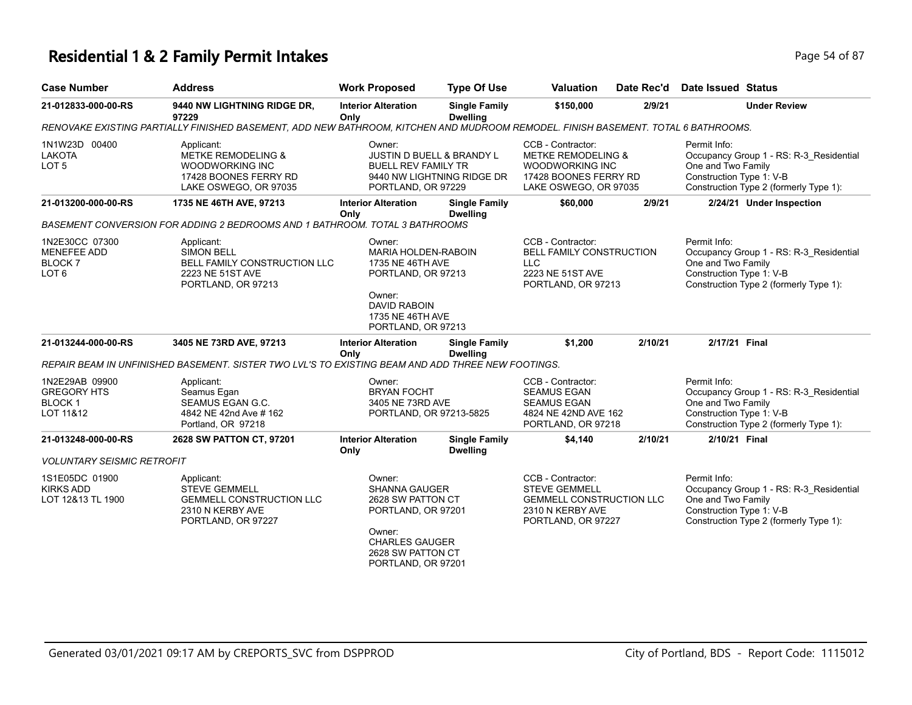# Residential 1 & 2 Family Permit Intakes

| Case Number | Address | Work Proposed | Type Of Use | Valuation | Date Rec'd | Date Issued | Status |
|---|---|---|---|---|---|---|---|
| 21-012833-000-00-RS | 9440 NW LIGHTNING RIDGE DR, 97229 | Interior Alteration Only | Single Family Dwelling | $150,000 | 2/9/21 | | Under Review |

RENOVAKE EXISTING PARTIALLY FINISHED BASEMENT, ADD NEW BATHROOM, KITCHEN AND MUDROOM REMODEL. FINISH BASEMENT. TOTAL 6 BATHROOMS.

| | Applicant | Owner | CCB - Contractor | Permit Info |
|---|---|---|---|---|
| 1N1W23D 00400<br>LAKOTA<br>LOT 5 | METKE REMODELING & WOODWORKING INC<br>17428 BOONES FERRY RD<br>LAKE OSWEGO, OR 97035 | JUSTIN D BUELL & BRANDY L BUELL REV FAMILY TR<br>9440 NW LIGHTNING RIDGE DR<br>PORTLAND, OR 97229 | METKE REMODELING & WOODWORKING INC<br>17428 BOONES FERRY RD<br>LAKE OSWEGO, OR 97035 | Occupancy Group 1 - RS: R-3_Residential One and Two Family<br>Construction Type 1: V-B<br>Construction Type 2 (formerly Type 1): |

| Case Number | Address | Work Proposed | Type Of Use | Valuation | Date Rec'd | Date Issued | Status |
|---|---|---|---|---|---|---|---|
| 21-013200-000-00-RS | 1735 NE 46TH AVE, 97213 | Interior Alteration Only | Single Family Dwelling | $60,000 | 2/9/21 | 2/24/21 | Under Inspection |

BASEMENT CONVERSION FOR ADDING 2 BEDROOMS AND 1 BATHROOM. TOTAL 3 BATHROOMS

| | Applicant | Owner | CCB - Contractor | Permit Info |
|---|---|---|---|---|
| 1N2E30CC 07300<br>MENEFEE ADD<br>BLOCK 7<br>LOT 6 | SIMON BELL<br>BELL FAMILY CONSTRUCTION LLC<br>2223 NE 51ST AVE<br>PORTLAND, OR 97213 | MARIA HOLDEN-RABOIN<br>1735 NE 46TH AVE<br>PORTLAND, OR 97213<br><br>Owner:<br>DAVID RABOIN<br>1735 NE 46TH AVE<br>PORTLAND, OR 97213 | BELL FAMILY CONSTRUCTION LLC<br>2223 NE 51ST AVE<br>PORTLAND, OR 97213 | Occupancy Group 1 - RS: R-3_Residential One and Two Family<br>Construction Type 1: V-B<br>Construction Type 2 (formerly Type 1): |

| Case Number | Address | Work Proposed | Type Of Use | Valuation | Date Rec'd | Date Issued | Status |
|---|---|---|---|---|---|---|---|
| 21-013244-000-00-RS | 3405 NE 73RD AVE, 97213 | Interior Alteration Only | Single Family Dwelling | $1,200 | 2/10/21 | 2/17/21 | Final |

REPAIR BEAM IN UNFINISHED BASEMENT. SISTER TWO LVL'S TO EXISTING BEAM AND ADD THREE NEW FOOTINGS.

| | Applicant | Owner | CCB - Contractor | Permit Info |
|---|---|---|---|---|
| 1N2E29AB 09900<br>GREGORY HTS<br>BLOCK 1<br>LOT 11&12 | Seamus Egan<br>SEAMUS EGAN G.C.<br>4842 NE 42nd Ave # 162<br>Portland, OR 97218 | BRYAN FOCHT<br>3405 NE 73RD AVE<br>PORTLAND, OR 97213-5825 | SEAMUS EGAN<br>SEAMUS EGAN<br>4824 NE 42ND AVE 162<br>PORTLAND, OR 97218 | Occupancy Group 1 - RS: R-3_Residential One and Two Family<br>Construction Type 1: V-B<br>Construction Type 2 (formerly Type 1): |

| Case Number | Address | Work Proposed | Type Of Use | Valuation | Date Rec'd | Date Issued | Status |
|---|---|---|---|---|---|---|---|
| 21-013248-000-00-RS | 2628 SW PATTON CT, 97201 | Interior Alteration Only | Single Family Dwelling | $4,140 | 2/10/21 | 2/10/21 | Final |

VOLUNTARY SEISMIC RETROFIT

| | Applicant | Owner | CCB - Contractor | Permit Info |
|---|---|---|---|---|
| 1S1E05DC 01900<br>KIRKS ADD<br>LOT 12&13 TL 1900 | STEVE GEMMELL<br>GEMMELL CONSTRUCTION LLC<br>2310 N KERBY AVE<br>PORTLAND, OR 97227 | SHANNA GAUGER<br>2628 SW PATTON CT<br>PORTLAND, OR 97201<br><br>Owner:<br>CHARLES GAUGER<br>2628 SW PATTON CT<br>PORTLAND, OR 97201 | STEVE GEMMELL<br>GEMMELL CONSTRUCTION LLC<br>2310 N KERBY AVE<br>PORTLAND, OR 97227 | Occupancy Group 1 - RS: R-3_Residential One and Two Family<br>Construction Type 1: V-B<br>Construction Type 2 (formerly Type 1): |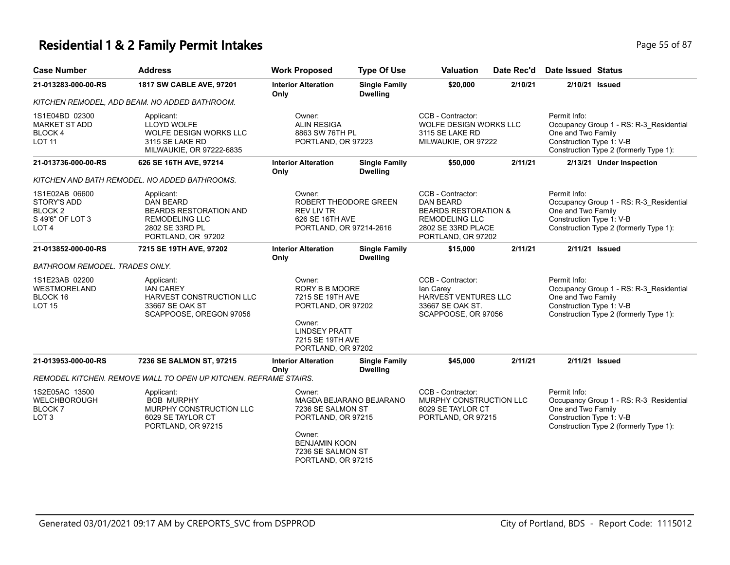# Residential 1 & 2 Family Permit Intakes

| Case Number | Address | Work Proposed | Type Of Use | Valuation | Date Rec'd | Date Issued | Status |
|---|---|---|---|---|---|---|---|
| **21-013283-000-00-RS** | **1817 SW CABLE AVE, 97201** | **Interior Alteration Only** | **Single Family Dwelling** | **$20,000** | **2/10/21** | **2/10/21** | **Issued** |

*KITCHEN REMODEL, ADD BEAM. NO ADDED BATHROOM.*

| | | | | |
|---|---|---|---|---|
| 1S1E04BD 02300<br>MARKET ST ADD<br>BLOCK 4<br>LOT 11 | Applicant:<br>LLOYD WOLFE<br>WOLFE DESIGN WORKS LLC<br>3115 SE LAKE RD<br>MILWAUKIE, OR 97222-6835 | Owner:<br>ALIN RESIGA<br>8863 SW 76TH PL<br>PORTLAND, OR 97223 | CCB - Contractor:<br>WOLFE DESIGN WORKS LLC<br>3115 SE LAKE RD<br>MILWAUKIE, OR 97222 | Permit Info:<br>Occupancy Group 1 - RS: R-3_Residential One and Two Family<br>Construction Type 1: V-B<br>Construction Type 2 (formerly Type 1): |

| Case Number | Address | Work Proposed | Type Of Use | Valuation | Date Rec'd | Date Issued | Status |
|---|---|---|---|---|---|---|---|
| **21-013736-000-00-RS** | **626 SE 16TH AVE, 97214** | **Interior Alteration Only** | **Single Family Dwelling** | **$50,000** | **2/11/21** | **2/13/21** | **Under Inspection** |

*KITCHEN AND BATH REMODEL. NO ADDED BATHROOMS.*

| | | | | |
|---|---|---|---|---|
| 1S1E02AB 06600<br>STORY'S ADD<br>BLOCK 2<br>S 49'6" OF LOT 3<br>LOT 4 | Applicant:<br>DAN BEARD<br>BEARDS RESTORATION AND REMODELING LLC<br>2802 SE 33RD PL<br>PORTLAND, OR 97202 | Owner:<br>ROBERT THEODORE GREEN<br>REV LIV TR<br>626 SE 16TH AVE<br>PORTLAND, OR 97214-2616 | CCB - Contractor:<br>DAN BEARD<br>BEARDS RESTORATION & REMODELING LLC<br>2802 SE 33RD PLACE<br>PORTLAND, OR 97202 | Permit Info:<br>Occupancy Group 1 - RS: R-3_Residential One and Two Family<br>Construction Type 1: V-B<br>Construction Type 2 (formerly Type 1): |

| Case Number | Address | Work Proposed | Type Of Use | Valuation | Date Rec'd | Date Issued | Status |
|---|---|---|---|---|---|---|---|
| **21-013852-000-00-RS** | **7215 SE 19TH AVE, 97202** | **Interior Alteration Only** | **Single Family Dwelling** | **$15,000** | **2/11/21** | **2/11/21** | **Issued** |

*BATHROOM REMODEL. TRADES ONLY.*

| | | | | |
|---|---|---|---|---|
| 1S1E23AB 02200<br>WESTMORELAND<br>BLOCK 16<br>LOT 15 | Applicant:<br>IAN CAREY<br>HARVEST CONSTRUCTION LLC<br>33667 SE OAK ST<br>SCAPPOOSE, OREGON 97056 | Owner:<br>RORY B B MOORE<br>7215 SE 19TH AVE<br>PORTLAND, OR 97202<br><br>Owner:<br>LINDSEY PRATT<br>7215 SE 19TH AVE<br>PORTLAND, OR 97202 | CCB - Contractor:<br>Ian Carey<br>HARVEST VENTURES LLC<br>33667 SE OAK ST.<br>SCAPPOOSE, OR 97056 | Permit Info:<br>Occupancy Group 1 - RS: R-3_Residential One and Two Family<br>Construction Type 1: V-B<br>Construction Type 2 (formerly Type 1): |

| Case Number | Address | Work Proposed | Type Of Use | Valuation | Date Rec'd | Date Issued | Status |
|---|---|---|---|---|---|---|---|
| **21-013953-000-00-RS** | **7236 SE SALMON ST, 97215** | **Interior Alteration Only** | **Single Family Dwelling** | **$45,000** | **2/11/21** | **2/11/21** | **Issued** |

*REMODEL KITCHEN. REMOVE WALL TO OPEN UP KITCHEN. REFRAME STAIRS.*

| | | | | |
|---|---|---|---|---|
| 1S2E05AC 13500<br>WELCHBOROUGH<br>BLOCK 7<br>LOT 3 | Applicant:<br>BOB MURPHY<br>MURPHY CONSTRUCTION LLC<br>6029 SE TAYLOR CT<br>PORTLAND, OR 97215 | Owner:<br>MAGDA BEJARANO BEJARANO<br>7236 SE SALMON ST<br>PORTLAND, OR 97215<br><br>Owner:<br>BENJAMIN KOON<br>7236 SE SALMON ST<br>PORTLAND, OR 97215 | CCB - Contractor:<br>MURPHY CONSTRUCTION LLC<br>6029 SE TAYLOR CT<br>PORTLAND, OR 97215 | Permit Info:<br>Occupancy Group 1 - RS: R-3_Residential One and Two Family<br>Construction Type 1: V-B<br>Construction Type 2 (formerly Type 1): |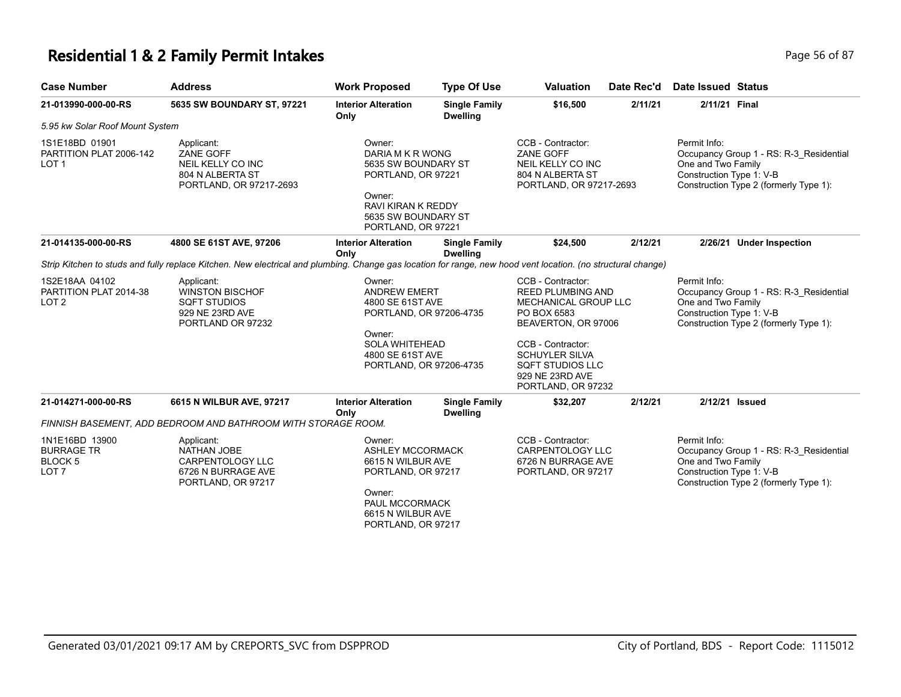# Residential 1 & 2 Family Permit Intakes

| Case Number | Address | Work Proposed | Type Of Use | Valuation | Date Rec'd | Date Issued | Status |
|---|---|---|---|---|---|---|---|
| 21-013990-000-00-RS | 5635 SW BOUNDARY ST, 97221 | Interior Alteration Only | Single Family Dwelling | $16,500 | 2/11/21 | 2/11/21 | Final |

*5.95 kw Solar Roof Mount System*

1S1E18BD 01901
PARTITION PLAT 2006-142
LOT 1

Applicant:
ZANE GOFF
NEIL KELLY CO INC
804 N ALBERTA ST
PORTLAND, OR 97217-2693

Owner:
DARIA M K R WONG
5635 SW BOUNDARY ST
PORTLAND, OR 97221

Owner:
RAVI KIRAN K REDDY
5635 SW BOUNDARY ST
PORTLAND, OR 97221

CCB - Contractor:
ZANE GOFF
NEIL KELLY CO INC
804 N ALBERTA ST
PORTLAND, OR 97217-2693

Permit Info:
Occupancy Group 1 - RS: R-3_Residential One and Two Family
Construction Type 1: V-B
Construction Type 2 (formerly Type 1):

| Case Number | Address | Work Proposed | Type Of Use | Valuation | Date Rec'd | Date Issued | Status |
|---|---|---|---|---|---|---|---|
| 21-014135-000-00-RS | 4800 SE 61ST AVE, 97206 | Interior Alteration Only | Single Family Dwelling | $24,500 | 2/12/21 | 2/26/21 | Under Inspection |

*Strip Kitchen to studs and fully replace Kitchen. New electrical and plumbing. Change gas location for range, new hood vent location. (no structural change)*

1S2E18AA 04102
PARTITION PLAT 2014-38
LOT 2

Applicant:
WINSTON BISCHOF
SQFT STUDIOS
929 NE 23RD AVE
PORTLAND OR 97232

Owner:
ANDREW EMERT
4800 SE 61ST AVE
PORTLAND, OR 97206-4735

Owner:
SOLA WHITEHEAD
4800 SE 61ST AVE
PORTLAND, OR 97206-4735

CCB - Contractor:
REED PLUMBING AND MECHANICAL GROUP LLC
PO BOX 6583
BEAVERTON, OR 97006

CCB - Contractor:
SCHUYLER SILVA
SQFT STUDIOS LLC
929 NE 23RD AVE
PORTLAND, OR 97232

Permit Info:
Occupancy Group 1 - RS: R-3_Residential One and Two Family
Construction Type 1: V-B
Construction Type 2 (formerly Type 1):

| Case Number | Address | Work Proposed | Type Of Use | Valuation | Date Rec'd | Date Issued | Status |
|---|---|---|---|---|---|---|---|
| 21-014271-000-00-RS | 6615 N WILBUR AVE, 97217 | Interior Alteration Only | Single Family Dwelling | $32,207 | 2/12/21 | 2/12/21 | Issued |

*FINNISH BASEMENT, ADD BEDROOM AND BATHROOM WITH STORAGE ROOM.*

1N1E16BD 13900
BURRAGE TR
BLOCK 5
LOT 7

Applicant:
NATHAN JOBE
CARPENTOLOGY LLC
6726 N BURRAGE AVE
PORTLAND, OR 97217

Owner:
ASHLEY MCCORMACK
6615 N WILBUR AVE
PORTLAND, OR 97217

Owner:
PAUL MCCORMACK
6615 N WILBUR AVE
PORTLAND, OR 97217

CCB - Contractor:
CARPENTOLOGY LLC
6726 N BURRAGE AVE
PORTLAND, OR 97217

Permit Info:
Occupancy Group 1 - RS: R-3_Residential One and Two Family
Construction Type 1: V-B
Construction Type 2 (formerly Type 1):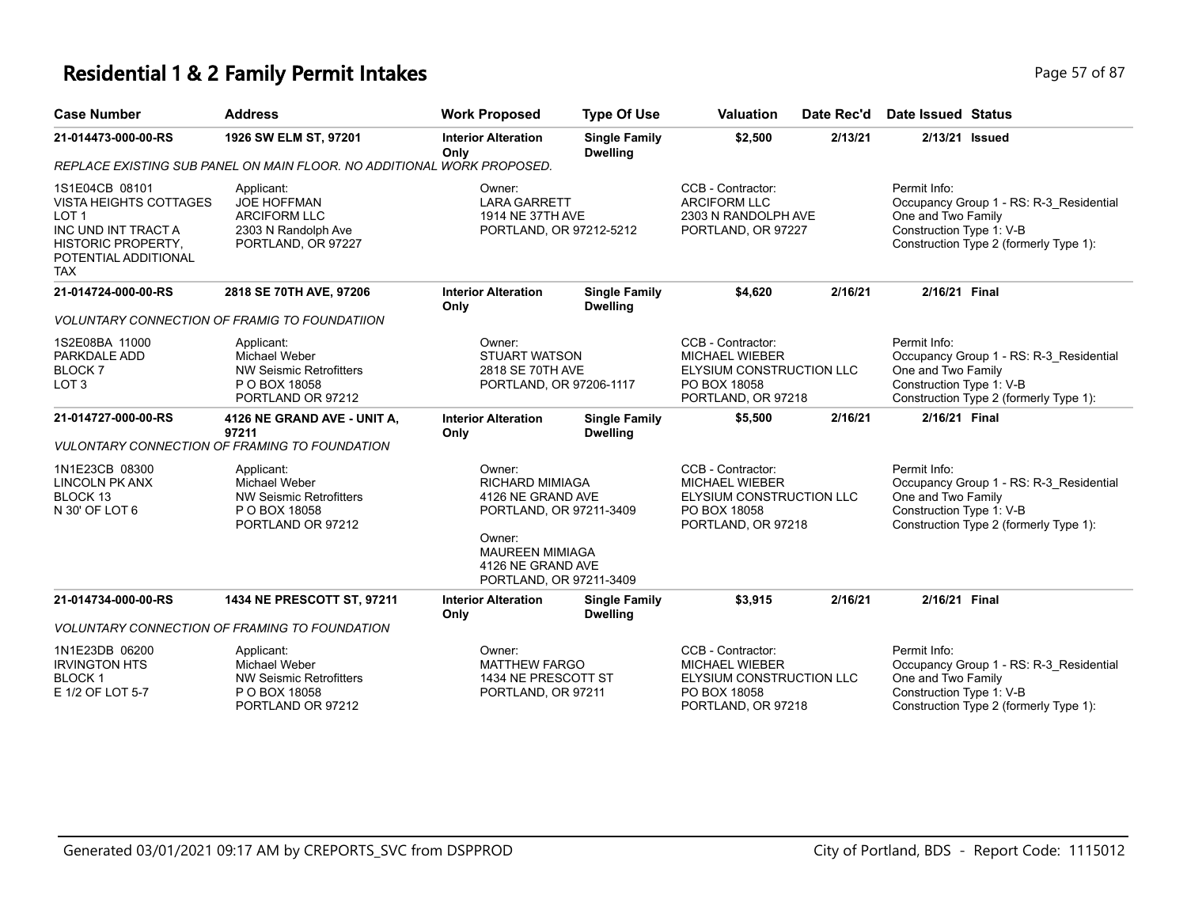# Residential 1 & 2 Family Permit Intakes

| Case Number | Address | Work Proposed | Type Of Use | Valuation | Date Rec'd | Date Issued | Status |
|---|---|---|---|---|---|---|---|
| 21-014473-000-00-RS | 1926 SW ELM ST, 97201 | Interior Alteration Only | Single Family Dwelling | $2,500 | 2/13/21 | 2/13/21 | Issued |

*REPLACE EXISTING SUB PANEL ON MAIN FLOOR. NO ADDITIONAL WORK PROPOSED.*

1S1E04CB 08101
VISTA HEIGHTS COTTAGES
LOT 1
INC UND INT TRACT A
HISTORIC PROPERTY,
POTENTIAL ADDITIONAL
TAX

Applicant:
JOE HOFFMAN
ARCIFORM LLC
2303 N Randolph Ave
PORTLAND, OR 97227

Owner:
LARA GARRETT
1914 NE 37TH AVE
PORTLAND, OR 97212-5212

CCB - Contractor:
ARCIFORM LLC
2303 N RANDOLPH AVE
PORTLAND, OR 97227

Permit Info:
Occupancy Group 1 - RS: R-3_Residential One and Two Family
Construction Type 1: V-B
Construction Type 2 (formerly Type 1):

| Case Number | Address | Work Proposed | Type Of Use | Valuation | Date Rec'd | Date Issued | Status |
|---|---|---|---|---|---|---|---|
| 21-014724-000-00-RS | 2818 SE 70TH AVE, 97206 | Interior Alteration Only | Single Family Dwelling | $4,620 | 2/16/21 | 2/16/21 | Final |

*VOLUNTARY CONNECTION OF FRAMIG TO FOUNDATIION*

1S2E08BA 11000
PARKDALE ADD
BLOCK 7
LOT 3

Applicant:
Michael Weber
NW Seismic Retrofitters
P O BOX 18058
PORTLAND OR 97212

Owner:
STUART WATSON
2818 SE 70TH AVE
PORTLAND, OR 97206-1117

CCB - Contractor:
MICHAEL WIEBER
ELYSIUM CONSTRUCTION LLC
PO BOX 18058
PORTLAND, OR 97218

Permit Info:
Occupancy Group 1 - RS: R-3_Residential One and Two Family
Construction Type 1: V-B
Construction Type 2 (formerly Type 1):

| Case Number | Address | Work Proposed | Type Of Use | Valuation | Date Rec'd | Date Issued | Status |
|---|---|---|---|---|---|---|---|
| 21-014727-000-00-RS | 4126 NE GRAND AVE - UNIT A, 97211 | Interior Alteration Only | Single Family Dwelling | $5,500 | 2/16/21 | 2/16/21 | Final |

*VULONTARY CONNECTION OF FRAMING TO FOUNDATION*

1N1E23CB 08300
LINCOLN PK ANX
BLOCK 13
N 30' OF LOT 6

Applicant:
Michael Weber
NW Seismic Retrofitters
P O BOX 18058
PORTLAND OR 97212

Owner:
RICHARD MIMIAGA
4126 NE GRAND AVE
PORTLAND, OR 97211-3409

Owner:
MAUREEN MIMIAGA
4126 NE GRAND AVE
PORTLAND, OR 97211-3409

CCB - Contractor:
MICHAEL WIEBER
ELYSIUM CONSTRUCTION LLC
PO BOX 18058
PORTLAND, OR 97218

Permit Info:
Occupancy Group 1 - RS: R-3_Residential One and Two Family
Construction Type 1: V-B
Construction Type 2 (formerly Type 1):

| Case Number | Address | Work Proposed | Type Of Use | Valuation | Date Rec'd | Date Issued | Status |
|---|---|---|---|---|---|---|---|
| 21-014734-000-00-RS | 1434 NE PRESCOTT ST, 97211 | Interior Alteration Only | Single Family Dwelling | $3,915 | 2/16/21 | 2/16/21 | Final |

*VOLUNTARY CONNECTION OF FRAMING TO FOUNDATION*

1N1E23DB 06200
IRVINGTON HTS
BLOCK 1
E 1/2 OF LOT 5-7

Applicant:
Michael Weber
NW Seismic Retrofitters
P O BOX 18058
PORTLAND OR 97212

Owner:
MATTHEW FARGO
1434 NE PRESCOTT ST
PORTLAND, OR 97211

CCB - Contractor:
MICHAEL WIEBER
ELYSIUM CONSTRUCTION LLC
PO BOX 18058
PORTLAND, OR 97218

Permit Info:
Occupancy Group 1 - RS: R-3_Residential One and Two Family
Construction Type 1: V-B
Construction Type 2 (formerly Type 1):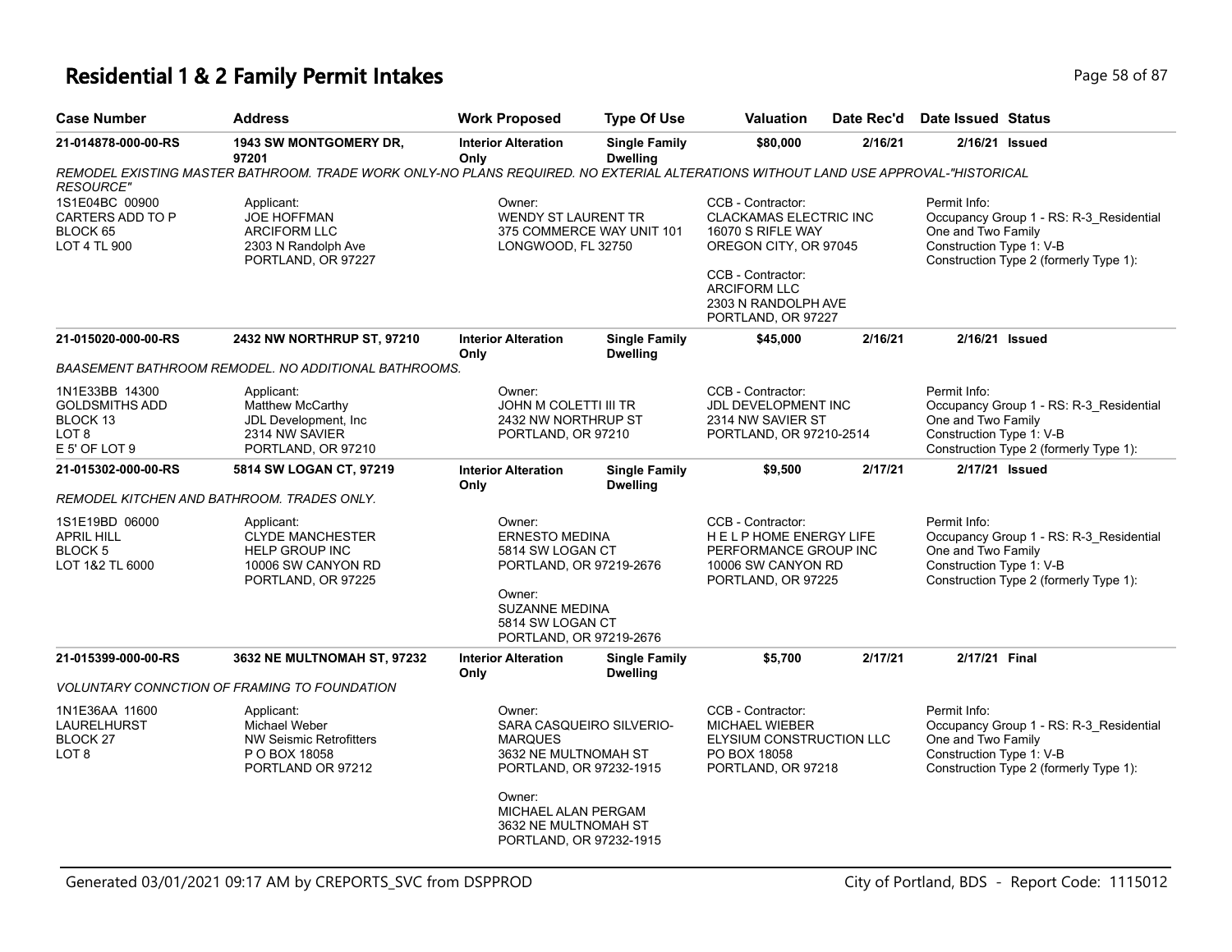# Residential 1 & 2 Family Permit Intakes

| Case Number | Address | Work Proposed | Type Of Use | Valuation | Date Rec'd | Date Issued | Status |
|---|---|---|---|---|---|---|---|
| 21-014878-000-00-RS | 1943 SW MONTGOMERY DR, 97201 | Interior Alteration Only | Single Family Dwelling | $80,000 | 2/16/21 | 2/16/21 | Issued |

*REMODEL EXISTING MASTER BATHROOM. TRADE WORK ONLY-NO PLANS REQUIRED. NO EXTERIAL ALTERATIONS WITHOUT LAND USE APPROVAL-"HISTORICAL RESOURCE"*

1S1E04BC 00900
CARTERS ADD TO P
BLOCK 65
LOT 4 TL 900

Applicant:
JOE HOFFMAN
ARCIFORM LLC
2303 N Randolph Ave
PORTLAND, OR 97227

Owner:
WENDY ST LAURENT TR
375 COMMERCE WAY UNIT 101
LONGWOOD, FL 32750

CCB - Contractor:
CLACKAMAS ELECTRIC INC
16070 S RIFLE WAY
OREGON CITY, OR 97045

CCB - Contractor:
ARCIFORM LLC
2303 N RANDOLPH AVE
PORTLAND, OR 97227

Permit Info:
Occupancy Group 1 - RS: R-3_Residential One and Two Family
Construction Type 1: V-B
Construction Type 2 (formerly Type 1):

| Case Number | Address | Work Proposed | Type Of Use | Valuation | Date Rec'd | Date Issued | Status |
|---|---|---|---|---|---|---|---|
| 21-015020-000-00-RS | 2432 NW NORTHRUP ST, 97210 | Interior Alteration Only | Single Family Dwelling | $45,000 | 2/16/21 | 2/16/21 | Issued |

*BAASEMENT BATHROOM REMODEL. NO ADDITIONAL BATHROOMS.*

1N1E33BB 14300
GOLDSMITHS ADD
BLOCK 13
LOT 8
E 5' OF LOT 9

Applicant:
Matthew McCarthy
JDL Development, Inc
2314 NW SAVIER
PORTLAND, OR 97210

Owner:
JOHN M COLETTI III TR
2432 NW NORTHRUP ST
PORTLAND, OR 97210

CCB - Contractor:
JDL DEVELOPMENT INC
2314 NW SAVIER ST
PORTLAND, OR 97210-2514

Permit Info:
Occupancy Group 1 - RS: R-3_Residential One and Two Family
Construction Type 1: V-B
Construction Type 2 (formerly Type 1):

| Case Number | Address | Work Proposed | Type Of Use | Valuation | Date Rec'd | Date Issued | Status |
|---|---|---|---|---|---|---|---|
| 21-015302-000-00-RS | 5814 SW LOGAN CT, 97219 | Interior Alteration Only | Single Family Dwelling | $9,500 | 2/17/21 | 2/17/21 | Issued |

*REMODEL KITCHEN AND BATHROOM. TRADES ONLY.*

1S1E19BD 06000
APRIL HILL
BLOCK 5
LOT 1&2 TL 6000

Applicant:
CLYDE MANCHESTER
HELP GROUP INC
10006 SW CANYON RD
PORTLAND, OR 97225

Owner:
ERNESTO MEDINA
5814 SW LOGAN CT
PORTLAND, OR 97219-2676

Owner:
SUZANNE MEDINA
5814 SW LOGAN CT
PORTLAND, OR 97219-2676

CCB - Contractor:
H E L P HOME ENERGY LIFE PERFORMANCE GROUP INC
10006 SW CANYON RD
PORTLAND, OR 97225

Permit Info:
Occupancy Group 1 - RS: R-3_Residential One and Two Family
Construction Type 1: V-B
Construction Type 2 (formerly Type 1):

| Case Number | Address | Work Proposed | Type Of Use | Valuation | Date Rec'd | Date Issued | Status |
|---|---|---|---|---|---|---|---|
| 21-015399-000-00-RS | 3632 NE MULTNOMAH ST, 97232 | Interior Alteration Only | Single Family Dwelling | $5,700 | 2/17/21 | 2/17/21 | Final |

*VOLUNTARY CONNCTION OF FRAMING TO FOUNDATION*

1N1E36AA 11600
LAURELHURST
BLOCK 27
LOT 8

Applicant:
Michael Weber
NW Seismic Retrofitters
P O BOX 18058
PORTLAND OR 97212

Owner:
SARA CASQUEIRO SILVERIO-MARQUES
3632 NE MULTNOMAH ST
PORTLAND, OR 97232-1915

Owner:
MICHAEL ALAN PERGAM
3632 NE MULTNOMAH ST
PORTLAND, OR 97232-1915

CCB - Contractor:
MICHAEL WIEBER
ELYSIUM CONSTRUCTION LLC
PO BOX 18058
PORTLAND, OR 97218

Permit Info:
Occupancy Group 1 - RS: R-3_Residential One and Two Family
Construction Type 1: V-B
Construction Type 2 (formerly Type 1):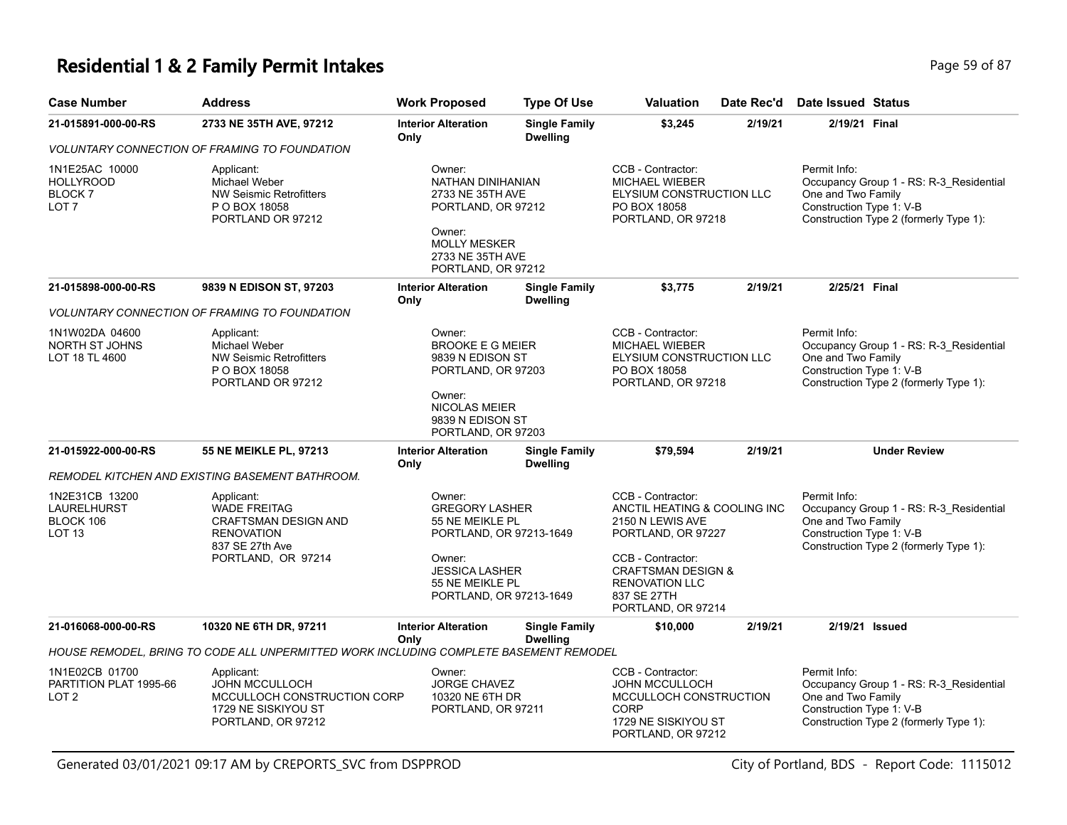# Residential 1 & 2 Family Permit Intakes

| Case Number | Address | Work Proposed | Type Of Use | Valuation | Date Rec'd | Date Issued | Status |
|---|---|---|---|---|---|---|---|
| 21-015891-000-00-RS | 2733 NE 35TH AVE, 97212 | Interior Alteration Only | Single Family Dwelling | $3,245 | 2/19/21 | 2/19/21 | Final |
| *VOLUNTARY CONNECTION OF FRAMING TO FOUNDATION* | | | | | | | |
| 1N1E25AC 10000<br>HOLLYROOD<br>BLOCK 7<br>LOT 7 | Applicant:<br>Michael Weber<br>NW Seismic Retrofitters<br>P O BOX 18058<br>PORTLAND OR 97212 | Owner:<br>NATHAN DINIHANIAN<br>2733 NE 35TH AVE<br>PORTLAND, OR 97212<br><br>Owner:<br>MOLLY MESKER<br>2733 NE 35TH AVE<br>PORTLAND, OR 97212 | | CCB - Contractor:<br>MICHAEL WIEBER<br>ELYSIUM CONSTRUCTION LLC<br>PO BOX 18058<br>PORTLAND, OR 97218 | | Permit Info:<br>Occupancy Group 1 - RS: R-3_Residential One and Two Family<br>Construction Type 1: V-B<br>Construction Type 2 (formerly Type 1): | |
| 21-015898-000-00-RS | 9839 N EDISON ST, 97203 | Interior Alteration Only | Single Family Dwelling | $3,775 | 2/19/21 | 2/25/21 | Final |
| *VOLUNTARY CONNECTION OF FRAMING TO FOUNDATION* | | | | | | | |
| 1N1W02DA 04600<br>NORTH ST JOHNS<br>LOT 18 TL 4600 | Applicant:<br>Michael Weber<br>NW Seismic Retrofitters<br>P O BOX 18058<br>PORTLAND OR 97212 | Owner:<br>BROOKE E G MEIER<br>9839 N EDISON ST<br>PORTLAND, OR 97203<br><br>Owner:<br>NICOLAS MEIER<br>9839 N EDISON ST<br>PORTLAND, OR 97203 | | CCB - Contractor:<br>MICHAEL WIEBER<br>ELYSIUM CONSTRUCTION LLC<br>PO BOX 18058<br>PORTLAND, OR 97218 | | Permit Info:<br>Occupancy Group 1 - RS: R-3_Residential One and Two Family<br>Construction Type 1: V-B<br>Construction Type 2 (formerly Type 1): | |
| 21-015922-000-00-RS | 55 NE MEIKLE PL, 97213 | Interior Alteration Only | Single Family Dwelling | $79,594 | 2/19/21 | | Under Review |
| *REMODEL KITCHEN AND EXISTING BASEMENT BATHROOM.* | | | | | | | |
| 1N2E31CB 13200<br>LAURELHURST<br>BLOCK 106<br>LOT 13 | Applicant:<br>WADE FREITAG<br>CRAFTSMAN DESIGN AND RENOVATION<br>837 SE 27th Ave<br>PORTLAND, OR 97214 | Owner:<br>GREGORY LASHER<br>55 NE MEIKLE PL<br>PORTLAND, OR 97213-1649<br><br>Owner:<br>JESSICA LASHER<br>55 NE MEIKLE PL<br>PORTLAND, OR 97213-1649 | | CCB - Contractor:<br>ANCTIL HEATING & COOLING INC<br>2150 N LEWIS AVE<br>PORTLAND, OR 97227<br><br>CCB - Contractor:<br>CRAFTSMAN DESIGN & RENOVATION LLC<br>837 SE 27TH<br>PORTLAND, OR 97214 | | Permit Info:<br>Occupancy Group 1 - RS: R-3_Residential One and Two Family<br>Construction Type 1: V-B<br>Construction Type 2 (formerly Type 1): | |
| 21-016068-000-00-RS | 10320 NE 6TH DR, 97211 | Interior Alteration Only | Single Family Dwelling | $10,000 | 2/19/21 | 2/19/21 | Issued |
| *HOUSE REMODEL, BRING TO CODE ALL UNPERMITTED WORK INCLUDING COMPLETE BASEMENT REMODEL* | | | | | | | |
| 1N1E02CB 01700<br>PARTITION PLAT 1995-66<br>LOT 2 | Applicant:<br>JOHN MCCULLOCH<br>MCCULLOCH CONSTRUCTION CORP<br>1729 NE SISKIYOU ST<br>PORTLAND, OR 97212 | Owner:<br>JORGE CHAVEZ<br>10320 NE 6TH DR<br>PORTLAND, OR 97211 | | CCB - Contractor:<br>JOHN MCCULLOCH<br>MCCULLOCH CONSTRUCTION CORP<br>1729 NE SISKIYOU ST<br>PORTLAND, OR 97212 | | Permit Info:<br>Occupancy Group 1 - RS: R-3_Residential One and Two Family<br>Construction Type 1: V-B<br>Construction Type 2 (formerly Type 1): | |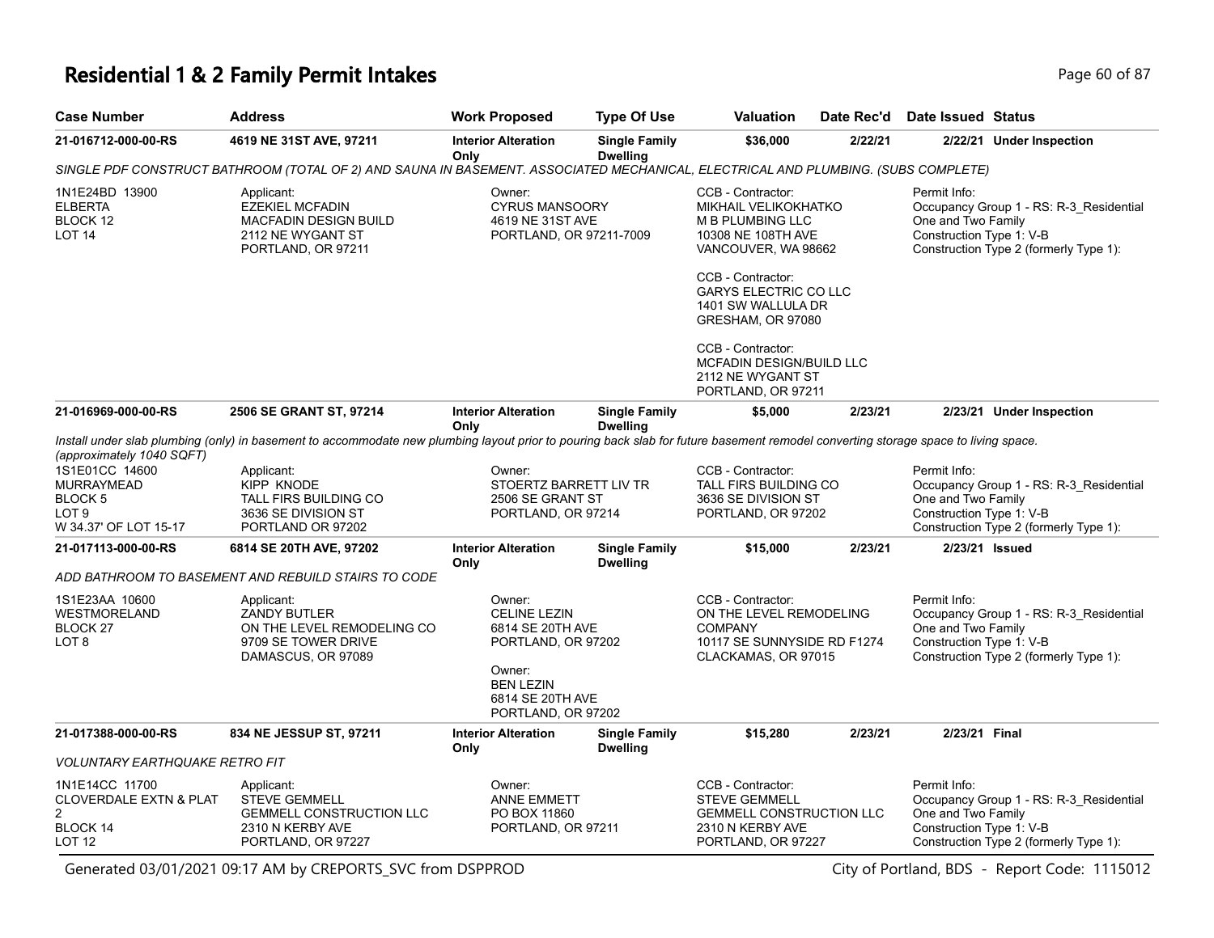# Residential 1 & 2 Family Permit Intakes

| Case Number | Address | Work Proposed | Type Of Use | Valuation | Date Rec'd | Date Issued | Status |
|---|---|---|---|---|---|---|---|
| 21-016712-000-00-RS | 4619 NE 31ST AVE, 97211 | Interior Alteration Only | Single Family Dwelling | $36,000 | 2/22/21 | 2/22/21 | Under Inspection |

*SINGLE PDF CONSTRUCT BATHROOM (TOTAL OF 2) AND SAUNA IN BASEMENT. ASSOCIATED MECHANICAL, ELECTRICAL AND PLUMBING. (SUBS COMPLETE)*

1N1E24BD 13900
ELBERTA
BLOCK 12
LOT 14

Applicant:
EZEKIEL MCFADIN
MACFADIN DESIGN BUILD
2112 NE WYGANT ST
PORTLAND, OR 97211

Owner:
CYRUS MANSOORY
4619 NE 31ST AVE
PORTLAND, OR 97211-7009

CCB - Contractor:
MIKHAIL VELIKOKHATKO
M B PLUMBING LLC
10308 NE 108TH AVE
VANCOUVER, WA 98662

CCB - Contractor:
GARYS ELECTRIC CO LLC
1401 SW WALLULA DR
GRESHAM, OR 97080

CCB - Contractor:
MCFADIN DESIGN/BUILD LLC
2112 NE WYGANT ST
PORTLAND, OR 97211

Permit Info:
Occupancy Group 1 - RS: R-3_Residential One and Two Family
Construction Type 1: V-B
Construction Type 2 (formerly Type 1):

| Case Number | Address | Work Proposed | Type Of Use | Valuation | Date Rec'd | Date Issued | Status |
|---|---|---|---|---|---|---|---|
| 21-016969-000-00-RS | 2506 SE GRANT ST, 97214 | Interior Alteration Only | Single Family Dwelling | $5,000 | 2/23/21 | 2/23/21 | Under Inspection |

*Install under slab plumbing (only) in basement to accommodate new plumbing layout prior to pouring back slab for future basement remodel converting storage space to living space. (approximately 1040 SQFT)*

1S1E01CC 14600
MURRAYMEAD
BLOCK 5
LOT 9
W 34.37' OF LOT 15-17

Applicant:
KIPP KNODE
TALL FIRS BUILDING CO
3636 SE DIVISION ST
PORTLAND OR 97202

Owner:
STOERTZ BARRETT LIV TR
2506 SE GRANT ST
PORTLAND, OR 97214

CCB - Contractor:
TALL FIRS BUILDING CO
3636 SE DIVISION ST
PORTLAND, OR 97202

Permit Info:
Occupancy Group 1 - RS: R-3_Residential One and Two Family
Construction Type 1: V-B
Construction Type 2 (formerly Type 1):

| Case Number | Address | Work Proposed | Type Of Use | Valuation | Date Rec'd | Date Issued | Status |
|---|---|---|---|---|---|---|---|
| 21-017113-000-00-RS | 6814 SE 20TH AVE, 97202 | Interior Alteration Only | Single Family Dwelling | $15,000 | 2/23/21 | 2/23/21 | Issued |

*ADD BATHROOM TO BASEMENT AND REBUILD STAIRS TO CODE*

1S1E23AA 10600
WESTMORELAND
BLOCK 27
LOT 8

Applicant:
ZANDY BUTLER
ON THE LEVEL REMODELING CO
9709 SE TOWER DRIVE
DAMASCUS, OR 97089

Owner:
CELINE LEZIN
6814 SE 20TH AVE
PORTLAND, OR 97202

Owner:
BEN LEZIN
6814 SE 20TH AVE
PORTLAND, OR 97202

CCB - Contractor:
ON THE LEVEL REMODELING COMPANY
10117 SE SUNNYSIDE RD F1274
CLACKAMAS, OR 97015

Permit Info:
Occupancy Group 1 - RS: R-3_Residential One and Two Family
Construction Type 1: V-B
Construction Type 2 (formerly Type 1):

| Case Number | Address | Work Proposed | Type Of Use | Valuation | Date Rec'd | Date Issued | Status |
|---|---|---|---|---|---|---|---|
| 21-017388-000-00-RS | 834 NE JESSUP ST, 97211 | Interior Alteration Only | Single Family Dwelling | $15,280 | 2/23/21 | 2/23/21 | Final |

*VOLUNTARY EARTHQUAKE RETRO FIT*

1N1E14CC 11700
CLOVERDALE EXTN & PLAT 2
BLOCK 14
LOT 12

Applicant:
STEVE GEMMELL
GEMMELL CONSTRUCTION LLC
2310 N KERBY AVE
PORTLAND, OR 97227

Owner:
ANNE EMMETT
PO BOX 11860
PORTLAND, OR 97211

CCB - Contractor:
STEVE GEMMELL
GEMMELL CONSTRUCTION LLC
2310 N KERBY AVE
PORTLAND, OR 97227

Permit Info:
Occupancy Group 1 - RS: R-3_Residential One and Two Family
Construction Type 1: V-B
Construction Type 2 (formerly Type 1):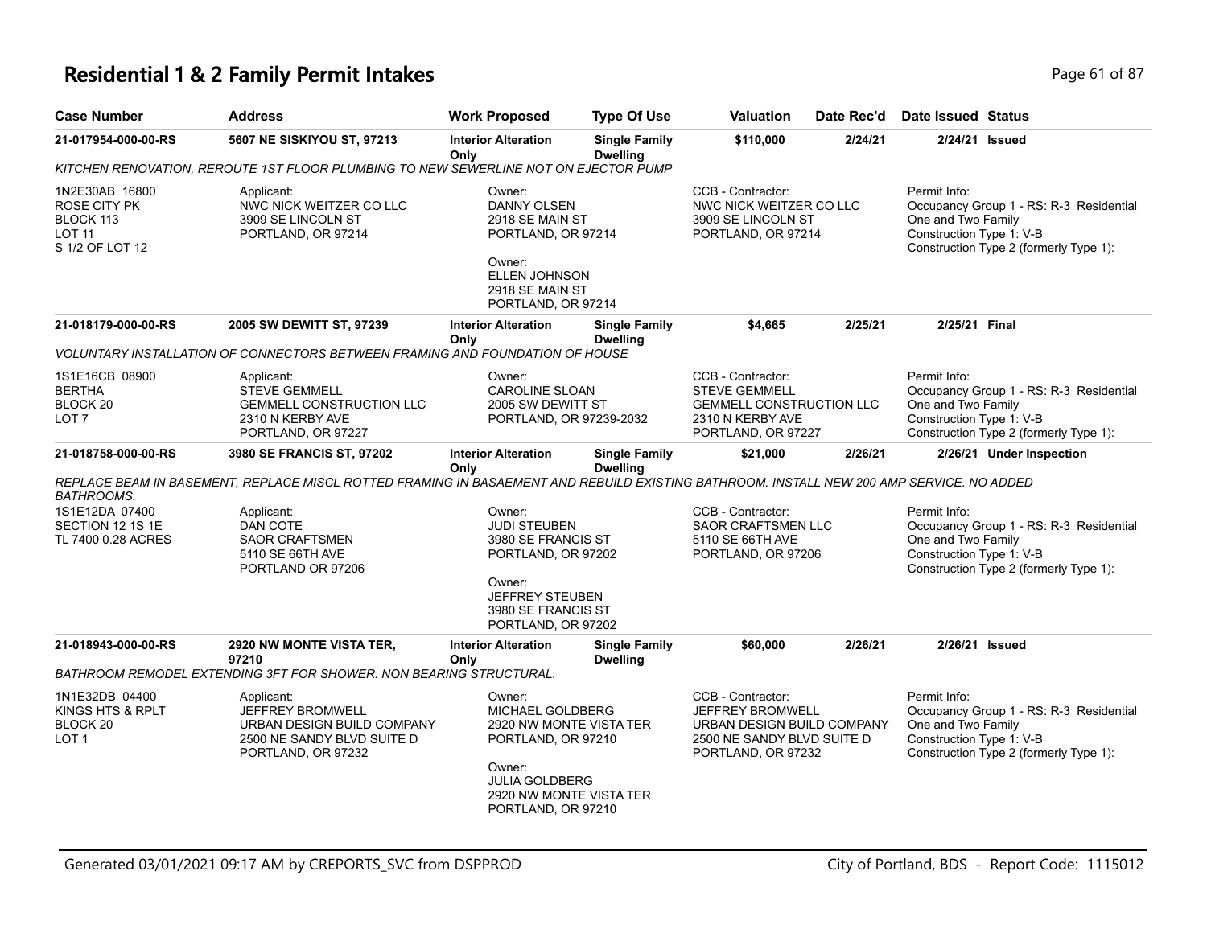# Residential 1 & 2 Family Permit Intakes

| Case Number | Address | Work Proposed | Type Of Use | Valuation | Date Rec'd | Date Issued | Status |
|---|---|---|---|---|---|---|---|
| 21-017954-000-00-RS | 5607 NE SISKIYOU ST, 97213 | Interior Alteration Only | Single Family Dwelling | $110,000 | 2/24/21 | 2/24/21 | Issued |

KITCHEN RENOVATION, REROUTE 1ST FLOOR PLUMBING TO NEW SEWERLINE NOT ON EJECTOR PUMP

1N2E30AB 16800
ROSE CITY PK
BLOCK 113
LOT 11
S 1/2 OF LOT 12

Applicant:
NWC NICK WEITZER CO LLC
3909 SE LINCOLN ST
PORTLAND, OR 97214

Owner:
DANNY OLSEN
2918 SE MAIN ST
PORTLAND, OR 97214

Owner:
ELLEN JOHNSON
2918 SE MAIN ST
PORTLAND, OR 97214

CCB - Contractor:
NWC NICK WEITZER CO LLC
3909 SE LINCOLN ST
PORTLAND, OR 97214

Permit Info:
Occupancy Group 1 - RS: R-3_Residential One and Two Family
Construction Type 1: V-B
Construction Type 2 (formerly Type 1):

| Case Number | Address | Work Proposed | Type Of Use | Valuation | Date Rec'd | Date Issued | Status |
|---|---|---|---|---|---|---|---|
| 21-018179-000-00-RS | 2005 SW DEWITT ST, 97239 | Interior Alteration Only | Single Family Dwelling | $4,665 | 2/25/21 | 2/25/21 | Final |

VOLUNTARY INSTALLATION OF CONNECTORS BETWEEN FRAMING AND FOUNDATION OF HOUSE

1S1E16CB 08900
BERTHA
BLOCK 20
LOT 7

Applicant:
STEVE GEMMELL
GEMMELL CONSTRUCTION LLC
2310 N KERBY AVE
PORTLAND, OR 97227

Owner:
CAROLINE SLOAN
2005 SW DEWITT ST
PORTLAND, OR 97239-2032

CCB - Contractor:
STEVE GEMMELL
GEMMELL CONSTRUCTION LLC
2310 N KERBY AVE
PORTLAND, OR 97227

Permit Info:
Occupancy Group 1 - RS: R-3_Residential One and Two Family
Construction Type 1: V-B
Construction Type 2 (formerly Type 1):

| Case Number | Address | Work Proposed | Type Of Use | Valuation | Date Rec'd | Date Issued | Status |
|---|---|---|---|---|---|---|---|
| 21-018758-000-00-RS | 3980 SE FRANCIS ST, 97202 | Interior Alteration Only | Single Family Dwelling | $21,000 | 2/26/21 | 2/26/21 | Under Inspection |

REPLACE BEAM IN BASEMENT, REPLACE MISCL ROTTED FRAMING IN BASAEMENT AND REBUILD EXISTING BATHROOM. INSTALL NEW 200 AMP SERVICE. NO ADDED BATHROOMS.

1S1E12DA 07400
SECTION 12 1S 1E
TL 7400 0.28 ACRES

Applicant:
DAN COTE
SAOR CRAFTSMEN
5110 SE 66TH AVE
PORTLAND OR 97206

Owner:
JUDI STEUBEN
3980 SE FRANCIS ST
PORTLAND, OR 97202

Owner:
JEFFREY STEUBEN
3980 SE FRANCIS ST
PORTLAND, OR 97202

CCB - Contractor:
SAOR CRAFTSMEN LLC
5110 SE 66TH AVE
PORTLAND, OR 97206

Permit Info:
Occupancy Group 1 - RS: R-3_Residential One and Two Family
Construction Type 1: V-B
Construction Type 2 (formerly Type 1):

| Case Number | Address | Work Proposed | Type Of Use | Valuation | Date Rec'd | Date Issued | Status |
|---|---|---|---|---|---|---|---|
| 21-018943-000-00-RS | 2920 NW MONTE VISTA TER, 97210 | Interior Alteration Only | Single Family Dwelling | $60,000 | 2/26/21 | 2/26/21 | Issued |

BATHROOM REMODEL EXTENDING 3FT FOR SHOWER. NON BEARING STRUCTURAL.

1N1E32DB 04400
KINGS HTS & RPLT
BLOCK 20
LOT 1

Applicant:
JEFFREY BROMWELL
URBAN DESIGN BUILD COMPANY
2500 NE SANDY BLVD SUITE D
PORTLAND, OR 97232

Owner:
MICHAEL GOLDBERG
2920 NW MONTE VISTA TER
PORTLAND, OR 97210

Owner:
JULIA GOLDBERG
2920 NW MONTE VISTA TER
PORTLAND, OR 97210

CCB - Contractor:
JEFFREY BROMWELL
URBAN DESIGN BUILD COMPANY
2500 NE SANDY BLVD SUITE D
PORTLAND, OR 97232

Permit Info:
Occupancy Group 1 - RS: R-3_Residential One and Two Family
Construction Type 1: V-B
Construction Type 2 (formerly Type 1):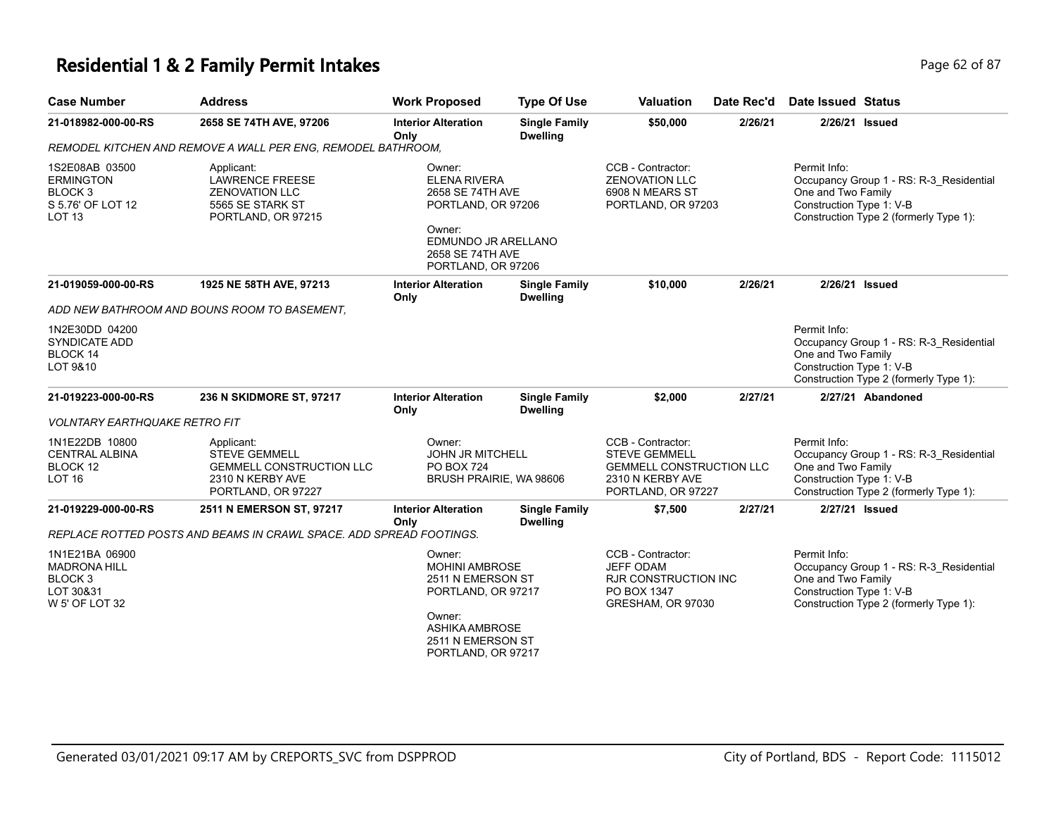# Residential 1 & 2 Family Permit Intakes

| Case Number | Address | Work Proposed | Type Of Use | Valuation | Date Rec'd | Date Issued | Status |
|---|---|---|---|---|---|---|---|
| 21-018982-000-00-RS | 2658 SE 74TH AVE, 97206 | Interior Alteration Only | Single Family Dwelling | $50,000 | 2/26/21 | 2/26/21 | Issued |

*REMODEL KITCHEN AND REMOVE A WALL PER ENG, REMODEL BATHROOM,*

| | | | | |
|---|---|---|---|---|
| 1S2E08AB 03500<br>ERMINGTON<br>BLOCK 3<br>S 5.76' OF LOT 12<br>LOT 13 | Applicant:<br>LAWRENCE FREESE<br>ZENOVATION LLC<br>5565 SE STARK ST<br>PORTLAND, OR 97215 | Owner:<br>ELENA RIVERA<br>2658 SE 74TH AVE<br>PORTLAND, OR 97206<br><br>Owner:<br>EDMUNDO JR ARELLANO<br>2658 SE 74TH AVE<br>PORTLAND, OR 97206 | CCB - Contractor:<br>ZENOVATION LLC<br>6908 N MEARS ST<br>PORTLAND, OR 97203 | Permit Info:<br>Occupancy Group 1 - RS: R-3_Residential One and Two Family<br>Construction Type 1: V-B<br>Construction Type 2 (formerly Type 1): |

| Case Number | Address | Work Proposed | Type Of Use | Valuation | Date Rec'd | Date Issued | Status |
|---|---|---|---|---|---|---|---|
| 21-019059-000-00-RS | 1925 NE 58TH AVE, 97213 | Interior Alteration Only | Single Family Dwelling | $10,000 | 2/26/21 | 2/26/21 | Issued |

*ADD NEW BATHROOM AND BOUNS ROOM TO BASEMENT,*

| | | | | |
|---|---|---|---|---|
| 1N2E30DD 04200<br>SYNDICATE ADD<br>BLOCK 14<br>LOT 9&10 | | | | Permit Info:<br>Occupancy Group 1 - RS: R-3_Residential One and Two Family<br>Construction Type 1: V-B<br>Construction Type 2 (formerly Type 1): |

| Case Number | Address | Work Proposed | Type Of Use | Valuation | Date Rec'd | Date Issued | Status |
|---|---|---|---|---|---|---|---|
| 21-019223-000-00-RS | 236 N SKIDMORE ST, 97217 | Interior Alteration Only | Single Family Dwelling | $2,000 | 2/27/21 | 2/27/21 | Abandoned |

*VOLNTARY EARTHQUAKE RETRO FIT*

| | | | | |
|---|---|---|---|---|
| 1N1E22DB 10800<br>CENTRAL ALBINA<br>BLOCK 12<br>LOT 16 | Applicant:<br>STEVE GEMMELL<br>GEMMELL CONSTRUCTION LLC<br>2310 N KERBY AVE<br>PORTLAND, OR 97227 | Owner:<br>JOHN JR MITCHELL<br>PO BOX 724<br>BRUSH PRAIRIE, WA 98606 | CCB - Contractor:<br>STEVE GEMMELL<br>GEMMELL CONSTRUCTION LLC<br>2310 N KERBY AVE<br>PORTLAND, OR 97227 | Permit Info:<br>Occupancy Group 1 - RS: R-3_Residential One and Two Family<br>Construction Type 1: V-B<br>Construction Type 2 (formerly Type 1): |

| Case Number | Address | Work Proposed | Type Of Use | Valuation | Date Rec'd | Date Issued | Status |
|---|---|---|---|---|---|---|---|
| 21-019229-000-00-RS | 2511 N EMERSON ST, 97217 | Interior Alteration Only | Single Family Dwelling | $7,500 | 2/27/21 | 2/27/21 | Issued |

*REPLACE ROTTED POSTS AND BEAMS IN CRAWL SPACE. ADD SPREAD FOOTINGS.*

| | | | | |
|---|---|---|---|---|
| 1N1E21BA 06900<br>MADRONA HILL<br>BLOCK 3<br>LOT 30&31<br>W 5' OF LOT 32 | | Owner:<br>MOHINI AMBROSE<br>2511 N EMERSON ST<br>PORTLAND, OR 97217<br><br>Owner:<br>ASHIKA AMBROSE<br>2511 N EMERSON ST<br>PORTLAND, OR 97217 | CCB - Contractor:<br>JEFF ODAM<br>RJR CONSTRUCTION INC<br>PO BOX 1347<br>GRESHAM, OR 97030 | Permit Info:<br>Occupancy Group 1 - RS: R-3_Residential One and Two Family<br>Construction Type 1: V-B<br>Construction Type 2 (formerly Type 1): |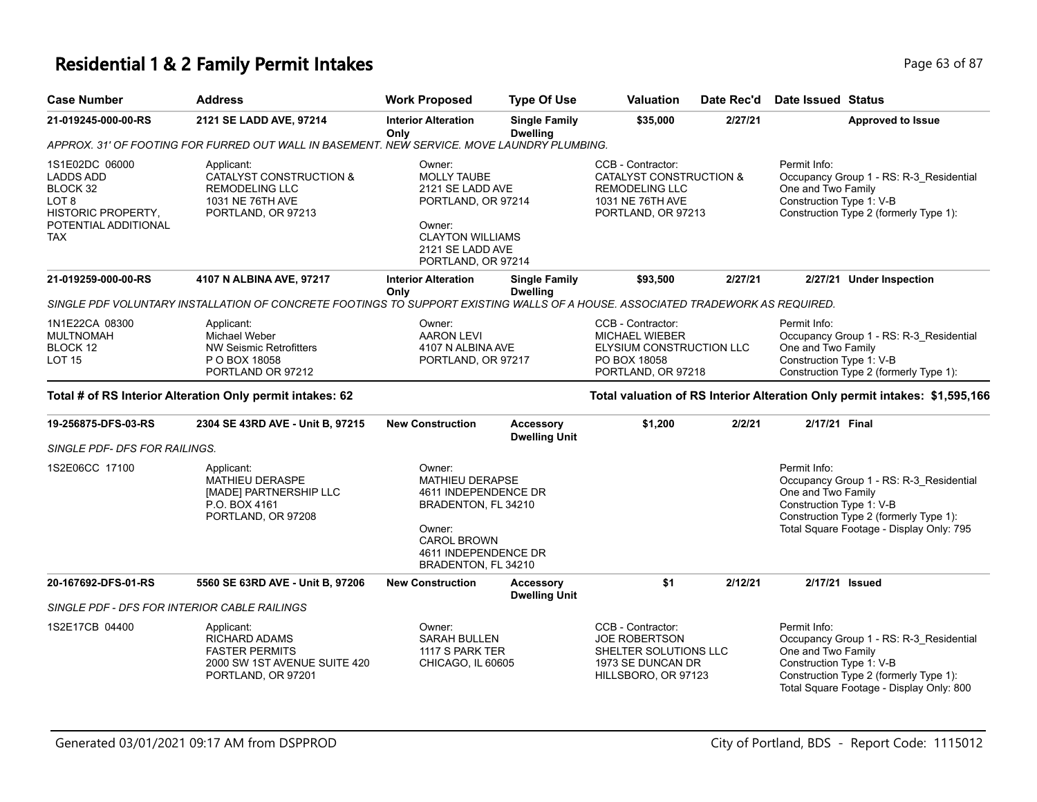# Residential 1 & 2 Family Permit Intakes

| Case Number | Address | Work Proposed | Type Of Use | Valuation | Date Rec'd | Date Issued | Status |
|---|---|---|---|---|---|---|---|
| 21-019245-000-00-RS | 2121 SE LADD AVE, 97214 | Interior Alteration Only | Single Family Dwelling | $35,000 | 2/27/21 | | Approved to Issue |

*APPROX. 31' OF FOOTING FOR FURRED OUT WALL IN BASEMENT. NEW SERVICE. MOVE LAUNDRY PLUMBING.*

| | | | | |
|---|---|---|---|---|
| 1S1E02DC 06000<br>LADDS ADD<br>BLOCK 32<br>LOT 8<br>HISTORIC PROPERTY, POTENTIAL ADDITIONAL TAX | Applicant:<br>CATALYST CONSTRUCTION & REMODELING LLC<br>1031 NE 76TH AVE<br>PORTLAND, OR 97213 | Owner:<br>MOLLY TAUBE<br>2121 SE LADD AVE<br>PORTLAND, OR 97214<br>Owner:<br>CLAYTON WILLIAMS<br>2121 SE LADD AVE<br>PORTLAND, OR 97214 | CCB - Contractor:<br>CATALYST CONSTRUCTION & REMODELING LLC<br>1031 NE 76TH AVE<br>PORTLAND, OR 97213 | Permit Info:<br>Occupancy Group 1 - RS: R-3_Residential One and Two Family<br>Construction Type 1: V-B<br>Construction Type 2 (formerly Type 1): |

| Case Number | Address | Work Proposed | Type Of Use | Valuation | Date Rec'd | Date Issued | Status |
|---|---|---|---|---|---|---|---|
| 21-019259-000-00-RS | 4107 N ALBINA AVE, 97217 | Interior Alteration Only | Single Family Dwelling | $93,500 | 2/27/21 | 2/27/21 | Under Inspection |

*SINGLE PDF VOLUNTARY INSTALLATION OF CONCRETE FOOTINGS TO SUPPORT EXISTING WALLS OF A HOUSE. ASSOCIATED TRADEWORK AS REQUIRED.*

| | | | | |
|---|---|---|---|---|
| 1N1E22CA 08300<br>MULTNOMAH<br>BLOCK 12<br>LOT 15 | Applicant:<br>Michael Weber<br>NW Seismic Retrofitters<br>P O BOX 18058<br>PORTLAND OR 97212 | Owner:<br>AARON LEVI<br>4107 N ALBINA AVE<br>PORTLAND, OR 97217 | CCB - Contractor:<br>MICHAEL WIEBER<br>ELYSIUM CONSTRUCTION LLC<br>PO BOX 18058<br>PORTLAND, OR 97218 | Permit Info:<br>Occupancy Group 1 - RS: R-3_Residential One and Two Family<br>Construction Type 1: V-B<br>Construction Type 2 (formerly Type 1): |

**Total # of RS Interior Alteration Only permit intakes: 62**

**Total valuation of RS Interior Alteration Only permit intakes: $1,595,166**

| Case Number | Address | Work Proposed | Type Of Use | Valuation | Date Rec'd | Date Issued | Status |
|---|---|---|---|---|---|---|---|
| 19-256875-DFS-03-RS | 2304 SE 43RD AVE - Unit B, 97215 | New Construction | Accessory Dwelling Unit | $1,200 | 2/2/21 | 2/17/21 | Final |

*SINGLE PDF- DFS FOR RAILINGS.*

| | | | | |
|---|---|---|---|---|
| 1S2E06CC 17100 | Applicant:<br>MATHIEU DERASPE<br>[MADE] PARTNERSHIP LLC<br>P.O. BOX 4161<br>PORTLAND, OR 97208 | Owner:<br>MATHIEU DERAPSE<br>4611 INDEPENDENCE DR<br>BRADENTON, FL 34210<br>Owner:<br>CAROL BROWN<br>4611 INDEPENDENCE DR<br>BRADENTON, FL 34210 | | Permit Info:<br>Occupancy Group 1 - RS: R-3_Residential One and Two Family<br>Construction Type 1: V-B<br>Construction Type 2 (formerly Type 1):<br>Total Square Footage - Display Only: 795 |

| Case Number | Address | Work Proposed | Type Of Use | Valuation | Date Rec'd | Date Issued | Status |
|---|---|---|---|---|---|---|---|
| 20-167692-DFS-01-RS | 5560 SE 63RD AVE - Unit B, 97206 | New Construction | Accessory Dwelling Unit | $1 | 2/12/21 | 2/17/21 | Issued |

*SINGLE PDF - DFS FOR INTERIOR CABLE RAILINGS*

| | | | | |
|---|---|---|---|---|
| 1S2E17CB 04400 | Applicant:<br>RICHARD ADAMS<br>FASTER PERMITS<br>2000 SW 1ST AVENUE SUITE 420<br>PORTLAND, OR 97201 | Owner:<br>SARAH BULLEN<br>1117 S PARK TER<br>CHICAGO, IL 60605 | CCB - Contractor:<br>JOE ROBERTSON<br>SHELTER SOLUTIONS LLC<br>1973 SE DUNCAN DR<br>HILLSBORO, OR 97123 | Permit Info:<br>Occupancy Group 1 - RS: R-3_Residential One and Two Family<br>Construction Type 1: V-B<br>Construction Type 2 (formerly Type 1):<br>Total Square Footage - Display Only: 800 |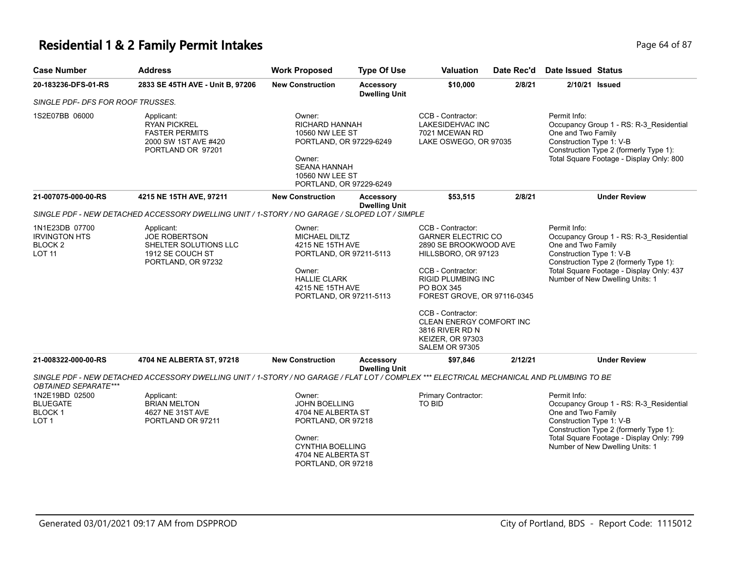# Residential 1 & 2 Family Permit Intakes

| Case Number | Address | Work Proposed | Type Of Use | Valuation | Date Rec'd | Date Issued | Status |
|---|---|---|---|---|---|---|---|
| 20-183236-DFS-01-RS | 2833 SE 45TH AVE - Unit B, 97206 | New Construction | Accessory Dwelling Unit | $10,000 | 2/8/21 | 2/10/21 | Issued |

*SINGLE PDF- DFS FOR ROOF TRUSSES.*

| Property | Applicant | Owner | Contractor | Permit Info |
|---|---|---|---|---|
| 1S2E07BB 06000 | Applicant:<br>RYAN PICKREL<br>FASTER PERMITS<br>2000 SW 1ST AVE #420<br>PORTLAND OR 97201 | Owner:<br>RICHARD HANNAH<br>10560 NW LEE ST<br>PORTLAND, OR 97229-6249<br><br>Owner:<br>SEANA HANNAH<br>10560 NW LEE ST<br>PORTLAND, OR 97229-6249 | CCB - Contractor:<br>LAKESIDEHVAC INC<br>7021 MCEWAN RD<br>LAKE OSWEGO, OR 97035 | Permit Info:<br>Occupancy Group 1 - RS: R-3_Residential One and Two Family<br>Construction Type 1: V-B<br>Construction Type 2 (formerly Type 1):<br>Total Square Footage - Display Only: 800 |

| Case Number | Address | Work Proposed | Type Of Use | Valuation | Date Rec'd | Date Issued | Status |
|---|---|---|---|---|---|---|---|
| 21-007075-000-00-RS | 4215 NE 15TH AVE, 97211 | New Construction | Accessory Dwelling Unit | $53,515 | 2/8/21 | | Under Review |

*SINGLE PDF - NEW DETACHED ACCESSORY DWELLING UNIT / 1-STORY / NO GARAGE / SLOPED LOT / SIMPLE*

| Property | Applicant | Owner | Contractor | Permit Info |
|---|---|---|---|---|
| 1N1E23DB 07700<br>IRVINGTON HTS<br>BLOCK 2<br>LOT 11 | Applicant:<br>JOE ROBERTSON<br>SHELTER SOLUTIONS LLC<br>1912 SE COUCH ST<br>PORTLAND, OR 97232 | Owner:<br>MICHAEL DILTZ<br>4215 NE 15TH AVE<br>PORTLAND, OR 97211-5113<br><br>Owner:<br>HALLIE CLARK<br>4215 NE 15TH AVE<br>PORTLAND, OR 97211-5113 | CCB - Contractor:<br>GARNER ELECTRIC CO<br>2890 SE BROOKWOOD AVE<br>HILLSBORO, OR 97123<br><br>CCB - Contractor:<br>RIGID PLUMBING INC<br>PO BOX 345<br>FOREST GROVE, OR 97116-0345<br><br>CCB - Contractor:<br>CLEAN ENERGY COMFORT INC<br>3816 RIVER RD N<br>KEIZER, OR 97303<br>SALEM OR 97305 | Permit Info:<br>Occupancy Group 1 - RS: R-3_Residential One and Two Family<br>Construction Type 1: V-B<br>Construction Type 2 (formerly Type 1):<br>Total Square Footage - Display Only: 437<br>Number of New Dwelling Units: 1 |

| Case Number | Address | Work Proposed | Type Of Use | Valuation | Date Rec'd | Date Issued | Status |
|---|---|---|---|---|---|---|---|
| 21-008322-000-00-RS | 4704 NE ALBERTA ST, 97218 | New Construction | Accessory Dwelling Unit | $97,846 | 2/12/21 | | Under Review |

*SINGLE PDF - NEW DETACHED ACCESSORY DWELLING UNIT / 1-STORY / NO GARAGE / FLAT LOT / COMPLEX *** ELECTRICAL MECHANICAL AND PLUMBING TO BE OBTAINED SEPARATE****

| Property | Applicant | Owner | Contractor | Permit Info |
|---|---|---|---|---|
| 1N2E19BD 02500<br>BLUEGATE<br>BLOCK 1<br>LOT 1 | Applicant:<br>BRIAN MELTON<br>4627 NE 31ST AVE<br>PORTLAND OR 97211 | Owner:<br>JOHN BOELLING<br>4704 NE ALBERTA ST<br>PORTLAND, OR 97218<br><br>Owner:<br>CYNTHIA BOELLING<br>4704 NE ALBERTA ST<br>PORTLAND, OR 97218 | Primary Contractor:<br>TO BID | Permit Info:<br>Occupancy Group 1 - RS: R-3_Residential One and Two Family<br>Construction Type 1: V-B<br>Construction Type 2 (formerly Type 1):<br>Total Square Footage - Display Only: 799<br>Number of New Dwelling Units: 1 |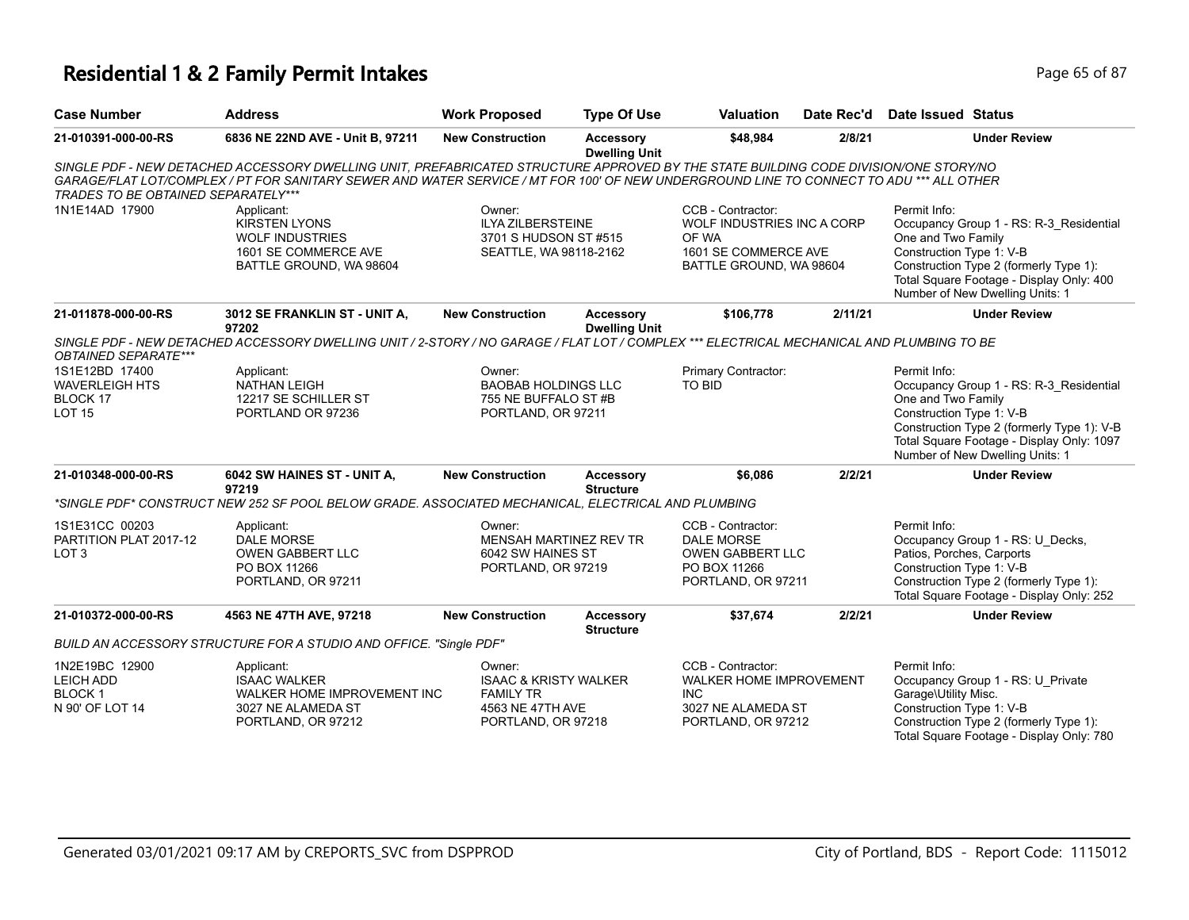# Residential 1 & 2 Family Permit Intakes

| Case Number | Address | Work Proposed | Type Of Use | Valuation | Date Rec'd | Date Issued | Status |
|---|---|---|---|---|---|---|---|
| 21-010391-000-00-RS | 6836 NE 22ND AVE - Unit B, 97211 | New Construction | Accessory Dwelling Unit | $48,984 | 2/8/21 | | Under Review |

*SINGLE PDF - NEW DETACHED ACCESSORY DWELLING UNIT, PREFABRICATED STRUCTURE APPROVED BY THE STATE BUILDING CODE DIVISION/ONE STORY/NO GARAGE/FLAT LOT/COMPLEX / PT FOR SANITARY SEWER AND WATER SERVICE / MT FOR 100' OF NEW UNDERGROUND LINE TO CONNECT TO ADU *** ALL OTHER TRADES TO BE OBTAINED SEPARATELY****

1N1E14AD 17900

Applicant:
KIRSTEN LYONS
WOLF INDUSTRIES
1601 SE COMMERCE AVE
BATTLE GROUND, WA 98604

Owner:
ILYA ZILBERSTEINE
3701 S HUDSON ST #515
SEATTLE, WA 98118-2162

CCB - Contractor:
WOLF INDUSTRIES INC A CORP OF WA
1601 SE COMMERCE AVE
BATTLE GROUND, WA 98604

Permit Info:
Occupancy Group 1 - RS: R-3_Residential One and Two Family
Construction Type 1: V-B
Construction Type 2 (formerly Type 1):
Total Square Footage - Display Only: 400
Number of New Dwelling Units: 1

| Case Number | Address | Work Proposed | Type Of Use | Valuation | Date Rec'd | Date Issued | Status |
|---|---|---|---|---|---|---|---|
| 21-011878-000-00-RS | 3012 SE FRANKLIN ST - UNIT A, 97202 | New Construction | Accessory Dwelling Unit | $106,778 | 2/11/21 | | Under Review |

*SINGLE PDF - NEW DETACHED ACCESSORY DWELLING UNIT / 2-STORY / NO GARAGE / FLAT LOT / COMPLEX *** ELECTRICAL MECHANICAL AND PLUMBING TO BE OBTAINED SEPARATE****

1S1E12BD 17400
WAVERLEIGH HTS
BLOCK 17
LOT 15

Applicant:
NATHAN LEIGH
12217 SE SCHILLER ST
PORTLAND OR 97236

Owner:
BAOBAB HOLDINGS LLC
755 NE BUFFALO ST #B
PORTLAND, OR 97211

Primary Contractor:
TO BID

Permit Info:
Occupancy Group 1 - RS: R-3_Residential One and Two Family
Construction Type 1: V-B
Construction Type 2 (formerly Type 1): V-B
Total Square Footage - Display Only: 1097
Number of New Dwelling Units: 1

| Case Number | Address | Work Proposed | Type Of Use | Valuation | Date Rec'd | Date Issued | Status |
|---|---|---|---|---|---|---|---|
| 21-010348-000-00-RS | 6042 SW HAINES ST - UNIT A, 97219 | New Construction | Accessory Structure | $6,086 | 2/2/21 | | Under Review |

**SINGLE PDF* CONSTRUCT NEW 252 SF POOL BELOW GRADE. ASSOCIATED MECHANICAL, ELECTRICAL AND PLUMBING*

1S1E31CC 00203
PARTITION PLAT 2017-12
LOT 3

Applicant:
DALE MORSE
OWEN GABBERT LLC
PO BOX 11266
PORTLAND, OR 97211

Owner:
MENSAH MARTINEZ REV TR
6042 SW HAINES ST
PORTLAND, OR 97219

CCB - Contractor:
DALE MORSE
OWEN GABBERT LLC
PO BOX 11266
PORTLAND, OR 97211

Permit Info:
Occupancy Group 1 - RS: U_Decks, Patios, Porches, Carports
Construction Type 1: V-B
Construction Type 2 (formerly Type 1):
Total Square Footage - Display Only: 252

| Case Number | Address | Work Proposed | Type Of Use | Valuation | Date Rec'd | Date Issued | Status |
|---|---|---|---|---|---|---|---|
| 21-010372-000-00-RS | 4563 NE 47TH AVE, 97218 | New Construction | Accessory Structure | $37,674 | 2/2/21 | | Under Review |

*BUILD AN ACCESSORY STRUCTURE FOR A STUDIO AND OFFICE. "Single PDF"*

1N2E19BC 12900
LEICH ADD
BLOCK 1
N 90' OF LOT 14

Applicant:
ISAAC WALKER
WALKER HOME IMPROVEMENT INC
3027 NE ALAMEDA ST
PORTLAND, OR 97212

Owner:
ISAAC & KRISTY WALKER
FAMILY TR
4563 NE 47TH AVE
PORTLAND, OR 97218

CCB - Contractor:
WALKER HOME IMPROVEMENT INC
3027 NE ALAMEDA ST
PORTLAND, OR 97212

Permit Info:
Occupancy Group 1 - RS: U_Private Garage\Utility Misc.
Construction Type 1: V-B
Construction Type 2 (formerly Type 1):
Total Square Footage - Display Only: 780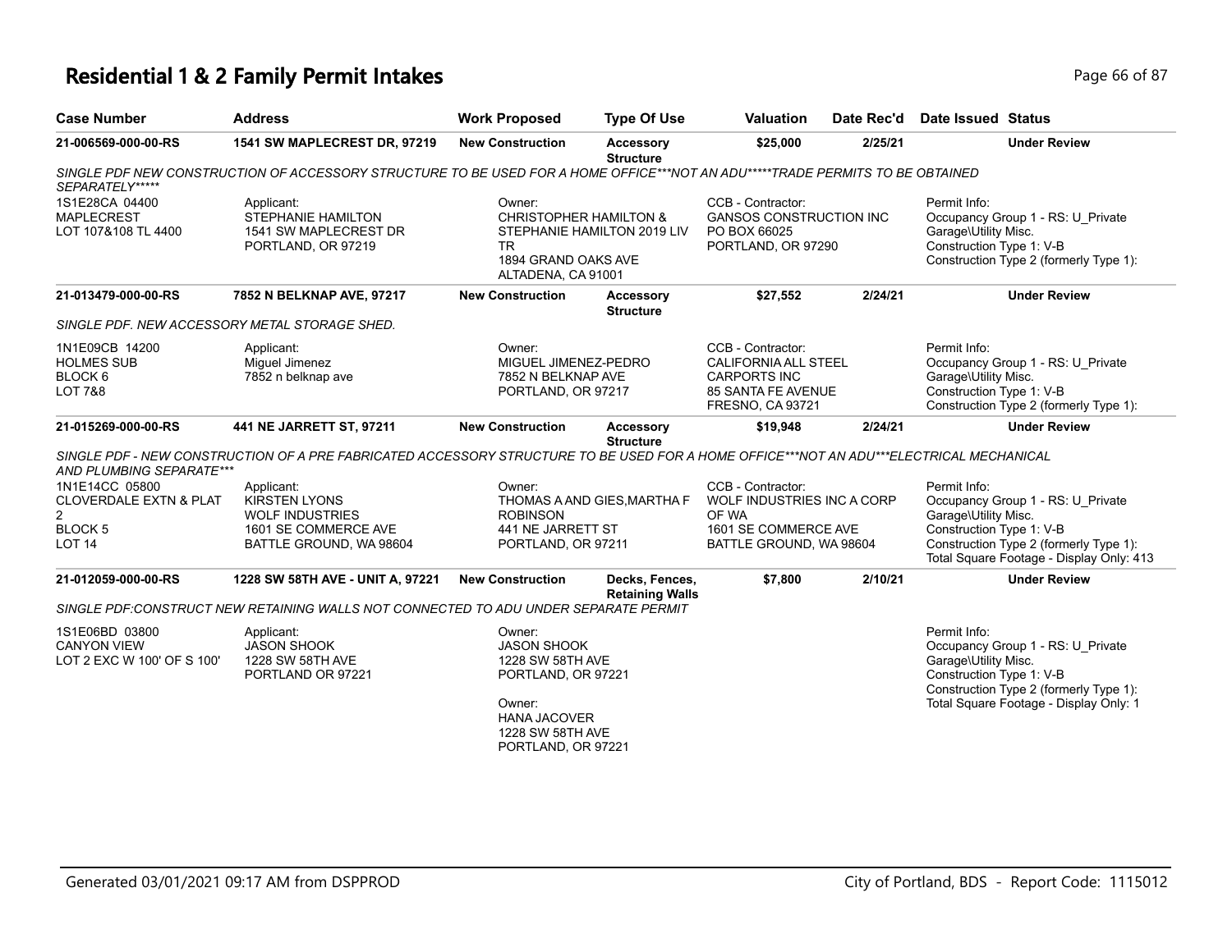# Residential 1 & 2 Family Permit Intakes

| Case Number | Address | Work Proposed | Type Of Use | Valuation | Date Rec'd | Date Issued | Status |
|---|---|---|---|---|---|---|---|
| 21-006569-000-00-RS | 1541 SW MAPLECREST DR, 97219 | New Construction | Accessory Structure | $25,000 | 2/25/21 | | Under Review |

SINGLE PDF NEW CONSTRUCTION OF ACCESSORY STRUCTURE TO BE USED FOR A HOME OFFICE***NOT AN ADU*****TRADE PERMITS TO BE OBTAINED SEPARATELY*****

1S1E28CA 04400
MAPLECREST
LOT 107&108 TL 4400

Applicant:
STEPHANIE HAMILTON
1541 SW MAPLECREST DR
PORTLAND, OR 97219

Owner:
CHRISTOPHER HAMILTON &
STEPHANIE HAMILTON 2019 LIV
TR
1894 GRAND OAKS AVE
ALTADENA, CA 91001

CCB - Contractor:
GANSOS CONSTRUCTION INC
PO BOX 66025
PORTLAND, OR 97290

Permit Info:
Occupancy Group 1 - RS: U_Private Garage\Utility Misc.
Construction Type 1: V-B
Construction Type 2 (formerly Type 1):

| Case Number | Address | Work Proposed | Type Of Use | Valuation | Date Rec'd | Date Issued | Status |
|---|---|---|---|---|---|---|---|
| 21-013479-000-00-RS | 7852 N BELKNAP AVE, 97217 | New Construction | Accessory Structure | $27,552 | 2/24/21 | | Under Review |

SINGLE PDF. NEW ACCESSORY METAL STORAGE SHED.

1N1E09CB 14200
HOLMES SUB
BLOCK 6
LOT 7&8

Applicant:
Miguel Jimenez
7852 n belknap ave

Owner:
MIGUEL JIMENEZ-PEDRO
7852 N BELKNAP AVE
PORTLAND, OR 97217

CCB - Contractor:
CALIFORNIA ALL STEEL
CARPORTS INC
85 SANTA FE AVENUE
FRESNO, CA 93721

Permit Info:
Occupancy Group 1 - RS: U_Private Garage\Utility Misc.
Construction Type 1: V-B
Construction Type 2 (formerly Type 1):

| Case Number | Address | Work Proposed | Type Of Use | Valuation | Date Rec'd | Date Issued | Status |
|---|---|---|---|---|---|---|---|
| 21-015269-000-00-RS | 441 NE JARRETT ST, 97211 | New Construction | Accessory Structure | $19,948 | 2/24/21 | | Under Review |

SINGLE PDF - NEW CONSTRUCTION OF A PRE FABRICATED ACCESSORY STRUCTURE TO BE USED FOR A HOME OFFICE***NOT AN ADU***ELECTRICAL MECHANICAL AND PLUMBING SEPARATE***

1N1E14CC 05800
CLOVERDALE EXTN & PLAT 2
BLOCK 5
LOT 14

Applicant:
KIRSTEN LYONS
WOLF INDUSTRIES
1601 SE COMMERCE AVE
BATTLE GROUND, WA 98604

Owner:
THOMAS A AND GIES,MARTHA F
ROBINSON
441 NE JARRETT ST
PORTLAND, OR 97211

CCB - Contractor:
WOLF INDUSTRIES INC A CORP OF WA
1601 SE COMMERCE AVE
BATTLE GROUND, WA 98604

Permit Info:
Occupancy Group 1 - RS: U_Private Garage\Utility Misc.
Construction Type 1: V-B
Construction Type 2 (formerly Type 1):
Total Square Footage - Display Only: 413

| Case Number | Address | Work Proposed | Type Of Use | Valuation | Date Rec'd | Date Issued | Status |
|---|---|---|---|---|---|---|---|
| 21-012059-000-00-RS | 1228 SW 58TH AVE - UNIT A, 97221 | New Construction | Decks, Fences, Retaining Walls | $7,800 | 2/10/21 | | Under Review |

SINGLE PDF:CONSTRUCT NEW RETAINING WALLS NOT CONNECTED TO ADU UNDER SEPARATE PERMIT

1S1E06BD 03800
CANYON VIEW
LOT 2 EXC W 100' OF S 100'

Applicant:
JASON SHOOK
1228 SW 58TH AVE
PORTLAND OR 97221

Owner:
JASON SHOOK
1228 SW 58TH AVE
PORTLAND, OR 97221

Owner:
HANA JACOVER
1228 SW 58TH AVE
PORTLAND, OR 97221

Permit Info:
Occupancy Group 1 - RS: U_Private Garage\Utility Misc.
Construction Type 1: V-B
Construction Type 2 (formerly Type 1):
Total Square Footage - Display Only: 1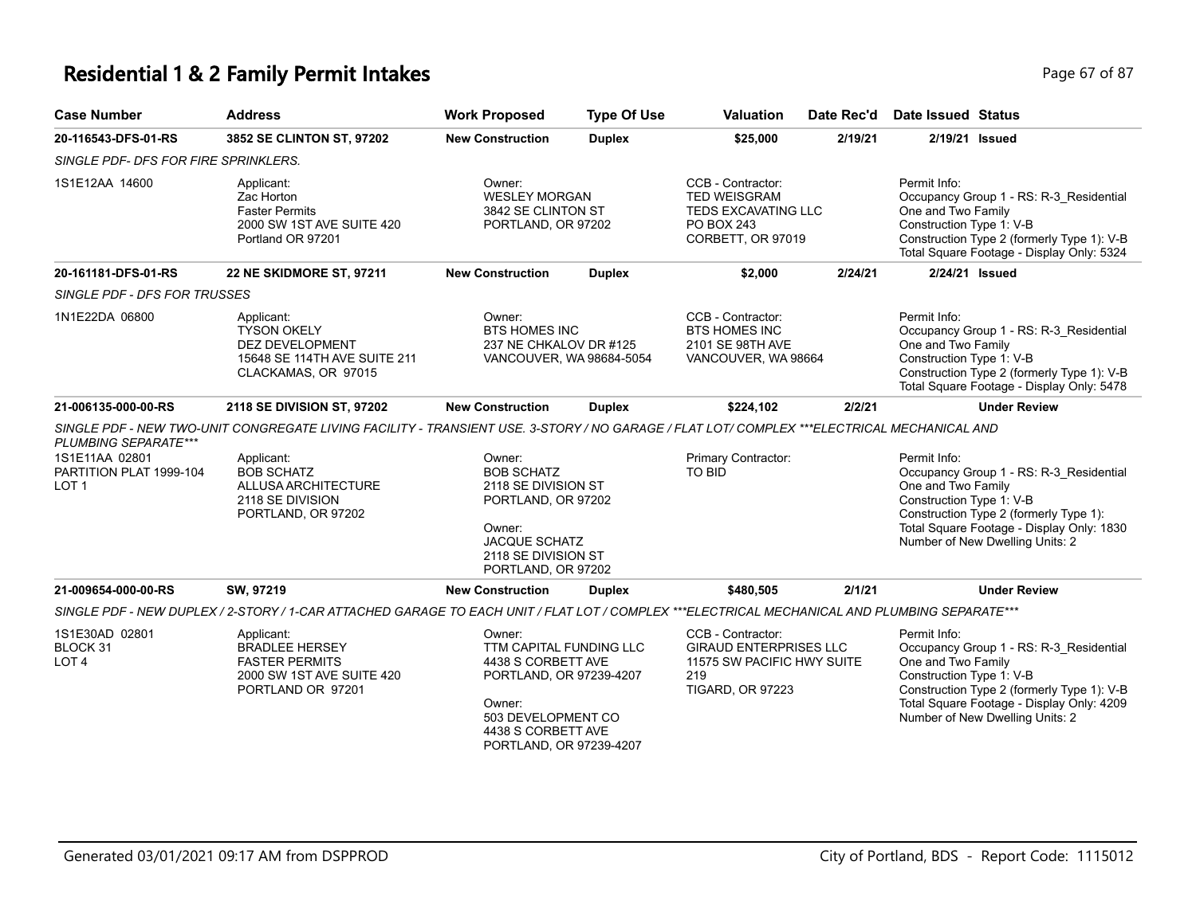# Residential 1 & 2 Family Permit Intakes

| Case Number | Address | Work Proposed | Type Of Use | Valuation | Date Rec'd | Date Issued | Status |
|---|---|---|---|---|---|---|---|
| **20-116543-DFS-01-RS** | **3852 SE CLINTON ST, 97202** | **New Construction** | **Duplex** | **$25,000** | **2/19/21** | **2/19/21** | **Issued** |
| *SINGLE PDF- DFS FOR FIRE SPRINKLERS.* | | | | | | | |
| 1S1E12AA 14600 | Applicant: Zac Horton Faster Permits 2000 SW 1ST AVE SUITE 420 Portland OR 97201 | Owner: WESLEY MORGAN 3842 SE CLINTON ST PORTLAND, OR 97202 | | CCB - Contractor: TED WEISGRAM TEDS EXCAVATING LLC PO BOX 243 CORBETT, OR 97019 | | Permit Info: Occupancy Group 1 - RS: R-3_Residential One and Two Family Construction Type 1: V-B Construction Type 2 (formerly Type 1): V-B Total Square Footage - Display Only: 5324 | |
| **20-161181-DFS-01-RS** | **22 NE SKIDMORE ST, 97211** | **New Construction** | **Duplex** | **$2,000** | **2/24/21** | **2/24/21** | **Issued** |
| *SINGLE PDF - DFS FOR TRUSSES* | | | | | | | |
| 1N1E22DA 06800 | Applicant: TYSON OKELY DEZ DEVELOPMENT 15648 SE 114TH AVE SUITE 211 CLACKAMAS, OR 97015 | Owner: BTS HOMES INC 237 NE CHKALOV DR #125 VANCOUVER, WA 98684-5054 | | CCB - Contractor: BTS HOMES INC 2101 SE 98TH AVE VANCOUVER, WA 98664 | | Permit Info: Occupancy Group 1 - RS: R-3_Residential One and Two Family Construction Type 1: V-B Construction Type 2 (formerly Type 1): V-B Total Square Footage - Display Only: 5478 | |
| **21-006135-000-00-RS** | **2118 SE DIVISION ST, 97202** | **New Construction** | **Duplex** | **$224,102** | **2/2/21** | | **Under Review** |
| *SINGLE PDF - NEW TWO-UNIT CONGREGATE LIVING FACILITY - TRANSIENT USE. 3-STORY / NO GARAGE / FLAT LOT/ COMPLEX ***ELECTRICAL MECHANICAL AND PLUMBING SEPARATE**** | | | | | | | |
| 1S1E11AA 02801 PARTITION PLAT 1999-104 LOT 1 | Applicant: BOB SCHATZ ALLUSA ARCHITECTURE 2118 SE DIVISION PORTLAND, OR 97202 | Owner: BOB SCHATZ 2118 SE DIVISION ST PORTLAND, OR 97202 Owner: JACQUE SCHATZ 2118 SE DIVISION ST PORTLAND, OR 97202 | | Primary Contractor: TO BID | | Permit Info: Occupancy Group 1 - RS: R-3_Residential One and Two Family Construction Type 1: V-B Construction Type 2 (formerly Type 1): Total Square Footage - Display Only: 1830 Number of New Dwelling Units: 2 | |
| **21-009654-000-00-RS** | **SW, 97219** | **New Construction** | **Duplex** | **$480,505** | **2/1/21** | | **Under Review** |
| *SINGLE PDF - NEW DUPLEX / 2-STORY / 1-CAR ATTACHED GARAGE TO EACH UNIT / FLAT LOT / COMPLEX ***ELECTRICAL MECHANICAL AND PLUMBING SEPARATE**** | | | | | | | |
| 1S1E30AD 02801 BLOCK 31 LOT 4 | Applicant: BRADLEE HERSEY FASTER PERMITS 2000 SW 1ST AVE SUITE 420 PORTLAND OR 97201 | Owner: TTM CAPITAL FUNDING LLC 4438 S CORBETT AVE PORTLAND, OR 97239-4207 Owner: 503 DEVELOPMENT CO 4438 S CORBETT AVE PORTLAND, OR 97239-4207 | | CCB - Contractor: GIRAUD ENTERPRISES LLC 11575 SW PACIFIC HWY SUITE 219 TIGARD, OR 97223 | | Permit Info: Occupancy Group 1 - RS: R-3_Residential One and Two Family Construction Type 1: V-B Construction Type 2 (formerly Type 1): V-B Total Square Footage - Display Only: 4209 Number of New Dwelling Units: 2 | |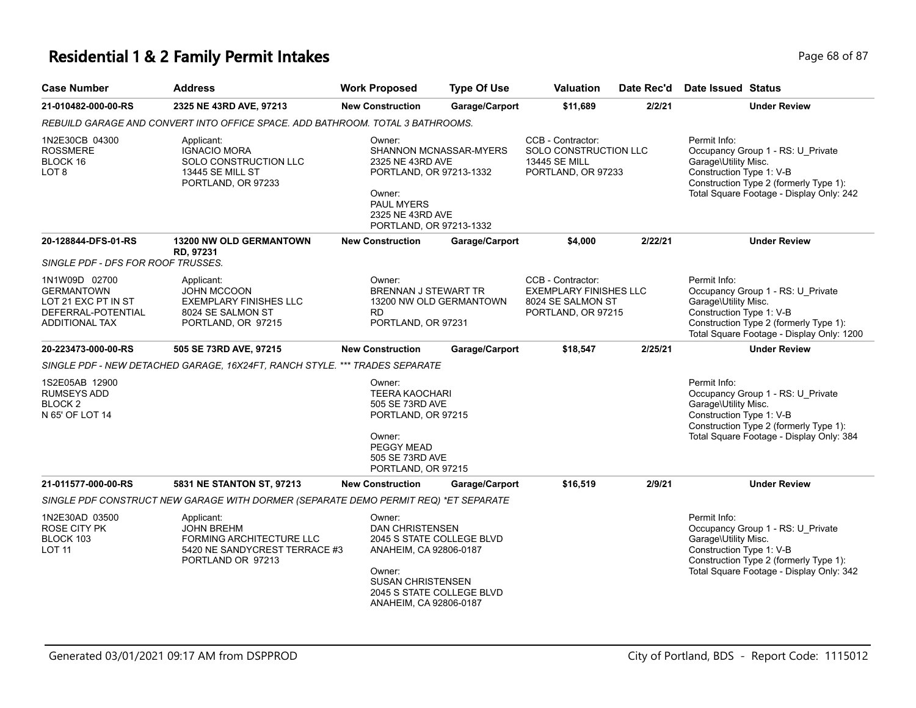# Residential 1 & 2 Family Permit Intakes

| Case Number | Address | Work Proposed | Type Of Use | Valuation | Date Rec'd | Date Issued | Status |
|---|---|---|---|---|---|---|---|
| **21-010482-000-00-RS** | **2325 NE 43RD AVE, 97213** | **New Construction** | **Garage/Carport** | **$11,689** | **2/2/21** | | **Under Review** |

*REBUILD GARAGE AND CONVERT INTO OFFICE SPACE. ADD BATHROOM. TOTAL 3 BATHROOMS.*

1N2E30CB 04300
ROSSMERE
BLOCK 16
LOT 8

Applicant:
IGNACIO MORA
SOLO CONSTRUCTION LLC
13445 SE MILL ST
PORTLAND, OR 97233

Owner:
SHANNON MCNASSAR-MYERS
2325 NE 43RD AVE
PORTLAND, OR 97213-1332

Owner:
PAUL MYERS
2325 NE 43RD AVE
PORTLAND, OR 97213-1332

CCB - Contractor:
SOLO CONSTRUCTION LLC
13445 SE MILL
PORTLAND, OR 97233

Permit Info:
Occupancy Group 1 - RS: U_Private Garage\Utility Misc.
Construction Type 1: V-B
Construction Type 2 (formerly Type 1):
Total Square Footage - Display Only: 242

| Case Number | Address | Work Proposed | Type Of Use | Valuation | Date Rec'd | Date Issued | Status |
|---|---|---|---|---|---|---|---|
| **20-128844-DFS-01-RS** | **13200 NW OLD GERMANTOWN RD, 97231** | **New Construction** | **Garage/Carport** | **$4,000** | **2/22/21** | | **Under Review** |

*SINGLE PDF - DFS FOR ROOF TRUSSES.*

1N1W09D 02700
GERMANTOWN
LOT 21 EXC PT IN ST
DEFERRAL-POTENTIAL
ADDITIONAL TAX

Applicant:
JOHN MCCOON
EXEMPLARY FINISHES LLC
8024 SE SALMON ST
PORTLAND, OR 97215

Owner:
BRENNAN J STEWART TR
13200 NW OLD GERMANTOWN RD
PORTLAND, OR 97231

CCB - Contractor:
EXEMPLARY FINISHES LLC
8024 SE SALMON ST
PORTLAND, OR 97215

Permit Info:
Occupancy Group 1 - RS: U_Private Garage\Utility Misc.
Construction Type 1: V-B
Construction Type 2 (formerly Type 1):
Total Square Footage - Display Only: 1200

| Case Number | Address | Work Proposed | Type Of Use | Valuation | Date Rec'd | Date Issued | Status |
|---|---|---|---|---|---|---|---|
| **20-223473-000-00-RS** | **505 SE 73RD AVE, 97215** | **New Construction** | **Garage/Carport** | **$18,547** | **2/25/21** | | **Under Review** |

*SINGLE PDF - NEW DETACHED GARAGE, 16X24FT, RANCH STYLE. *** TRADES SEPARATE*

1S2E05AB 12900
RUMSEYS ADD
BLOCK 2
N 65' OF LOT 14

Owner:
TEERA KAOCHARI
505 SE 73RD AVE
PORTLAND, OR 97215

Owner:
PEGGY MEAD
505 SE 73RD AVE
PORTLAND, OR 97215

Permit Info:
Occupancy Group 1 - RS: U_Private Garage\Utility Misc.
Construction Type 1: V-B
Construction Type 2 (formerly Type 1):
Total Square Footage - Display Only: 384

| Case Number | Address | Work Proposed | Type Of Use | Valuation | Date Rec'd | Date Issued | Status |
|---|---|---|---|---|---|---|---|
| **21-011577-000-00-RS** | **5831 NE STANTON ST, 97213** | **New Construction** | **Garage/Carport** | **$16,519** | **2/9/21** | | **Under Review** |

*SINGLE PDF CONSTRUCT NEW GARAGE WITH DORMER (SEPARATE DEMO PERMIT REQ) *ET SEPARATE*

1N2E30AD 03500
ROSE CITY PK
BLOCK 103
LOT 11

Applicant:
JOHN BREHM
FORMING ARCHITECTURE LLC
5420 NE SANDYCREST TERRACE #3
PORTLAND OR 97213

Owner:
DAN CHRISTENSEN
2045 S STATE COLLEGE BLVD
ANAHEIM, CA 92806-0187

Owner:
SUSAN CHRISTENSEN
2045 S STATE COLLEGE BLVD
ANAHEIM, CA 92806-0187

Permit Info:
Occupancy Group 1 - RS: U_Private Garage\Utility Misc.
Construction Type 1: V-B
Construction Type 2 (formerly Type 1):
Total Square Footage - Display Only: 342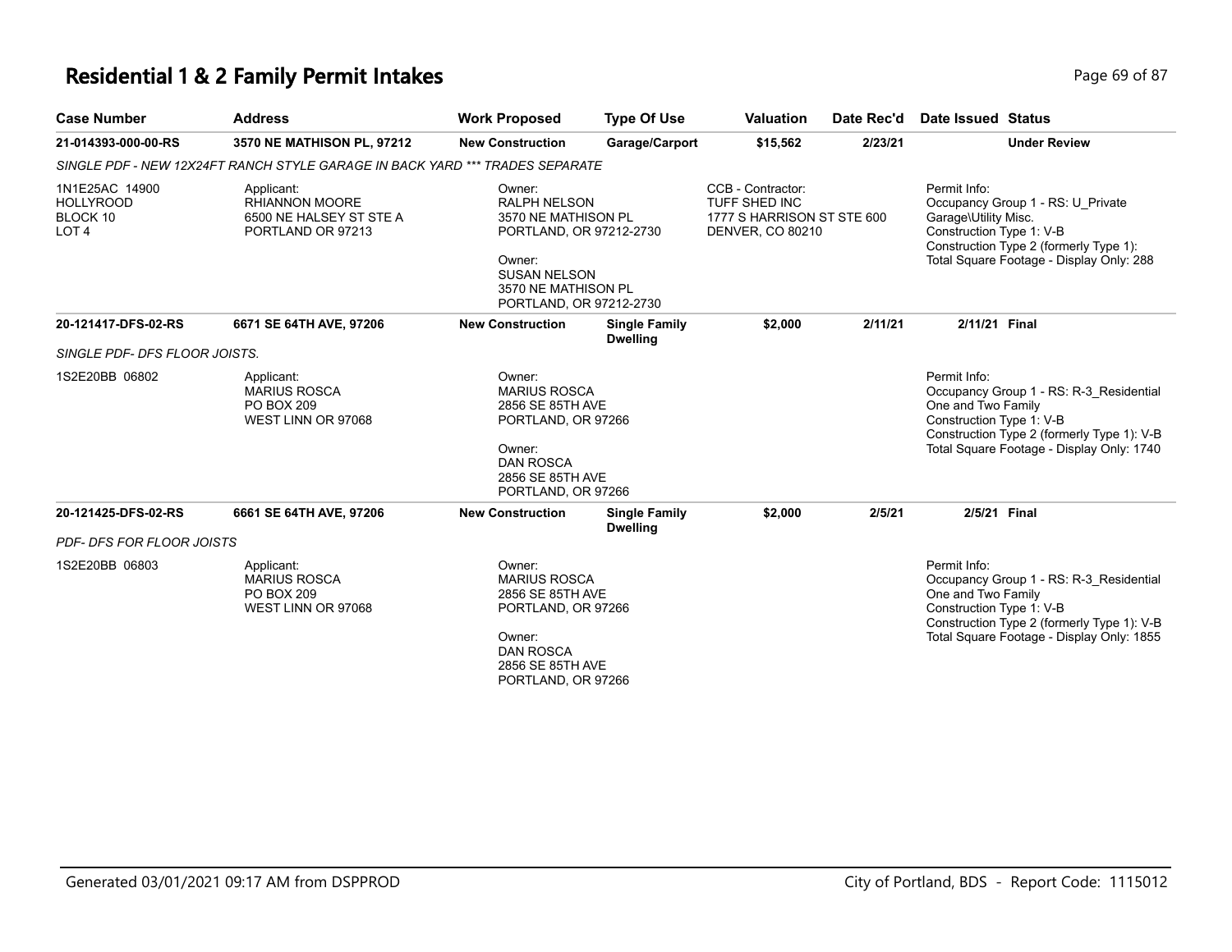# Residential 1 & 2 Family Permit Intakes

| Case Number | Address | Work Proposed | Type Of Use | Valuation | Date Rec'd | Date Issued | Status |
|---|---|---|---|---|---|---|---|
| **21-014393-000-00-RS** | **3570 NE MATHISON PL, 97212** | **New Construction** | **Garage/Carport** | **$15,562** | **2/23/21** | | **Under Review** |
| *SINGLE PDF - NEW 12X24FT RANCH STYLE GARAGE IN BACK YARD *** TRADES SEPARATE* | | | | | | | |
| 1N1E25AC 14900<br>HOLLYROOD<br>BLOCK 10<br>LOT 4 | Applicant:<br>RHIANNON MOORE<br>6500 NE HALSEY ST STE A<br>PORTLAND OR 97213 | Owner:<br>RALPH NELSON<br>3570 NE MATHISON PL<br>PORTLAND, OR 97212-2730<br><br>Owner:<br>SUSAN NELSON<br>3570 NE MATHISON PL<br>PORTLAND, OR 97212-2730 | | CCB - Contractor:<br>TUFF SHED INC<br>1777 S HARRISON ST STE 600<br>DENVER, CO 80210 | | Permit Info:<br>Occupancy Group 1 - RS: U_Private Garage\Utility Misc.<br>Construction Type 1: V-B<br>Construction Type 2 (formerly Type 1):<br>Total Square Footage - Display Only: 288 | |
| **20-121417-DFS-02-RS** | **6671 SE 64TH AVE, 97206** | **New Construction** | **Single Family Dwelling** | **$2,000** | **2/11/21** | **2/11/21** | **Final** |
| *SINGLE PDF- DFS FLOOR JOISTS.* | | | | | | | |
| 1S2E20BB 06802 | Applicant:<br>MARIUS ROSCA<br>PO BOX 209<br>WEST LINN OR 97068 | Owner:<br>MARIUS ROSCA<br>2856 SE 85TH AVE<br>PORTLAND, OR 97266<br><br>Owner:<br>DAN ROSCA<br>2856 SE 85TH AVE<br>PORTLAND, OR 97266 | | | | Permit Info:<br>Occupancy Group 1 - RS: R-3_Residential One and Two Family<br>Construction Type 1: V-B<br>Construction Type 2 (formerly Type 1): V-B<br>Total Square Footage - Display Only: 1740 | |
| **20-121425-DFS-02-RS** | **6661 SE 64TH AVE, 97206** | **New Construction** | **Single Family Dwelling** | **$2,000** | **2/5/21** | **2/5/21** | **Final** |
| *PDF- DFS FOR FLOOR JOISTS* | | | | | | | |
| 1S2E20BB 06803 | Applicant:<br>MARIUS ROSCA<br>PO BOX 209<br>WEST LINN OR 97068 | Owner:<br>MARIUS ROSCA<br>2856 SE 85TH AVE<br>PORTLAND, OR 97266<br><br>Owner:<br>DAN ROSCA<br>2856 SE 85TH AVE<br>PORTLAND, OR 97266 | | | | Permit Info:<br>Occupancy Group 1 - RS: R-3_Residential One and Two Family<br>Construction Type 1: V-B<br>Construction Type 2 (formerly Type 1): V-B<br>Total Square Footage - Display Only: 1855 | |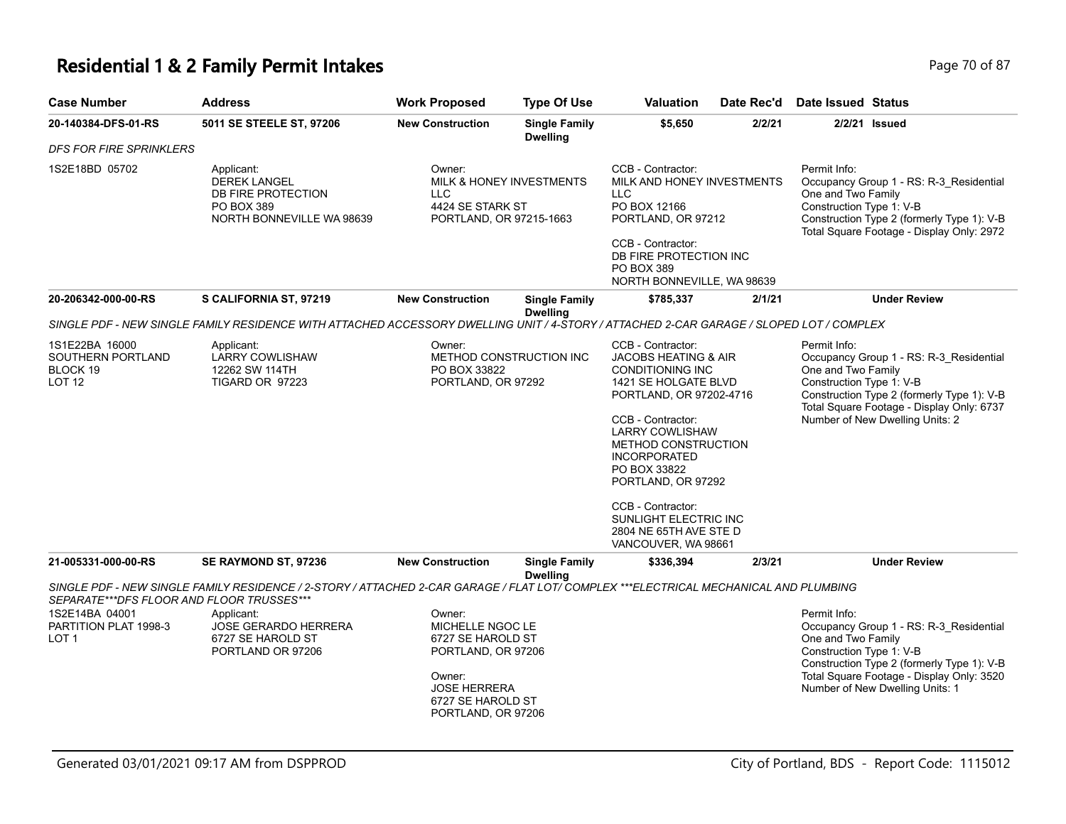# Residential 1 & 2 Family Permit Intakes

| Case Number | Address | Work Proposed | Type Of Use | Valuation | Date Rec'd | Date Issued | Status |
|---|---|---|---|---|---|---|---|
| 20-140384-DFS-01-RS | 5011 SE STEELE ST, 97206 | New Construction | Single Family Dwelling | $5,650 | 2/2/21 | 2/2/21 | Issued |

*DFS FOR FIRE SPRINKLERS*

- **1S2E18BD 05702**
- **Applicant:** DEREK LANGEL, DB FIRE PROTECTION, PO BOX 389, NORTH BONNEVILLE WA 98639
- **Owner:** MILK & HONEY INVESTMENTS LLC, 4424 SE STARK ST, PORTLAND, OR 97215-1663
- **CCB - Contractor:** MILK AND HONEY INVESTMENTS LLC, PO BOX 12166, PORTLAND, OR 97212
- **CCB - Contractor:** DB FIRE PROTECTION INC, PO BOX 389, NORTH BONNEVILLE, WA 98639
- **Permit Info:** Occupancy Group 1 - RS: R-3_Residential One and Two Family; Construction Type 1: V-B; Construction Type 2 (formerly Type 1): V-B; Total Square Footage - Display Only: 2972

| Case Number | Address | Work Proposed | Type Of Use | Valuation | Date Rec'd | Date Issued | Status |
|---|---|---|---|---|---|---|---|
| 20-206342-000-00-RS | S CALIFORNIA ST, 97219 | New Construction | Single Family Dwelling | $785,337 | 2/1/21 | | Under Review |

*SINGLE PDF - NEW SINGLE FAMILY RESIDENCE WITH ATTACHED ACCESSORY DWELLING UNIT / 4-STORY / ATTACHED 2-CAR GARAGE / SLOPED LOT / COMPLEX*

- **1S1E22BA 16000, SOUTHERN PORTLAND, BLOCK 19, LOT 12**
- **Applicant:** LARRY COWLISHAW, 12262 SW 114TH, TIGARD OR 97223
- **Owner:** METHOD CONSTRUCTION INC, PO BOX 33822, PORTLAND, OR 97292
- **CCB - Contractor:** JACOBS HEATING & AIR CONDITIONING INC, 1421 SE HOLGATE BLVD, PORTLAND, OR 97202-4716
- **CCB - Contractor:** LARRY COWLISHAW, METHOD CONSTRUCTION INCORPORATED, PO BOX 33822, PORTLAND, OR 97292
- **CCB - Contractor:** SUNLIGHT ELECTRIC INC, 2804 NE 65TH AVE STE D, VANCOUVER, WA 98661
- **Permit Info:** Occupancy Group 1 - RS: R-3_Residential One and Two Family; Construction Type 1: V-B; Construction Type 2 (formerly Type 1): V-B; Total Square Footage - Display Only: 6737; Number of New Dwelling Units: 2

| Case Number | Address | Work Proposed | Type Of Use | Valuation | Date Rec'd | Date Issued | Status |
|---|---|---|---|---|---|---|---|
| 21-005331-000-00-RS | SE RAYMOND ST, 97236 | New Construction | Single Family Dwelling | $336,394 | 2/3/21 | | Under Review |

*SINGLE PDF - NEW SINGLE FAMILY RESIDENCE / 2-STORY / ATTACHED 2-CAR GARAGE / FLAT LOT/ COMPLEX ***ELECTRICAL MECHANICAL AND PLUMBING SEPARATE***DFS FLOOR AND FLOOR TRUSSES****

- **1S2E14BA 04001, PARTITION PLAT 1998-3, LOT 1**
- **Applicant:** JOSE GERARDO HERRERA, 6727 SE HAROLD ST, PORTLAND OR 97206
- **Owner:** MICHELLE NGOC LE, 6727 SE HAROLD ST, PORTLAND, OR 97206
- **Owner:** JOSE HERRERA, 6727 SE HAROLD ST, PORTLAND, OR 97206
- **Permit Info:** Occupancy Group 1 - RS: R-3_Residential One and Two Family; Construction Type 1: V-B; Construction Type 2 (formerly Type 1): V-B; Total Square Footage - Display Only: 3520; Number of New Dwelling Units: 1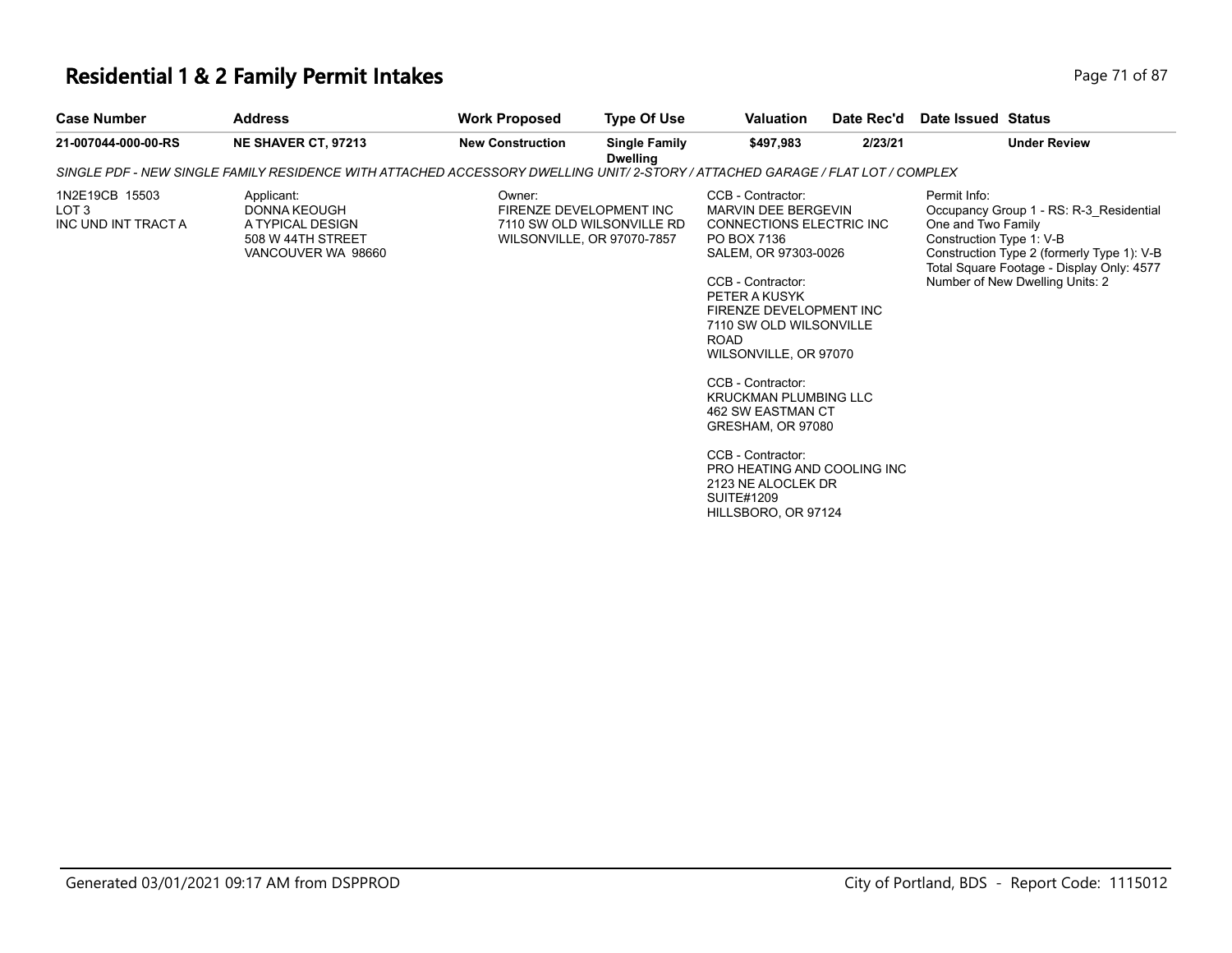# Residential 1 & 2 Family Permit Intakes

| Case Number | Address | Work Proposed | Type Of Use | Valuation | Date Rec'd | Date Issued | Status |
|---|---|---|---|---|---|---|---|
| 21-007044-000-00-RS | NE SHAVER CT, 97213 | New Construction | Single Family Dwelling | $497,983 | 2/23/21 | | Under Review |

*SINGLE PDF - NEW SINGLE FAMILY RESIDENCE WITH ATTACHED ACCESSORY DWELLING UNIT/ 2-STORY / ATTACHED GARAGE / FLAT LOT / COMPLEX*

1N2E19CB 15503
LOT 3
INC UND INT TRACT A

Applicant:
DONNA KEOUGH
A TYPICAL DESIGN
508 W 44TH STREET
VANCOUVER WA 98660

Owner:
FIRENZE DEVELOPMENT INC
7110 SW OLD WILSONVILLE RD
WILSONVILLE, OR 97070-7857

CCB - Contractor:
MARVIN DEE BERGEVIN
CONNECTIONS ELECTRIC INC
PO BOX 7136
SALEM, OR 97303-0026

CCB - Contractor:
PETER A KUSYK
FIRENZE DEVELOPMENT INC
7110 SW OLD WILSONVILLE ROAD
WILSONVILLE, OR 97070

CCB - Contractor:
KRUCKMAN PLUMBING LLC
462 SW EASTMAN CT
GRESHAM, OR 97080

CCB - Contractor:
PRO HEATING AND COOLING INC
2123 NE ALOCLEK DR
SUITE#1209
HILLSBORO, OR 97124

Permit Info:
Occupancy Group 1 - RS: R-3_Residential One and Two Family
Construction Type 1: V-B
Construction Type 2 (formerly Type 1): V-B
Total Square Footage - Display Only: 4577
Number of New Dwelling Units: 2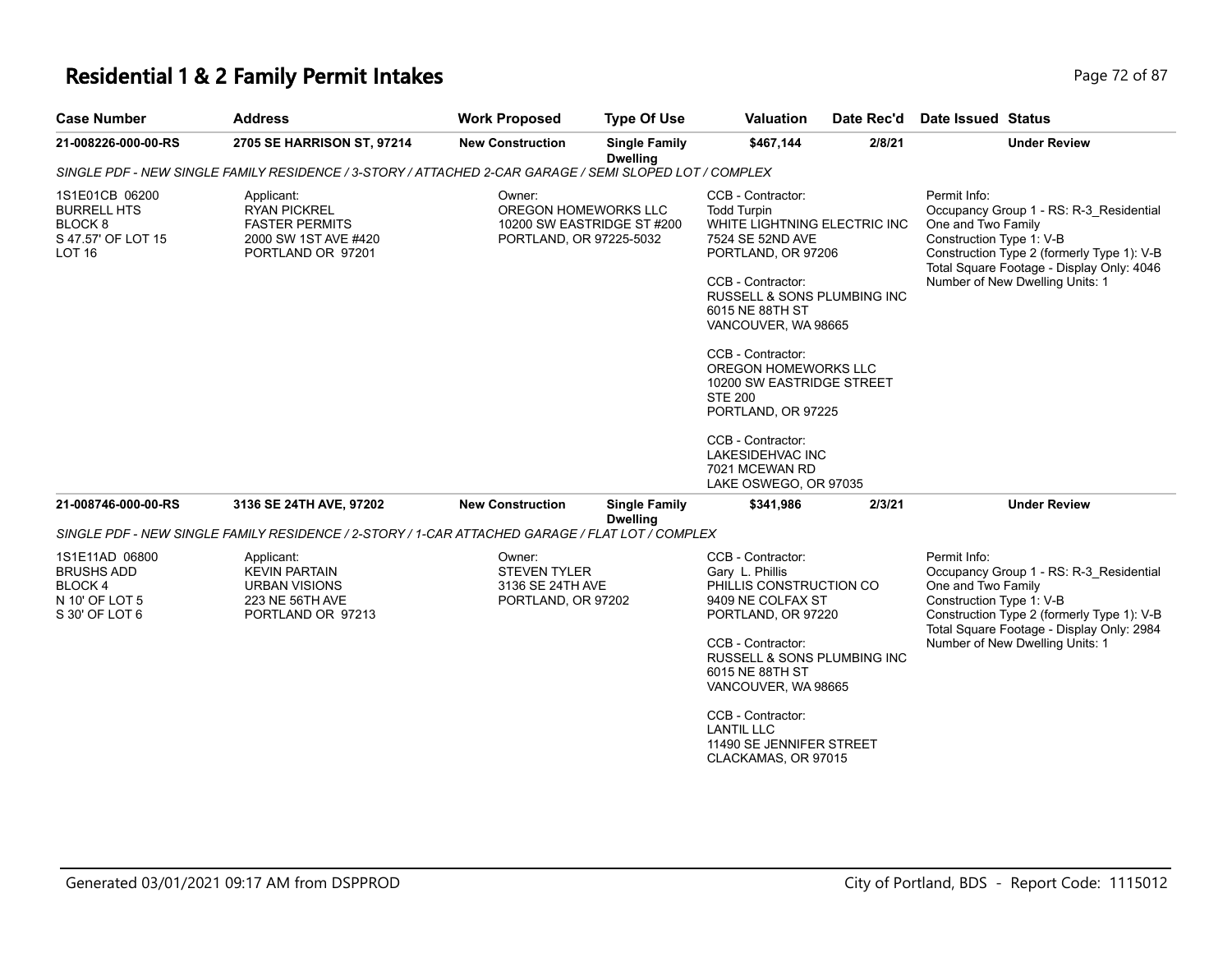# Residential 1 & 2 Family Permit Intakes

| Case Number | Address | Work Proposed | Type Of Use | Valuation | Date Rec'd | Date Issued | Status |
|---|---|---|---|---|---|---|---|
| 21-008226-000-00-RS | 2705 SE HARRISON ST, 97214 | New Construction | Single Family Dwelling | $467,144 | 2/8/21 | | Under Review |

*SINGLE PDF - NEW SINGLE FAMILY RESIDENCE / 3-STORY / ATTACHED 2-CAR GARAGE / SEMI SLOPED LOT / COMPLEX*

1S1E01CB 06200
BURRELL HTS
BLOCK 8
S 47.57' OF LOT 15
LOT 16

Applicant:
RYAN PICKREL
FASTER PERMITS
2000 SW 1ST AVE #420
PORTLAND OR 97201

Owner:
OREGON HOMEWORKS LLC
10200 SW EASTRIDGE ST #200
PORTLAND, OR 97225-5032

CCB - Contractor:
Todd Turpin
WHITE LIGHTNING ELECTRIC INC
7524 SE 52ND AVE
PORTLAND, OR 97206

CCB - Contractor:
RUSSELL & SONS PLUMBING INC
6015 NE 88TH ST
VANCOUVER, WA 98665

CCB - Contractor:
OREGON HOMEWORKS LLC
10200 SW EASTRIDGE STREET
STE 200
PORTLAND, OR 97225

CCB - Contractor:
LAKESIDEHVAC INC
7021 MCEWAN RD
LAKE OSWEGO, OR 97035

Permit Info:
Occupancy Group 1 - RS: R-3_Residential One and Two Family
Construction Type 1: V-B
Construction Type 2 (formerly Type 1): V-B
Total Square Footage - Display Only: 4046
Number of New Dwelling Units: 1

| Case Number | Address | Work Proposed | Type Of Use | Valuation | Date Rec'd | Date Issued | Status |
|---|---|---|---|---|---|---|---|
| 21-008746-000-00-RS | 3136 SE 24TH AVE, 97202 | New Construction | Single Family Dwelling | $341,986 | 2/3/21 | | Under Review |

*SINGLE PDF - NEW SINGLE FAMILY RESIDENCE / 2-STORY / 1-CAR ATTACHED GARAGE / FLAT LOT / COMPLEX*

1S1E11AD 06800
BRUSHS ADD
BLOCK 4
N 10' OF LOT 5
S 30' OF LOT 6

Applicant:
KEVIN PARTAIN
URBAN VISIONS
223 NE 56TH AVE
PORTLAND OR 97213

Owner:
STEVEN TYLER
3136 SE 24TH AVE
PORTLAND, OR 97202

CCB - Contractor:
Gary L. Phillis
PHILLIS CONSTRUCTION CO
9409 NE COLFAX ST
PORTLAND, OR 97220

CCB - Contractor:
RUSSELL & SONS PLUMBING INC
6015 NE 88TH ST
VANCOUVER, WA 98665

CCB - Contractor:
LANTIL LLC
11490 SE JENNIFER STREET
CLACKAMAS, OR 97015

Permit Info:
Occupancy Group 1 - RS: R-3_Residential One and Two Family
Construction Type 1: V-B
Construction Type 2 (formerly Type 1): V-B
Total Square Footage - Display Only: 2984
Number of New Dwelling Units: 1

Generated 03/01/2021 09:17 AM from DSPPROD

City of Portland, BDS - Report Code: 1115012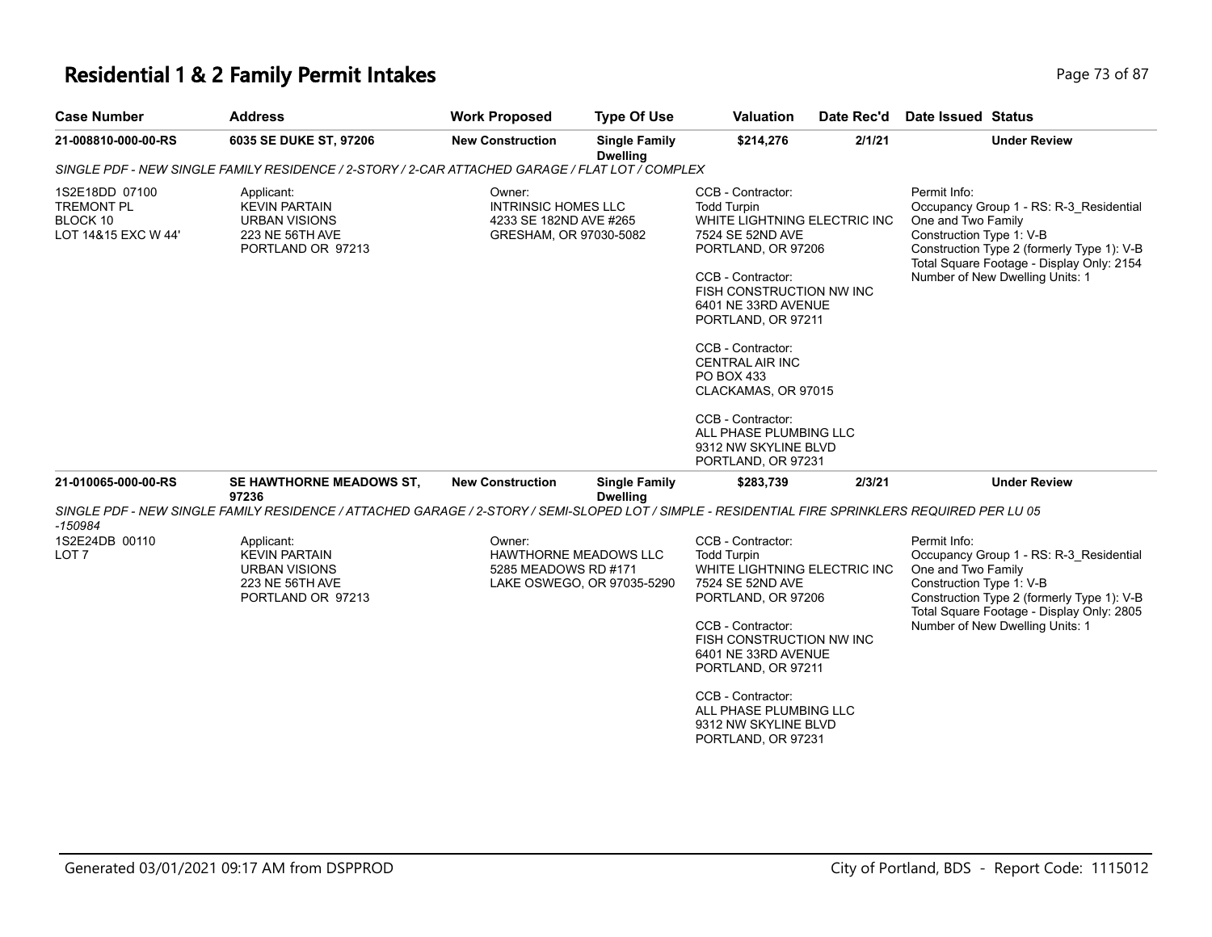# Residential 1 & 2 Family Permit Intakes

| Case Number | Address | Work Proposed | Type Of Use | Valuation | Date Rec'd | Date Issued | Status |
|---|---|---|---|---|---|---|---|
| 21-008810-000-00-RS | 6035 SE DUKE ST, 97206 | New Construction | Single Family Dwelling | $214,276 | 2/1/21 | | Under Review |

*SINGLE PDF - NEW SINGLE FAMILY RESIDENCE / 2-STORY / 2-CAR ATTACHED GARAGE / FLAT LOT / COMPLEX*

1S2E18DD 07100
TREMONT PL
BLOCK 10
LOT 14&15 EXC W 44'

Applicant:
KEVIN PARTAIN
URBAN VISIONS
223 NE 56TH AVE
PORTLAND OR 97213

Owner:
INTRINSIC HOMES LLC
4233 SE 182ND AVE #265
GRESHAM, OR 97030-5082

CCB - Contractor:
Todd Turpin
WHITE LIGHTNING ELECTRIC INC
7524 SE 52ND AVE
PORTLAND, OR 97206

CCB - Contractor:
FISH CONSTRUCTION NW INC
6401 NE 33RD AVENUE
PORTLAND, OR 97211

CCB - Contractor:
CENTRAL AIR INC
PO BOX 433
CLACKAMAS, OR 97015

CCB - Contractor:
ALL PHASE PLUMBING LLC
9312 NW SKYLINE BLVD
PORTLAND, OR 97231

Permit Info:
Occupancy Group 1 - RS: R-3_Residential One and Two Family
Construction Type 1: V-B
Construction Type 2 (formerly Type 1): V-B
Total Square Footage - Display Only: 2154
Number of New Dwelling Units: 1

| Case Number | Address | Work Proposed | Type Of Use | Valuation | Date Rec'd | Date Issued | Status |
|---|---|---|---|---|---|---|---|
| 21-010065-000-00-RS | SE HAWTHORNE MEADOWS ST, 97236 | New Construction | Single Family Dwelling | $283,739 | 2/3/21 | | Under Review |

*SINGLE PDF - NEW SINGLE FAMILY RESIDENCE / ATTACHED GARAGE / 2-STORY / SEMI-SLOPED LOT / SIMPLE - RESIDENTIAL FIRE SPRINKLERS REQUIRED PER LU 05 -150984*

1S2E24DB 00110
LOT 7

Applicant:
KEVIN PARTAIN
URBAN VISIONS
223 NE 56TH AVE
PORTLAND OR 97213

Owner:
HAWTHORNE MEADOWS LLC
5285 MEADOWS RD #171
LAKE OSWEGO, OR 97035-5290

CCB - Contractor:
Todd Turpin
WHITE LIGHTNING ELECTRIC INC
7524 SE 52ND AVE
PORTLAND, OR 97206

CCB - Contractor:
FISH CONSTRUCTION NW INC
6401 NE 33RD AVENUE
PORTLAND, OR 97211

CCB - Contractor:
ALL PHASE PLUMBING LLC
9312 NW SKYLINE BLVD
PORTLAND, OR 97231

Permit Info:
Occupancy Group 1 - RS: R-3_Residential One and Two Family
Construction Type 1: V-B
Construction Type 2 (formerly Type 1): V-B
Total Square Footage - Display Only: 2805
Number of New Dwelling Units: 1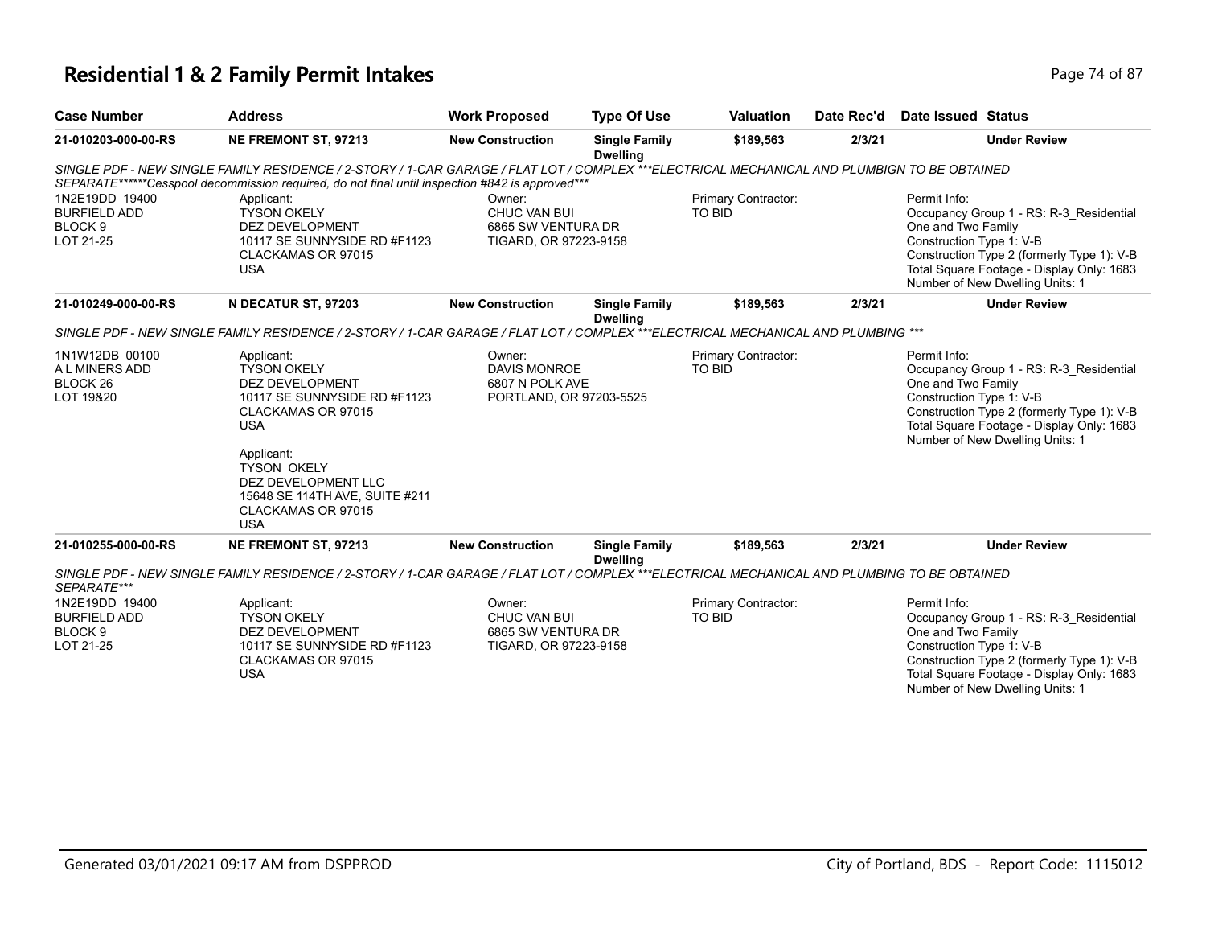# Residential 1 & 2 Family Permit Intakes

| Case Number | Address | Work Proposed | Type Of Use | Valuation | Date Rec'd | Date Issued | Status |
|---|---|---|---|---|---|---|---|
| 21-010203-000-00-RS | NE FREMONT ST, 97213 | New Construction | Single Family Dwelling | $189,563 | 2/3/21 | | Under Review |

*SINGLE PDF - NEW SINGLE FAMILY RESIDENCE / 2-STORY / 1-CAR GARAGE / FLAT LOT / COMPLEX ***ELECTRICAL MECHANICAL AND PLUMBIGN TO BE OBTAINED SEPARATE******Cesspool decommission required, do not final until inspection #842 is approved****

1N2E19DD 19400
BURFIELD ADD
BLOCK 9
LOT 21-25

Applicant:
TYSON OKELY
DEZ DEVELOPMENT
10117 SE SUNNYSIDE RD #F1123
CLACKAMAS OR 97015
USA

Owner:
CHUC VAN BUI
6865 SW VENTURA DR
TIGARD, OR 97223-9158

Primary Contractor:
TO BID

Permit Info:
Occupancy Group 1 - RS: R-3_Residential One and Two Family
Construction Type 1: V-B
Construction Type 2 (formerly Type 1): V-B
Total Square Footage - Display Only: 1683
Number of New Dwelling Units: 1

| Case Number | Address | Work Proposed | Type Of Use | Valuation | Date Rec'd | Date Issued | Status |
|---|---|---|---|---|---|---|---|
| 21-010249-000-00-RS | N DECATUR ST, 97203 | New Construction | Single Family Dwelling | $189,563 | 2/3/21 | | Under Review |

*SINGLE PDF - NEW SINGLE FAMILY RESIDENCE / 2-STORY / 1-CAR GARAGE / FLAT LOT / COMPLEX ***ELECTRICAL MECHANICAL AND PLUMBING ****

1N1W12DB 00100
A L MINERS ADD
BLOCK 26
LOT 19&20

Applicant:
TYSON OKELY
DEZ DEVELOPMENT
10117 SE SUNNYSIDE RD #F1123
CLACKAMAS OR 97015
USA

Applicant:
TYSON OKELY
DEZ DEVELOPMENT LLC
15648 SE 114TH AVE, SUITE #211
CLACKAMAS OR 97015
USA

Owner:
DAVIS MONROE
6807 N POLK AVE
PORTLAND, OR 97203-5525

Primary Contractor:
TO BID

Permit Info:
Occupancy Group 1 - RS: R-3_Residential One and Two Family
Construction Type 1: V-B
Construction Type 2 (formerly Type 1): V-B
Total Square Footage - Display Only: 1683
Number of New Dwelling Units: 1

| Case Number | Address | Work Proposed | Type Of Use | Valuation | Date Rec'd | Date Issued | Status |
|---|---|---|---|---|---|---|---|
| 21-010255-000-00-RS | NE FREMONT ST, 97213 | New Construction | Single Family Dwelling | $189,563 | 2/3/21 | | Under Review |

*SINGLE PDF - NEW SINGLE FAMILY RESIDENCE / 2-STORY / 1-CAR GARAGE / FLAT LOT / COMPLEX ***ELECTRICAL MECHANICAL AND PLUMBING TO BE OBTAINED SEPARATE****

1N2E19DD 19400
BURFIELD ADD
BLOCK 9
LOT 21-25

Applicant:
TYSON OKELY
DEZ DEVELOPMENT
10117 SE SUNNYSIDE RD #F1123
CLACKAMAS OR 97015
USA

Owner:
CHUC VAN BUI
6865 SW VENTURA DR
TIGARD, OR 97223-9158

Primary Contractor:
TO BID

Permit Info:
Occupancy Group 1 - RS: R-3_Residential One and Two Family
Construction Type 1: V-B
Construction Type 2 (formerly Type 1): V-B
Total Square Footage - Display Only: 1683
Number of New Dwelling Units: 1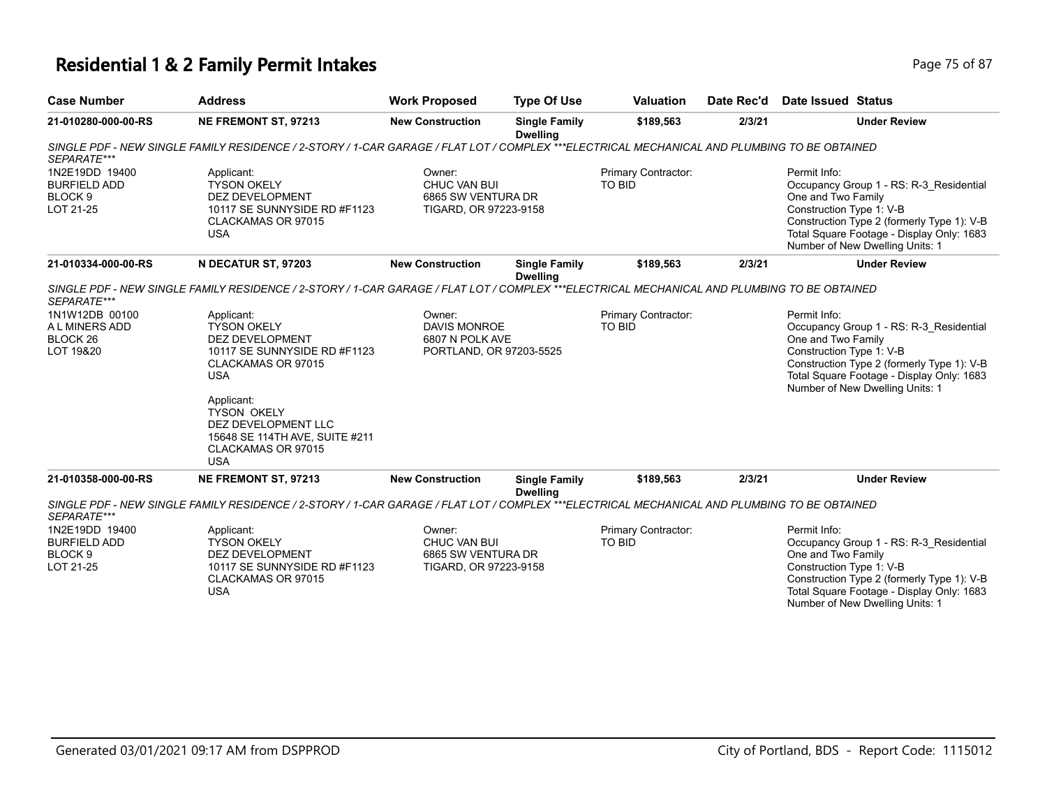# Residential 1 & 2 Family Permit Intakes

| Case Number | Address | Work Proposed | Type Of Use | Valuation | Date Rec'd | Date Issued | Status |
|---|---|---|---|---|---|---|---|
| 21-010280-000-00-RS | NE FREMONT ST, 97213 | New Construction | Single Family Dwelling | $189,563 | 2/3/21 | | Under Review |

*SINGLE PDF - NEW SINGLE FAMILY RESIDENCE / 2-STORY / 1-CAR GARAGE / FLAT LOT / COMPLEX ***ELECTRICAL MECHANICAL AND PLUMBING TO BE OBTAINED SEPARATE****

1N2E19DD 19400
BURFIELD ADD
BLOCK 9
LOT 21-25

Applicant:
TYSON OKELY
DEZ DEVELOPMENT
10117 SE SUNNYSIDE RD #F1123
CLACKAMAS OR 97015
USA

Owner:
CHUC VAN BUI
6865 SW VENTURA DR
TIGARD, OR 97223-9158

Primary Contractor:
TO BID

Permit Info:
Occupancy Group 1 - RS: R-3_Residential One and Two Family
Construction Type 1: V-B
Construction Type 2 (formerly Type 1): V-B
Total Square Footage - Display Only: 1683
Number of New Dwelling Units: 1

| Case Number | Address | Work Proposed | Type Of Use | Valuation | Date Rec'd | Date Issued | Status |
|---|---|---|---|---|---|---|---|
| 21-010334-000-00-RS | N DECATUR ST, 97203 | New Construction | Single Family Dwelling | $189,563 | 2/3/21 | | Under Review |

*SINGLE PDF - NEW SINGLE FAMILY RESIDENCE / 2-STORY / 1-CAR GARAGE / FLAT LOT / COMPLEX ***ELECTRICAL MECHANICAL AND PLUMBING TO BE OBTAINED SEPARATE****

1N1W12DB 00100
A L MINERS ADD
BLOCK 26
LOT 19&20

Applicant:
TYSON OKELY
DEZ DEVELOPMENT
10117 SE SUNNYSIDE RD #F1123
CLACKAMAS OR 97015
USA

Applicant:
TYSON OKELY
DEZ DEVELOPMENT LLC
15648 SE 114TH AVE, SUITE #211
CLACKAMAS OR 97015
USA

Owner:
DAVIS MONROE
6807 N POLK AVE
PORTLAND, OR 97203-5525

Primary Contractor:
TO BID

Permit Info:
Occupancy Group 1 - RS: R-3_Residential One and Two Family
Construction Type 1: V-B
Construction Type 2 (formerly Type 1): V-B
Total Square Footage - Display Only: 1683
Number of New Dwelling Units: 1

| Case Number | Address | Work Proposed | Type Of Use | Valuation | Date Rec'd | Date Issued | Status |
|---|---|---|---|---|---|---|---|
| 21-010358-000-00-RS | NE FREMONT ST, 97213 | New Construction | Single Family Dwelling | $189,563 | 2/3/21 | | Under Review |

*SINGLE PDF - NEW SINGLE FAMILY RESIDENCE / 2-STORY / 1-CAR GARAGE / FLAT LOT / COMPLEX ***ELECTRICAL MECHANICAL AND PLUMBING TO BE OBTAINED SEPARATE****

1N2E19DD 19400
BURFIELD ADD
BLOCK 9
LOT 21-25

Applicant:
TYSON OKELY
DEZ DEVELOPMENT
10117 SE SUNNYSIDE RD #F1123
CLACKAMAS OR 97015
USA

Owner:
CHUC VAN BUI
6865 SW VENTURA DR
TIGARD, OR 97223-9158

Primary Contractor:
TO BID

Permit Info:
Occupancy Group 1 - RS: R-3_Residential One and Two Family
Construction Type 1: V-B
Construction Type 2 (formerly Type 1): V-B
Total Square Footage - Display Only: 1683
Number of New Dwelling Units: 1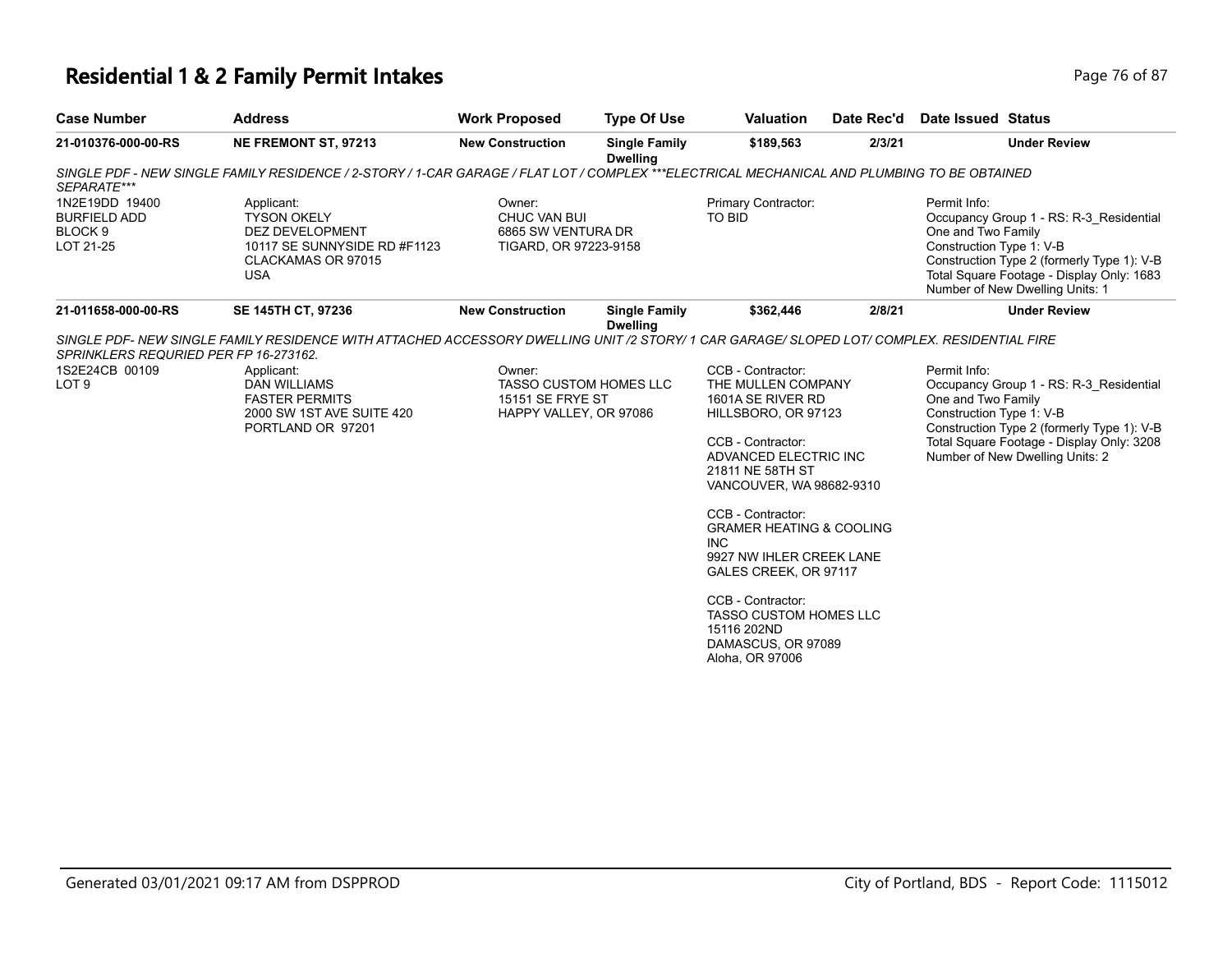# Residential 1 & 2 Family Permit Intakes

| Case Number | Address | Work Proposed | Type Of Use | Valuation | Date Rec'd | Date Issued | Status |
|---|---|---|---|---|---|---|---|
| 21-010376-000-00-RS | NE FREMONT ST, 97213 | New Construction | Single Family Dwelling | $189,563 | 2/3/21 | | Under Review |

*SINGLE PDF - NEW SINGLE FAMILY RESIDENCE / 2-STORY / 1-CAR GARAGE / FLAT LOT / COMPLEX ***ELECTRICAL MECHANICAL AND PLUMBING TO BE OBTAINED SEPARATE****

1N2E19DD 19400
BURFIELD ADD
BLOCK 9
LOT 21-25

Applicant:
TYSON OKELY
DEZ DEVELOPMENT
10117 SE SUNNYSIDE RD #F1123
CLACKAMAS OR 97015
USA

Owner:
CHUC VAN BUI
6865 SW VENTURA DR
TIGARD, OR 97223-9158

Primary Contractor:
TO BID

Permit Info:
Occupancy Group 1 - RS: R-3_Residential One and Two Family
Construction Type 1: V-B
Construction Type 2 (formerly Type 1): V-B
Total Square Footage - Display Only: 1683
Number of New Dwelling Units: 1

| Case Number | Address | Work Proposed | Type Of Use | Valuation | Date Rec'd | Date Issued | Status |
|---|---|---|---|---|---|---|---|
| 21-011658-000-00-RS | SE 145TH CT, 97236 | New Construction | Single Family Dwelling | $362,446 | 2/8/21 | | Under Review |

*SINGLE PDF- NEW SINGLE FAMILY RESIDENCE WITH ATTACHED ACCESSORY DWELLING UNIT /2 STORY/ 1 CAR GARAGE/ SLOPED LOT/ COMPLEX. RESIDENTIAL FIRE SPRINKLERS REQURIED PER FP 16-273162.*

1S2E24CB 00109
LOT 9

Applicant:
DAN WILLIAMS
FASTER PERMITS
2000 SW 1ST AVE SUITE 420
PORTLAND OR 97201

Owner:
TASSO CUSTOM HOMES LLC
15151 SE FRYE ST
HAPPY VALLEY, OR 97086

CCB - Contractor:
THE MULLEN COMPANY
1601A SE RIVER RD
HILLSBORO, OR 97123

CCB - Contractor:
ADVANCED ELECTRIC INC
21811 NE 58TH ST
VANCOUVER, WA 98682-9310

CCB - Contractor:
GRAMER HEATING & COOLING INC
9927 NW IHLER CREEK LANE
GALES CREEK, OR 97117

CCB - Contractor:
TASSO CUSTOM HOMES LLC
15116 202ND
DAMASCUS, OR 97089
Aloha, OR 97006

Permit Info:
Occupancy Group 1 - RS: R-3_Residential One and Two Family
Construction Type 1: V-B
Construction Type 2 (formerly Type 1): V-B
Total Square Footage - Display Only: 3208
Number of New Dwelling Units: 2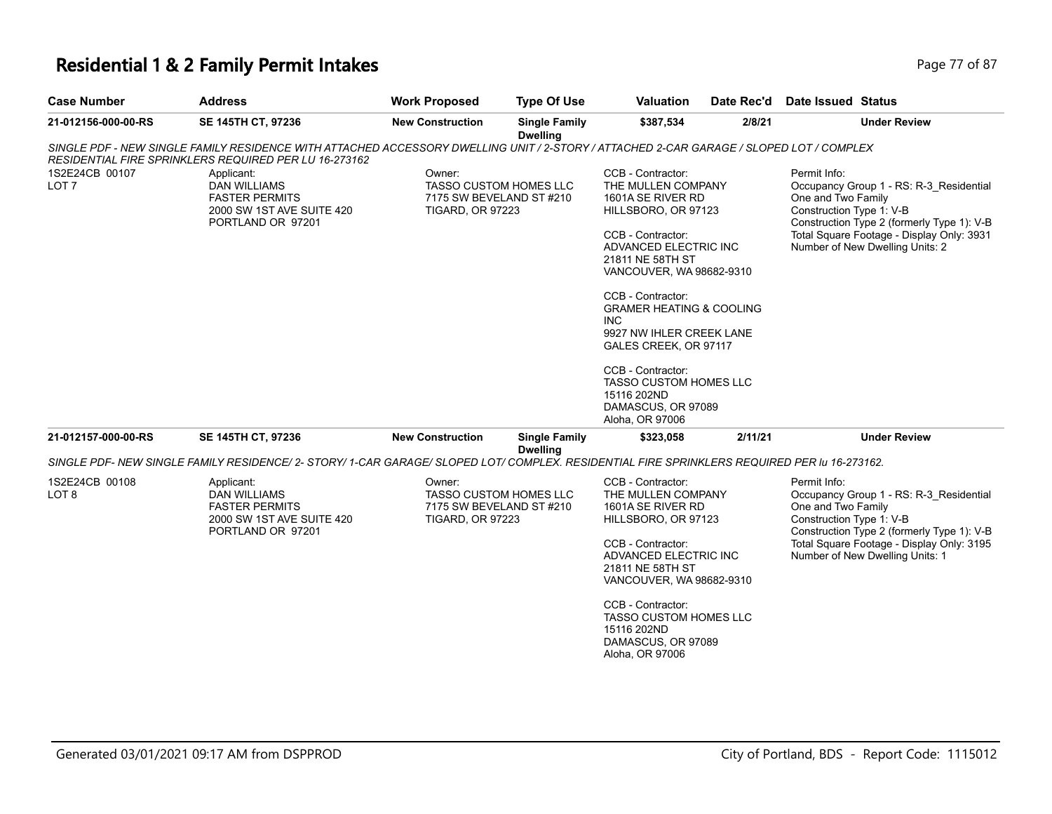# Residential 1 & 2 Family Permit Intakes

| Case Number | Address | Work Proposed | Type Of Use | Valuation | Date Rec'd | Date Issued | Status |
|---|---|---|---|---|---|---|---|
| 21-012156-000-00-RS | SE 145TH CT, 97236 | New Construction | Single Family Dwelling | $387,534 | 2/8/21 | | Under Review |

*SINGLE PDF - NEW SINGLE FAMILY RESIDENCE WITH ATTACHED ACCESSORY DWELLING UNIT / 2-STORY / ATTACHED 2-CAR GARAGE / SLOPED LOT / COMPLEX RESIDENTIAL FIRE SPRINKLERS REQUIRED PER LU 16-273162*

1S2E24CB 00107
LOT 7

Applicant:
DAN WILLIAMS
FASTER PERMITS
2000 SW 1ST AVE SUITE 420
PORTLAND OR 97201

Owner:
TASSO CUSTOM HOMES LLC
7175 SW BEVELAND ST #210
TIGARD, OR 97223

CCB - Contractor:
THE MULLEN COMPANY
1601A SE RIVER RD
HILLSBORO, OR 97123

CCB - Contractor:
ADVANCED ELECTRIC INC
21811 NE 58TH ST
VANCOUVER, WA 98682-9310

CCB - Contractor:
GRAMER HEATING & COOLING INC
9927 NW IHLER CREEK LANE
GALES CREEK, OR 97117

CCB - Contractor:
TASSO CUSTOM HOMES LLC
15116 202ND
DAMASCUS, OR 97089
Aloha, OR 97006

Permit Info:
Occupancy Group 1 - RS: R-3_Residential One and Two Family
Construction Type 1: V-B
Construction Type 2 (formerly Type 1): V-B
Total Square Footage - Display Only: 3931
Number of New Dwelling Units: 2

| Case Number | Address | Work Proposed | Type Of Use | Valuation | Date Rec'd | Date Issued | Status |
|---|---|---|---|---|---|---|---|
| 21-012157-000-00-RS | SE 145TH CT, 97236 | New Construction | Single Family Dwelling | $323,058 | 2/11/21 | | Under Review |

*SINGLE PDF- NEW SINGLE FAMILY RESIDENCE/ 2- STORY/ 1-CAR GARAGE/ SLOPED LOT/ COMPLEX. RESIDENTIAL FIRE SPRINKLERS REQUIRED PER lu 16-273162.*

1S2E24CB 00108
LOT 8

Applicant:
DAN WILLIAMS
FASTER PERMITS
2000 SW 1ST AVE SUITE 420
PORTLAND OR 97201

Owner:
TASSO CUSTOM HOMES LLC
7175 SW BEVELAND ST #210
TIGARD, OR 97223

CCB - Contractor:
THE MULLEN COMPANY
1601A SE RIVER RD
HILLSBORO, OR 97123

CCB - Contractor:
ADVANCED ELECTRIC INC
21811 NE 58TH ST
VANCOUVER, WA 98682-9310

CCB - Contractor:
TASSO CUSTOM HOMES LLC
15116 202ND
DAMASCUS, OR 97089
Aloha, OR 97006

Permit Info:
Occupancy Group 1 - RS: R-3_Residential One and Two Family
Construction Type 1: V-B
Construction Type 2 (formerly Type 1): V-B
Total Square Footage - Display Only: 3195
Number of New Dwelling Units: 1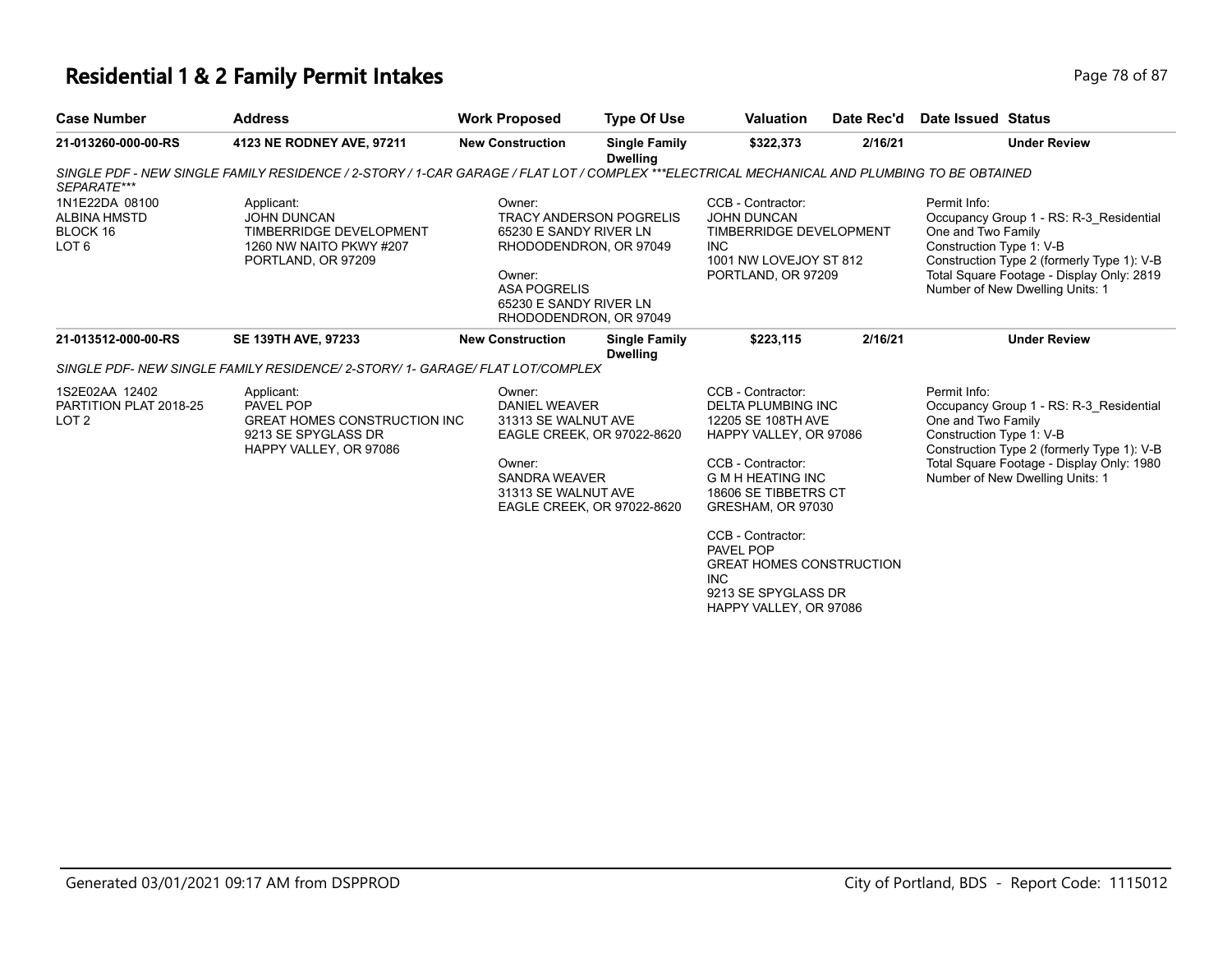# Residential 1 & 2 Family Permit Intakes

| Case Number | Address | Work Proposed | Type Of Use | Valuation | Date Rec'd | Date Issued | Status |
|---|---|---|---|---|---|---|---|
| 21-013260-000-00-RS | 4123 NE RODNEY AVE, 97211 | New Construction | Single Family Dwelling | $322,373 | 2/16/21 | | Under Review |

*SINGLE PDF - NEW SINGLE FAMILY RESIDENCE / 2-STORY / 1-CAR GARAGE / FLAT LOT / COMPLEX ***ELECTRICAL MECHANICAL AND PLUMBING TO BE OBTAINED SEPARATE****

1N1E22DA 08100
ALBINA HMSTD
BLOCK 16
LOT 6

Applicant:
JOHN DUNCAN
TIMBERRIDGE DEVELOPMENT
1260 NW NAITO PKWY #207
PORTLAND, OR 97209

Owner:
TRACY ANDERSON POGRELIS
65230 E SANDY RIVER LN
RHODODENDRON, OR 97049

Owner:
ASA POGRELIS
65230 E SANDY RIVER LN
RHODODENDRON, OR 97049

CCB - Contractor:
JOHN DUNCAN
TIMBERRIDGE DEVELOPMENT INC
1001 NW LOVEJOY ST 812
PORTLAND, OR 97209

Permit Info:
Occupancy Group 1 - RS: R-3_Residential One and Two Family
Construction Type 1: V-B
Construction Type 2 (formerly Type 1): V-B
Total Square Footage - Display Only: 2819
Number of New Dwelling Units: 1

| Case Number | Address | Work Proposed | Type Of Use | Valuation | Date Rec'd | Date Issued | Status |
|---|---|---|---|---|---|---|---|
| 21-013512-000-00-RS | SE 139TH AVE, 97233 | New Construction | Single Family Dwelling | $223,115 | 2/16/21 | | Under Review |

*SINGLE PDF- NEW SINGLE FAMILY RESIDENCE/ 2-STORY/ 1- GARAGE/ FLAT LOT/COMPLEX*

1S2E02AA 12402
PARTITION PLAT 2018-25
LOT 2

Applicant:
PAVEL POP
GREAT HOMES CONSTRUCTION INC
9213 SE SPYGLASS DR
HAPPY VALLEY, OR 97086

Owner:
DANIEL WEAVER
31313 SE WALNUT AVE
EAGLE CREEK, OR 97022-8620

Owner:
SANDRA WEAVER
31313 SE WALNUT AVE
EAGLE CREEK, OR 97022-8620

CCB - Contractor:
DELTA PLUMBING INC
12205 SE 108TH AVE
HAPPY VALLEY, OR 97086

CCB - Contractor:
G M H HEATING INC
18606 SE TIBBETRS CT
GRESHAM, OR 97030

CCB - Contractor:
PAVEL POP
GREAT HOMES CONSTRUCTION INC
9213 SE SPYGLASS DR
HAPPY VALLEY, OR 97086

Permit Info:
Occupancy Group 1 - RS: R-3_Residential One and Two Family
Construction Type 1: V-B
Construction Type 2 (formerly Type 1): V-B
Total Square Footage - Display Only: 1980
Number of New Dwelling Units: 1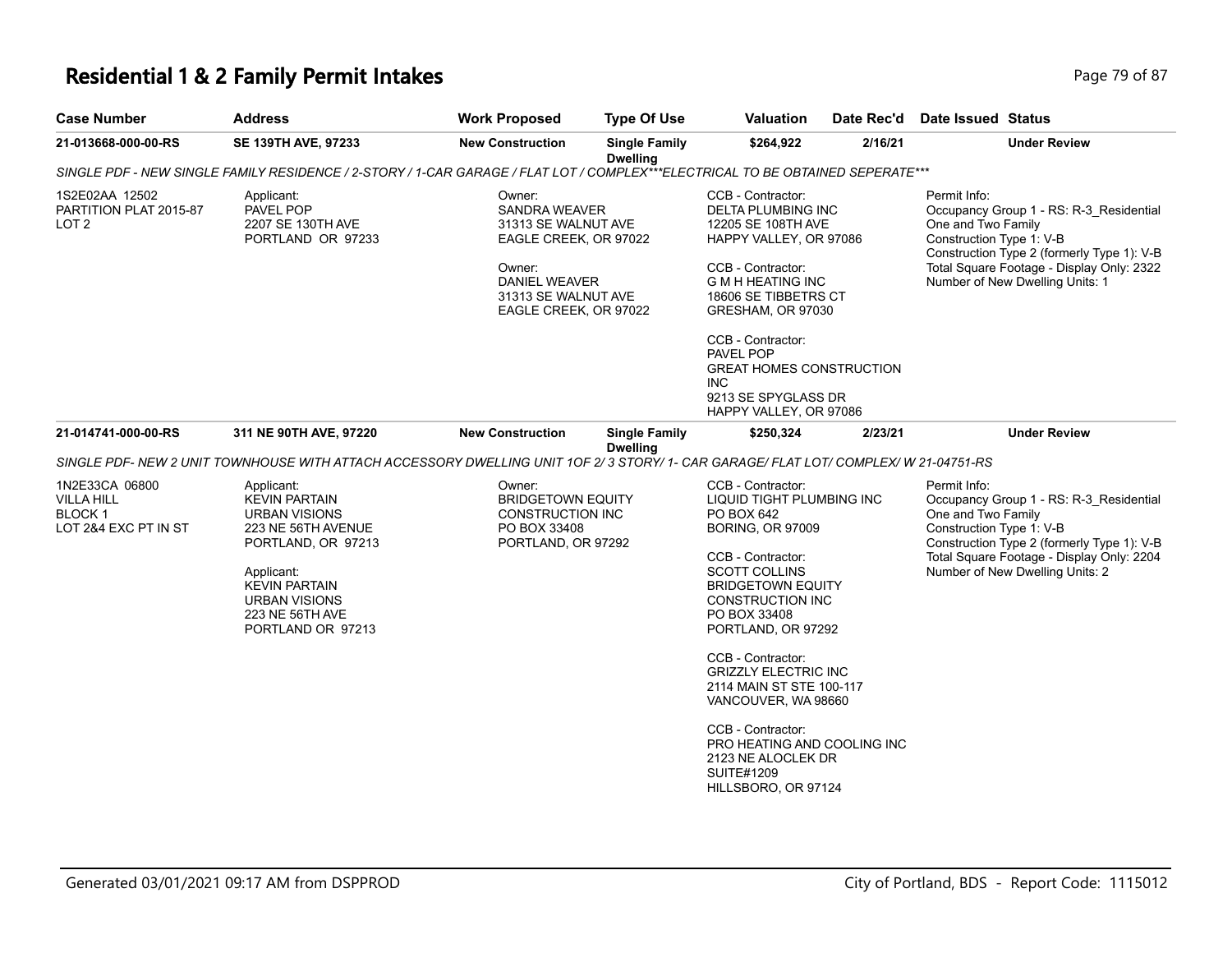# Residential 1 & 2 Family Permit Intakes

| Case Number | Address | Work Proposed | Type Of Use | Valuation | Date Rec'd | Date Issued | Status |
|---|---|---|---|---|---|---|---|
| 21-013668-000-00-RS | SE 139TH AVE, 97233 | New Construction | Single Family Dwelling | $264,922 | 2/16/21 | | Under Review |

*SINGLE PDF - NEW SINGLE FAMILY RESIDENCE / 2-STORY / 1-CAR GARAGE / FLAT LOT / COMPLEX***ELECTRICAL TO BE OBTAINED SEPERATE****

1S2E02AA 12502
PARTITION PLAT 2015-87
LOT 2

Applicant:
PAVEL POP
2207 SE 130TH AVE
PORTLAND OR 97233

Owner:
SANDRA WEAVER
31313 SE WALNUT AVE
EAGLE CREEK, OR 97022

Owner:
DANIEL WEAVER
31313 SE WALNUT AVE
EAGLE CREEK, OR 97022

CCB - Contractor:
DELTA PLUMBING INC
12205 SE 108TH AVE
HAPPY VALLEY, OR 97086

CCB - Contractor:
G M H HEATING INC
18606 SE TIBBETRS CT
GRESHAM, OR 97030

CCB - Contractor:
PAVEL POP
GREAT HOMES CONSTRUCTION INC
9213 SE SPYGLASS DR
HAPPY VALLEY, OR 97086

Permit Info:
Occupancy Group 1 - RS: R-3_Residential One and Two Family
Construction Type 1: V-B
Construction Type 2 (formerly Type 1): V-B
Total Square Footage - Display Only: 2322
Number of New Dwelling Units: 1

| Case Number | Address | Work Proposed | Type Of Use | Valuation | Date Rec'd | Date Issued | Status |
|---|---|---|---|---|---|---|---|
| 21-014741-000-00-RS | 311 NE 90TH AVE, 97220 | New Construction | Single Family Dwelling | $250,324 | 2/23/21 | | Under Review |

*SINGLE PDF- NEW 2 UNIT TOWNHOUSE WITH ATTACH ACCESSORY DWELLING UNIT 1OF 2/ 3 STORY/ 1- CAR GARAGE/ FLAT LOT/ COMPLEX/ W 21-04751-RS*

1N2E33CA 06800
VILLA HILL
BLOCK 1
LOT 2&4 EXC PT IN ST

Applicant:
KEVIN PARTAIN
URBAN VISIONS
223 NE 56TH AVENUE
PORTLAND, OR 97213

Applicant:
KEVIN PARTAIN
URBAN VISIONS
223 NE 56TH AVE
PORTLAND OR 97213

Owner:
BRIDGETOWN EQUITY CONSTRUCTION INC
PO BOX 33408
PORTLAND, OR 97292

CCB - Contractor:
LIQUID TIGHT PLUMBING INC
PO BOX 642
BORING, OR 97009

CCB - Contractor:
SCOTT COLLINS
BRIDGETOWN EQUITY CONSTRUCTION INC
PO BOX 33408
PORTLAND, OR 97292

CCB - Contractor:
GRIZZLY ELECTRIC INC
2114 MAIN ST STE 100-117
VANCOUVER, WA 98660

CCB - Contractor:
PRO HEATING AND COOLING INC
2123 NE ALOCLEK DR
SUITE#1209
HILLSBORO, OR 97124

Permit Info:
Occupancy Group 1 - RS: R-3_Residential One and Two Family
Construction Type 1: V-B
Construction Type 2 (formerly Type 1): V-B
Total Square Footage - Display Only: 2204
Number of New Dwelling Units: 2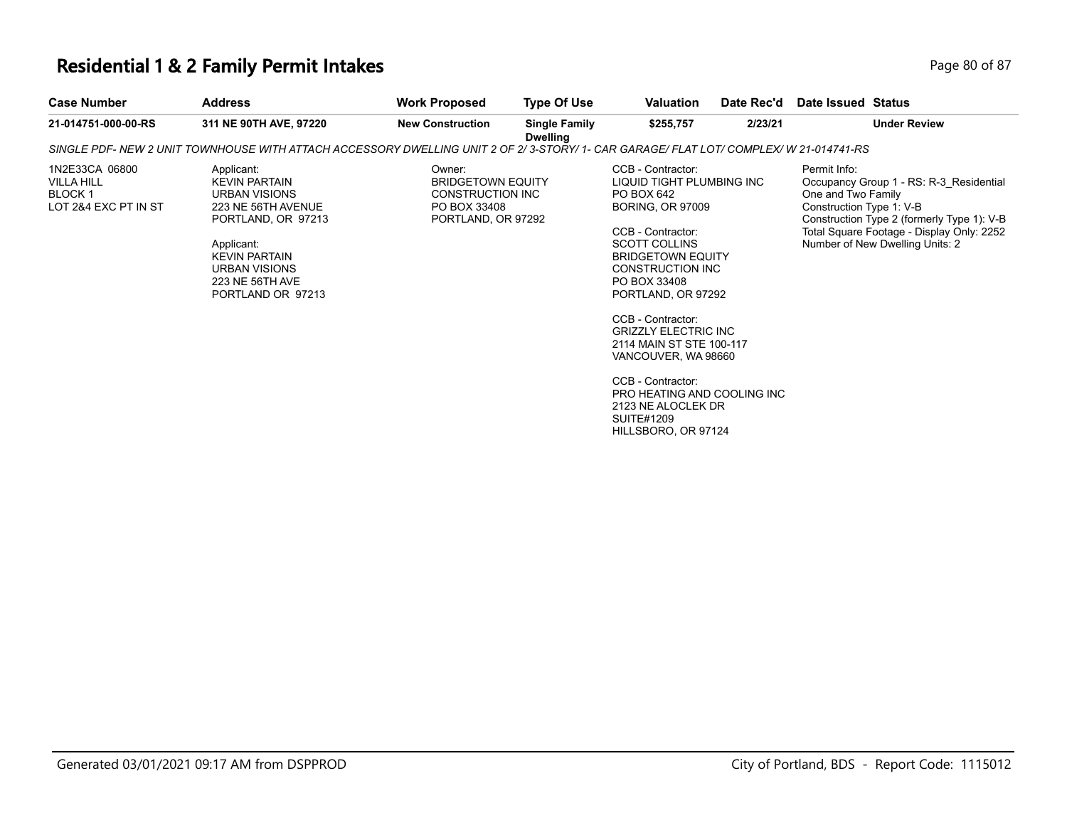# Residential 1 & 2 Family Permit Intakes

| Case Number | Address | Work Proposed | Type Of Use | Valuation | Date Rec'd | Date Issued | Status |
|---|---|---|---|---|---|---|---|
| 21-014751-000-00-RS | 311 NE 90TH AVE, 97220 | New Construction | Single Family Dwelling | $255,757 | 2/23/21 | | Under Review |

*SINGLE PDF- NEW 2 UNIT TOWNHOUSE WITH ATTACH ACCESSORY DWELLING UNIT 2 OF 2/ 3-STORY/ 1- CAR GARAGE/ FLAT LOT/ COMPLEX/ W 21-014741-RS*

1N2E33CA 06800
VILLA HILL
BLOCK 1
LOT 2&4 EXC PT IN ST

Applicant:
KEVIN PARTAIN
URBAN VISIONS
223 NE 56TH AVENUE
PORTLAND, OR 97213

Applicant:
KEVIN PARTAIN
URBAN VISIONS
223 NE 56TH AVE
PORTLAND OR 97213

Owner:
BRIDGETOWN EQUITY
CONSTRUCTION INC
PO BOX 33408
PORTLAND, OR 97292

CCB - Contractor:
LIQUID TIGHT PLUMBING INC
PO BOX 642
BORING, OR 97009

CCB - Contractor:
SCOTT COLLINS
BRIDGETOWN EQUITY
CONSTRUCTION INC
PO BOX 33408
PORTLAND, OR 97292

CCB - Contractor:
GRIZZLY ELECTRIC INC
2114 MAIN ST STE 100-117
VANCOUVER, WA 98660

CCB - Contractor:
PRO HEATING AND COOLING INC
2123 NE ALOCLEK DR
SUITE#1209
HILLSBORO, OR 97124

Permit Info:
Occupancy Group 1 - RS: R-3_Residential One and Two Family
Construction Type 1: V-B
Construction Type 2 (formerly Type 1): V-B
Total Square Footage - Display Only: 2252
Number of New Dwelling Units: 2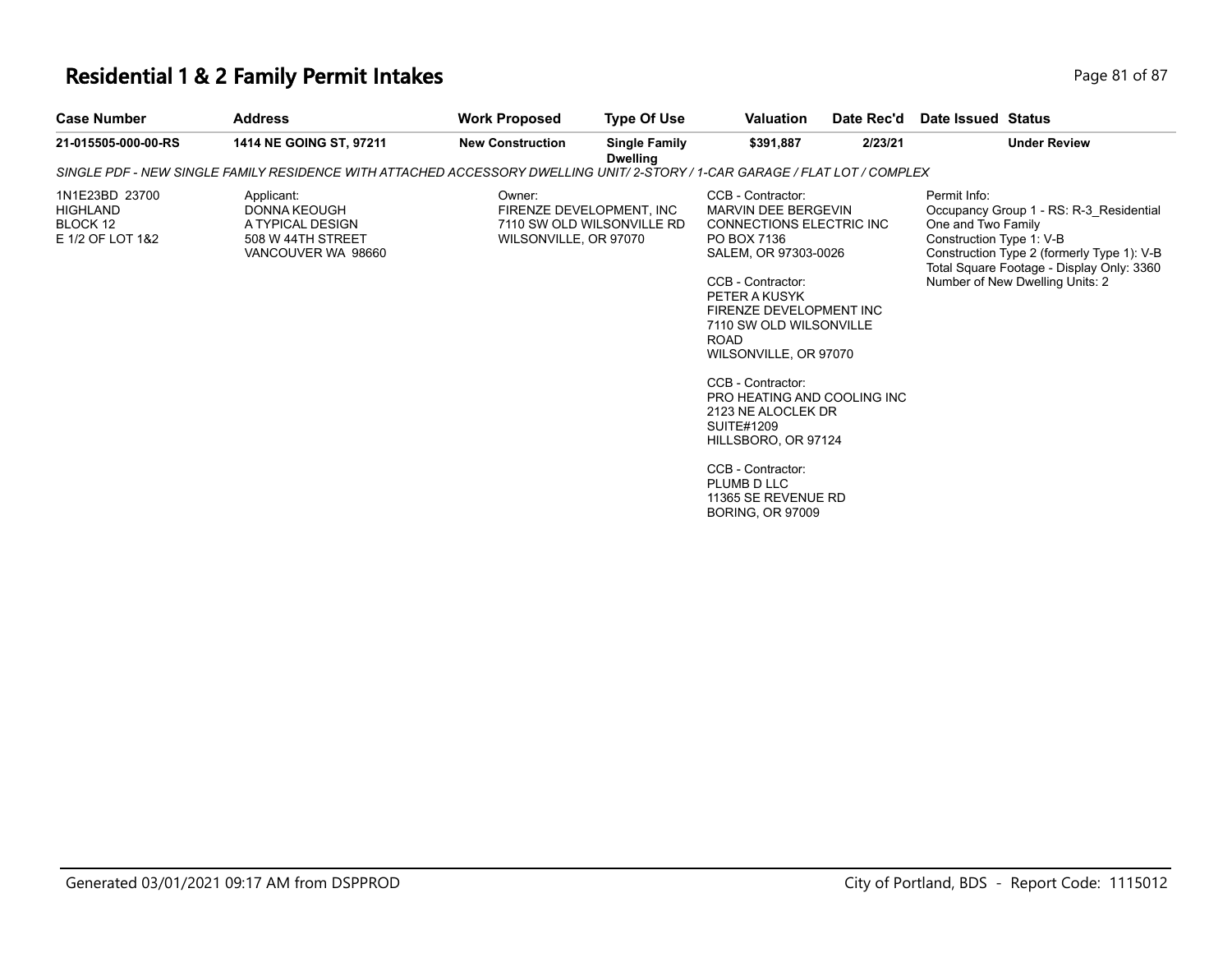# Residential 1 & 2 Family Permit Intakes

| Case Number | Address | Work Proposed | Type Of Use | Valuation | Date Rec'd | Date Issued | Status |
|---|---|---|---|---|---|---|---|
| 21-015505-000-00-RS | 1414 NE GOING ST, 97211 | New Construction | Single Family Dwelling | $391,887 | 2/23/21 | | Under Review |

*SINGLE PDF - NEW SINGLE FAMILY RESIDENCE WITH ATTACHED ACCESSORY DWELLING UNIT/ 2-STORY / 1-CAR GARAGE / FLAT LOT / COMPLEX*

1N1E23BD 23700
HIGHLAND
BLOCK 12
E 1/2 OF LOT 1&2

Applicant:
DONNA KEOUGH
A TYPICAL DESIGN
508 W 44TH STREET
VANCOUVER WA 98660

Owner:
FIRENZE DEVELOPMENT, INC
7110 SW OLD WILSONVILLE RD
WILSONVILLE, OR 97070

CCB - Contractor:
MARVIN DEE BERGEVIN
CONNECTIONS ELECTRIC INC
PO BOX 7136
SALEM, OR 97303-0026

CCB - Contractor:
PETER A KUSYK
FIRENZE DEVELOPMENT INC
7110 SW OLD WILSONVILLE ROAD
WILSONVILLE, OR 97070

CCB - Contractor:
PRO HEATING AND COOLING INC
2123 NE ALOCLEK DR
SUITE#1209
HILLSBORO, OR 97124

CCB - Contractor:
PLUMB D LLC
11365 SE REVENUE RD
BORING, OR 97009

Permit Info:
Occupancy Group 1 - RS: R-3_Residential One and Two Family
Construction Type 1: V-B
Construction Type 2 (formerly Type 1): V-B
Total Square Footage - Display Only: 3360
Number of New Dwelling Units: 2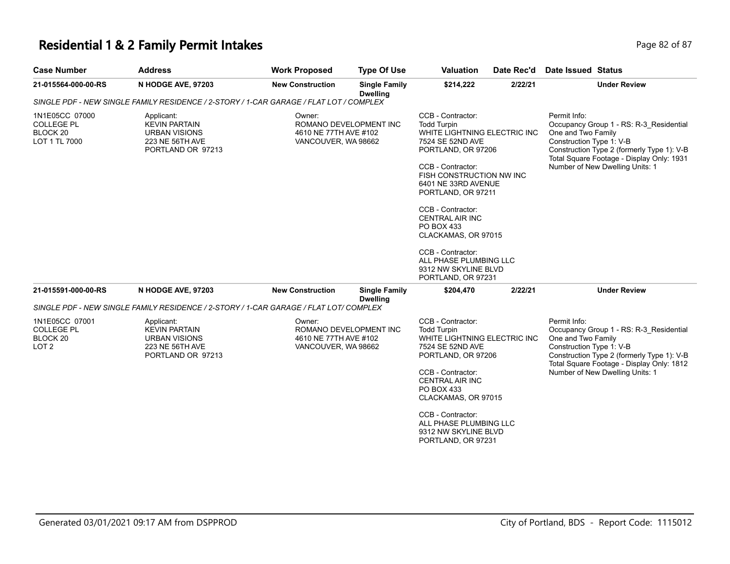# Residential 1 & 2 Family Permit Intakes

| Case Number | Address | Work Proposed | Type Of Use | Valuation | Date Rec'd | Date Issued | Status |
|---|---|---|---|---|---|---|---|
| 21-015564-000-00-RS | N HODGE AVE, 97203 | New Construction | Single Family Dwelling | $214,222 | 2/22/21 | | Under Review |

*SINGLE PDF - NEW SINGLE FAMILY RESIDENCE / 2-STORY / 1-CAR GARAGE / FLAT LOT / COMPLEX*

1N1E05CC 07000
COLLEGE PL
BLOCK 20
LOT 1 TL 7000

Applicant:
KEVIN PARTAIN
URBAN VISIONS
223 NE 56TH AVE
PORTLAND OR 97213

Owner:
ROMANO DEVELOPMENT INC
4610 NE 77TH AVE #102
VANCOUVER, WA 98662

CCB - Contractor:
Todd Turpin
WHITE LIGHTNING ELECTRIC INC
7524 SE 52ND AVE
PORTLAND, OR 97206

CCB - Contractor:
FISH CONSTRUCTION NW INC
6401 NE 33RD AVENUE
PORTLAND, OR 97211

CCB - Contractor:
CENTRAL AIR INC
PO BOX 433
CLACKAMAS, OR 97015

CCB - Contractor:
ALL PHASE PLUMBING LLC
9312 NW SKYLINE BLVD
PORTLAND, OR 97231

Permit Info:
Occupancy Group 1 - RS: R-3_Residential One and Two Family
Construction Type 1: V-B
Construction Type 2 (formerly Type 1): V-B
Total Square Footage - Display Only: 1931
Number of New Dwelling Units: 1

| Case Number | Address | Work Proposed | Type Of Use | Valuation | Date Rec'd | Date Issued | Status |
|---|---|---|---|---|---|---|---|
| 21-015591-000-00-RS | N HODGE AVE, 97203 | New Construction | Single Family Dwelling | $204,470 | 2/22/21 | | Under Review |

*SINGLE PDF - NEW SINGLE FAMILY RESIDENCE / 2-STORY / 1-CAR GARAGE / FLAT LOT/ COMPLEX*

1N1E05CC 07001
COLLEGE PL
BLOCK 20
LOT 2

Applicant:
KEVIN PARTAIN
URBAN VISIONS
223 NE 56TH AVE
PORTLAND OR 97213

Owner:
ROMANO DEVELOPMENT INC
4610 NE 77TH AVE #102
VANCOUVER, WA 98662

CCB - Contractor:
Todd Turpin
WHITE LIGHTNING ELECTRIC INC
7524 SE 52ND AVE
PORTLAND, OR 97206

CCB - Contractor:
CENTRAL AIR INC
PO BOX 433
CLACKAMAS, OR 97015

CCB - Contractor:
ALL PHASE PLUMBING LLC
9312 NW SKYLINE BLVD
PORTLAND, OR 97231

Permit Info:
Occupancy Group 1 - RS: R-3_Residential One and Two Family
Construction Type 1: V-B
Construction Type 2 (formerly Type 1): V-B
Total Square Footage - Display Only: 1812
Number of New Dwelling Units: 1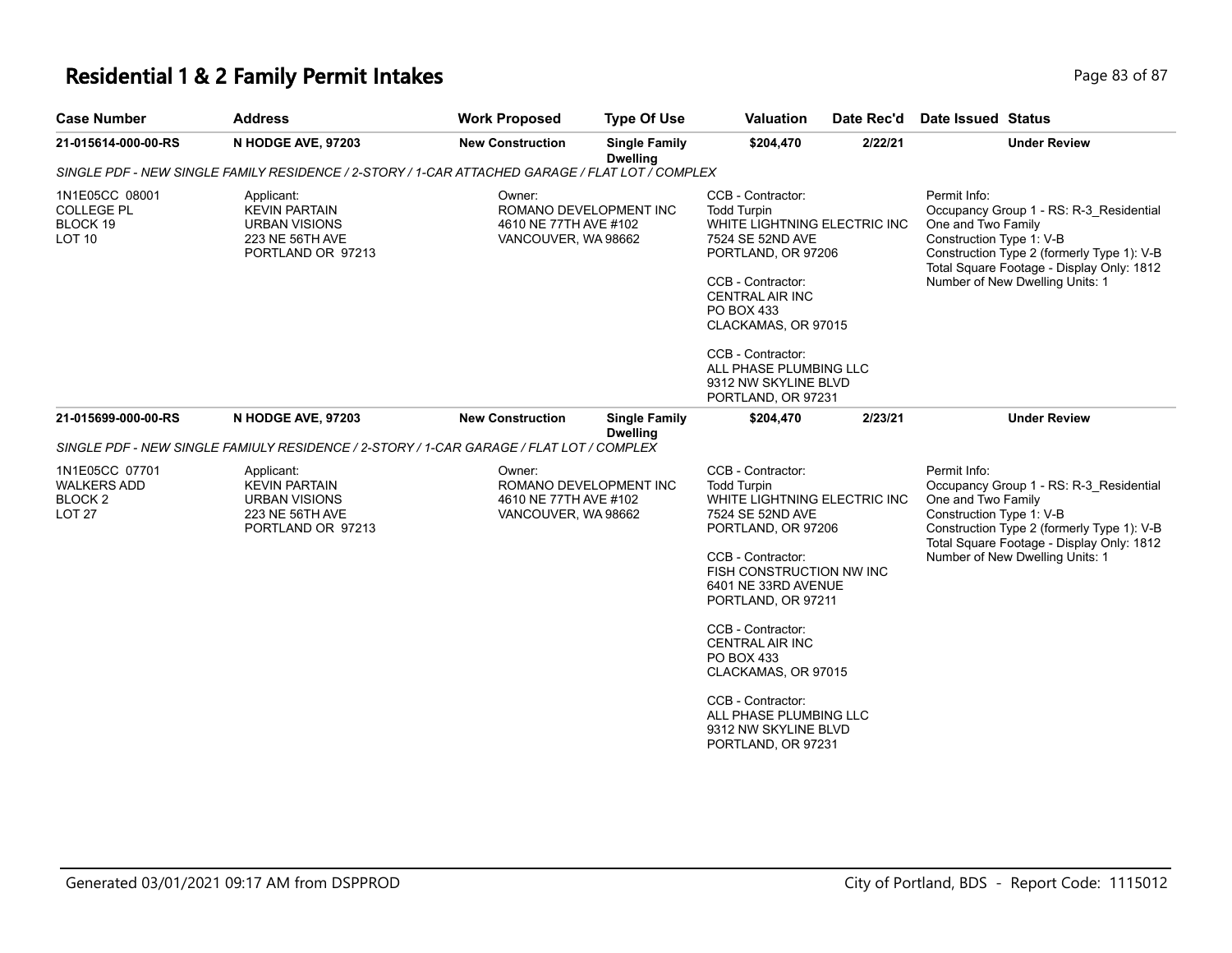# Residential 1 & 2 Family Permit Intakes

| Case Number | Address | Work Proposed | Type Of Use | Valuation | Date Rec'd | Date Issued | Status |
|---|---|---|---|---|---|---|---|
| 21-015614-000-00-RS | N HODGE AVE, 97203 | New Construction | Single Family Dwelling | $204,470 | 2/22/21 | | Under Review |

*SINGLE PDF - NEW SINGLE FAMILY RESIDENCE / 2-STORY / 1-CAR ATTACHED GARAGE / FLAT LOT / COMPLEX*

1N1E05CC 08001
COLLEGE PL
BLOCK 19
LOT 10

Applicant:
KEVIN PARTAIN
URBAN VISIONS
223 NE 56TH AVE
PORTLAND OR 97213

Owner:
ROMANO DEVELOPMENT INC
4610 NE 77TH AVE #102
VANCOUVER, WA 98662

CCB - Contractor:
Todd Turpin
WHITE LIGHTNING ELECTRIC INC
7524 SE 52ND AVE
PORTLAND, OR 97206

CCB - Contractor:
CENTRAL AIR INC
PO BOX 433
CLACKAMAS, OR 97015

CCB - Contractor:
ALL PHASE PLUMBING LLC
9312 NW SKYLINE BLVD
PORTLAND, OR 97231

Permit Info:
Occupancy Group 1 - RS: R-3_Residential One and Two Family
Construction Type 1: V-B
Construction Type 2 (formerly Type 1): V-B
Total Square Footage - Display Only: 1812
Number of New Dwelling Units: 1

| Case Number | Address | Work Proposed | Type Of Use | Valuation | Date Rec'd | Date Issued | Status |
|---|---|---|---|---|---|---|---|
| 21-015699-000-00-RS | N HODGE AVE, 97203 | New Construction | Single Family Dwelling | $204,470 | 2/23/21 | | Under Review |

*SINGLE PDF - NEW SINGLE FAMIULY RESIDENCE / 2-STORY / 1-CAR GARAGE / FLAT LOT / COMPLEX*

1N1E05CC 07701
WALKERS ADD
BLOCK 2
LOT 27

Applicant:
KEVIN PARTAIN
URBAN VISIONS
223 NE 56TH AVE
PORTLAND OR 97213

Owner:
ROMANO DEVELOPMENT INC
4610 NE 77TH AVE #102
VANCOUVER, WA 98662

CCB - Contractor:
Todd Turpin
WHITE LIGHTNING ELECTRIC INC
7524 SE 52ND AVE
PORTLAND, OR 97206

CCB - Contractor:
FISH CONSTRUCTION NW INC
6401 NE 33RD AVENUE
PORTLAND, OR 97211

CCB - Contractor:
CENTRAL AIR INC
PO BOX 433
CLACKAMAS, OR 97015

CCB - Contractor:
ALL PHASE PLUMBING LLC
9312 NW SKYLINE BLVD
PORTLAND, OR 97231

Permit Info:
Occupancy Group 1 - RS: R-3_Residential One and Two Family
Construction Type 1: V-B
Construction Type 2 (formerly Type 1): V-B
Total Square Footage - Display Only: 1812
Number of New Dwelling Units: 1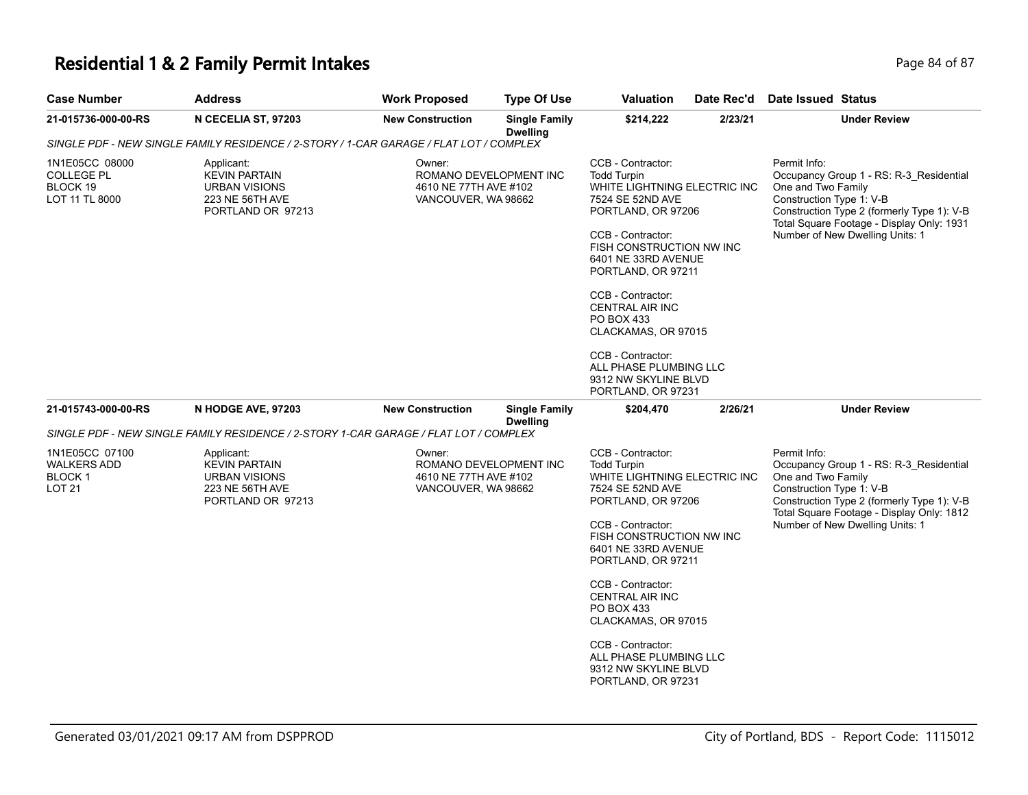# Residential 1 & 2 Family Permit Intakes

| Case Number | Address | Work Proposed | Type Of Use | Valuation | Date Rec'd | Date Issued | Status |
|---|---|---|---|---|---|---|---|
| 21-015736-000-00-RS | N CECELIA ST, 97203 | New Construction | Single Family Dwelling | $214,222 | 2/23/21 | | Under Review |

*SINGLE PDF - NEW SINGLE FAMILY RESIDENCE / 2-STORY / 1-CAR GARAGE / FLAT LOT / COMPLEX*

1N1E05CC 08000
COLLEGE PL
BLOCK 19
LOT 11 TL 8000

Applicant:
KEVIN PARTAIN
URBAN VISIONS
223 NE 56TH AVE
PORTLAND OR 97213

Owner:
ROMANO DEVELOPMENT INC
4610 NE 77TH AVE #102
VANCOUVER, WA 98662

CCB - Contractor:
Todd Turpin
WHITE LIGHTNING ELECTRIC INC
7524 SE 52ND AVE
PORTLAND, OR 97206

CCB - Contractor:
FISH CONSTRUCTION NW INC
6401 NE 33RD AVENUE
PORTLAND, OR 97211

CCB - Contractor:
CENTRAL AIR INC
PO BOX 433
CLACKAMAS, OR 97015

CCB - Contractor:
ALL PHASE PLUMBING LLC
9312 NW SKYLINE BLVD
PORTLAND, OR 97231

Permit Info:
Occupancy Group 1 - RS: R-3_Residential One and Two Family
Construction Type 1: V-B
Construction Type 2 (formerly Type 1): V-B
Total Square Footage - Display Only: 1931
Number of New Dwelling Units: 1

| Case Number | Address | Work Proposed | Type Of Use | Valuation | Date Rec'd | Date Issued | Status |
|---|---|---|---|---|---|---|---|
| 21-015743-000-00-RS | N HODGE AVE, 97203 | New Construction | Single Family Dwelling | $204,470 | 2/26/21 | | Under Review |

*SINGLE PDF - NEW SINGLE FAMILY RESIDENCE / 2-STORY 1-CAR GARAGE / FLAT LOT / COMPLEX*

1N1E05CC 07100
WALKERS ADD
BLOCK 1
LOT 21

Applicant:
KEVIN PARTAIN
URBAN VISIONS
223 NE 56TH AVE
PORTLAND OR 97213

Owner:
ROMANO DEVELOPMENT INC
4610 NE 77TH AVE #102
VANCOUVER, WA 98662

CCB - Contractor:
Todd Turpin
WHITE LIGHTNING ELECTRIC INC
7524 SE 52ND AVE
PORTLAND, OR 97206

CCB - Contractor:
FISH CONSTRUCTION NW INC
6401 NE 33RD AVENUE
PORTLAND, OR 97211

CCB - Contractor:
CENTRAL AIR INC
PO BOX 433
CLACKAMAS, OR 97015

CCB - Contractor:
ALL PHASE PLUMBING LLC
9312 NW SKYLINE BLVD
PORTLAND, OR 97231

Permit Info:
Occupancy Group 1 - RS: R-3_Residential One and Two Family
Construction Type 1: V-B
Construction Type 2 (formerly Type 1): V-B
Total Square Footage - Display Only: 1812
Number of New Dwelling Units: 1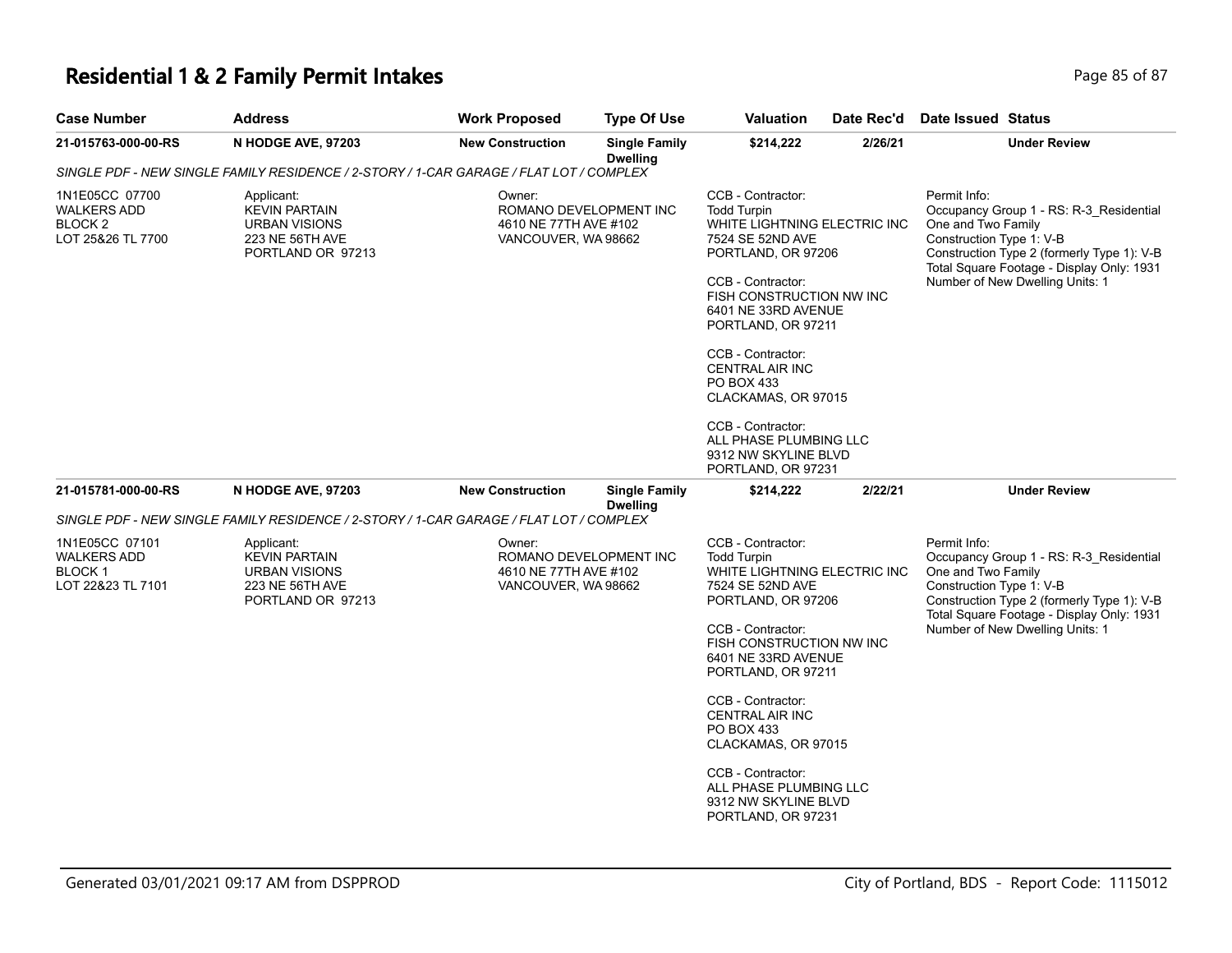# Residential 1 & 2 Family Permit Intakes

| Case Number | Address | Work Proposed | Type Of Use | Valuation | Date Rec'd | Date Issued | Status |
|---|---|---|---|---|---|---|---|
| 21-015763-000-00-RS | N HODGE AVE, 97203 | New Construction | Single Family Dwelling | $214,222 | 2/26/21 | | Under Review |

SINGLE PDF - NEW SINGLE FAMILY RESIDENCE / 2-STORY / 1-CAR GARAGE / FLAT LOT / COMPLEX

1N1E05CC 07700
WALKERS ADD
BLOCK 2
LOT 25&26 TL 7700

Applicant:
KEVIN PARTAIN
URBAN VISIONS
223 NE 56TH AVE
PORTLAND OR 97213

Owner:
ROMANO DEVELOPMENT INC
4610 NE 77TH AVE #102
VANCOUVER, WA 98662

CCB - Contractor:
Todd Turpin
WHITE LIGHTNING ELECTRIC INC
7524 SE 52ND AVE
PORTLAND, OR 97206

CCB - Contractor:
FISH CONSTRUCTION NW INC
6401 NE 33RD AVENUE
PORTLAND, OR 97211

CCB - Contractor:
CENTRAL AIR INC
PO BOX 433
CLACKAMAS, OR 97015

CCB - Contractor:
ALL PHASE PLUMBING LLC
9312 NW SKYLINE BLVD
PORTLAND, OR 97231

Permit Info:
Occupancy Group 1 - RS: R-3_Residential One and Two Family
Construction Type 1: V-B
Construction Type 2 (formerly Type 1): V-B
Total Square Footage - Display Only: 1931
Number of New Dwelling Units: 1

| Case Number | Address | Work Proposed | Type Of Use | Valuation | Date Rec'd | Date Issued | Status |
|---|---|---|---|---|---|---|---|
| 21-015781-000-00-RS | N HODGE AVE, 97203 | New Construction | Single Family Dwelling | $214,222 | 2/22/21 | | Under Review |

SINGLE PDF - NEW SINGLE FAMILY RESIDENCE / 2-STORY / 1-CAR GARAGE / FLAT LOT / COMPLEX

1N1E05CC 07101
WALKERS ADD
BLOCK 1
LOT 22&23 TL 7101

Applicant:
KEVIN PARTAIN
URBAN VISIONS
223 NE 56TH AVE
PORTLAND OR 97213

Owner:
ROMANO DEVELOPMENT INC
4610 NE 77TH AVE #102
VANCOUVER, WA 98662

CCB - Contractor:
Todd Turpin
WHITE LIGHTNING ELECTRIC INC
7524 SE 52ND AVE
PORTLAND, OR 97206

CCB - Contractor:
FISH CONSTRUCTION NW INC
6401 NE 33RD AVENUE
PORTLAND, OR 97211

CCB - Contractor:
CENTRAL AIR INC
PO BOX 433
CLACKAMAS, OR 97015

CCB - Contractor:
ALL PHASE PLUMBING LLC
9312 NW SKYLINE BLVD
PORTLAND, OR 97231

Permit Info:
Occupancy Group 1 - RS: R-3_Residential One and Two Family
Construction Type 1: V-B
Construction Type 2 (formerly Type 1): V-B
Total Square Footage - Display Only: 1931
Number of New Dwelling Units: 1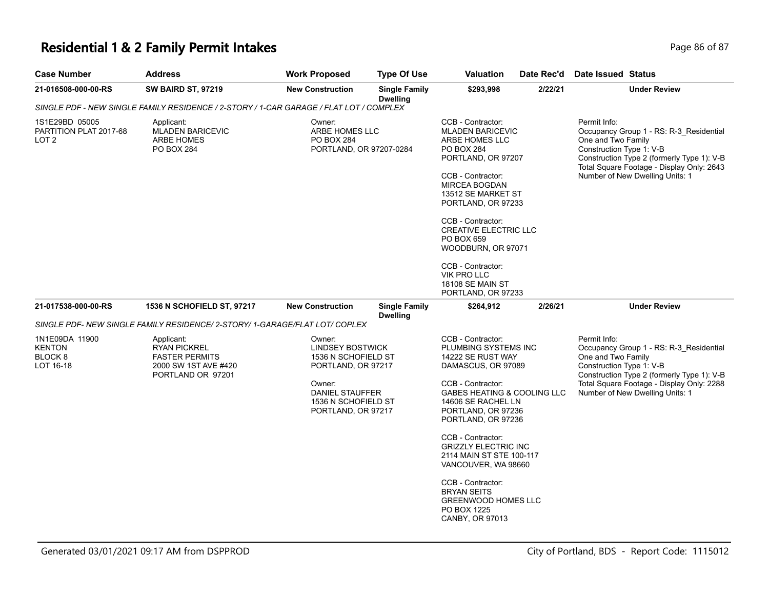# Residential 1 & 2 Family Permit Intakes

| Case Number | Address | Work Proposed | Type Of Use | Valuation | Date Rec'd | Date Issued | Status |
|---|---|---|---|---|---|---|---|
| 21-016508-000-00-RS | SW BAIRD ST, 97219 | New Construction | Single Family Dwelling | $293,998 | 2/22/21 | | Under Review |

SINGLE PDF - NEW SINGLE FAMILY RESIDENCE / 2-STORY / 1-CAR GARAGE / FLAT LOT / COMPLEX

1S1E29BD 05005
PARTITION PLAT 2017-68
LOT 2

Applicant:
MLADEN BARICEVIC
ARBE HOMES
PO BOX 284

Owner:
ARBE HOMES LLC
PO BOX 284
PORTLAND, OR 97207-0284

CCB - Contractor:
MLADEN BARICEVIC
ARBE HOMES LLC
PO BOX 284
PORTLAND, OR 97207

CCB - Contractor:
MIRCEA BOGDAN
13512 SE MARKET ST
PORTLAND, OR 97233

CCB - Contractor:
CREATIVE ELECTRIC LLC
PO BOX 659
WOODBURN, OR 97071

CCB - Contractor:
VIK PRO LLC
18108 SE MAIN ST
PORTLAND, OR 97233

Permit Info:
Occupancy Group 1 - RS: R-3_Residential One and Two Family
Construction Type 1: V-B
Construction Type 2 (formerly Type 1): V-B
Total Square Footage - Display Only: 2643
Number of New Dwelling Units: 1

| Case Number | Address | Work Proposed | Type Of Use | Valuation | Date Rec'd | Date Issued | Status |
|---|---|---|---|---|---|---|---|
| 21-017538-000-00-RS | 1536 N SCHOFIELD ST, 97217 | New Construction | Single Family Dwelling | $264,912 | 2/26/21 | | Under Review |

SINGLE PDF- NEW SINGLE FAMILY RESIDENCE/ 2-STORY/ 1-GARAGE/FLAT LOT/ COPLEX

1N1E09DA 11900
KENTON
BLOCK 8
LOT 16-18

Applicant:
RYAN PICKREL
FASTER PERMITS
2000 SW 1ST AVE #420
PORTLAND OR 97201

Owner:
LINDSEY BOSTWICK
1536 N SCHOFIELD ST
PORTLAND, OR 97217

Owner:
DANIEL STAUFFER
1536 N SCHOFIELD ST
PORTLAND, OR 97217

CCB - Contractor:
PLUMBING SYSTEMS INC
14222 SE RUST WAY
DAMASCUS, OR 97089

CCB - Contractor:
GABES HEATING & COOLING LLC
14606 SE RACHEL LN
PORTLAND, OR 97236
PORTLAND, OR 97236

CCB - Contractor:
GRIZZLY ELECTRIC INC
2114 MAIN ST STE 100-117
VANCOUVER, WA 98660

CCB - Contractor:
BRYAN SEITS
GREENWOOD HOMES LLC
PO BOX 1225
CANBY, OR 97013

Permit Info:
Occupancy Group 1 - RS: R-3_Residential One and Two Family
Construction Type 1: V-B
Construction Type 2 (formerly Type 1): V-B
Total Square Footage - Display Only: 2288
Number of New Dwelling Units: 1

Generated 03/01/2021 09:17 AM from DSPPROD

City of Portland, BDS - Report Code: 1115012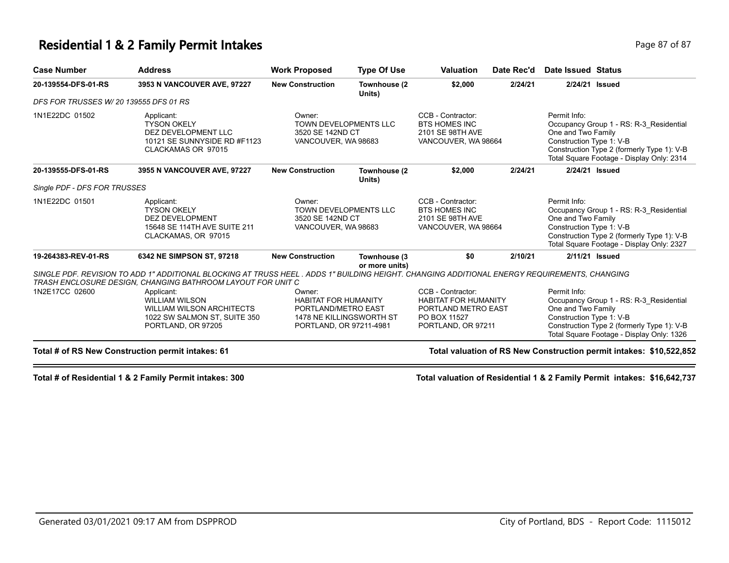# Residential 1 & 2 Family Permit Intakes

| Case Number | Address | Work Proposed | Type Of Use | Valuation | Date Rec'd | Date Issued | Status |
|---|---|---|---|---|---|---|---|
| 20-139554-DFS-01-RS | 3953 N VANCOUVER AVE, 97227 | New Construction | Townhouse (2 Units) | $2,000 | 2/24/21 | 2/24/21 | Issued |
| *DFS FOR TRUSSES W/ 20 139555 DFS 01 RS* | | | | | | | |
| 1N1E22DC 01502 | Applicant: TYSON OKELY DEZ DEVELOPMENT LLC 10121 SE SUNNYSIDE RD #F1123 CLACKAMAS OR 97015 | Owner: TOWN DEVELOPMENTS LLC 3520 SE 142ND CT VANCOUVER, WA 98683 | | CCB - Contractor: BTS HOMES INC 2101 SE 98TH AVE VANCOUVER, WA 98664 | | Permit Info: Occupancy Group 1 - RS: R-3_Residential One and Two Family Construction Type 1: V-B Construction Type 2 (formerly Type 1): V-B Total Square Footage - Display Only: 2314 | |
| 20-139555-DFS-01-RS | 3955 N VANCOUVER AVE, 97227 | New Construction | Townhouse (2 Units) | $2,000 | 2/24/21 | 2/24/21 | Issued |
| *Single PDF - DFS FOR TRUSSES* | | | | | | | |
| 1N1E22DC 01501 | Applicant: TYSON OKELY DEZ DEVELOPMENT 15648 SE 114TH AVE SUITE 211 CLACKAMAS, OR 97015 | Owner: TOWN DEVELOPMENTS LLC 3520 SE 142ND CT VANCOUVER, WA 98683 | | CCB - Contractor: BTS HOMES INC 2101 SE 98TH AVE VANCOUVER, WA 98664 | | Permit Info: Occupancy Group 1 - RS: R-3_Residential One and Two Family Construction Type 1: V-B Construction Type 2 (formerly Type 1): V-B Total Square Footage - Display Only: 2327 | |
| 19-264383-REV-01-RS | 6342 NE SIMPSON ST, 97218 | New Construction | Townhouse (3 or more units) | $0 | 2/10/21 | 2/11/21 | Issued |
| *SINGLE PDF. REVISION TO ADD 1" ADDITIONAL BLOCKING AT TRUSS HEEL . ADDS 1" BUILDING HEIGHT. CHANGING ADDITIONAL ENERGY REQUIREMENTS, CHANGING TRASH ENCLOSURE DESIGN, CHANGING BATHROOM LAYOUT FOR UNIT C* | | | | | | | |
| 1N2E17CC 02600 | Applicant: WILLIAM WILSON WILLIAM WILSON ARCHITECTS 1022 SW SALMON ST, SUITE 350 PORTLAND, OR 97205 | Owner: HABITAT FOR HUMANITY PORTLAND/METRO EAST 1478 NE KILLINGSWORTH ST PORTLAND, OR 97211-4981 | | CCB - Contractor: HABITAT FOR HUMANITY PORTLAND METRO EAST PO BOX 11527 PORTLAND, OR 97211 | | Permit Info: Occupancy Group 1 - RS: R-3_Residential One and Two Family Construction Type 1: V-B Construction Type 2 (formerly Type 1): V-B Total Square Footage - Display Only: 1326 | |

**Total # of RS New Construction permit intakes: 61**

**Total valuation of RS New Construction permit intakes: $10,522,852**

**Total # of Residential 1 & 2 Family Permit intakes: 300**

**Total valuation of Residential 1 & 2 Family Permit intakes: $16,642,737**